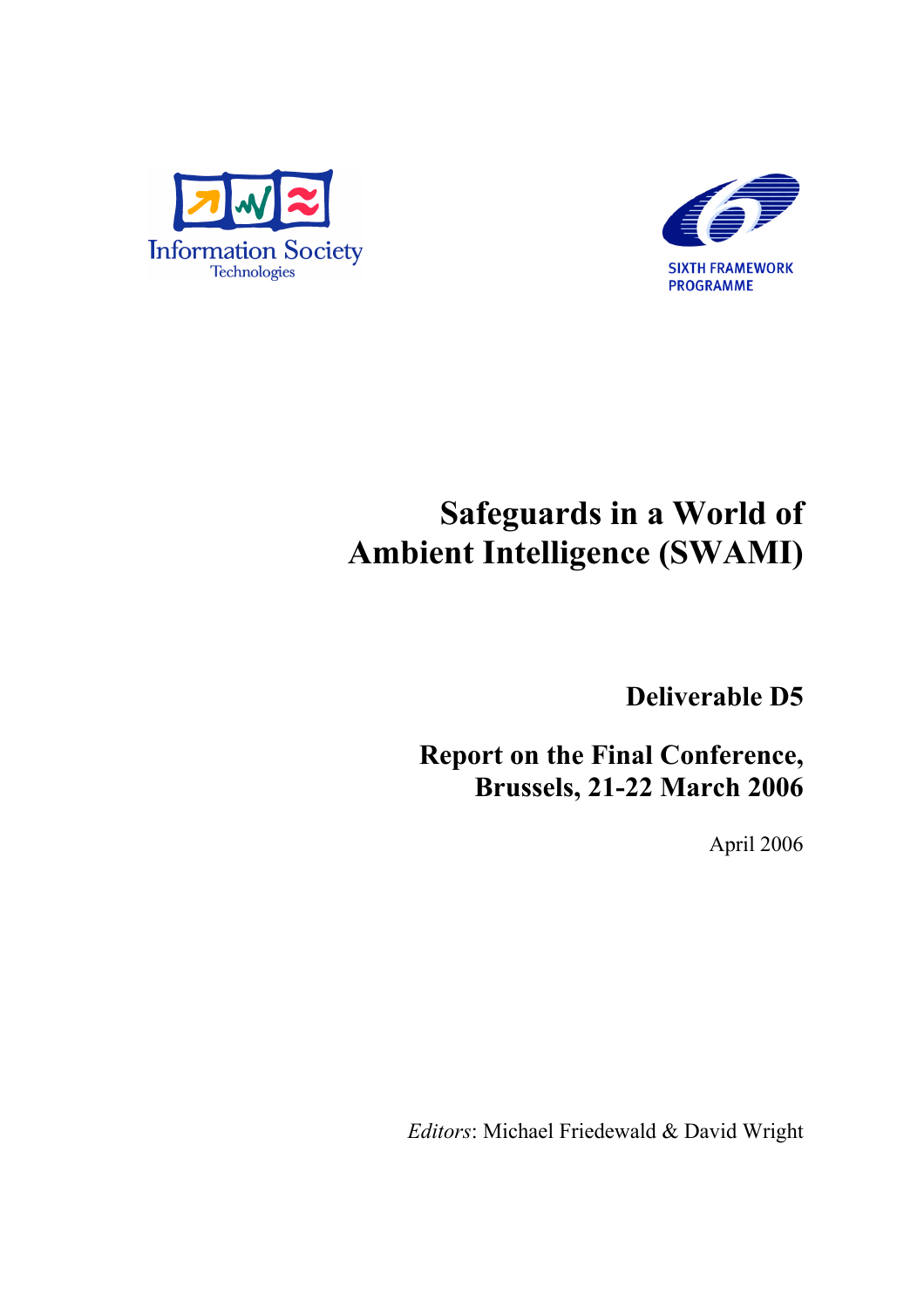Information Society Technologies

SIXTH FRAMEWORK PROGRAMME

# Safeguards in a World of Ambient Intelligence (SWAMI)

## Deliverable D5

## Report on the Final Conference, Brussels, 21-22 March 2006

April 2006

*Editors*: Michael Friedewald & David Wright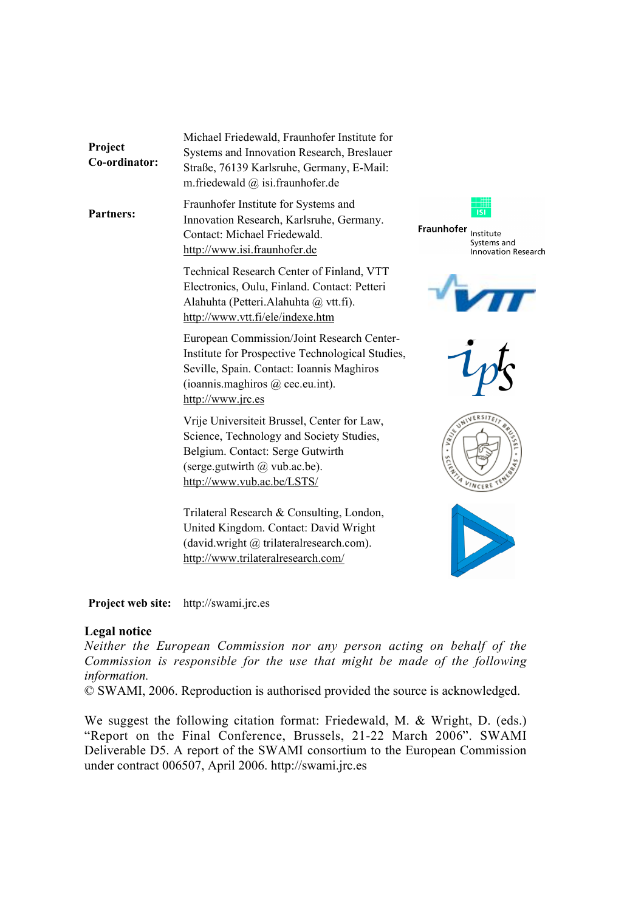**Project Co-ordinator:** Michael Friedewald, Fraunhofer Institute for Systems and Innovation Research, Breslauer Straße, 76139 Karlsruhe, Germany, E-Mail: m.friedewald @ isi.fraunhofer.de

**Partners:**

Fraunhofer Institute for Systems and Innovation Research, Karlsruhe, Germany. Contact: Michael Friedewald. http://www.isi.fraunhofer.de

Technical Research Center of Finland, VTT Electronics, Oulu, Finland. Contact: Petteri Alahuhta (Petteri.Alahuhta @ vtt.fi). http://www.vtt.fi/ele/indexe.htm

European Commission/Joint Research Center-Institute for Prospective Technological Studies, Seville, Spain. Contact: Ioannis Maghiros (ioannis.maghiros @ cec.eu.int). http://www.jrc.es

Vrije Universiteit Brussel, Center for Law, Science, Technology and Society Studies, Belgium. Contact: Serge Gutwirth (serge.gutwirth @ vub.ac.be). http://www.vub.ac.be/LSTS/

Trilateral Research & Consulting, London, United Kingdom. Contact: David Wright (david.wright @ trilateralresearch.com). http://www.trilateralresearch.com/

**Project web site:** http://swami.jrc.es

**Legal notice**

*Neither the European Commission nor any person acting on behalf of the Commission is responsible for the use that might be made of the following information.*

© SWAMI, 2006. Reproduction is authorised provided the source is acknowledged.

We suggest the following citation format: Friedewald, M. & Wright, D. (eds.) "Report on the Final Conference, Brussels, 21-22 March 2006". SWAMI Deliverable D5. A report of the SWAMI consortium to the European Commission under contract 006507, April 2006. http://swami.jrc.es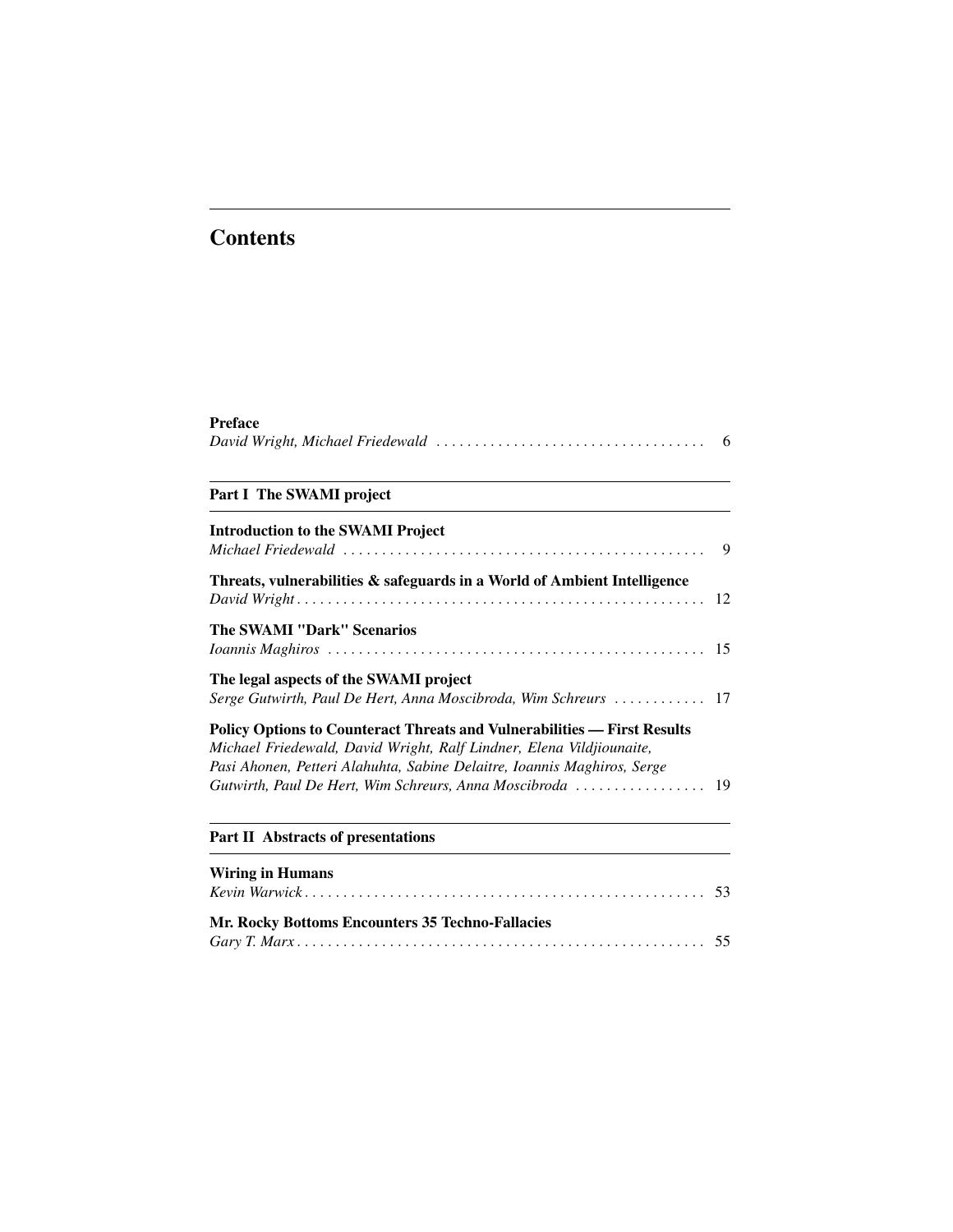# Contents

**Preface**
*David Wright, Michael Friedewald* . . . . . . . . . . . . . . . . . . . . . . . . . . . . . . . . . . . 6

## Part I The SWAMI project

**Introduction to the SWAMI Project**
*Michael Friedewald* . . . . . . . . . . . . . . . . . . . . . . . . . . . . . . . . . . . . . . . . . . . . . . . 9

**Threats, vulnerabilities & safeguards in a World of Ambient Intelligence**
*David Wright* . . . . . . . . . . . . . . . . . . . . . . . . . . . . . . . . . . . . . . . . . . . . . . . . . . . . 12

**The SWAMI "Dark" Scenarios**
*Ioannis Maghiros* . . . . . . . . . . . . . . . . . . . . . . . . . . . . . . . . . . . . . . . . . . . . . . . . 15

**The legal aspects of the SWAMI project**
*Serge Gutwirth, Paul De Hert, Anna Moscibroda, Wim Schreurs* . . . . . . . . . . . . 17

**Policy Options to Counteract Threats and Vulnerabilities — First Results**
*Michael Friedewald, David Wright, Ralf Lindner, Elena Vildjiounaite, Pasi Ahonen, Petteri Alahuhta, Sabine Delaitre, Ioannis Maghiros, Serge Gutwirth, Paul De Hert, Wim Schreurs, Anna Moscibroda* . . . . . . . . . . . . . . . . . 19

## Part II Abstracts of presentations

**Wiring in Humans**
*Kevin Warwick* . . . . . . . . . . . . . . . . . . . . . . . . . . . . . . . . . . . . . . . . . . . . . . . . . . . 53

**Mr. Rocky Bottoms Encounters 35 Techno-Fallacies**
*Gary T. Marx* . . . . . . . . . . . . . . . . . . . . . . . . . . . . . . . . . . . . . . . . . . . . . . . . . . . . 55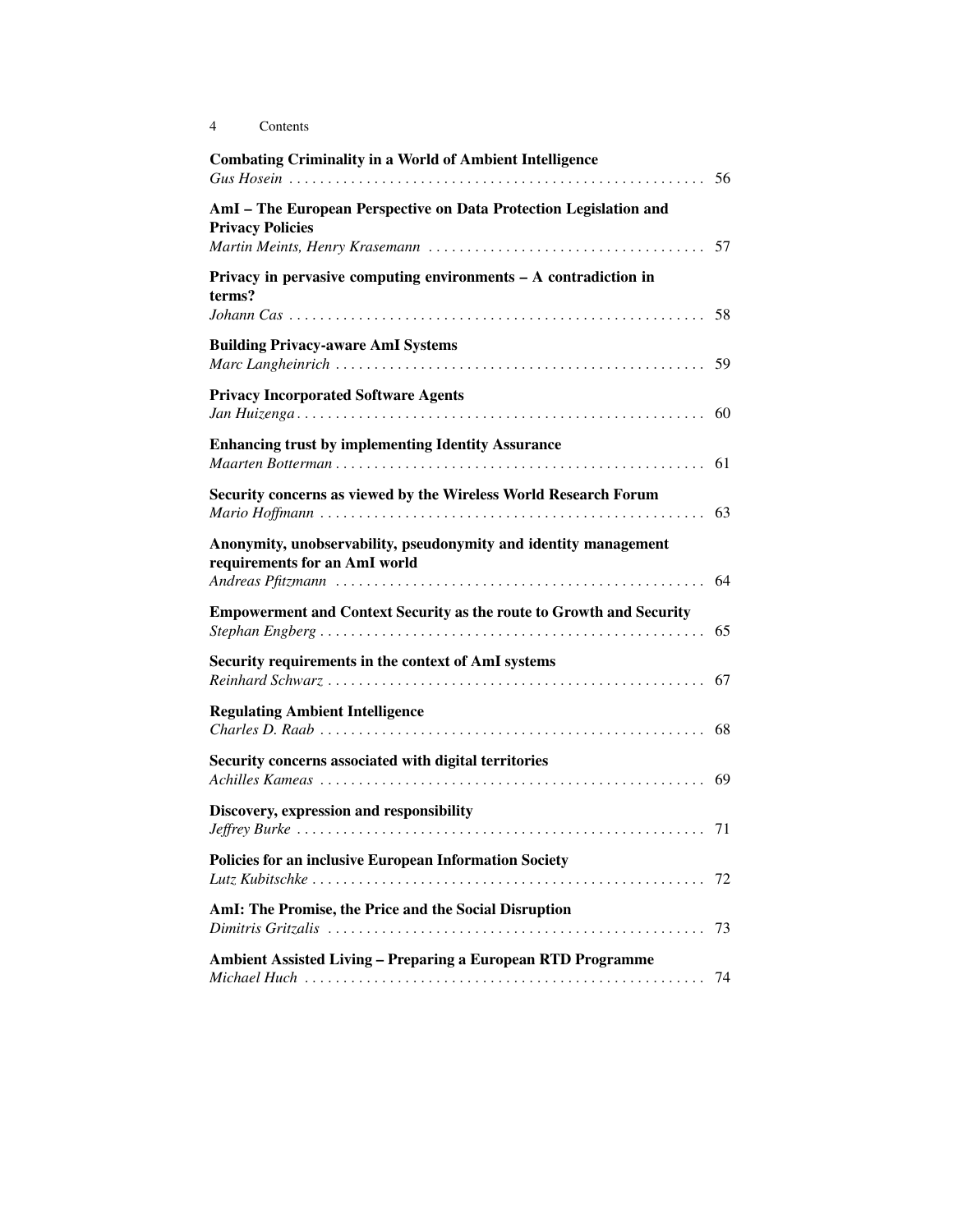**Combating Criminality in a World of Ambient Intelligence**
*Gus Hosein* . . . . . . . . . . . . . . . . . . . . . . . . . . . . . . . . . . . . . . . . . . . . . . . . . . . . . 56

**AmI – The European Perspective on Data Protection Legislation and Privacy Policies**
*Martin Meints, Henry Krasemann* . . . . . . . . . . . . . . . . . . . . . . . . . . . . . . . . . . . . 57

**Privacy in pervasive computing environments – A contradiction in terms?**
*Johann Cas* . . . . . . . . . . . . . . . . . . . . . . . . . . . . . . . . . . . . . . . . . . . . . . . . . . . . . 58

**Building Privacy-aware AmI Systems**
*Marc Langheinrich* . . . . . . . . . . . . . . . . . . . . . . . . . . . . . . . . . . . . . . . . . . . . . . . . 59

**Privacy Incorporated Software Agents**
*Jan Huizenga* . . . . . . . . . . . . . . . . . . . . . . . . . . . . . . . . . . . . . . . . . . . . . . . . . . . . 60

**Enhancing trust by implementing Identity Assurance**
*Maarten Botterman* . . . . . . . . . . . . . . . . . . . . . . . . . . . . . . . . . . . . . . . . . . . . . . . . 61

**Security concerns as viewed by the Wireless World Research Forum**
*Mario Hoffmann* . . . . . . . . . . . . . . . . . . . . . . . . . . . . . . . . . . . . . . . . . . . . . . . . . . 63

**Anonymity, unobservability, pseudonymity and identity management requirements for an AmI world**
*Andreas Pfitzmann* . . . . . . . . . . . . . . . . . . . . . . . . . . . . . . . . . . . . . . . . . . . . . . . . 64

**Empowerment and Context Security as the route to Growth and Security**
*Stephan Engberg* . . . . . . . . . . . . . . . . . . . . . . . . . . . . . . . . . . . . . . . . . . . . . . . . . . 65

**Security requirements in the context of AmI systems**
*Reinhard Schwarz* . . . . . . . . . . . . . . . . . . . . . . . . . . . . . . . . . . . . . . . . . . . . . . . . . 67

**Regulating Ambient Intelligence**
*Charles D. Raab* . . . . . . . . . . . . . . . . . . . . . . . . . . . . . . . . . . . . . . . . . . . . . . . . . . 68

**Security concerns associated with digital territories**
*Achilles Kameas* . . . . . . . . . . . . . . . . . . . . . . . . . . . . . . . . . . . . . . . . . . . . . . . . . . 69

**Discovery, expression and responsibility**
*Jeffrey Burke* . . . . . . . . . . . . . . . . . . . . . . . . . . . . . . . . . . . . . . . . . . . . . . . . . . . . . 71

**Policies for an inclusive European Information Society**
*Lutz Kubitschke* . . . . . . . . . . . . . . . . . . . . . . . . . . . . . . . . . . . . . . . . . . . . . . . . . . . 72

**AmI: The Promise, the Price and the Social Disruption**
*Dimitris Gritzalis* . . . . . . . . . . . . . . . . . . . . . . . . . . . . . . . . . . . . . . . . . . . . . . . . . . 73

**Ambient Assisted Living – Preparing a European RTD Programme**
*Michael Huch* . . . . . . . . . . . . . . . . . . . . . . . . . . . . . . . . . . . . . . . . . . . . . . . . . . . . . 74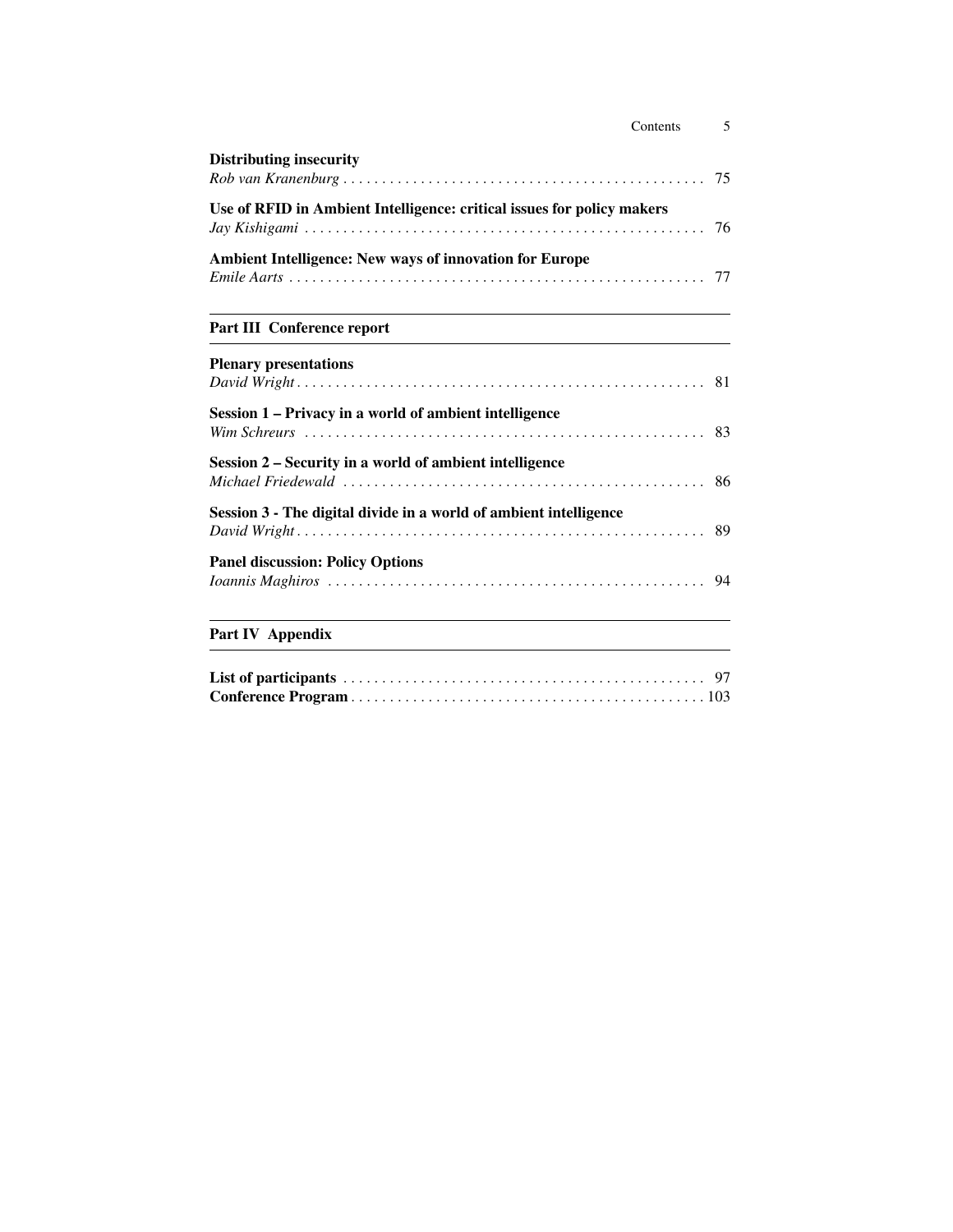**Distributing insecurity**
*Rob van Kranenburg* . . . . . . . . . . . . . . . . . . . . . . . . . . . . . . . . . . . . . . . . . . . . . . . 75

**Use of RFID in Ambient Intelligence: critical issues for policy makers**
*Jay Kishigami* . . . . . . . . . . . . . . . . . . . . . . . . . . . . . . . . . . . . . . . . . . . . . . . . . . . . 76

**Ambient Intelligence: New ways of innovation for Europe**
*Emile Aarts* . . . . . . . . . . . . . . . . . . . . . . . . . . . . . . . . . . . . . . . . . . . . . . . . . . . . . . 77

## Part III Conference report

**Plenary presentations**
*David Wright* . . . . . . . . . . . . . . . . . . . . . . . . . . . . . . . . . . . . . . . . . . . . . . . . . . . . . 81

**Session 1 – Privacy in a world of ambient intelligence**
*Wim Schreurs* . . . . . . . . . . . . . . . . . . . . . . . . . . . . . . . . . . . . . . . . . . . . . . . . . . . . 83

**Session 2 – Security in a world of ambient intelligence**
*Michael Friedewald* . . . . . . . . . . . . . . . . . . . . . . . . . . . . . . . . . . . . . . . . . . . . . . . . 86

**Session 3 - The digital divide in a world of ambient intelligence**
*David Wright* . . . . . . . . . . . . . . . . . . . . . . . . . . . . . . . . . . . . . . . . . . . . . . . . . . . . . 89

**Panel discussion: Policy Options**
*Ioannis Maghiros* . . . . . . . . . . . . . . . . . . . . . . . . . . . . . . . . . . . . . . . . . . . . . . . . . . 94

## Part IV Appendix

**List of participants** . . . . . . . . . . . . . . . . . . . . . . . . . . . . . . . . . . . . . . . . . . . . . . . 97
**Conference Program** . . . . . . . . . . . . . . . . . . . . . . . . . . . . . . . . . . . . . . . . . . . . . . 103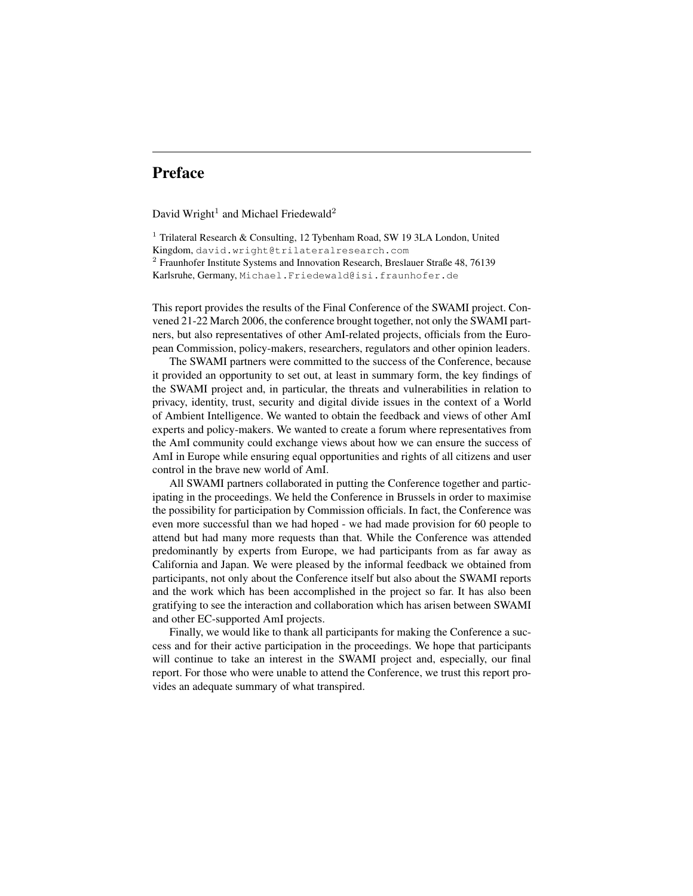# Preface

David Wright[1] and Michael Friedewald[2]

[1] Trilateral Research & Consulting, 12 Tybenham Road, SW 19 3LA London, United Kingdom, david.wright@trilateralresearch.com
[2] Fraunhofer Institute Systems and Innovation Research, Breslauer Straße 48, 76139 Karlsruhe, Germany, Michael.Friedewald@isi.fraunhofer.de

This report provides the results of the Final Conference of the SWAMI project. Convened 21-22 March 2006, the conference brought together, not only the SWAMI partners, but also representatives of other AmI-related projects, officials from the European Commission, policy-makers, researchers, regulators and other opinion leaders.

The SWAMI partners were committed to the success of the Conference, because it provided an opportunity to set out, at least in summary form, the key findings of the SWAMI project and, in particular, the threats and vulnerabilities in relation to privacy, identity, trust, security and digital divide issues in the context of a World of Ambient Intelligence. We wanted to obtain the feedback and views of other AmI experts and policy-makers. We wanted to create a forum where representatives from the AmI community could exchange views about how we can ensure the success of AmI in Europe while ensuring equal opportunities and rights of all citizens and user control in the brave new world of AmI.

All SWAMI partners collaborated in putting the Conference together and participating in the proceedings. We held the Conference in Brussels in order to maximise the possibility for participation by Commission officials. In fact, the Conference was even more successful than we had hoped - we had made provision for 60 people to attend but had many more requests than that. While the Conference was attended predominantly by experts from Europe, we had participants from as far away as California and Japan. We were pleased by the informal feedback we obtained from participants, not only about the Conference itself but also about the SWAMI reports and the work which has been accomplished in the project so far. It has also been gratifying to see the interaction and collaboration which has arisen between SWAMI and other EC-supported AmI projects.

Finally, we would like to thank all participants for making the Conference a success and for their active participation in the proceedings. We hope that participants will continue to take an interest in the SWAMI project and, especially, our final report. For those who were unable to attend the Conference, we trust this report provides an adequate summary of what transpired.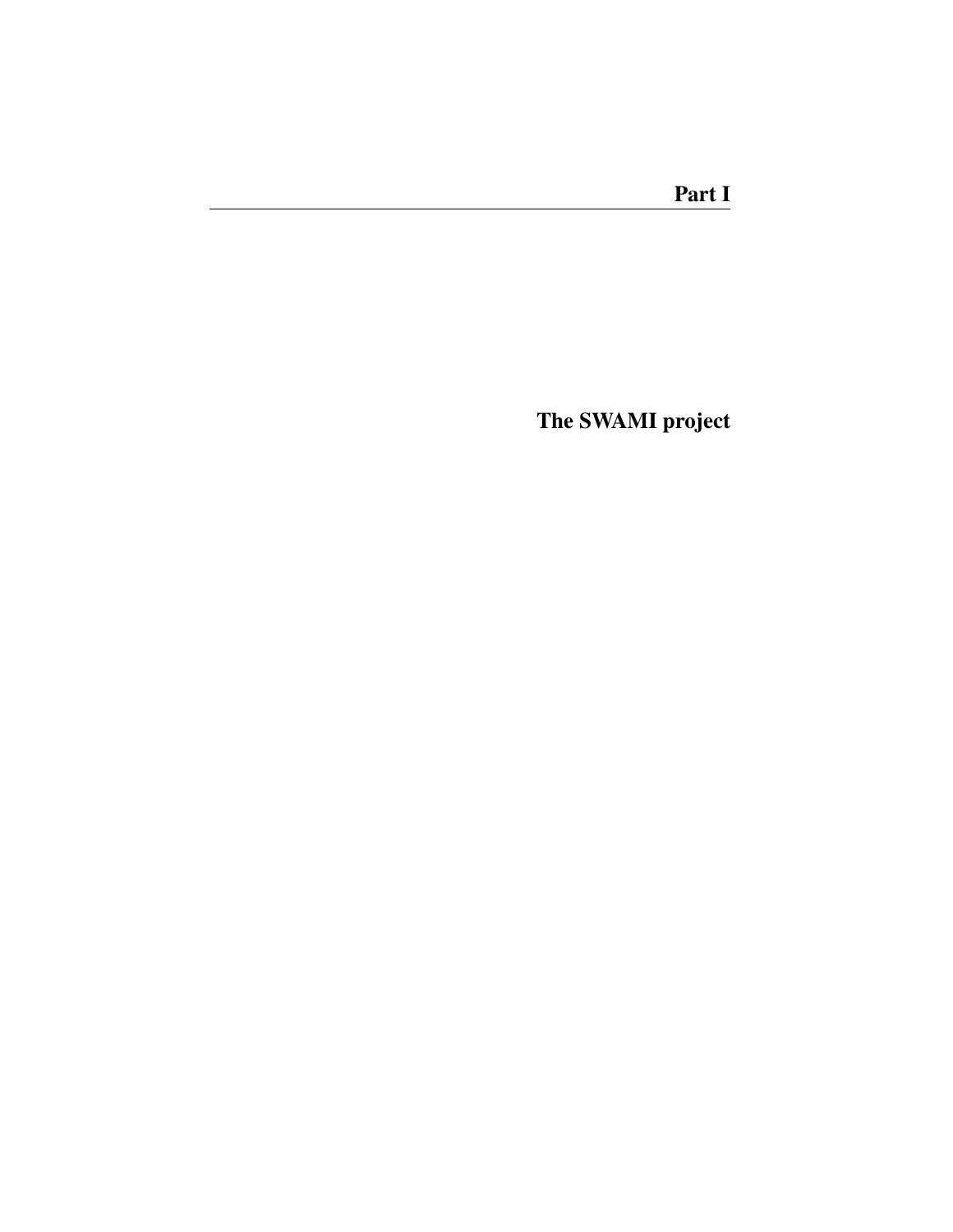# Part I

# The SWAMI project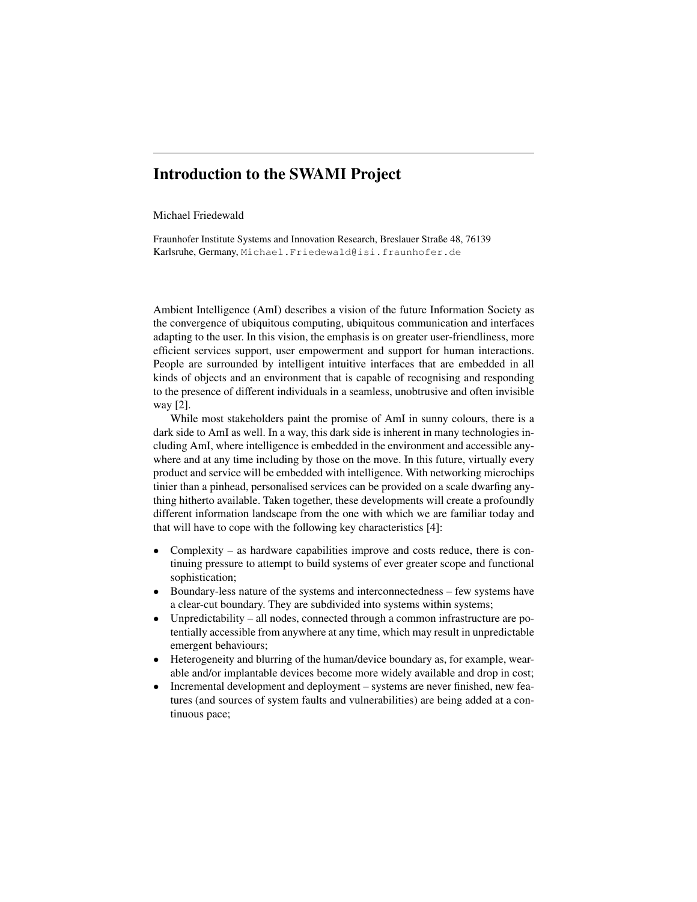# Introduction to the SWAMI Project

Michael Friedewald

Fraunhofer Institute Systems and Innovation Research, Breslauer Straße 48, 76139 Karlsruhe, Germany, Michael.Friedewald@isi.fraunhofer.de

Ambient Intelligence (AmI) describes a vision of the future Information Society as the convergence of ubiquitous computing, ubiquitous communication and interfaces adapting to the user. In this vision, the emphasis is on greater user-friendliness, more efficient services support, user empowerment and support for human interactions. People are surrounded by intelligent intuitive interfaces that are embedded in all kinds of objects and an environment that is capable of recognising and responding to the presence of different individuals in a seamless, unobtrusive and often invisible way [2].

While most stakeholders paint the promise of AmI in sunny colours, there is a dark side to AmI as well. In a way, this dark side is inherent in many technologies including AmI, where intelligence is embedded in the environment and accessible anywhere and at any time including by those on the move. In this future, virtually every product and service will be embedded with intelligence. With networking microchips tinier than a pinhead, personalised services can be provided on a scale dwarfing anything hitherto available. Taken together, these developments will create a profoundly different information landscape from the one with which we are familiar today and that will have to cope with the following key characteristics [4]:

- Complexity – as hardware capabilities improve and costs reduce, there is continuing pressure to attempt to build systems of ever greater scope and functional sophistication;
- Boundary-less nature of the systems and interconnectedness – few systems have a clear-cut boundary. They are subdivided into systems within systems;
- Unpredictability – all nodes, connected through a common infrastructure are potentially accessible from anywhere at any time, which may result in unpredictable emergent behaviours;
- Heterogeneity and blurring of the human/device boundary as, for example, wearable and/or implantable devices become more widely available and drop in cost;
- Incremental development and deployment – systems are never finished, new features (and sources of system faults and vulnerabilities) are being added at a continuous pace;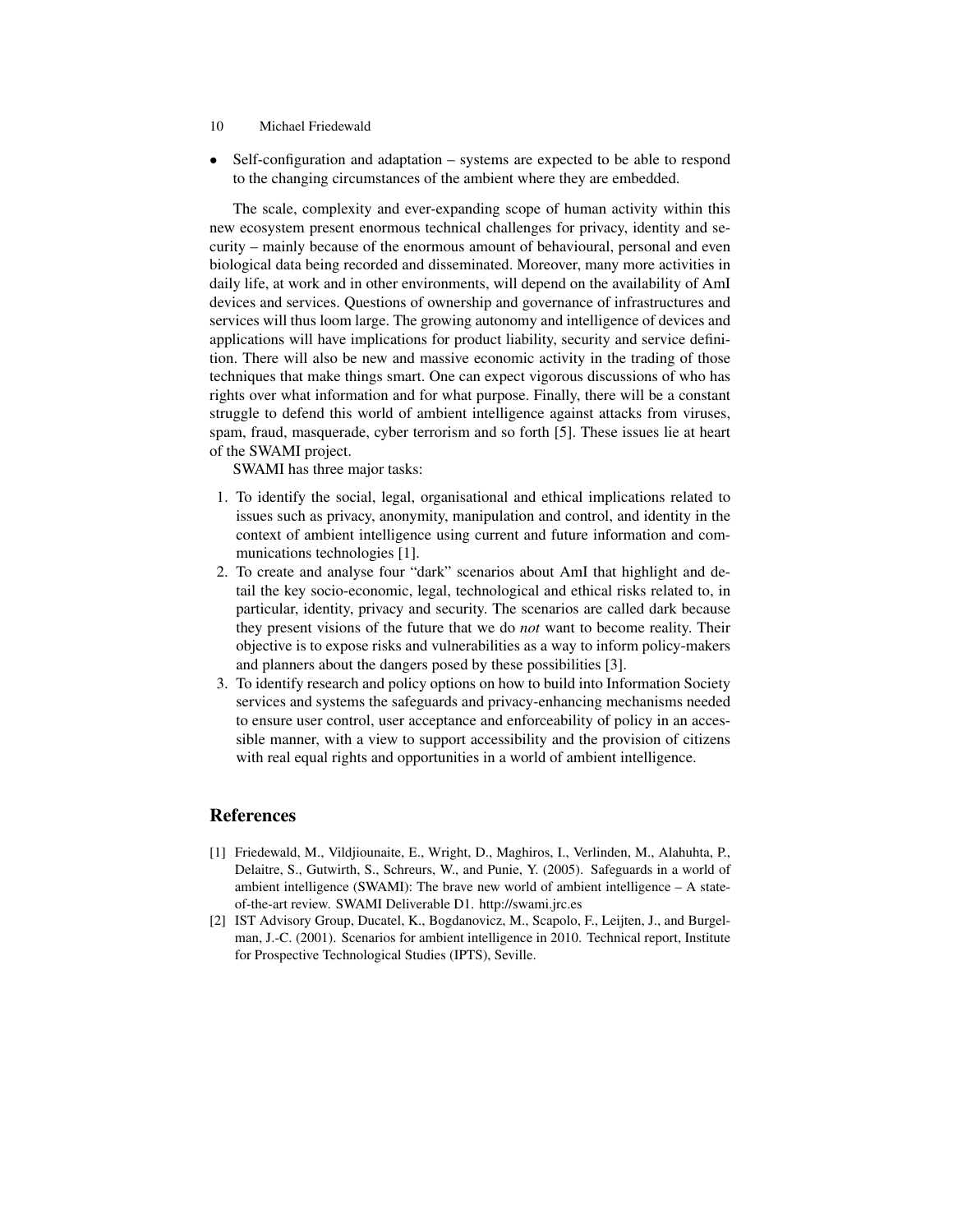- Self-configuration and adaptation – systems are expected to be able to respond to the changing circumstances of the ambient where they are embedded.

The scale, complexity and ever-expanding scope of human activity within this new ecosystem present enormous technical challenges for privacy, identity and security – mainly because of the enormous amount of behavioural, personal and even biological data being recorded and disseminated. Moreover, many more activities in daily life, at work and in other environments, will depend on the availability of AmI devices and services. Questions of ownership and governance of infrastructures and services will thus loom large. The growing autonomy and intelligence of devices and applications will have implications for product liability, security and service definition. There will also be new and massive economic activity in the trading of those techniques that make things smart. One can expect vigorous discussions of who has rights over what information and for what purpose. Finally, there will be a constant struggle to defend this world of ambient intelligence against attacks from viruses, spam, fraud, masquerade, cyber terrorism and so forth [5]. These issues lie at heart of the SWAMI project.

SWAMI has three major tasks:

1. To identify the social, legal, organisational and ethical implications related to issues such as privacy, anonymity, manipulation and control, and identity in the context of ambient intelligence using current and future information and communications technologies [1].
2. To create and analyse four "dark" scenarios about AmI that highlight and detail the key socio-economic, legal, technological and ethical risks related to, in particular, identity, privacy and security. The scenarios are called dark because they present visions of the future that we do *not* want to become reality. Their objective is to expose risks and vulnerabilities as a way to inform policy-makers and planners about the dangers posed by these possibilities [3].
3. To identify research and policy options on how to build into Information Society services and systems the safeguards and privacy-enhancing mechanisms needed to ensure user control, user acceptance and enforceability of policy in an accessible manner, with a view to support accessibility and the provision of citizens with real equal rights and opportunities in a world of ambient intelligence.

## References

[1] Friedewald, M., Vildjiounaite, E., Wright, D., Maghiros, I., Verlinden, M., Alahuhta, P., Delaitre, S., Gutwirth, S., Schreurs, W., and Punie, Y. (2005). Safeguards in a world of ambient intelligence (SWAMI): The brave new world of ambient intelligence – A state-of-the-art review. SWAMI Deliverable D1. http://swami.jrc.es

[2] IST Advisory Group, Ducatel, K., Bogdanovicz, M., Scapolo, F., Leijten, J., and Burgelman, J.-C. (2001). Scenarios for ambient intelligence in 2010. Technical report, Institute for Prospective Technological Studies (IPTS), Seville.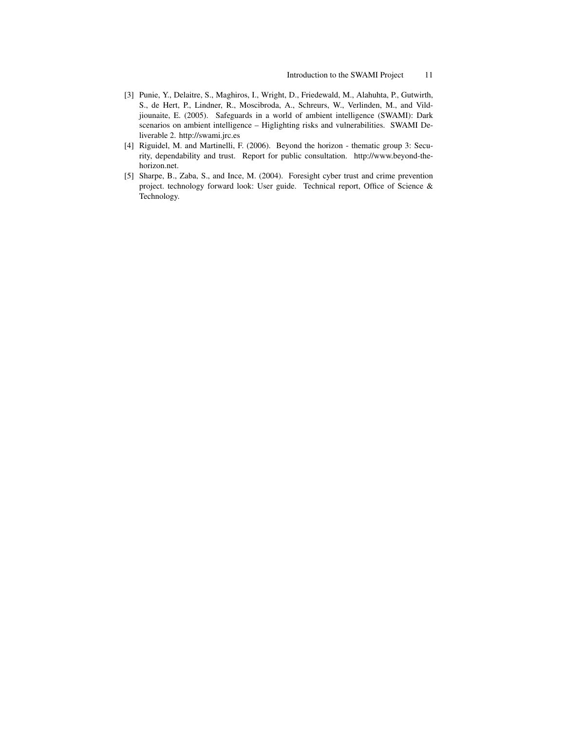[3] Punie, Y., Delaitre, S., Maghiros, I., Wright, D., Friedewald, M., Alahuhta, P., Gutwirth, S., de Hert, P., Lindner, R., Moscibroda, A., Schreurs, W., Verlinden, M., and Vildjiounaite, E. (2005). Safeguards in a world of ambient intelligence (SWAMI): Dark scenarios on ambient intelligence – Higlighting risks and vulnerabilities. SWAMI Deliverable 2. http://swami.jrc.es

[4] Riguidel, M. and Martinelli, F. (2006). Beyond the horizon - thematic group 3: Security, dependability and trust. Report for public consultation. http://www.beyond-the-horizon.net.

[5] Sharpe, B., Zaba, S., and Ince, M. (2004). Foresight cyber trust and crime prevention project. technology forward look: User guide. Technical report, Office of Science & Technology.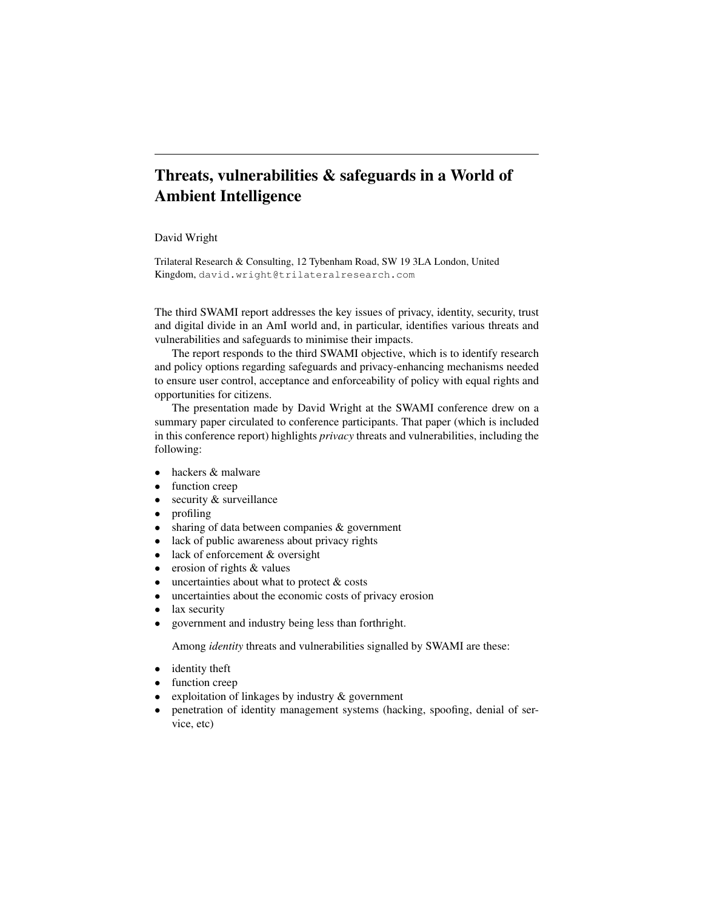# Threats, vulnerabilities & safeguards in a World of Ambient Intelligence

David Wright

Trilateral Research & Consulting, 12 Tybenham Road, SW 19 3LA London, United Kingdom, david.wright@trilateralresearch.com

The third SWAMI report addresses the key issues of privacy, identity, security, trust and digital divide in an AmI world and, in particular, identifies various threats and vulnerabilities and safeguards to minimise their impacts.

The report responds to the third SWAMI objective, which is to identify research and policy options regarding safeguards and privacy-enhancing mechanisms needed to ensure user control, acceptance and enforceability of policy with equal rights and opportunities for citizens.

The presentation made by David Wright at the SWAMI conference drew on a summary paper circulated to conference participants. That paper (which is included in this conference report) highlights *privacy* threats and vulnerabilities, including the following:

- hackers & malware
- function creep
- security & surveillance
- profiling
- sharing of data between companies & government
- lack of public awareness about privacy rights
- lack of enforcement & oversight
- erosion of rights & values
- uncertainties about what to protect & costs
- uncertainties about the economic costs of privacy erosion
- lax security
- government and industry being less than forthright.

Among *identity* threats and vulnerabilities signalled by SWAMI are these:

- identity theft
- function creep
- exploitation of linkages by industry & government
- penetration of identity management systems (hacking, spoofing, denial of service, etc)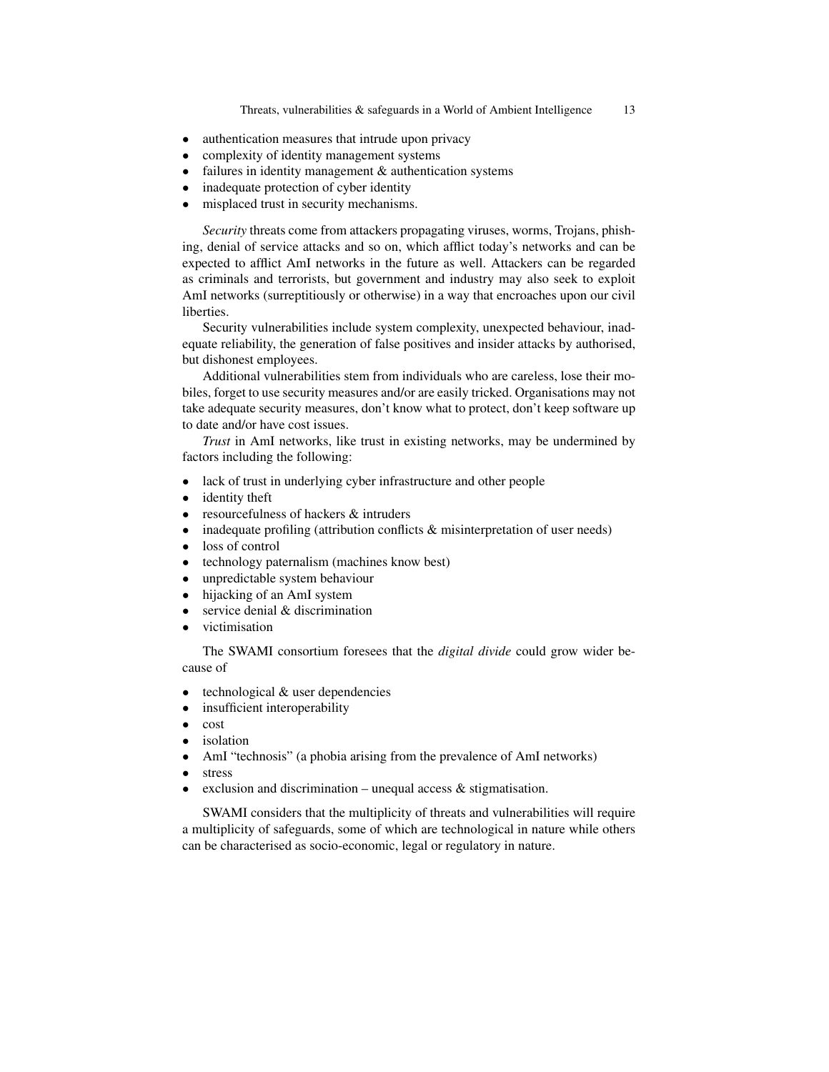- authentication measures that intrude upon privacy
- complexity of identity management systems
- failures in identity management & authentication systems
- inadequate protection of cyber identity
- misplaced trust in security mechanisms.

*Security* threats come from attackers propagating viruses, worms, Trojans, phishing, denial of service attacks and so on, which afflict today's networks and can be expected to afflict AmI networks in the future as well. Attackers can be regarded as criminals and terrorists, but government and industry may also seek to exploit AmI networks (surreptitiously or otherwise) in a way that encroaches upon our civil liberties.

Security vulnerabilities include system complexity, unexpected behaviour, inadequate reliability, the generation of false positives and insider attacks by authorised, but dishonest employees.

Additional vulnerabilities stem from individuals who are careless, lose their mobiles, forget to use security measures and/or are easily tricked. Organisations may not take adequate security measures, don't know what to protect, don't keep software up to date and/or have cost issues.

*Trust* in AmI networks, like trust in existing networks, may be undermined by factors including the following:

- lack of trust in underlying cyber infrastructure and other people
- identity theft
- resourcefulness of hackers & intruders
- inadequate profiling (attribution conflicts & misinterpretation of user needs)
- loss of control
- technology paternalism (machines know best)
- unpredictable system behaviour
- hijacking of an AmI system
- service denial & discrimination
- victimisation

The SWAMI consortium foresees that the *digital divide* could grow wider because of

- technological & user dependencies
- insufficient interoperability
- cost
- isolation
- AmI "technosis" (a phobia arising from the prevalence of AmI networks)
- stress
- exclusion and discrimination – unequal access & stigmatisation.

SWAMI considers that the multiplicity of threats and vulnerabilities will require a multiplicity of safeguards, some of which are technological in nature while others can be characterised as socio-economic, legal or regulatory in nature.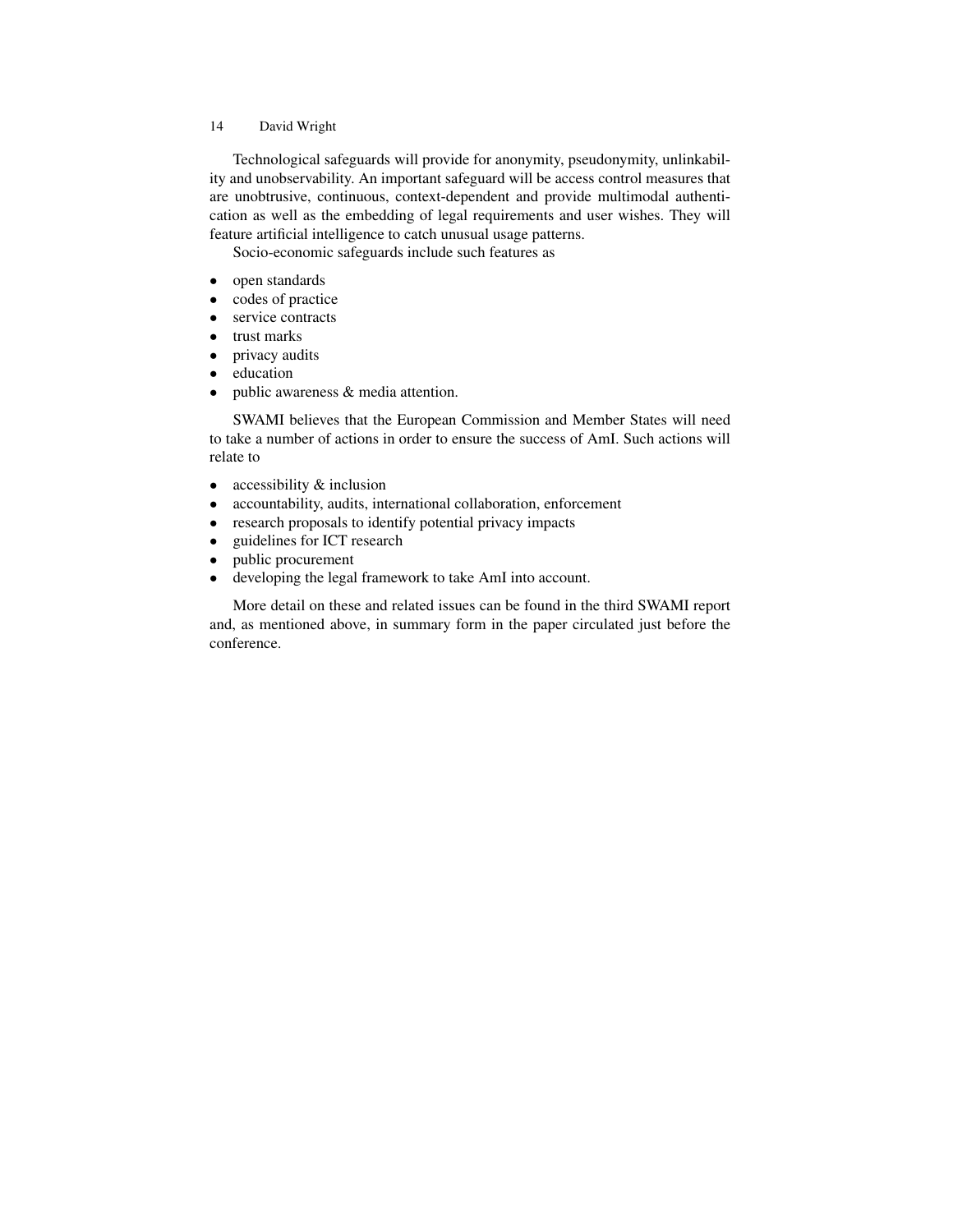Technological safeguards will provide for anonymity, pseudonymity, unlinkability and unobservability. An important safeguard will be access control measures that are unobtrusive, continuous, context-dependent and provide multimodal authentication as well as the embedding of legal requirements and user wishes. They will feature artificial intelligence to catch unusual usage patterns.

Socio-economic safeguards include such features as

- open standards
- codes of practice
- service contracts
- trust marks
- privacy audits
- education
- public awareness & media attention.

SWAMI believes that the European Commission and Member States will need to take a number of actions in order to ensure the success of AmI. Such actions will relate to

- accessibility & inclusion
- accountability, audits, international collaboration, enforcement
- research proposals to identify potential privacy impacts
- guidelines for ICT research
- public procurement
- developing the legal framework to take AmI into account.

More detail on these and related issues can be found in the third SWAMI report and, as mentioned above, in summary form in the paper circulated just before the conference.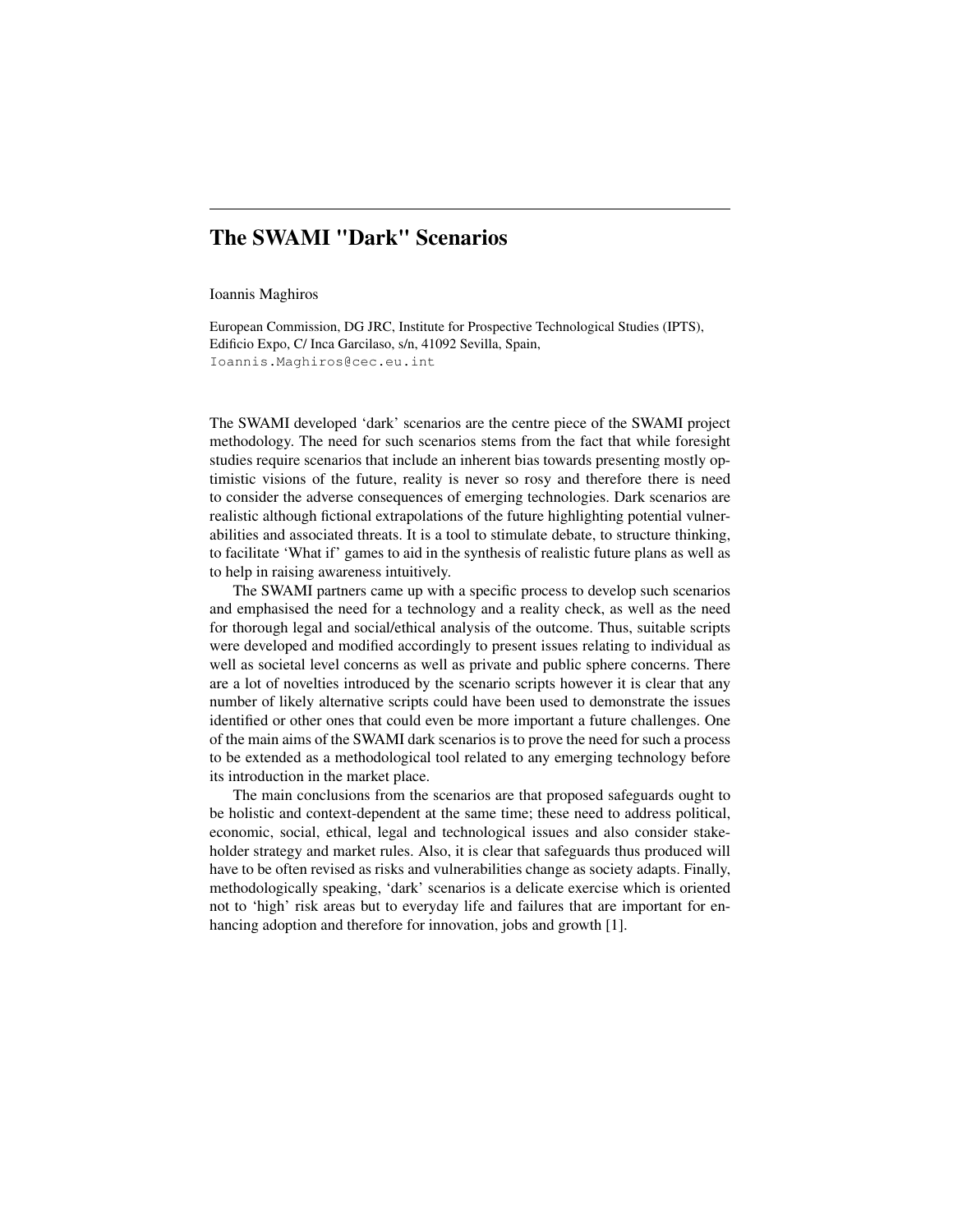## The SWAMI "Dark" Scenarios

Ioannis Maghiros

European Commission, DG JRC, Institute for Prospective Technological Studies (IPTS), Edificio Expo, C/ Inca Garcilaso, s/n, 41092 Sevilla, Spain,
Ioannis.Maghiros@cec.eu.int

The SWAMI developed 'dark' scenarios are the centre piece of the SWAMI project methodology. The need for such scenarios stems from the fact that while foresight studies require scenarios that include an inherent bias towards presenting mostly optimistic visions of the future, reality is never so rosy and therefore there is need to consider the adverse consequences of emerging technologies. Dark scenarios are realistic although fictional extrapolations of the future highlighting potential vulnerabilities and associated threats. It is a tool to stimulate debate, to structure thinking, to facilitate 'What if' games to aid in the synthesis of realistic future plans as well as to help in raising awareness intuitively.

The SWAMI partners came up with a specific process to develop such scenarios and emphasised the need for a technology and a reality check, as well as the need for thorough legal and social/ethical analysis of the outcome. Thus, suitable scripts were developed and modified accordingly to present issues relating to individual as well as societal level concerns as well as private and public sphere concerns. There are a lot of novelties introduced by the scenario scripts however it is clear that any number of likely alternative scripts could have been used to demonstrate the issues identified or other ones that could even be more important a future challenges. One of the main aims of the SWAMI dark scenarios is to prove the need for such a process to be extended as a methodological tool related to any emerging technology before its introduction in the market place.

The main conclusions from the scenarios are that proposed safeguards ought to be holistic and context-dependent at the same time; these need to address political, economic, social, ethical, legal and technological issues and also consider stakeholder strategy and market rules. Also, it is clear that safeguards thus produced will have to be often revised as risks and vulnerabilities change as society adapts. Finally, methodologically speaking, 'dark' scenarios is a delicate exercise which is oriented not to 'high' risk areas but to everyday life and failures that are important for enhancing adoption and therefore for innovation, jobs and growth [1].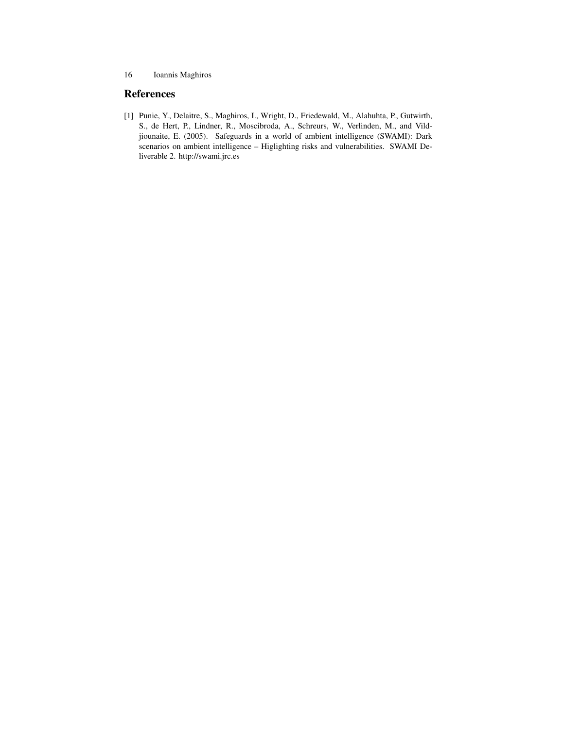## References

[1] Punie, Y., Delaitre, S., Maghiros, I., Wright, D., Friedewald, M., Alahuhta, P., Gutwirth, S., de Hert, P., Lindner, R., Moscibroda, A., Schreurs, W., Verlinden, M., and Vildjiounaite, E. (2005). Safeguards in a world of ambient intelligence (SWAMI): Dark scenarios on ambient intelligence – Higlighting risks and vulnerabilities. SWAMI Deliverable 2. http://swami.jrc.es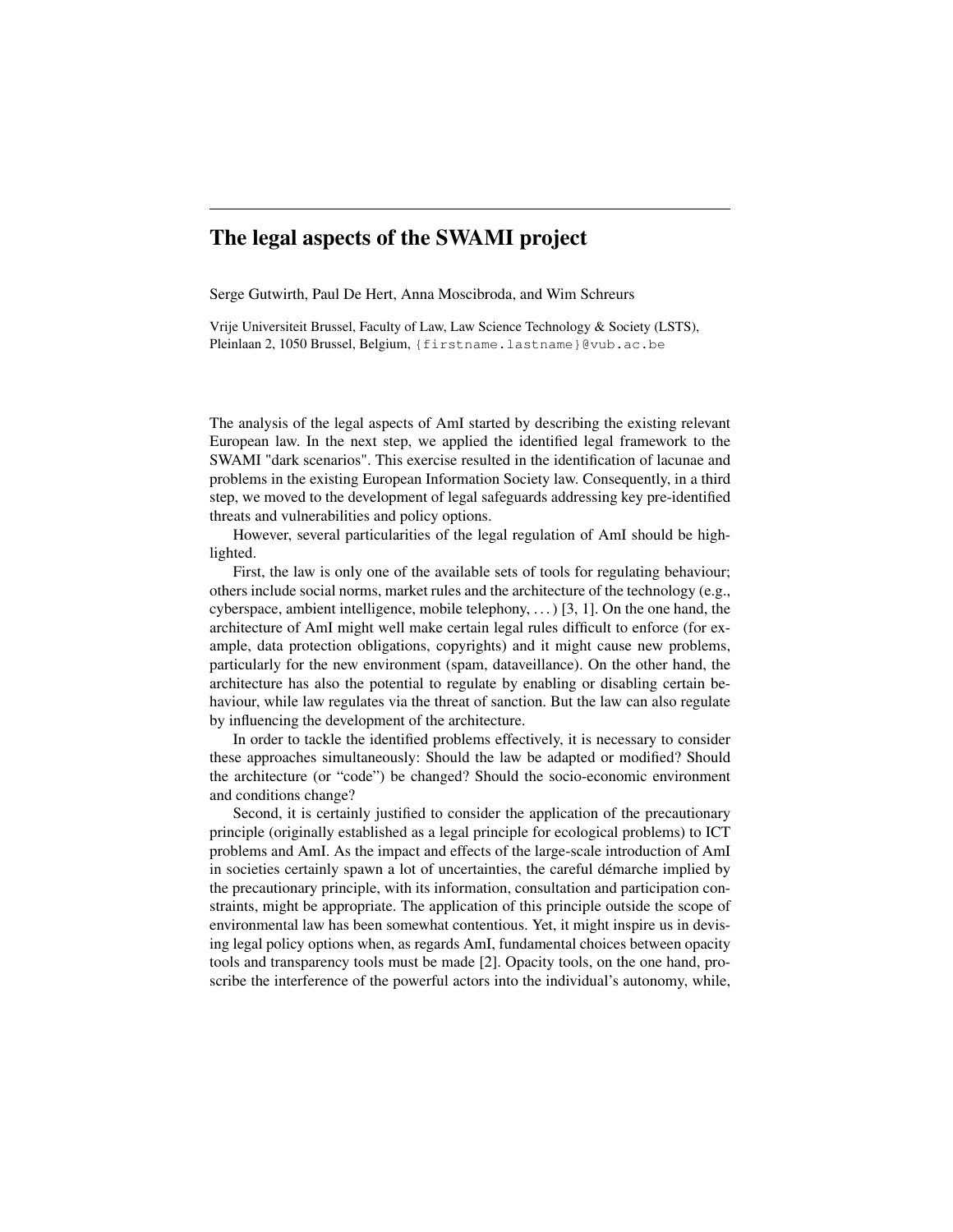# The legal aspects of the SWAMI project

Serge Gutwirth, Paul De Hert, Anna Moscibroda, and Wim Schreurs

Vrije Universiteit Brussel, Faculty of Law, Law Science Technology & Society (LSTS), Pleinlaan 2, 1050 Brussel, Belgium, {firstname.lastname}@vub.ac.be

The analysis of the legal aspects of AmI started by describing the existing relevant European law. In the next step, we applied the identified legal framework to the SWAMI "dark scenarios". This exercise resulted in the identification of lacunae and problems in the existing European Information Society law. Consequently, in a third step, we moved to the development of legal safeguards addressing key pre-identified threats and vulnerabilities and policy options.

However, several particularities of the legal regulation of AmI should be highlighted.

First, the law is only one of the available sets of tools for regulating behaviour; others include social norms, market rules and the architecture of the technology (e.g., cyberspace, ambient intelligence, mobile telephony, ...) [3, 1]. On the one hand, the architecture of AmI might well make certain legal rules difficult to enforce (for example, data protection obligations, copyrights) and it might cause new problems, particularly for the new environment (spam, dataveillance). On the other hand, the architecture has also the potential to regulate by enabling or disabling certain behaviour, while law regulates via the threat of sanction. But the law can also regulate by influencing the development of the architecture.

In order to tackle the identified problems effectively, it is necessary to consider these approaches simultaneously: Should the law be adapted or modified? Should the architecture (or "code") be changed? Should the socio-economic environment and conditions change?

Second, it is certainly justified to consider the application of the precautionary principle (originally established as a legal principle for ecological problems) to ICT problems and AmI. As the impact and effects of the large-scale introduction of AmI in societies certainly spawn a lot of uncertainties, the careful démarche implied by the precautionary principle, with its information, consultation and participation constraints, might be appropriate. The application of this principle outside the scope of environmental law has been somewhat contentious. Yet, it might inspire us in devising legal policy options when, as regards AmI, fundamental choices between opacity tools and transparency tools must be made [2]. Opacity tools, on the one hand, proscribe the interference of the powerful actors into the individual's autonomy, while,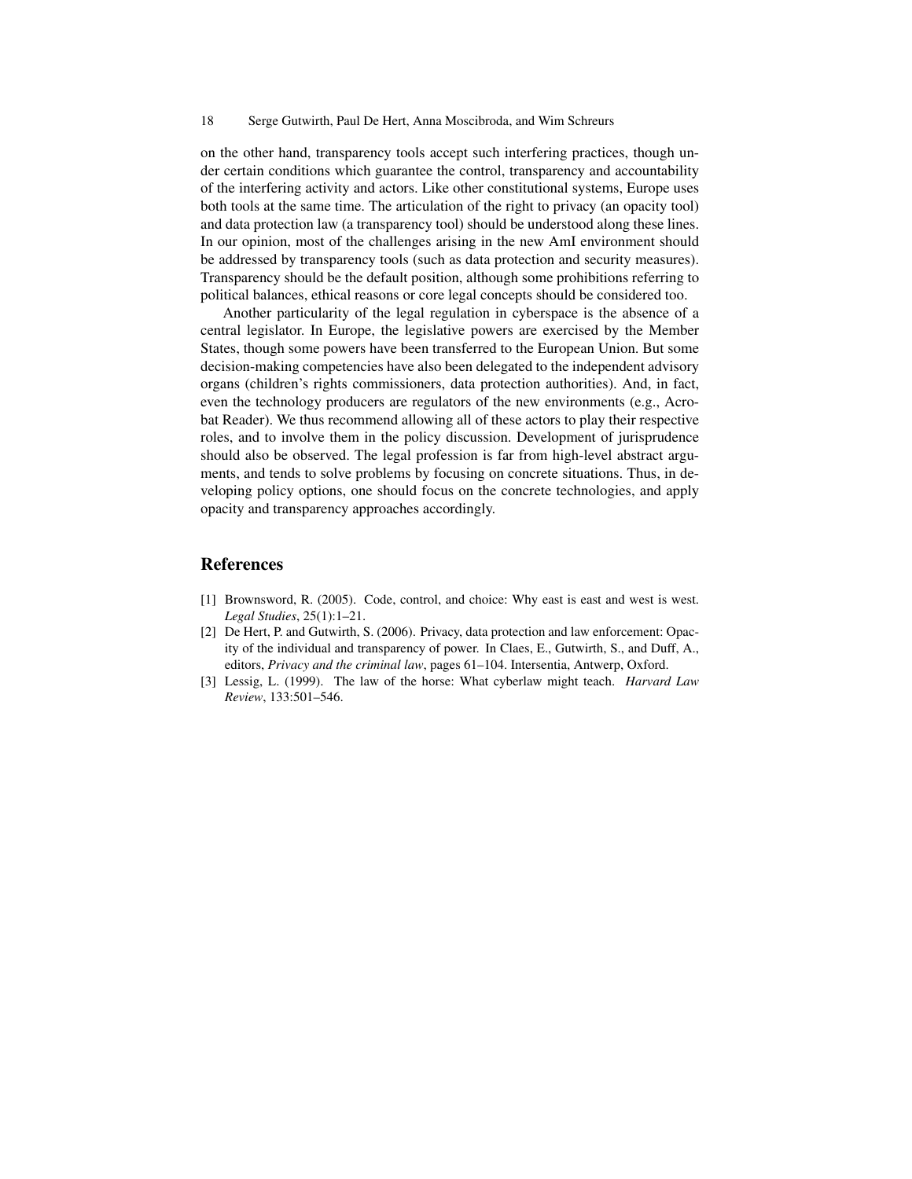on the other hand, transparency tools accept such interfering practices, though under certain conditions which guarantee the control, transparency and accountability of the interfering activity and actors. Like other constitutional systems, Europe uses both tools at the same time. The articulation of the right to privacy (an opacity tool) and data protection law (a transparency tool) should be understood along these lines. In our opinion, most of the challenges arising in the new AmI environment should be addressed by transparency tools (such as data protection and security measures). Transparency should be the default position, although some prohibitions referring to political balances, ethical reasons or core legal concepts should be considered too.

Another particularity of the legal regulation in cyberspace is the absence of a central legislator. In Europe, the legislative powers are exercised by the Member States, though some powers have been transferred to the European Union. But some decision-making competencies have also been delegated to the independent advisory organs (children's rights commissioners, data protection authorities). And, in fact, even the technology producers are regulators of the new environments (e.g., Acrobat Reader). We thus recommend allowing all of these actors to play their respective roles, and to involve them in the policy discussion. Development of jurisprudence should also be observed. The legal profession is far from high-level abstract arguments, and tends to solve problems by focusing on concrete situations. Thus, in developing policy options, one should focus on the concrete technologies, and apply opacity and transparency approaches accordingly.

## References

[1] Brownsword, R. (2005). Code, control, and choice: Why east is east and west is west. *Legal Studies*, 25(1):1–21.

[2] De Hert, P. and Gutwirth, S. (2006). Privacy, data protection and law enforcement: Opacity of the individual and transparency of power. In Claes, E., Gutwirth, S., and Duff, A., editors, *Privacy and the criminal law*, pages 61–104. Intersentia, Antwerp, Oxford.

[3] Lessig, L. (1999). The law of the horse: What cyberlaw might teach. *Harvard Law Review*, 133:501–546.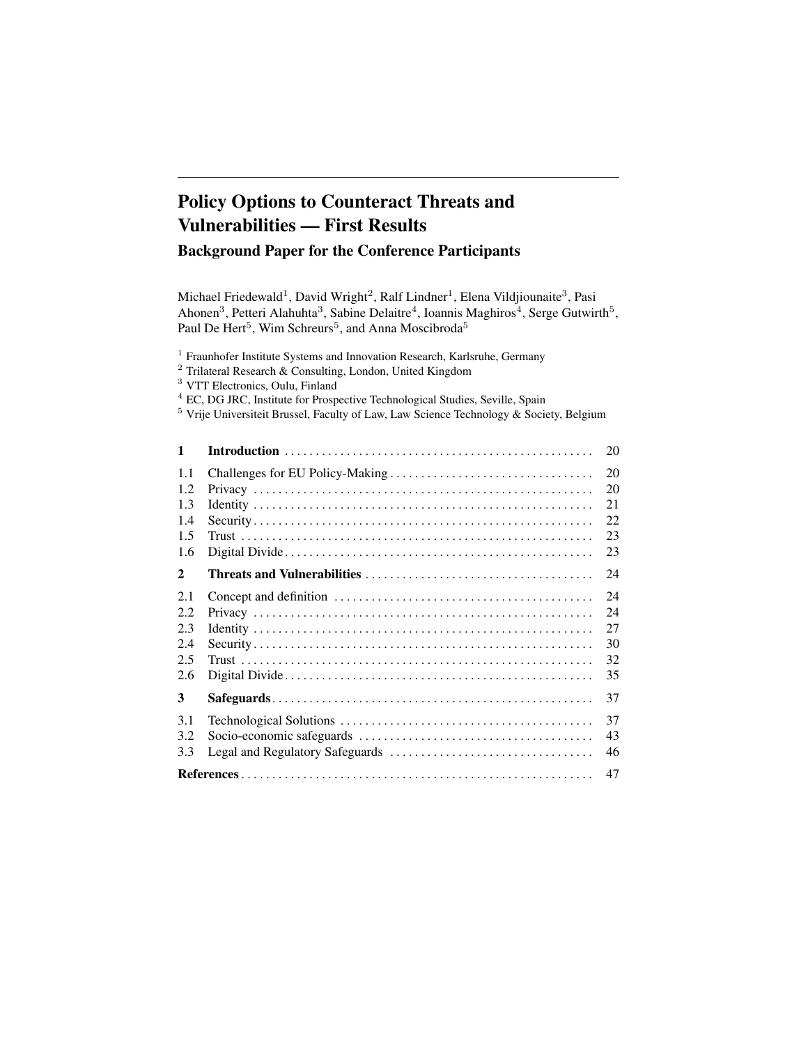# Policy Options to Counteract Threats and Vulnerabilities — First Results

## Background Paper for the Conference Participants

Michael Friedewald[1], David Wright[2], Ralf Lindner[1], Elena Vildjiounaite[3], Pasi Ahonen[3], Petteri Alahuhta[3], Sabine Delaitre[4], Ioannis Maghiros[4], Serge Gutwirth[5], Paul De Hert[5], Wim Schreurs[5], and Anna Moscibroda[5]

[1] Fraunhofer Institute Systems and Innovation Research, Karlsruhe, Germany
[2] Trilateral Research & Consulting, London, United Kingdom
[3] VTT Electronics, Oulu, Finland
[4] EC, DG JRC, Institute for Prospective Technological Studies, Seville, Spain
[5] Vrije Universiteit Brussel, Faculty of Law, Law Science Technology & Society, Belgium

| | | |
|---|---|---|
| **1** | **Introduction** | 20 |
| 1.1 | Challenges for EU Policy-Making | 20 |
| 1.2 | Privacy | 20 |
| 1.3 | Identity | 21 |
| 1.4 | Security | 22 |
| 1.5 | Trust | 23 |
| 1.6 | Digital Divide | 23 |
| **2** | **Threats and Vulnerabilities** | 24 |
| 2.1 | Concept and definition | 24 |
| 2.2 | Privacy | 24 |
| 2.3 | Identity | 27 |
| 2.4 | Security | 30 |
| 2.5 | Trust | 32 |
| 2.6 | Digital Divide | 35 |
| **3** | **Safeguards** | 37 |
| 3.1 | Technological Solutions | 37 |
| 3.2 | Socio-economic safeguards | 43 |
| 3.3 | Legal and Regulatory Safeguards | 46 |
| **References** | | 47 |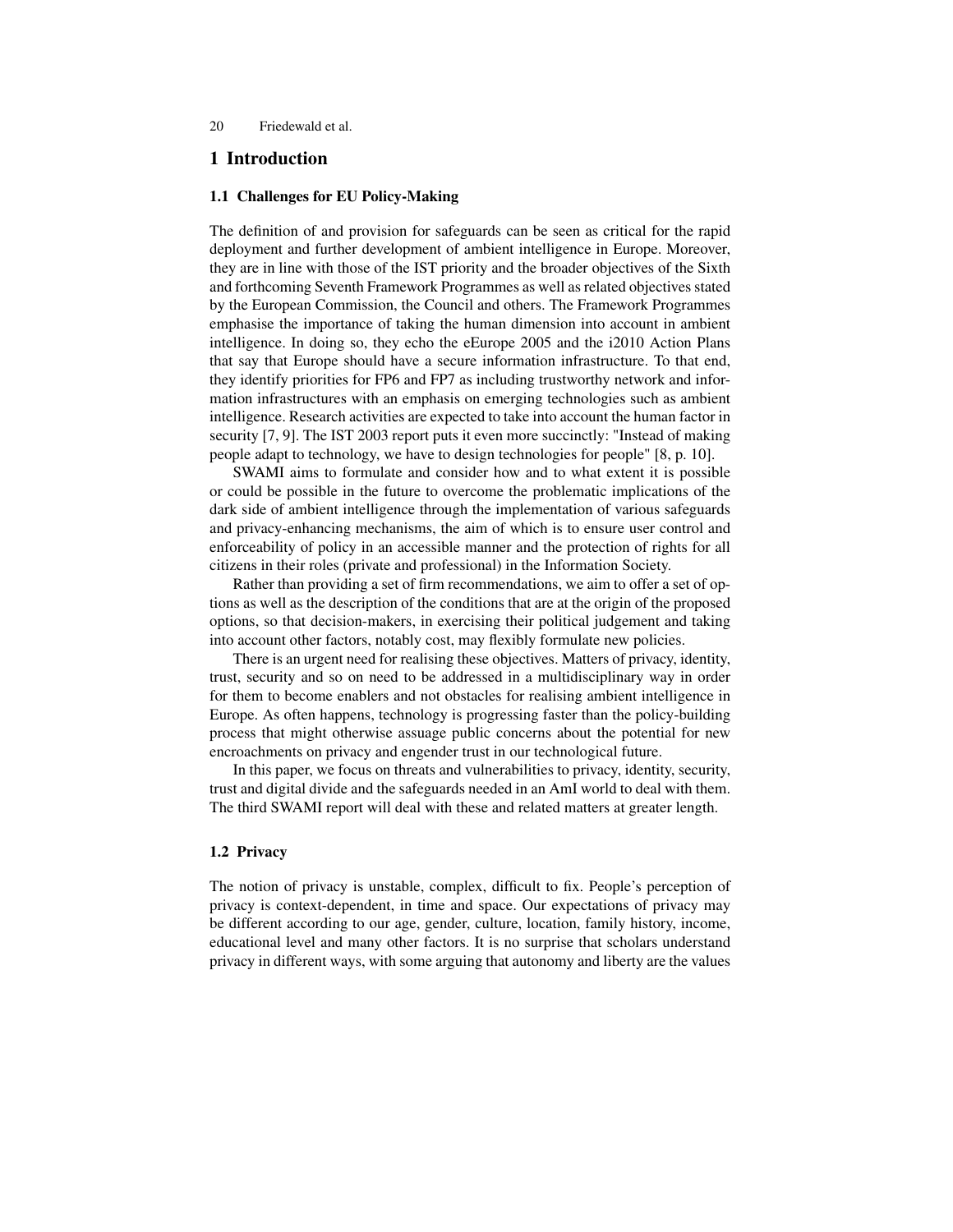# 1 Introduction

## 1.1 Challenges for EU Policy-Making

The definition of and provision for safeguards can be seen as critical for the rapid deployment and further development of ambient intelligence in Europe. Moreover, they are in line with those of the IST priority and the broader objectives of the Sixth and forthcoming Seventh Framework Programmes as well as related objectives stated by the European Commission, the Council and others. The Framework Programmes emphasise the importance of taking the human dimension into account in ambient intelligence. In doing so, they echo the eEurope 2005 and the i2010 Action Plans that say that Europe should have a secure information infrastructure. To that end, they identify priorities for FP6 and FP7 as including trustworthy network and information infrastructures with an emphasis on emerging technologies such as ambient intelligence. Research activities are expected to take into account the human factor in security [7, 9]. The IST 2003 report puts it even more succinctly: "Instead of making people adapt to technology, we have to design technologies for people" [8, p. 10].

SWAMI aims to formulate and consider how and to what extent it is possible or could be possible in the future to overcome the problematic implications of the dark side of ambient intelligence through the implementation of various safeguards and privacy-enhancing mechanisms, the aim of which is to ensure user control and enforceability of policy in an accessible manner and the protection of rights for all citizens in their roles (private and professional) in the Information Society.

Rather than providing a set of firm recommendations, we aim to offer a set of options as well as the description of the conditions that are at the origin of the proposed options, so that decision-makers, in exercising their political judgement and taking into account other factors, notably cost, may flexibly formulate new policies.

There is an urgent need for realising these objectives. Matters of privacy, identity, trust, security and so on need to be addressed in a multidisciplinary way in order for them to become enablers and not obstacles for realising ambient intelligence in Europe. As often happens, technology is progressing faster than the policy-building process that might otherwise assuage public concerns about the potential for new encroachments on privacy and engender trust in our technological future.

In this paper, we focus on threats and vulnerabilities to privacy, identity, security, trust and digital divide and the safeguards needed in an AmI world to deal with them. The third SWAMI report will deal with these and related matters at greater length.

## 1.2 Privacy

The notion of privacy is unstable, complex, difficult to fix. People's perception of privacy is context-dependent, in time and space. Our expectations of privacy may be different according to our age, gender, culture, location, family history, income, educational level and many other factors. It is no surprise that scholars understand privacy in different ways, with some arguing that autonomy and liberty are the values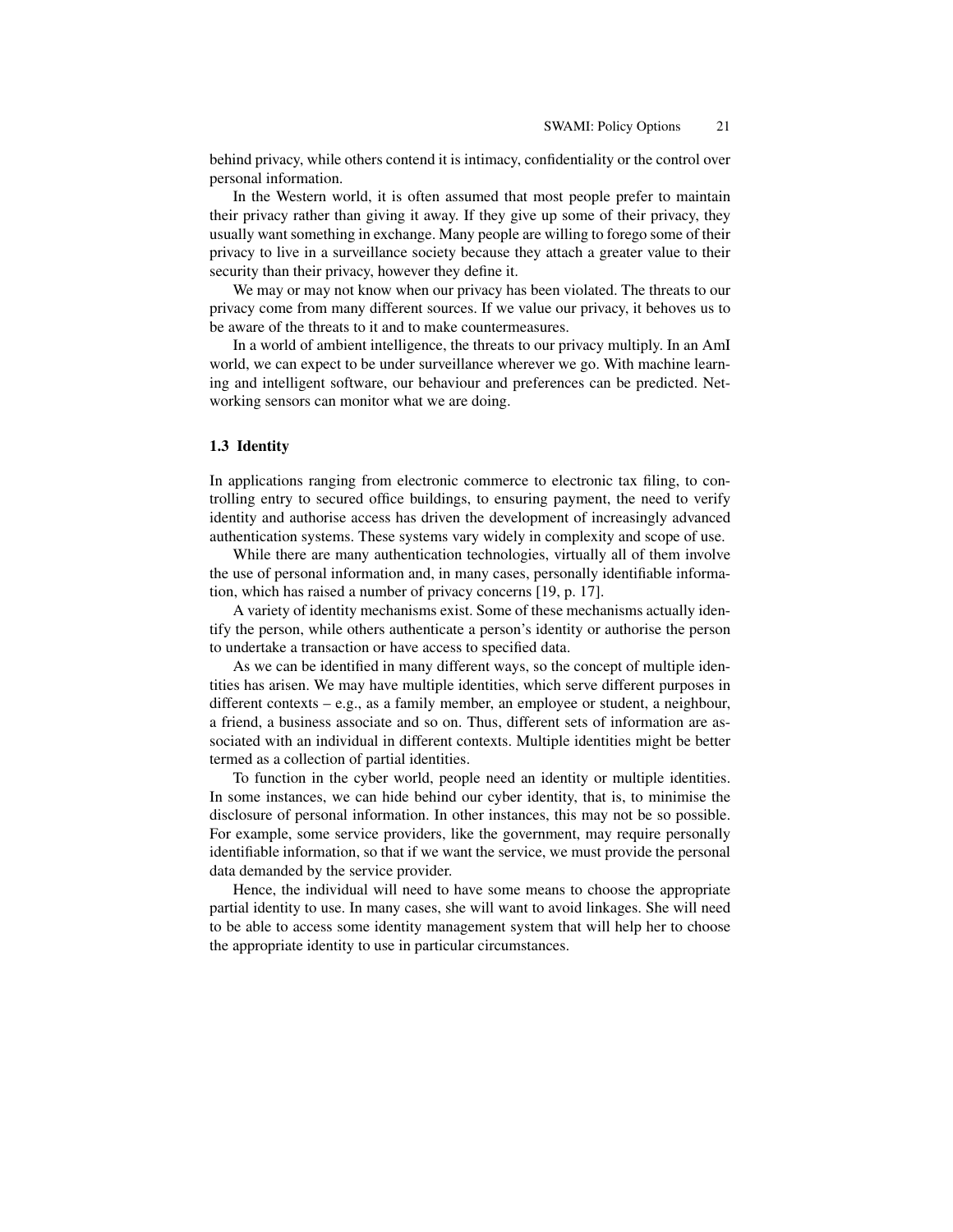behind privacy, while others contend it is intimacy, confidentiality or the control over personal information.

In the Western world, it is often assumed that most people prefer to maintain their privacy rather than giving it away. If they give up some of their privacy, they usually want something in exchange. Many people are willing to forego some of their privacy to live in a surveillance society because they attach a greater value to their security than their privacy, however they define it.

We may or may not know when our privacy has been violated. The threats to our privacy come from many different sources. If we value our privacy, it behoves us to be aware of the threats to it and to make countermeasures.

In a world of ambient intelligence, the threats to our privacy multiply. In an AmI world, we can expect to be under surveillance wherever we go. With machine learning and intelligent software, our behaviour and preferences can be predicted. Networking sensors can monitor what we are doing.

### 1.3 Identity

In applications ranging from electronic commerce to electronic tax filing, to controlling entry to secured office buildings, to ensuring payment, the need to verify identity and authorise access has driven the development of increasingly advanced authentication systems. These systems vary widely in complexity and scope of use.

While there are many authentication technologies, virtually all of them involve the use of personal information and, in many cases, personally identifiable information, which has raised a number of privacy concerns [19, p. 17].

A variety of identity mechanisms exist. Some of these mechanisms actually identify the person, while others authenticate a person's identity or authorise the person to undertake a transaction or have access to specified data.

As we can be identified in many different ways, so the concept of multiple identities has arisen. We may have multiple identities, which serve different purposes in different contexts – e.g., as a family member, an employee or student, a neighbour, a friend, a business associate and so on. Thus, different sets of information are associated with an individual in different contexts. Multiple identities might be better termed as a collection of partial identities.

To function in the cyber world, people need an identity or multiple identities. In some instances, we can hide behind our cyber identity, that is, to minimise the disclosure of personal information. In other instances, this may not be so possible. For example, some service providers, like the government, may require personally identifiable information, so that if we want the service, we must provide the personal data demanded by the service provider.

Hence, the individual will need to have some means to choose the appropriate partial identity to use. In many cases, she will want to avoid linkages. She will need to be able to access some identity management system that will help her to choose the appropriate identity to use in particular circumstances.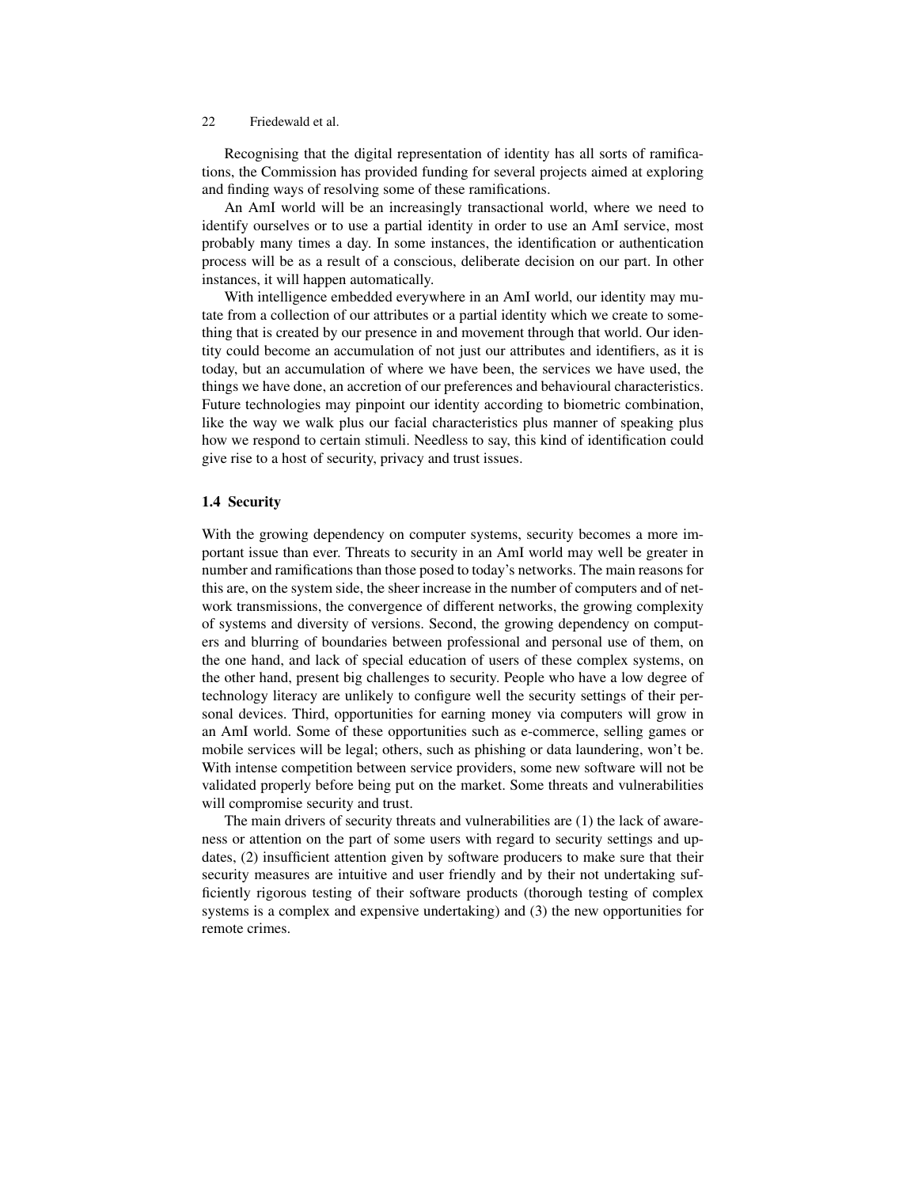Recognising that the digital representation of identity has all sorts of ramifications, the Commission has provided funding for several projects aimed at exploring and finding ways of resolving some of these ramifications.

An AmI world will be an increasingly transactional world, where we need to identify ourselves or to use a partial identity in order to use an AmI service, most probably many times a day. In some instances, the identification or authentication process will be as a result of a conscious, deliberate decision on our part. In other instances, it will happen automatically.

With intelligence embedded everywhere in an AmI world, our identity may mutate from a collection of our attributes or a partial identity which we create to something that is created by our presence in and movement through that world. Our identity could become an accumulation of not just our attributes and identifiers, as it is today, but an accumulation of where we have been, the services we have used, the things we have done, an accretion of our preferences and behavioural characteristics. Future technologies may pinpoint our identity according to biometric combination, like the way we walk plus our facial characteristics plus manner of speaking plus how we respond to certain stimuli. Needless to say, this kind of identification could give rise to a host of security, privacy and trust issues.

## 1.4 Security

With the growing dependency on computer systems, security becomes a more important issue than ever. Threats to security in an AmI world may well be greater in number and ramifications than those posed to today's networks. The main reasons for this are, on the system side, the sheer increase in the number of computers and of network transmissions, the convergence of different networks, the growing complexity of systems and diversity of versions. Second, the growing dependency on computers and blurring of boundaries between professional and personal use of them, on the one hand, and lack of special education of users of these complex systems, on the other hand, present big challenges to security. People who have a low degree of technology literacy are unlikely to configure well the security settings of their personal devices. Third, opportunities for earning money via computers will grow in an AmI world. Some of these opportunities such as e-commerce, selling games or mobile services will be legal; others, such as phishing or data laundering, won't be. With intense competition between service providers, some new software will not be validated properly before being put on the market. Some threats and vulnerabilities will compromise security and trust.

The main drivers of security threats and vulnerabilities are (1) the lack of awareness or attention on the part of some users with regard to security settings and updates, (2) insufficient attention given by software producers to make sure that their security measures are intuitive and user friendly and by their not undertaking sufficiently rigorous testing of their software products (thorough testing of complex systems is a complex and expensive undertaking) and (3) the new opportunities for remote crimes.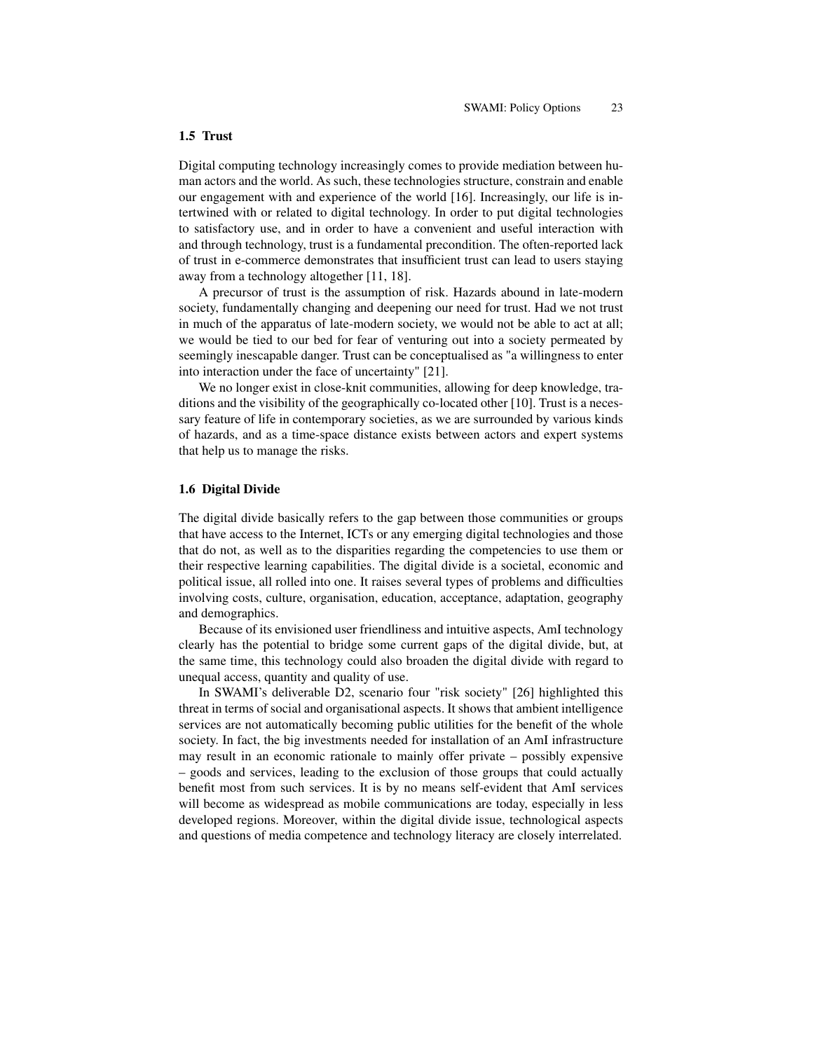### 1.5 Trust

Digital computing technology increasingly comes to provide mediation between human actors and the world. As such, these technologies structure, constrain and enable our engagement with and experience of the world [16]. Increasingly, our life is intertwined with or related to digital technology. In order to put digital technologies to satisfactory use, and in order to have a convenient and useful interaction with and through technology, trust is a fundamental precondition. The often-reported lack of trust in e-commerce demonstrates that insufficient trust can lead to users staying away from a technology altogether [11, 18].

A precursor of trust is the assumption of risk. Hazards abound in late-modern society, fundamentally changing and deepening our need for trust. Had we not trust in much of the apparatus of late-modern society, we would not be able to act at all; we would be tied to our bed for fear of venturing out into a society permeated by seemingly inescapable danger. Trust can be conceptualised as "a willingness to enter into interaction under the face of uncertainty" [21].

We no longer exist in close-knit communities, allowing for deep knowledge, traditions and the visibility of the geographically co-located other [10]. Trust is a necessary feature of life in contemporary societies, as we are surrounded by various kinds of hazards, and as a time-space distance exists between actors and expert systems that help us to manage the risks.

### 1.6 Digital Divide

The digital divide basically refers to the gap between those communities or groups that have access to the Internet, ICTs or any emerging digital technologies and those that do not, as well as to the disparities regarding the competencies to use them or their respective learning capabilities. The digital divide is a societal, economic and political issue, all rolled into one. It raises several types of problems and difficulties involving costs, culture, organisation, education, acceptance, adaptation, geography and demographics.

Because of its envisioned user friendliness and intuitive aspects, AmI technology clearly has the potential to bridge some current gaps of the digital divide, but, at the same time, this technology could also broaden the digital divide with regard to unequal access, quantity and quality of use.

In SWAMI's deliverable D2, scenario four "risk society" [26] highlighted this threat in terms of social and organisational aspects. It shows that ambient intelligence services are not automatically becoming public utilities for the benefit of the whole society. In fact, the big investments needed for installation of an AmI infrastructure may result in an economic rationale to mainly offer private – possibly expensive – goods and services, leading to the exclusion of those groups that could actually benefit most from such services. It is by no means self-evident that AmI services will become as widespread as mobile communications are today, especially in less developed regions. Moreover, within the digital divide issue, technological aspects and questions of media competence and technology literacy are closely interrelated.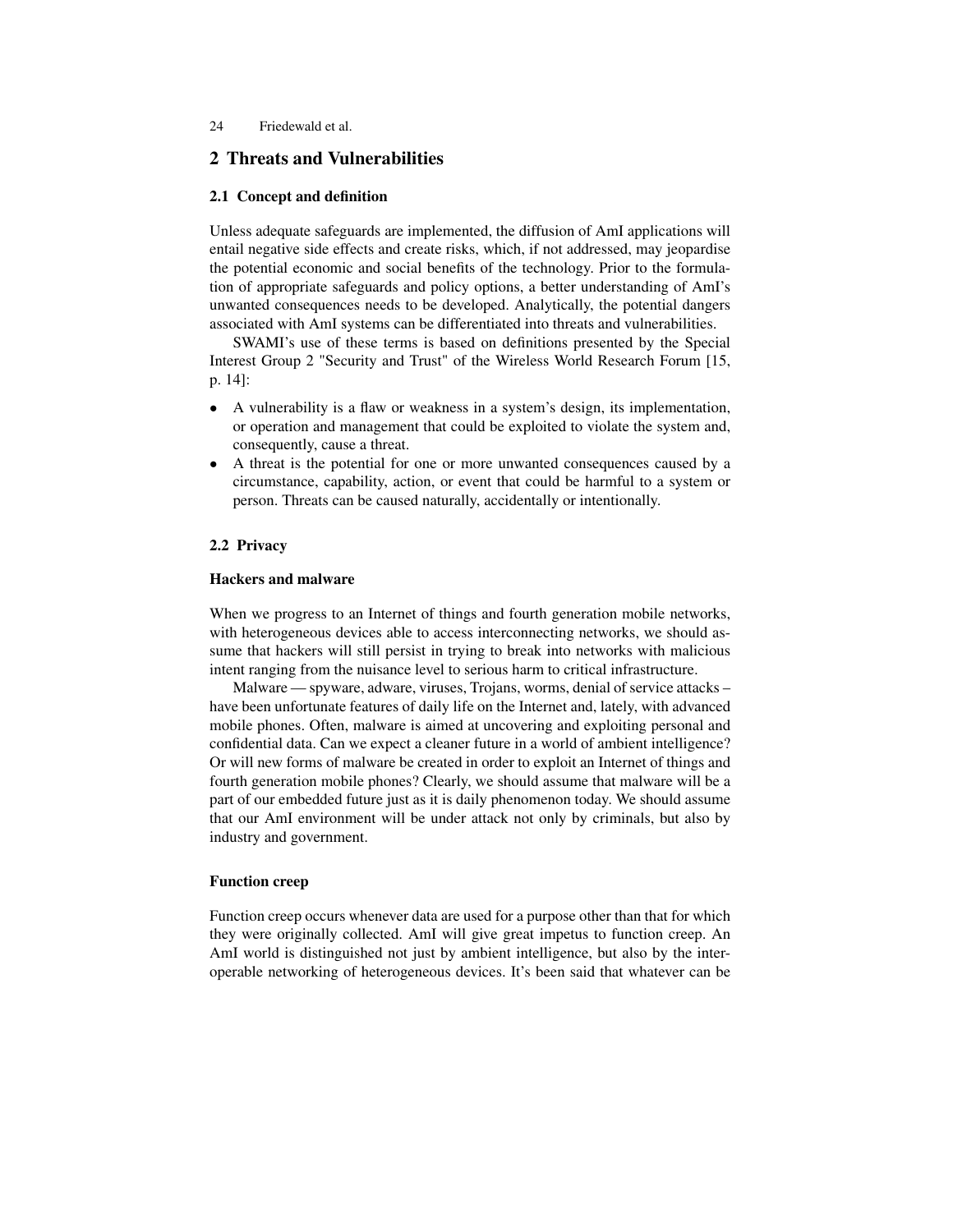## 2 Threats and Vulnerabilities

### 2.1 Concept and definition

Unless adequate safeguards are implemented, the diffusion of AmI applications will entail negative side effects and create risks, which, if not addressed, may jeopardise the potential economic and social benefits of the technology. Prior to the formulation of appropriate safeguards and policy options, a better understanding of AmI's unwanted consequences needs to be developed. Analytically, the potential dangers associated with AmI systems can be differentiated into threats and vulnerabilities.

SWAMI's use of these terms is based on definitions presented by the Special Interest Group 2 "Security and Trust" of the Wireless World Research Forum [15, p. 14]:

- A vulnerability is a flaw or weakness in a system's design, its implementation, or operation and management that could be exploited to violate the system and, consequently, cause a threat.
- A threat is the potential for one or more unwanted consequences caused by a circumstance, capability, action, or event that could be harmful to a system or person. Threats can be caused naturally, accidentally or intentionally.

### 2.2 Privacy

#### Hackers and malware

When we progress to an Internet of things and fourth generation mobile networks, with heterogeneous devices able to access interconnecting networks, we should assume that hackers will still persist in trying to break into networks with malicious intent ranging from the nuisance level to serious harm to critical infrastructure.

Malware — spyware, adware, viruses, Trojans, worms, denial of service attacks – have been unfortunate features of daily life on the Internet and, lately, with advanced mobile phones. Often, malware is aimed at uncovering and exploiting personal and confidential data. Can we expect a cleaner future in a world of ambient intelligence? Or will new forms of malware be created in order to exploit an Internet of things and fourth generation mobile phones? Clearly, we should assume that malware will be a part of our embedded future just as it is daily phenomenon today. We should assume that our AmI environment will be under attack not only by criminals, but also by industry and government.

#### Function creep

Function creep occurs whenever data are used for a purpose other than that for which they were originally collected. AmI will give great impetus to function creep. An AmI world is distinguished not just by ambient intelligence, but also by the interoperable networking of heterogeneous devices. It's been said that whatever can be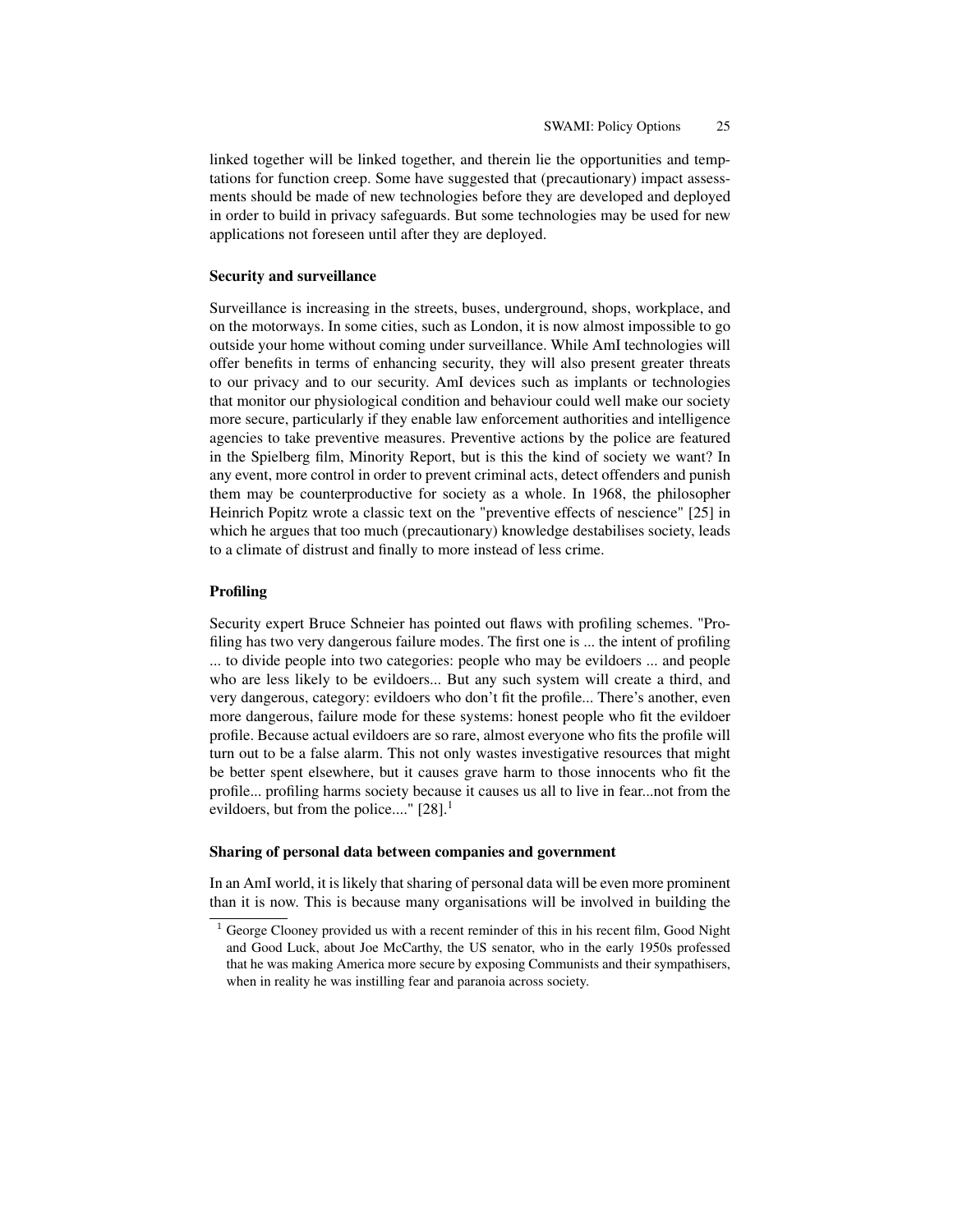linked together will be linked together, and therein lie the opportunities and temptations for function creep. Some have suggested that (precautionary) impact assessments should be made of new technologies before they are developed and deployed in order to build in privacy safeguards. But some technologies may be used for new applications not foreseen until after they are deployed.

### Security and surveillance

Surveillance is increasing in the streets, buses, underground, shops, workplace, and on the motorways. In some cities, such as London, it is now almost impossible to go outside your home without coming under surveillance. While AmI technologies will offer benefits in terms of enhancing security, they will also present greater threats to our privacy and to our security. AmI devices such as implants or technologies that monitor our physiological condition and behaviour could well make our society more secure, particularly if they enable law enforcement authorities and intelligence agencies to take preventive measures. Preventive actions by the police are featured in the Spielberg film, Minority Report, but is this the kind of society we want? In any event, more control in order to prevent criminal acts, detect offenders and punish them may be counterproductive for society as a whole. In 1968, the philosopher Heinrich Popitz wrote a classic text on the "preventive effects of nescience" [25] in which he argues that too much (precautionary) knowledge destabilises society, leads to a climate of distrust and finally to more instead of less crime.

### Profiling

Security expert Bruce Schneier has pointed out flaws with profiling schemes. "Profiling has two very dangerous failure modes. The first one is ... the intent of profiling ... to divide people into two categories: people who may be evildoers ... and people who are less likely to be evildoers... But any such system will create a third, and very dangerous, category: evildoers who don't fit the profile... There's another, even more dangerous, failure mode for these systems: honest people who fit the evildoer profile. Because actual evildoers are so rare, almost everyone who fits the profile will turn out to be a false alarm. This not only wastes investigative resources that might be better spent elsewhere, but it causes grave harm to those innocents who fit the profile... profiling harms society because it causes us all to live in fear...not from the evildoers, but from the police...." [28].[1]

### Sharing of personal data between companies and government

In an AmI world, it is likely that sharing of personal data will be even more prominent than it is now. This is because many organisations will be involved in building the

[1] George Clooney provided us with a recent reminder of this in his recent film, Good Night and Good Luck, about Joe McCarthy, the US senator, who in the early 1950s professed that he was making America more secure by exposing Communists and their sympathisers, when in reality he was instilling fear and paranoia across society.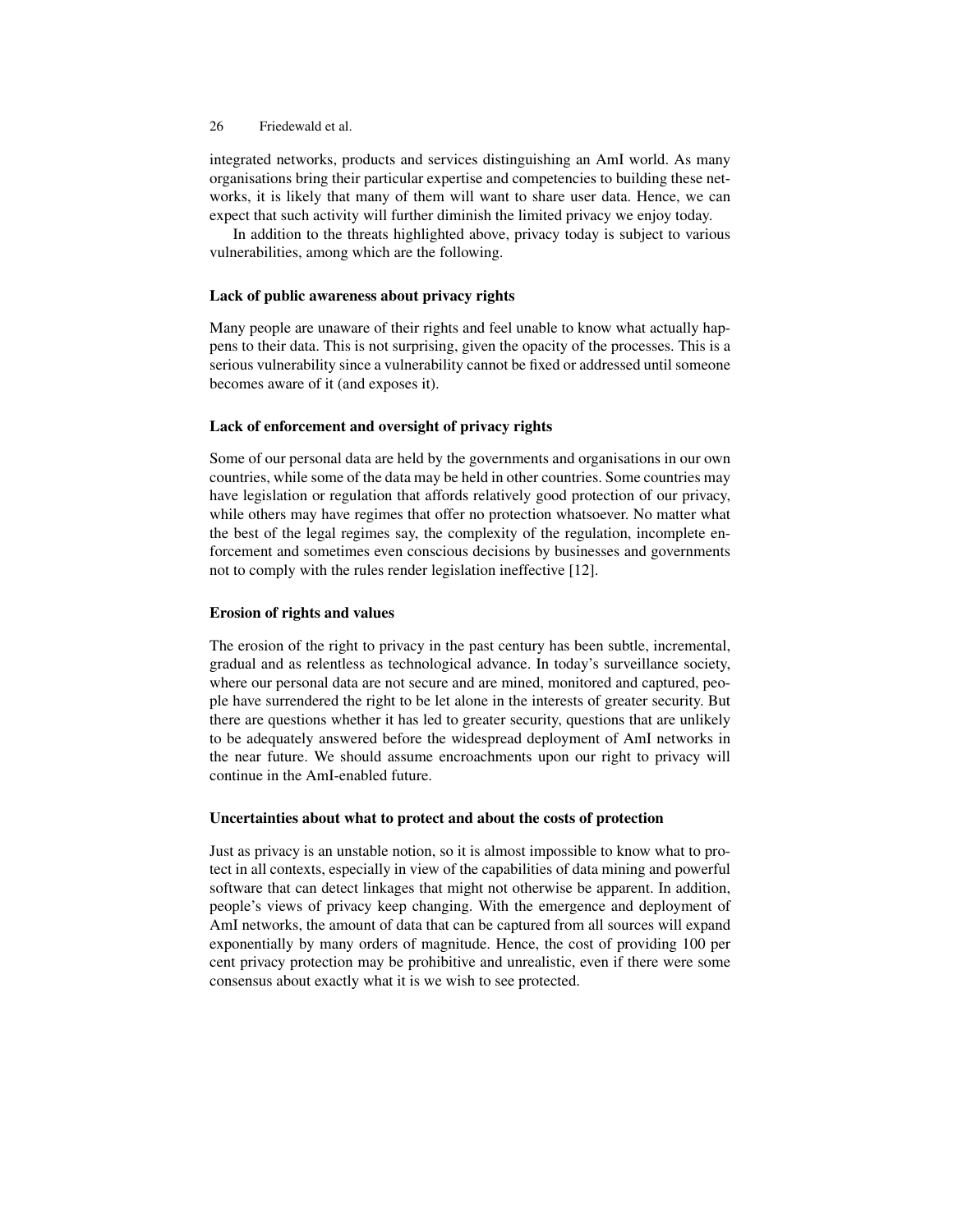integrated networks, products and services distinguishing an AmI world. As many organisations bring their particular expertise and competencies to building these networks, it is likely that many of them will want to share user data. Hence, we can expect that such activity will further diminish the limited privacy we enjoy today.

In addition to the threats highlighted above, privacy today is subject to various vulnerabilities, among which are the following.

#### Lack of public awareness about privacy rights

Many people are unaware of their rights and feel unable to know what actually happens to their data. This is not surprising, given the opacity of the processes. This is a serious vulnerability since a vulnerability cannot be fixed or addressed until someone becomes aware of it (and exposes it).

#### Lack of enforcement and oversight of privacy rights

Some of our personal data are held by the governments and organisations in our own countries, while some of the data may be held in other countries. Some countries may have legislation or regulation that affords relatively good protection of our privacy, while others may have regimes that offer no protection whatsoever. No matter what the best of the legal regimes say, the complexity of the regulation, incomplete enforcement and sometimes even conscious decisions by businesses and governments not to comply with the rules render legislation ineffective [12].

#### Erosion of rights and values

The erosion of the right to privacy in the past century has been subtle, incremental, gradual and as relentless as technological advance. In today's surveillance society, where our personal data are not secure and are mined, monitored and captured, people have surrendered the right to be let alone in the interests of greater security. But there are questions whether it has led to greater security, questions that are unlikely to be adequately answered before the widespread deployment of AmI networks in the near future. We should assume encroachments upon our right to privacy will continue in the AmI-enabled future.

#### Uncertainties about what to protect and about the costs of protection

Just as privacy is an unstable notion, so it is almost impossible to know what to protect in all contexts, especially in view of the capabilities of data mining and powerful software that can detect linkages that might not otherwise be apparent. In addition, people's views of privacy keep changing. With the emergence and deployment of AmI networks, the amount of data that can be captured from all sources will expand exponentially by many orders of magnitude. Hence, the cost of providing 100 per cent privacy protection may be prohibitive and unrealistic, even if there were some consensus about exactly what it is we wish to see protected.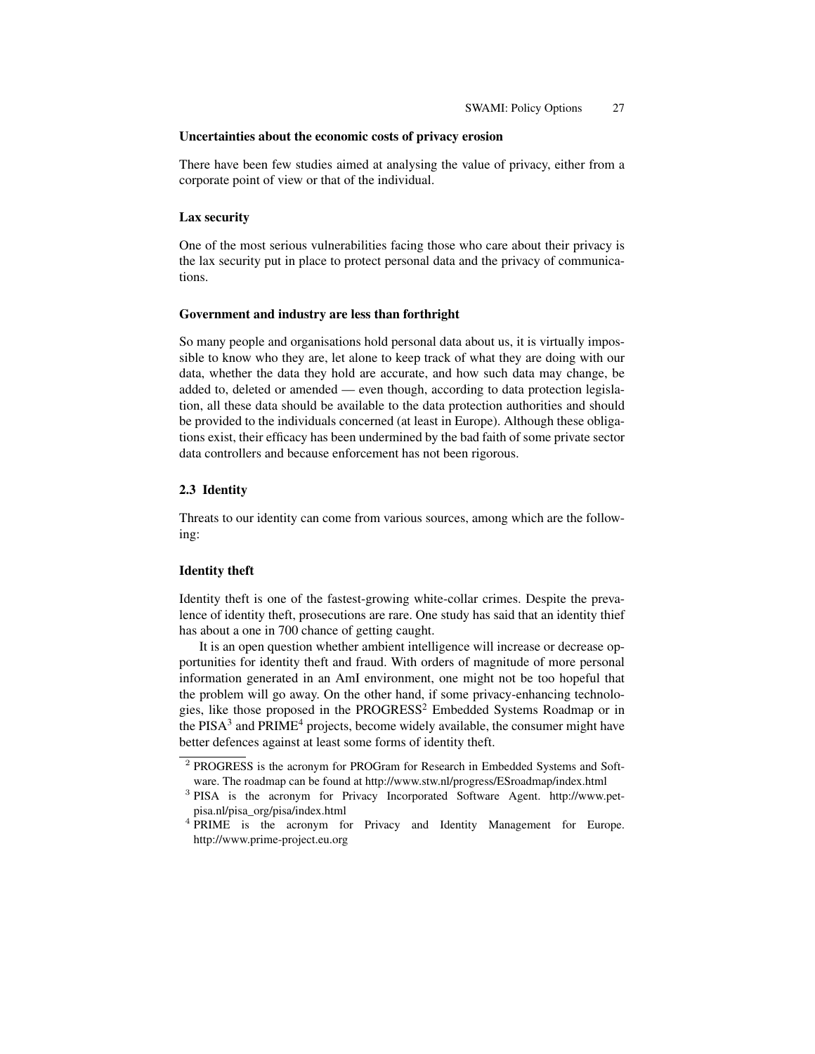#### Uncertainties about the economic costs of privacy erosion

There have been few studies aimed at analysing the value of privacy, either from a corporate point of view or that of the individual.

#### Lax security

One of the most serious vulnerabilities facing those who care about their privacy is the lax security put in place to protect personal data and the privacy of communications.

#### Government and industry are less than forthright

So many people and organisations hold personal data about us, it is virtually impossible to know who they are, let alone to keep track of what they are doing with our data, whether the data they hold are accurate, and how such data may change, be added to, deleted or amended — even though, according to data protection legislation, all these data should be available to the data protection authorities and should be provided to the individuals concerned (at least in Europe). Although these obligations exist, their efficacy has been undermined by the bad faith of some private sector data controllers and because enforcement has not been rigorous.

### 2.3 Identity

Threats to our identity can come from various sources, among which are the following:

#### Identity theft

Identity theft is one of the fastest-growing white-collar crimes. Despite the prevalence of identity theft, prosecutions are rare. One study has said that an identity thief has about a one in 700 chance of getting caught.

It is an open question whether ambient intelligence will increase or decrease opportunities for identity theft and fraud. With orders of magnitude of more personal information generated in an AmI environment, one might not be too hopeful that the problem will go away. On the other hand, if some privacy-enhancing technologies, like those proposed in the PROGRESS[2] Embedded Systems Roadmap or in the PISA[3] and PRIME[4] projects, become widely available, the consumer might have better defences against at least some forms of identity theft.

---

[2] PROGRESS is the acronym for PROGram for Research in Embedded Systems and Software. The roadmap can be found at http://www.stw.nl/progress/ESroadmap/index.html

[3] PISA is the acronym for Privacy Incorporated Software Agent. http://www.pet-pisa.nl/pisa_org/pisa/index.html

[4] PRIME is the acronym for Privacy and Identity Management for Europe. http://www.prime-project.eu.org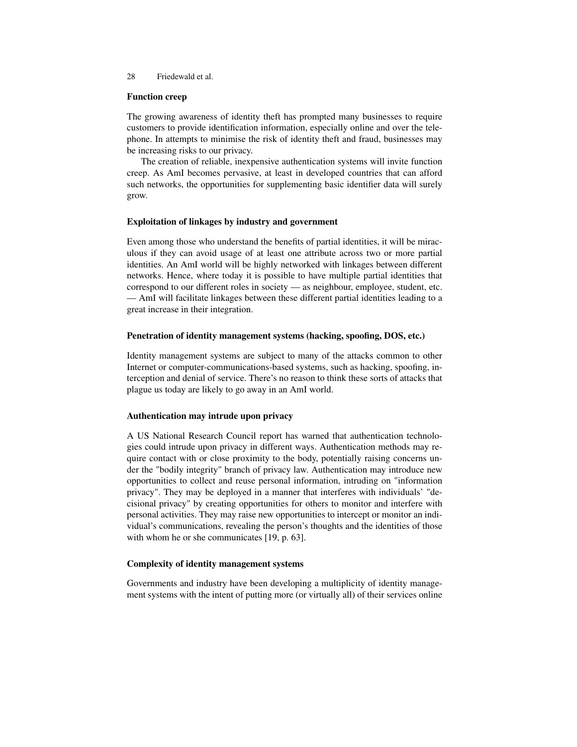#### Function creep

The growing awareness of identity theft has prompted many businesses to require customers to provide identification information, especially online and over the telephone. In attempts to minimise the risk of identity theft and fraud, businesses may be increasing risks to our privacy.

The creation of reliable, inexpensive authentication systems will invite function creep. As AmI becomes pervasive, at least in developed countries that can afford such networks, the opportunities for supplementing basic identifier data will surely grow.

#### Exploitation of linkages by industry and government

Even among those who understand the benefits of partial identities, it will be miraculous if they can avoid usage of at least one attribute across two or more partial identities. An AmI world will be highly networked with linkages between different networks. Hence, where today it is possible to have multiple partial identities that correspond to our different roles in society — as neighbour, employee, student, etc. — AmI will facilitate linkages between these different partial identities leading to a great increase in their integration.

#### Penetration of identity management systems (hacking, spoofing, DOS, etc.)

Identity management systems are subject to many of the attacks common to other Internet or computer-communications-based systems, such as hacking, spoofing, interception and denial of service. There's no reason to think these sorts of attacks that plague us today are likely to go away in an AmI world.

#### Authentication may intrude upon privacy

A US National Research Council report has warned that authentication technologies could intrude upon privacy in different ways. Authentication methods may require contact with or close proximity to the body, potentially raising concerns under the "bodily integrity" branch of privacy law. Authentication may introduce new opportunities to collect and reuse personal information, intruding on "information privacy". They may be deployed in a manner that interferes with individuals' "decisional privacy" by creating opportunities for others to monitor and interfere with personal activities. They may raise new opportunities to intercept or monitor an individual's communications, revealing the person's thoughts and the identities of those with whom he or she communicates [19, p. 63].

#### Complexity of identity management systems

Governments and industry have been developing a multiplicity of identity management systems with the intent of putting more (or virtually all) of their services online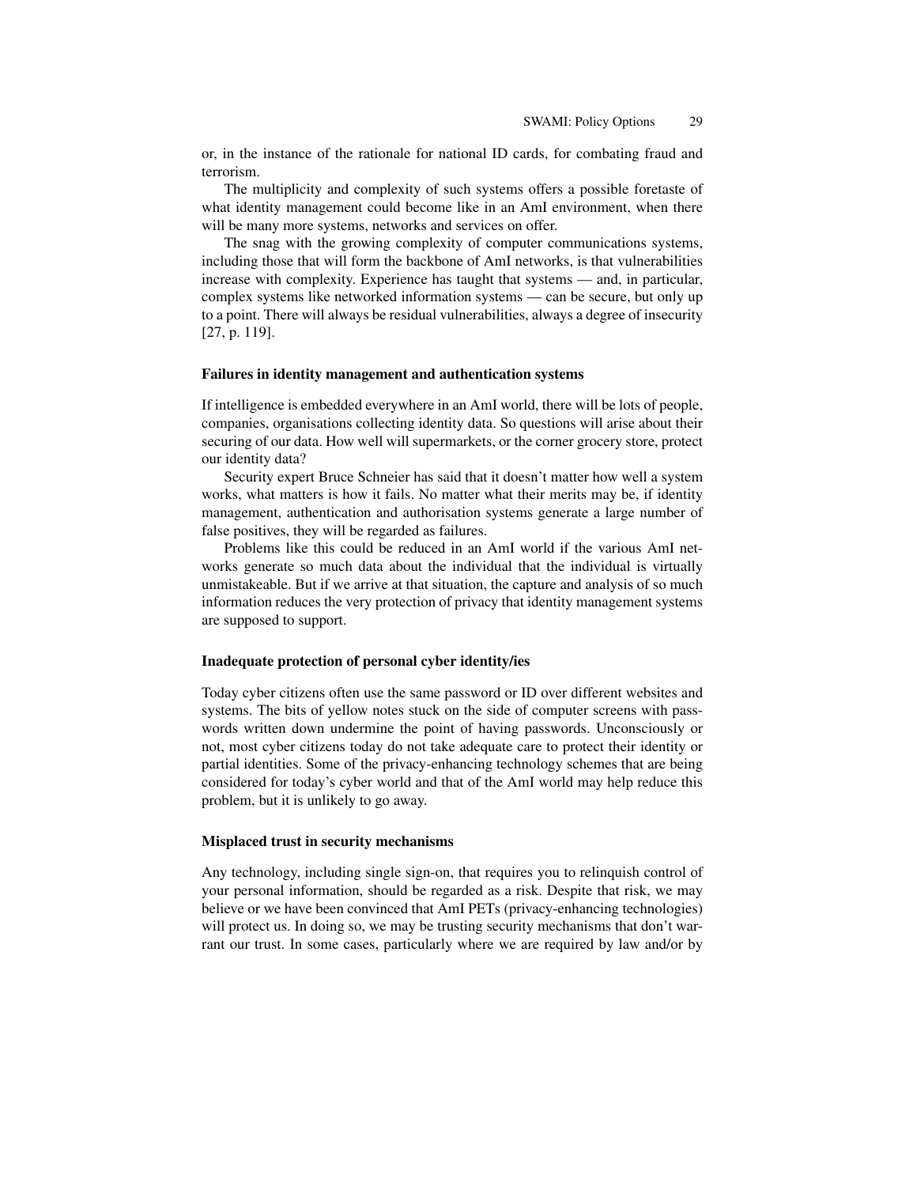or, in the instance of the rationale for national ID cards, for combating fraud and terrorism.

The multiplicity and complexity of such systems offers a possible foretaste of what identity management could become like in an AmI environment, when there will be many more systems, networks and services on offer.

The snag with the growing complexity of computer communications systems, including those that will form the backbone of AmI networks, is that vulnerabilities increase with complexity. Experience has taught that systems — and, in particular, complex systems like networked information systems — can be secure, but only up to a point. There will always be residual vulnerabilities, always a degree of insecurity [27, p. 119].

#### Failures in identity management and authentication systems

If intelligence is embedded everywhere in an AmI world, there will be lots of people, companies, organisations collecting identity data. So questions will arise about their securing of our data. How well will supermarkets, or the corner grocery store, protect our identity data?

Security expert Bruce Schneier has said that it doesn't matter how well a system works, what matters is how it fails. No matter what their merits may be, if identity management, authentication and authorisation systems generate a large number of false positives, they will be regarded as failures.

Problems like this could be reduced in an AmI world if the various AmI networks generate so much data about the individual that the individual is virtually unmistakeable. But if we arrive at that situation, the capture and analysis of so much information reduces the very protection of privacy that identity management systems are supposed to support.

#### Inadequate protection of personal cyber identity/ies

Today cyber citizens often use the same password or ID over different websites and systems. The bits of yellow notes stuck on the side of computer screens with passwords written down undermine the point of having passwords. Unconsciously or not, most cyber citizens today do not take adequate care to protect their identity or partial identities. Some of the privacy-enhancing technology schemes that are being considered for today's cyber world and that of the AmI world may help reduce this problem, but it is unlikely to go away.

#### Misplaced trust in security mechanisms

Any technology, including single sign-on, that requires you to relinquish control of your personal information, should be regarded as a risk. Despite that risk, we may believe or we have been convinced that AmI PETs (privacy-enhancing technologies) will protect us. In doing so, we may be trusting security mechanisms that don't warrant our trust. In some cases, particularly where we are required by law and/or by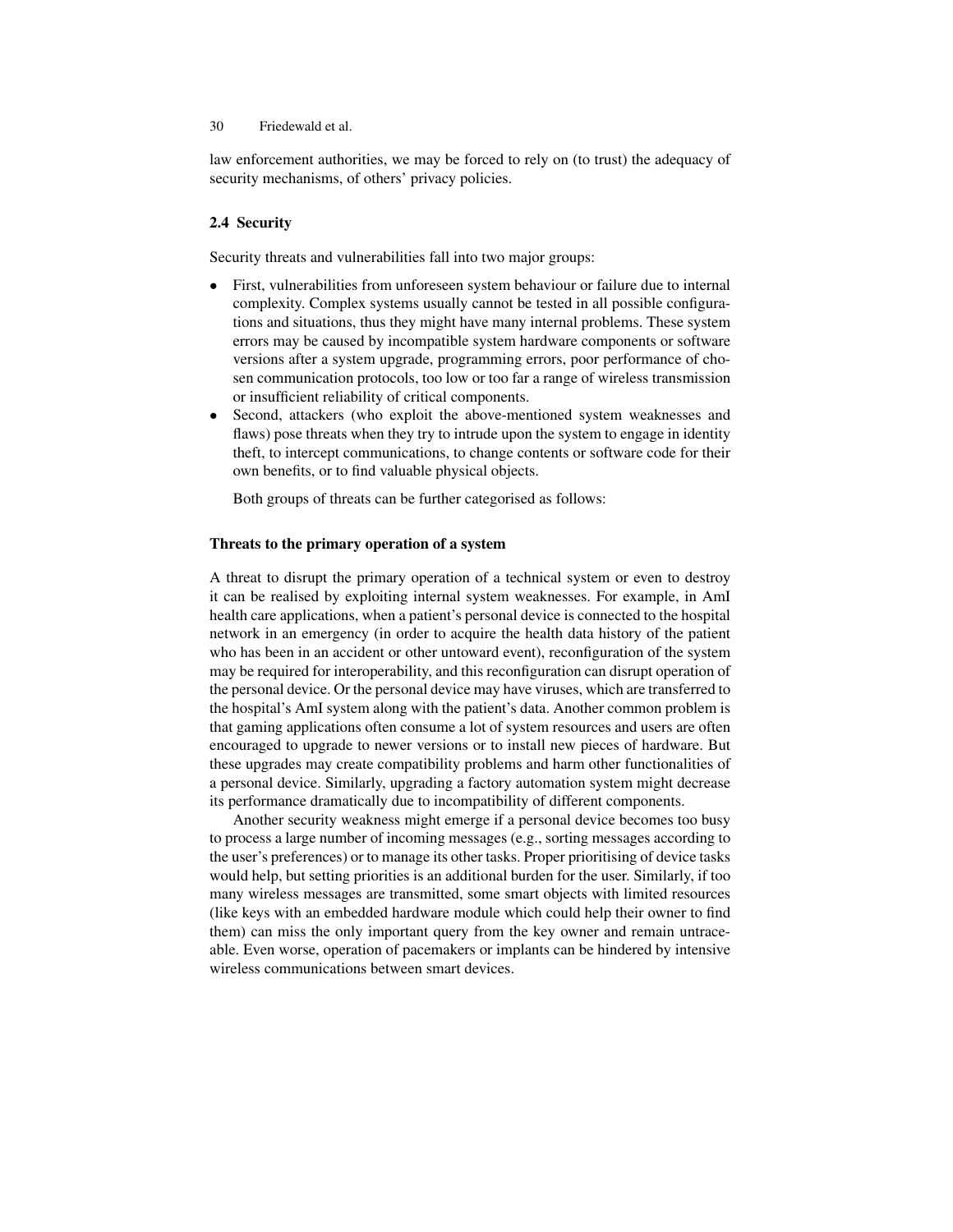law enforcement authorities, we may be forced to rely on (to trust) the adequacy of security mechanisms, of others' privacy policies.

## 2.4 Security

Security threats and vulnerabilities fall into two major groups:

- First, vulnerabilities from unforeseen system behaviour or failure due to internal complexity. Complex systems usually cannot be tested in all possible configurations and situations, thus they might have many internal problems. These system errors may be caused by incompatible system hardware components or software versions after a system upgrade, programming errors, poor performance of chosen communication protocols, too low or too far a range of wireless transmission or insufficient reliability of critical components.
- Second, attackers (who exploit the above-mentioned system weaknesses and flaws) pose threats when they try to intrude upon the system to engage in identity theft, to intercept communications, to change contents or software code for their own benefits, or to find valuable physical objects.

Both groups of threats can be further categorised as follows:

### Threats to the primary operation of a system

A threat to disrupt the primary operation of a technical system or even to destroy it can be realised by exploiting internal system weaknesses. For example, in AmI health care applications, when a patient's personal device is connected to the hospital network in an emergency (in order to acquire the health data history of the patient who has been in an accident or other untoward event), reconfiguration of the system may be required for interoperability, and this reconfiguration can disrupt operation of the personal device. Or the personal device may have viruses, which are transferred to the hospital's AmI system along with the patient's data. Another common problem is that gaming applications often consume a lot of system resources and users are often encouraged to upgrade to newer versions or to install new pieces of hardware. But these upgrades may create compatibility problems and harm other functionalities of a personal device. Similarly, upgrading a factory automation system might decrease its performance dramatically due to incompatibility of different components.

Another security weakness might emerge if a personal device becomes too busy to process a large number of incoming messages (e.g., sorting messages according to the user's preferences) or to manage its other tasks. Proper prioritising of device tasks would help, but setting priorities is an additional burden for the user. Similarly, if too many wireless messages are transmitted, some smart objects with limited resources (like keys with an embedded hardware module which could help their owner to find them) can miss the only important query from the key owner and remain untraceable. Even worse, operation of pacemakers or implants can be hindered by intensive wireless communications between smart devices.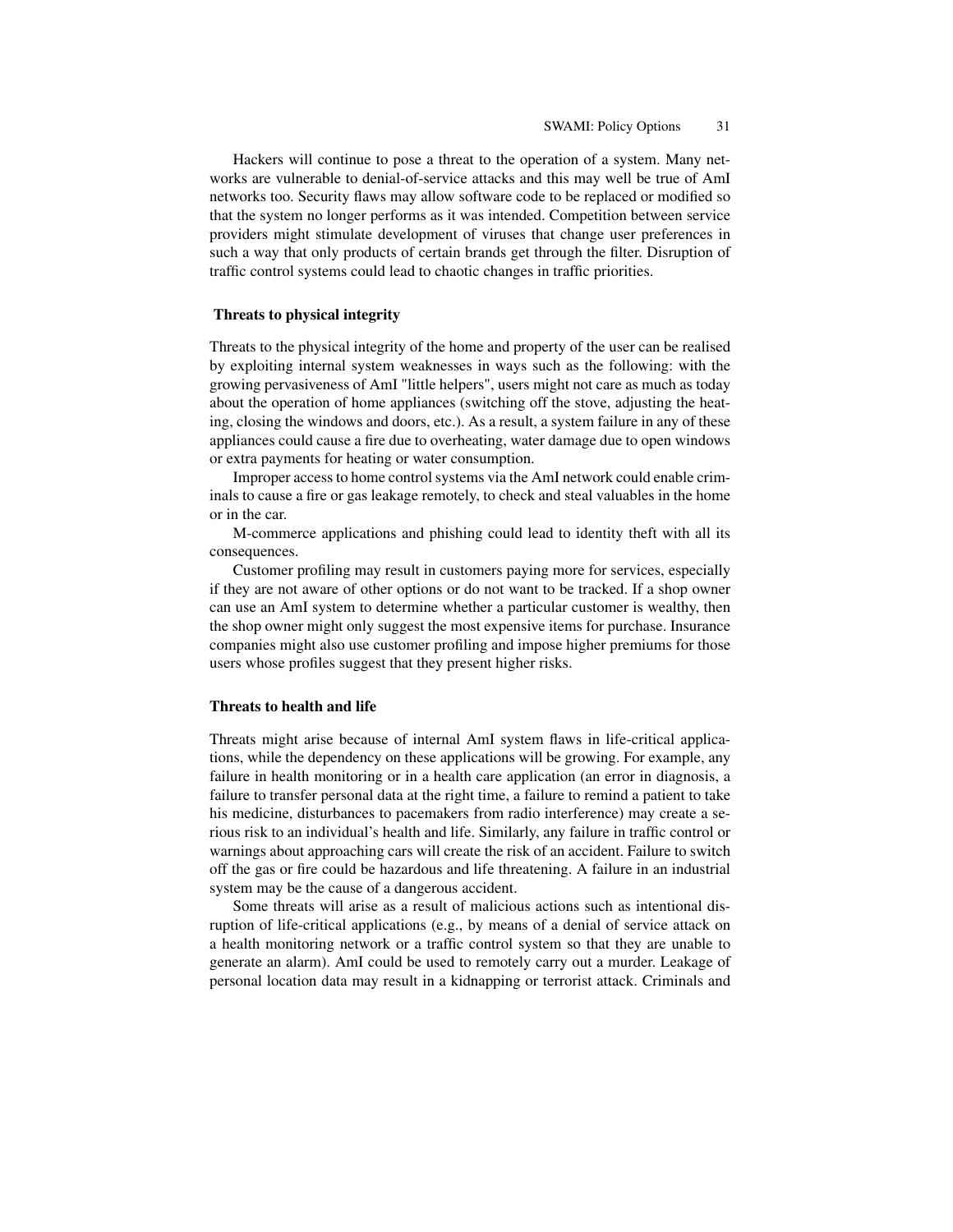Hackers will continue to pose a threat to the operation of a system. Many networks are vulnerable to denial-of-service attacks and this may well be true of AmI networks too. Security flaws may allow software code to be replaced or modified so that the system no longer performs as it was intended. Competition between service providers might stimulate development of viruses that change user preferences in such a way that only products of certain brands get through the filter. Disruption of traffic control systems could lead to chaotic changes in traffic priorities.

#### Threats to physical integrity

Threats to the physical integrity of the home and property of the user can be realised by exploiting internal system weaknesses in ways such as the following: with the growing pervasiveness of AmI "little helpers", users might not care as much as today about the operation of home appliances (switching off the stove, adjusting the heating, closing the windows and doors, etc.). As a result, a system failure in any of these appliances could cause a fire due to overheating, water damage due to open windows or extra payments for heating or water consumption.

Improper access to home control systems via the AmI network could enable criminals to cause a fire or gas leakage remotely, to check and steal valuables in the home or in the car.

M-commerce applications and phishing could lead to identity theft with all its consequences.

Customer profiling may result in customers paying more for services, especially if they are not aware of other options or do not want to be tracked. If a shop owner can use an AmI system to determine whether a particular customer is wealthy, then the shop owner might only suggest the most expensive items for purchase. Insurance companies might also use customer profiling and impose higher premiums for those users whose profiles suggest that they present higher risks.

#### Threats to health and life

Threats might arise because of internal AmI system flaws in life-critical applications, while the dependency on these applications will be growing. For example, any failure in health monitoring or in a health care application (an error in diagnosis, a failure to transfer personal data at the right time, a failure to remind a patient to take his medicine, disturbances to pacemakers from radio interference) may create a serious risk to an individual's health and life. Similarly, any failure in traffic control or warnings about approaching cars will create the risk of an accident. Failure to switch off the gas or fire could be hazardous and life threatening. A failure in an industrial system may be the cause of a dangerous accident.

Some threats will arise as a result of malicious actions such as intentional disruption of life-critical applications (e.g., by means of a denial of service attack on a health monitoring network or a traffic control system so that they are unable to generate an alarm). AmI could be used to remotely carry out a murder. Leakage of personal location data may result in a kidnapping or terrorist attack. Criminals and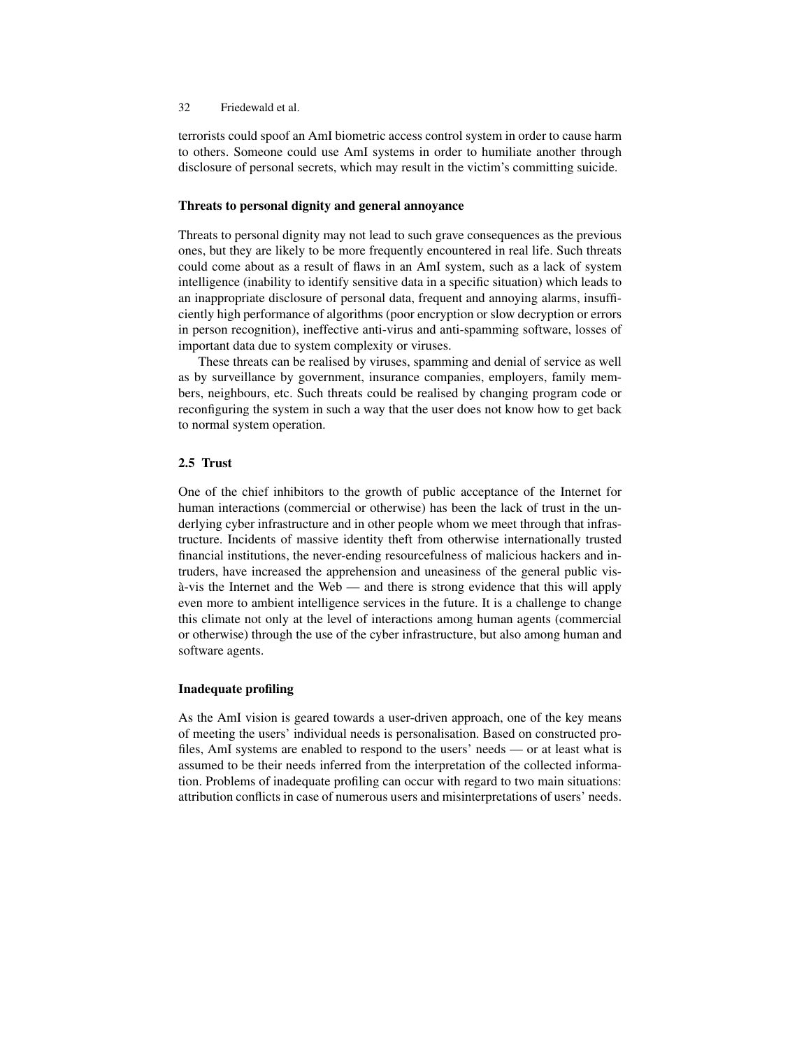terrorists could spoof an AmI biometric access control system in order to cause harm to others. Someone could use AmI systems in order to humiliate another through disclosure of personal secrets, which may result in the victim's committing suicide.

#### Threats to personal dignity and general annoyance

Threats to personal dignity may not lead to such grave consequences as the previous ones, but they are likely to be more frequently encountered in real life. Such threats could come about as a result of flaws in an AmI system, such as a lack of system intelligence (inability to identify sensitive data in a specific situation) which leads to an inappropriate disclosure of personal data, frequent and annoying alarms, insufficiently high performance of algorithms (poor encryption or slow decryption or errors in person recognition), ineffective anti-virus and anti-spamming software, losses of important data due to system complexity or viruses.

These threats can be realised by viruses, spamming and denial of service as well as by surveillance by government, insurance companies, employers, family members, neighbours, etc. Such threats could be realised by changing program code or reconfiguring the system in such a way that the user does not know how to get back to normal system operation.

### 2.5 Trust

One of the chief inhibitors to the growth of public acceptance of the Internet for human interactions (commercial or otherwise) has been the lack of trust in the underlying cyber infrastructure and in other people whom we meet through that infrastructure. Incidents of massive identity theft from otherwise internationally trusted financial institutions, the never-ending resourcefulness of malicious hackers and intruders, have increased the apprehension and uneasiness of the general public vis-à-vis the Internet and the Web — and there is strong evidence that this will apply even more to ambient intelligence services in the future. It is a challenge to change this climate not only at the level of interactions among human agents (commercial or otherwise) through the use of the cyber infrastructure, but also among human and software agents.

#### Inadequate profiling

As the AmI vision is geared towards a user-driven approach, one of the key means of meeting the users' individual needs is personalisation. Based on constructed profiles, AmI systems are enabled to respond to the users' needs — or at least what is assumed to be their needs inferred from the interpretation of the collected information. Problems of inadequate profiling can occur with regard to two main situations: attribution conflicts in case of numerous users and misinterpretations of users' needs.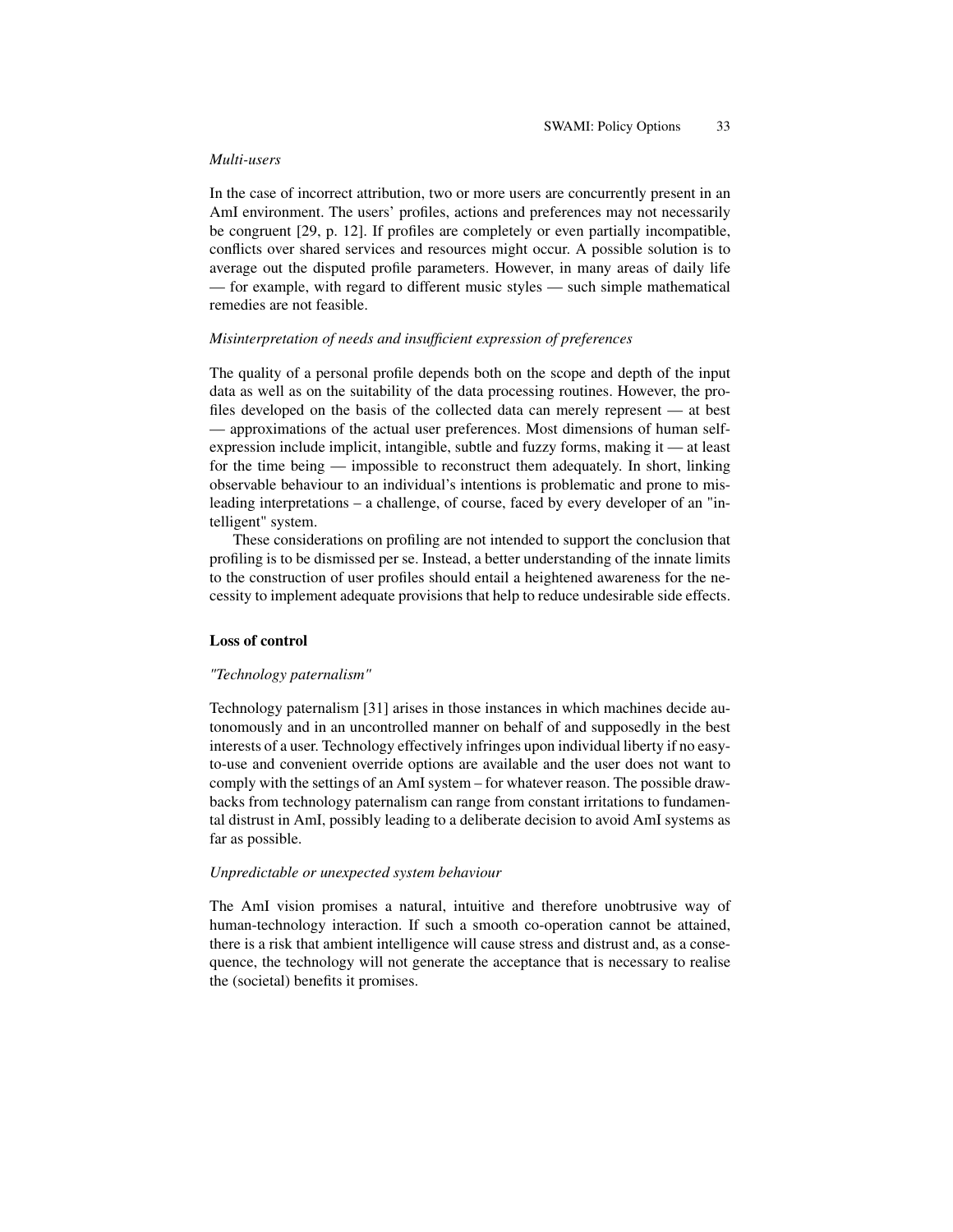*Multi-users*

In the case of incorrect attribution, two or more users are concurrently present in an AmI environment. The users' profiles, actions and preferences may not necessarily be congruent [29, p. 12]. If profiles are completely or even partially incompatible, conflicts over shared services and resources might occur. A possible solution is to average out the disputed profile parameters. However, in many areas of daily life — for example, with regard to different music styles — such simple mathematical remedies are not feasible.

*Misinterpretation of needs and insufficient expression of preferences*

The quality of a personal profile depends both on the scope and depth of the input data as well as on the suitability of the data processing routines. However, the profiles developed on the basis of the collected data can merely represent — at best — approximations of the actual user preferences. Most dimensions of human self-expression include implicit, intangible, subtle and fuzzy forms, making it — at least for the time being — impossible to reconstruct them adequately. In short, linking observable behaviour to an individual's intentions is problematic and prone to misleading interpretations – a challenge, of course, faced by every developer of an "intelligent" system.

These considerations on profiling are not intended to support the conclusion that profiling is to be dismissed per se. Instead, a better understanding of the innate limits to the construction of user profiles should entail a heightened awareness for the necessity to implement adequate provisions that help to reduce undesirable side effects.

**Loss of control**

*"Technology paternalism"*

Technology paternalism [31] arises in those instances in which machines decide autonomously and in an uncontrolled manner on behalf of and supposedly in the best interests of a user. Technology effectively infringes upon individual liberty if no easy-to-use and convenient override options are available and the user does not want to comply with the settings of an AmI system – for whatever reason. The possible drawbacks from technology paternalism can range from constant irritations to fundamental distrust in AmI, possibly leading to a deliberate decision to avoid AmI systems as far as possible.

*Unpredictable or unexpected system behaviour*

The AmI vision promises a natural, intuitive and therefore unobtrusive way of human-technology interaction. If such a smooth co-operation cannot be attained, there is a risk that ambient intelligence will cause stress and distrust and, as a consequence, the technology will not generate the acceptance that is necessary to realise the (societal) benefits it promises.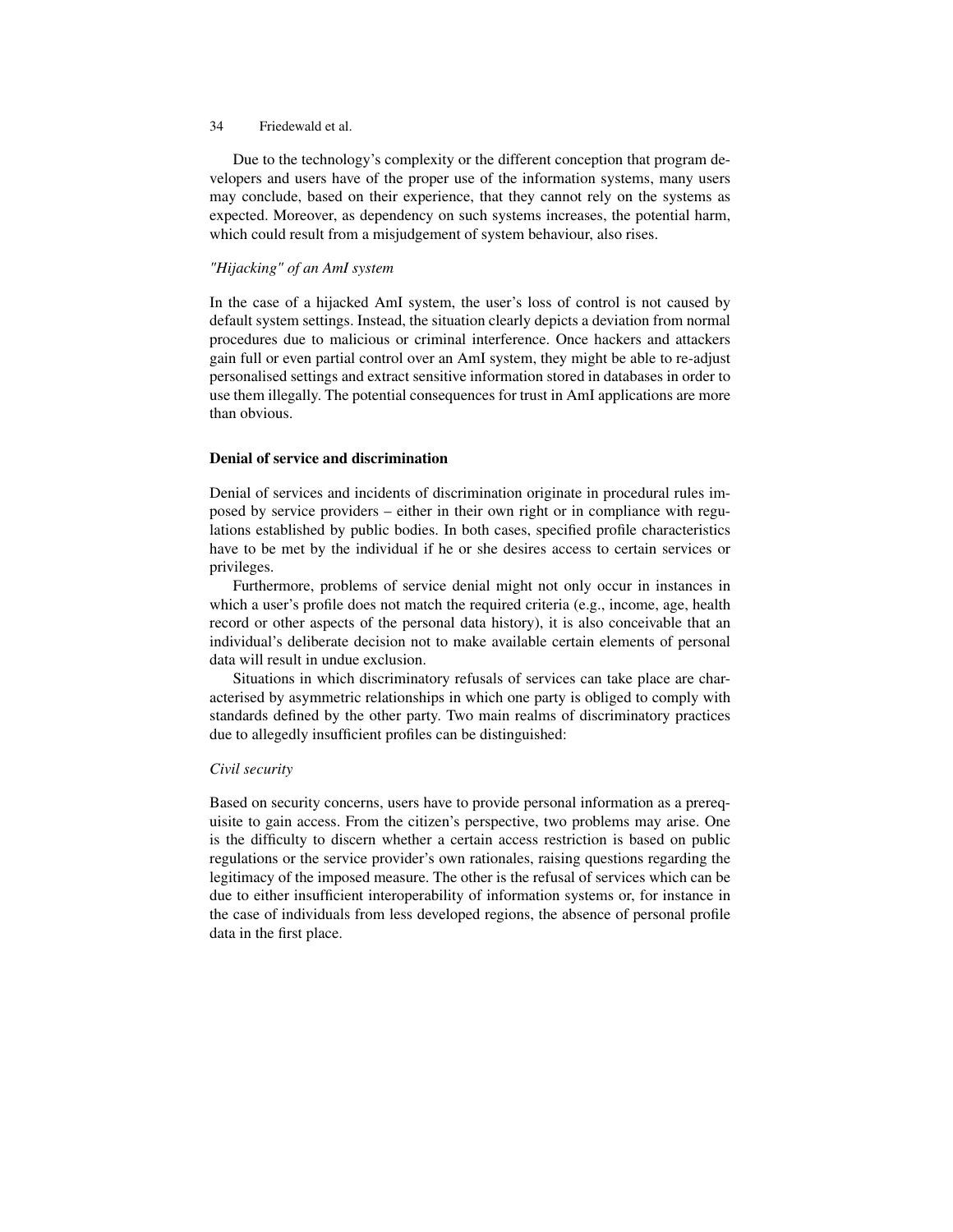Due to the technology's complexity or the different conception that program developers and users have of the proper use of the information systems, many users may conclude, based on their experience, that they cannot rely on the systems as expected. Moreover, as dependency on such systems increases, the potential harm, which could result from a misjudgement of system behaviour, also rises.

*"Hijacking" of an AmI system*

In the case of a hijacked AmI system, the user's loss of control is not caused by default system settings. Instead, the situation clearly depicts a deviation from normal procedures due to malicious or criminal interference. Once hackers and attackers gain full or even partial control over an AmI system, they might be able to re-adjust personalised settings and extract sensitive information stored in databases in order to use them illegally. The potential consequences for trust in AmI applications are more than obvious.

**Denial of service and discrimination**

Denial of services and incidents of discrimination originate in procedural rules imposed by service providers – either in their own right or in compliance with regulations established by public bodies. In both cases, specified profile characteristics have to be met by the individual if he or she desires access to certain services or privileges.

Furthermore, problems of service denial might not only occur in instances in which a user's profile does not match the required criteria (e.g., income, age, health record or other aspects of the personal data history), it is also conceivable that an individual's deliberate decision not to make available certain elements of personal data will result in undue exclusion.

Situations in which discriminatory refusals of services can take place are characterised by asymmetric relationships in which one party is obliged to comply with standards defined by the other party. Two main realms of discriminatory practices due to allegedly insufficient profiles can be distinguished:

*Civil security*

Based on security concerns, users have to provide personal information as a prerequisite to gain access. From the citizen's perspective, two problems may arise. One is the difficulty to discern whether a certain access restriction is based on public regulations or the service provider's own rationales, raising questions regarding the legitimacy of the imposed measure. The other is the refusal of services which can be due to either insufficient interoperability of information systems or, for instance in the case of individuals from less developed regions, the absence of personal profile data in the first place.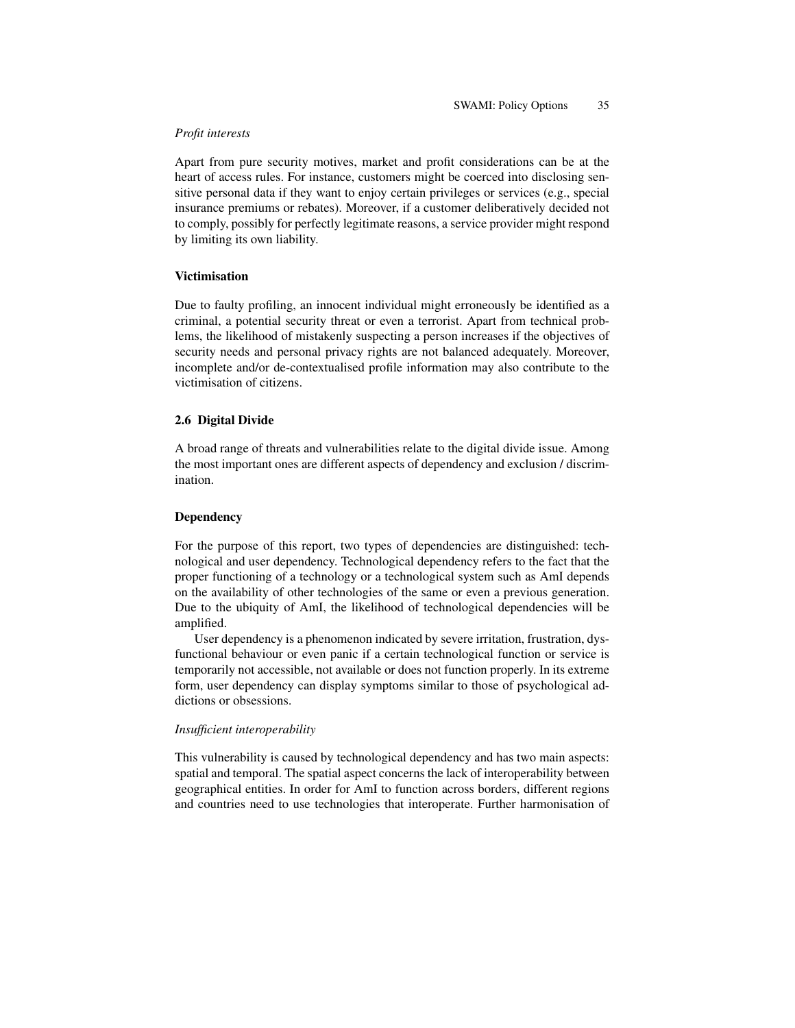*Profit interests*

Apart from pure security motives, market and profit considerations can be at the heart of access rules. For instance, customers might be coerced into disclosing sensitive personal data if they want to enjoy certain privileges or services (e.g., special insurance premiums or rebates). Moreover, if a customer deliberatively decided not to comply, possibly for perfectly legitimate reasons, a service provider might respond by limiting its own liability.

**Victimisation**

Due to faulty profiling, an innocent individual might erroneously be identified as a criminal, a potential security threat or even a terrorist. Apart from technical problems, the likelihood of mistakenly suspecting a person increases if the objectives of security needs and personal privacy rights are not balanced adequately. Moreover, incomplete and/or de-contextualised profile information may also contribute to the victimisation of citizens.

## 2.6 Digital Divide

A broad range of threats and vulnerabilities relate to the digital divide issue. Among the most important ones are different aspects of dependency and exclusion / discrimination.

**Dependency**

For the purpose of this report, two types of dependencies are distinguished: technological and user dependency. Technological dependency refers to the fact that the proper functioning of a technology or a technological system such as AmI depends on the availability of other technologies of the same or even a previous generation. Due to the ubiquity of AmI, the likelihood of technological dependencies will be amplified.

User dependency is a phenomenon indicated by severe irritation, frustration, dysfunctional behaviour or even panic if a certain technological function or service is temporarily not accessible, not available or does not function properly. In its extreme form, user dependency can display symptoms similar to those of psychological addictions or obsessions.

*Insufficient interoperability*

This vulnerability is caused by technological dependency and has two main aspects: spatial and temporal. The spatial aspect concerns the lack of interoperability between geographical entities. In order for AmI to function across borders, different regions and countries need to use technologies that interoperate. Further harmonisation of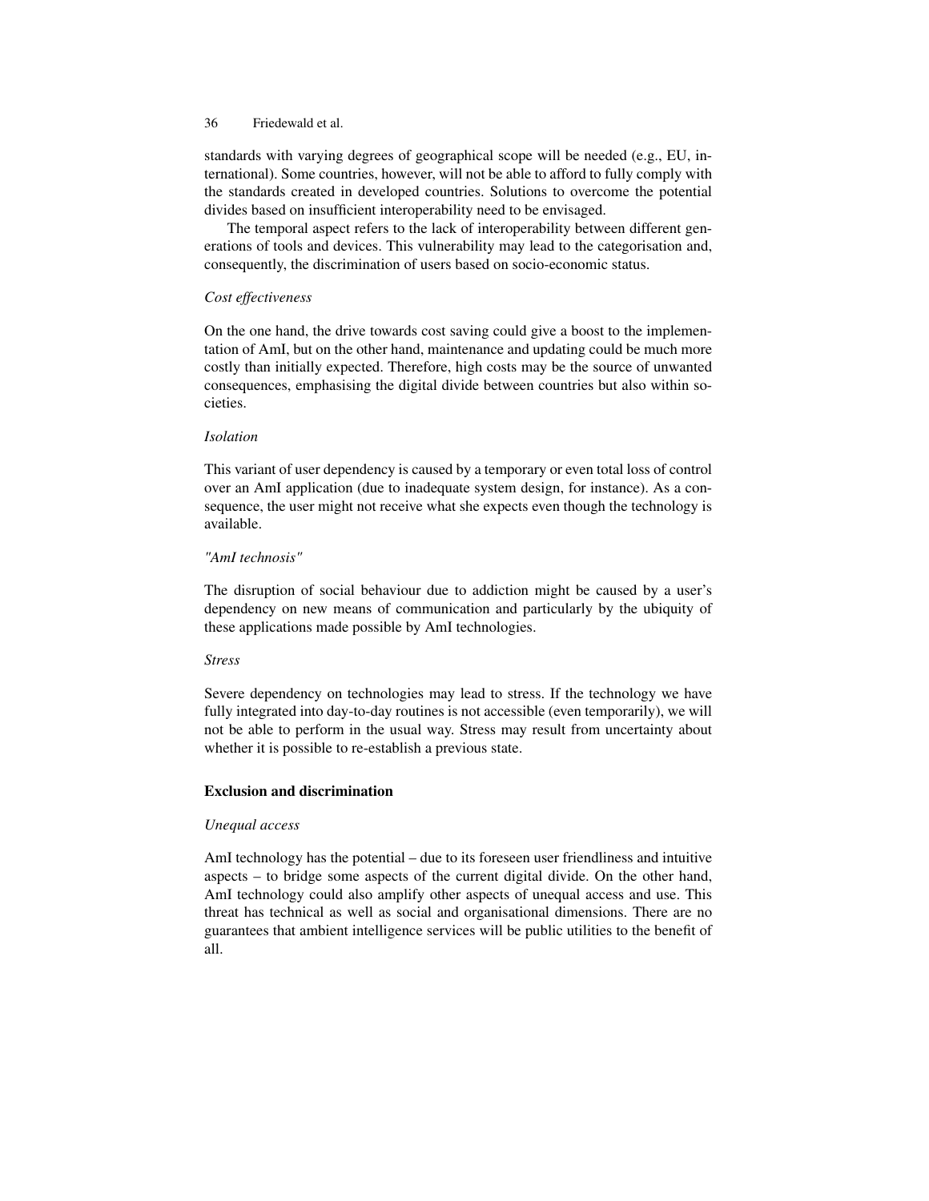standards with varying degrees of geographical scope will be needed (e.g., EU, international). Some countries, however, will not be able to afford to fully comply with the standards created in developed countries. Solutions to overcome the potential divides based on insufficient interoperability need to be envisaged.

The temporal aspect refers to the lack of interoperability between different generations of tools and devices. This vulnerability may lead to the categorisation and, consequently, the discrimination of users based on socio-economic status.

*Cost effectiveness*

On the one hand, the drive towards cost saving could give a boost to the implementation of AmI, but on the other hand, maintenance and updating could be much more costly than initially expected. Therefore, high costs may be the source of unwanted consequences, emphasising the digital divide between countries but also within societies.

*Isolation*

This variant of user dependency is caused by a temporary or even total loss of control over an AmI application (due to inadequate system design, for instance). As a consequence, the user might not receive what she expects even though the technology is available.

*"AmI technosis"*

The disruption of social behaviour due to addiction might be caused by a user's dependency on new means of communication and particularly by the ubiquity of these applications made possible by AmI technologies.

*Stress*

Severe dependency on technologies may lead to stress. If the technology we have fully integrated into day-to-day routines is not accessible (even temporarily), we will not be able to perform in the usual way. Stress may result from uncertainty about whether it is possible to re-establish a previous state.

**Exclusion and discrimination**

*Unequal access*

AmI technology has the potential – due to its foreseen user friendliness and intuitive aspects – to bridge some aspects of the current digital divide. On the other hand, AmI technology could also amplify other aspects of unequal access and use. This threat has technical as well as social and organisational dimensions. There are no guarantees that ambient intelligence services will be public utilities to the benefit of all.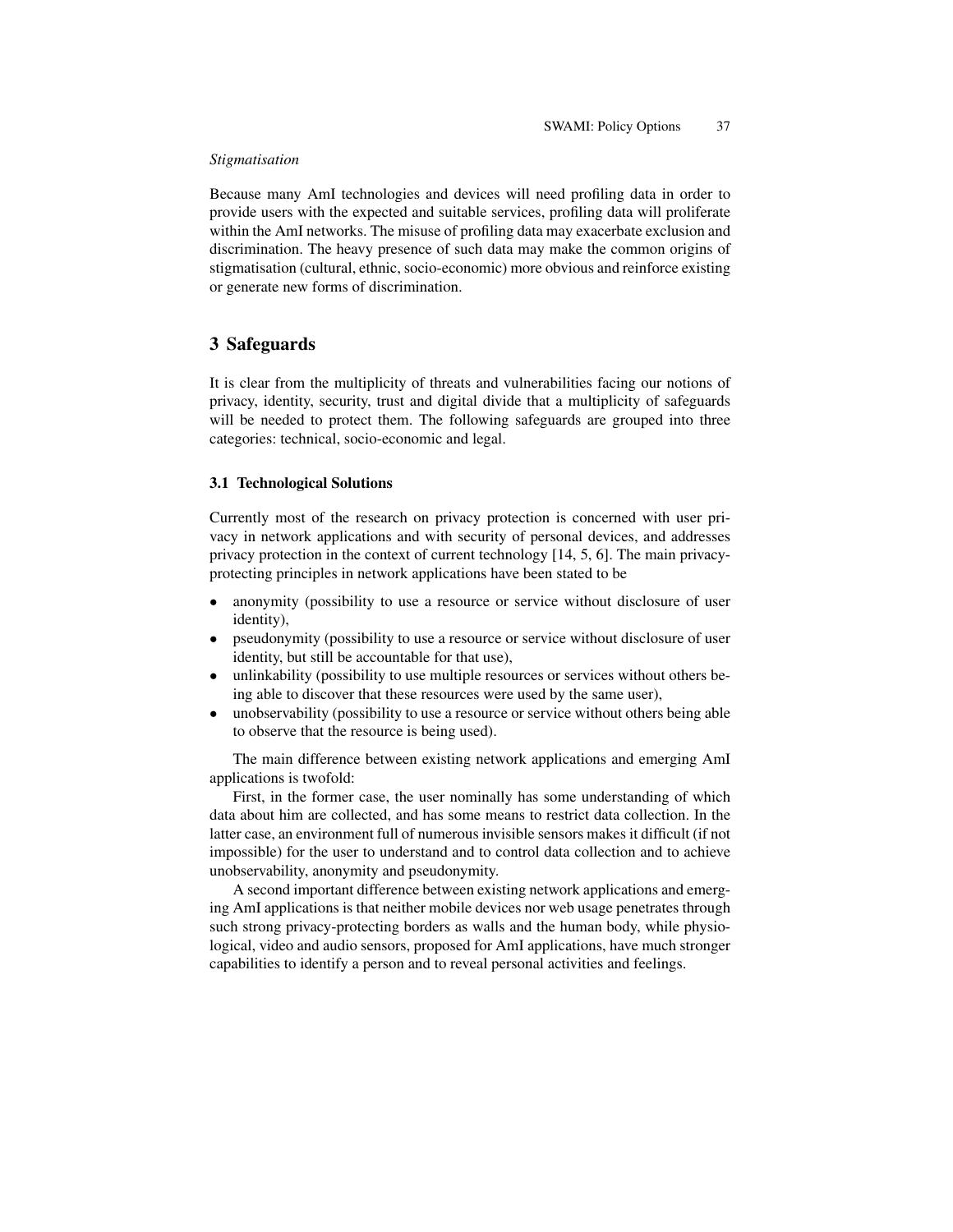*Stigmatisation*

Because many AmI technologies and devices will need profiling data in order to provide users with the expected and suitable services, profiling data will proliferate within the AmI networks. The misuse of profiling data may exacerbate exclusion and discrimination. The heavy presence of such data may make the common origins of stigmatisation (cultural, ethnic, socio-economic) more obvious and reinforce existing or generate new forms of discrimination.

## 3 Safeguards

It is clear from the multiplicity of threats and vulnerabilities facing our notions of privacy, identity, security, trust and digital divide that a multiplicity of safeguards will be needed to protect them. The following safeguards are grouped into three categories: technical, socio-economic and legal.

### 3.1 Technological Solutions

Currently most of the research on privacy protection is concerned with user privacy in network applications and with security of personal devices, and addresses privacy protection in the context of current technology [14, 5, 6]. The main privacy-protecting principles in network applications have been stated to be

- anonymity (possibility to use a resource or service without disclosure of user identity),
- pseudonymity (possibility to use a resource or service without disclosure of user identity, but still be accountable for that use),
- unlinkability (possibility to use multiple resources or services without others being able to discover that these resources were used by the same user),
- unobservability (possibility to use a resource or service without others being able to observe that the resource is being used).

The main difference between existing network applications and emerging AmI applications is twofold:

First, in the former case, the user nominally has some understanding of which data about him are collected, and has some means to restrict data collection. In the latter case, an environment full of numerous invisible sensors makes it difficult (if not impossible) for the user to understand and to control data collection and to achieve unobservability, anonymity and pseudonymity.

A second important difference between existing network applications and emerging AmI applications is that neither mobile devices nor web usage penetrates through such strong privacy-protecting borders as walls and the human body, while physiological, video and audio sensors, proposed for AmI applications, have much stronger capabilities to identify a person and to reveal personal activities and feelings.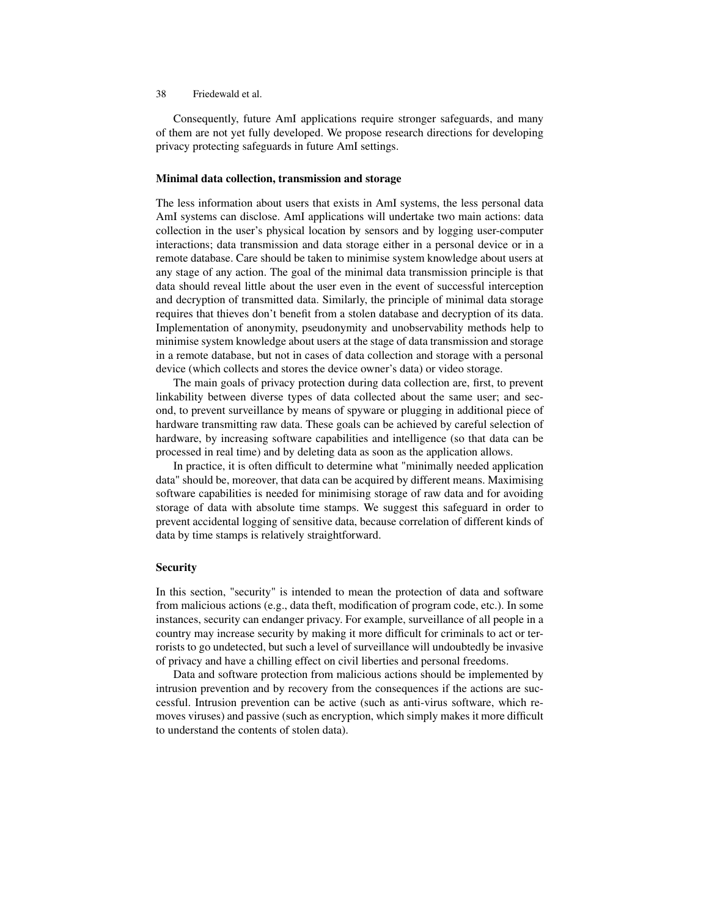Consequently, future AmI applications require stronger safeguards, and many of them are not yet fully developed. We propose research directions for developing privacy protecting safeguards in future AmI settings.

### Minimal data collection, transmission and storage

The less information about users that exists in AmI systems, the less personal data AmI systems can disclose. AmI applications will undertake two main actions: data collection in the user's physical location by sensors and by logging user-computer interactions; data transmission and data storage either in a personal device or in a remote database. Care should be taken to minimise system knowledge about users at any stage of any action. The goal of the minimal data transmission principle is that data should reveal little about the user even in the event of successful interception and decryption of transmitted data. Similarly, the principle of minimal data storage requires that thieves don't benefit from a stolen database and decryption of its data. Implementation of anonymity, pseudonymity and unobservability methods help to minimise system knowledge about users at the stage of data transmission and storage in a remote database, but not in cases of data collection and storage with a personal device (which collects and stores the device owner's data) or video storage.

The main goals of privacy protection during data collection are, first, to prevent linkability between diverse types of data collected about the same user; and second, to prevent surveillance by means of spyware or plugging in additional piece of hardware transmitting raw data. These goals can be achieved by careful selection of hardware, by increasing software capabilities and intelligence (so that data can be processed in real time) and by deleting data as soon as the application allows.

In practice, it is often difficult to determine what "minimally needed application data" should be, moreover, that data can be acquired by different means. Maximising software capabilities is needed for minimising storage of raw data and for avoiding storage of data with absolute time stamps. We suggest this safeguard in order to prevent accidental logging of sensitive data, because correlation of different kinds of data by time stamps is relatively straightforward.

### Security

In this section, "security" is intended to mean the protection of data and software from malicious actions (e.g., data theft, modification of program code, etc.). In some instances, security can endanger privacy. For example, surveillance of all people in a country may increase security by making it more difficult for criminals to act or terrorists to go undetected, but such a level of surveillance will undoubtedly be invasive of privacy and have a chilling effect on civil liberties and personal freedoms.

Data and software protection from malicious actions should be implemented by intrusion prevention and by recovery from the consequences if the actions are successful. Intrusion prevention can be active (such as anti-virus software, which removes viruses) and passive (such as encryption, which simply makes it more difficult to understand the contents of stolen data).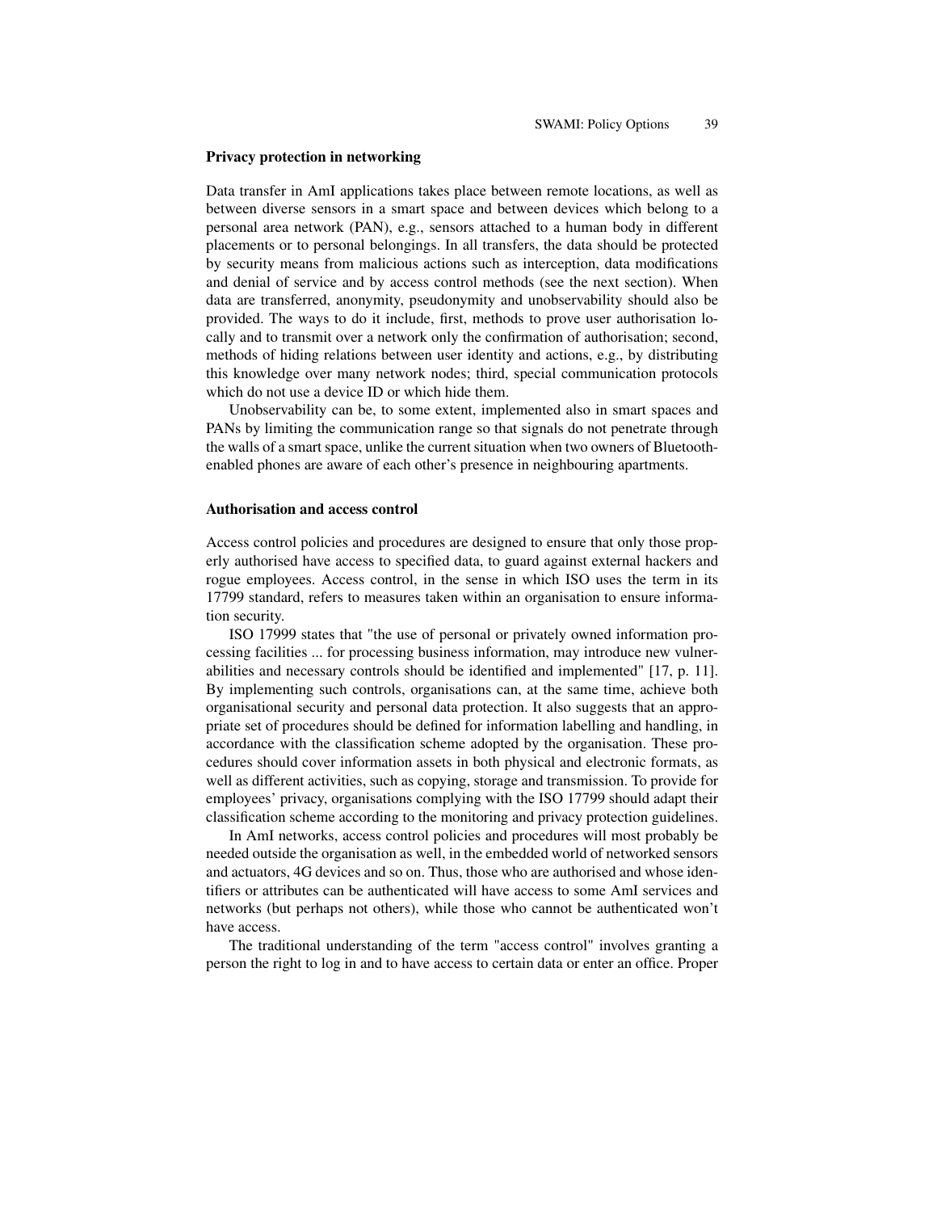### Privacy protection in networking

Data transfer in AmI applications takes place between remote locations, as well as between diverse sensors in a smart space and between devices which belong to a personal area network (PAN), e.g., sensors attached to a human body in different placements or to personal belongings. In all transfers, the data should be protected by security means from malicious actions such as interception, data modifications and denial of service and by access control methods (see the next section). When data are transferred, anonymity, pseudonymity and unobservability should also be provided. The ways to do it include, first, methods to prove user authorisation locally and to transmit over a network only the confirmation of authorisation; second, methods of hiding relations between user identity and actions, e.g., by distributing this knowledge over many network nodes; third, special communication protocols which do not use a device ID or which hide them.

Unobservability can be, to some extent, implemented also in smart spaces and PANs by limiting the communication range so that signals do not penetrate through the walls of a smart space, unlike the current situation when two owners of Bluetooth-enabled phones are aware of each other's presence in neighbouring apartments.

### Authorisation and access control

Access control policies and procedures are designed to ensure that only those properly authorised have access to specified data, to guard against external hackers and rogue employees. Access control, in the sense in which ISO uses the term in its 17799 standard, refers to measures taken within an organisation to ensure information security.

ISO 17999 states that "the use of personal or privately owned information processing facilities ... for processing business information, may introduce new vulnerabilities and necessary controls should be identified and implemented" [17, p. 11]. By implementing such controls, organisations can, at the same time, achieve both organisational security and personal data protection. It also suggests that an appropriate set of procedures should be defined for information labelling and handling, in accordance with the classification scheme adopted by the organisation. These procedures should cover information assets in both physical and electronic formats, as well as different activities, such as copying, storage and transmission. To provide for employees' privacy, organisations complying with the ISO 17799 should adapt their classification scheme according to the monitoring and privacy protection guidelines.

In AmI networks, access control policies and procedures will most probably be needed outside the organisation as well, in the embedded world of networked sensors and actuators, 4G devices and so on. Thus, those who are authorised and whose identifiers or attributes can be authenticated will have access to some AmI services and networks (but perhaps not others), while those who cannot be authenticated won't have access.

The traditional understanding of the term "access control" involves granting a person the right to log in and to have access to certain data or enter an office. Proper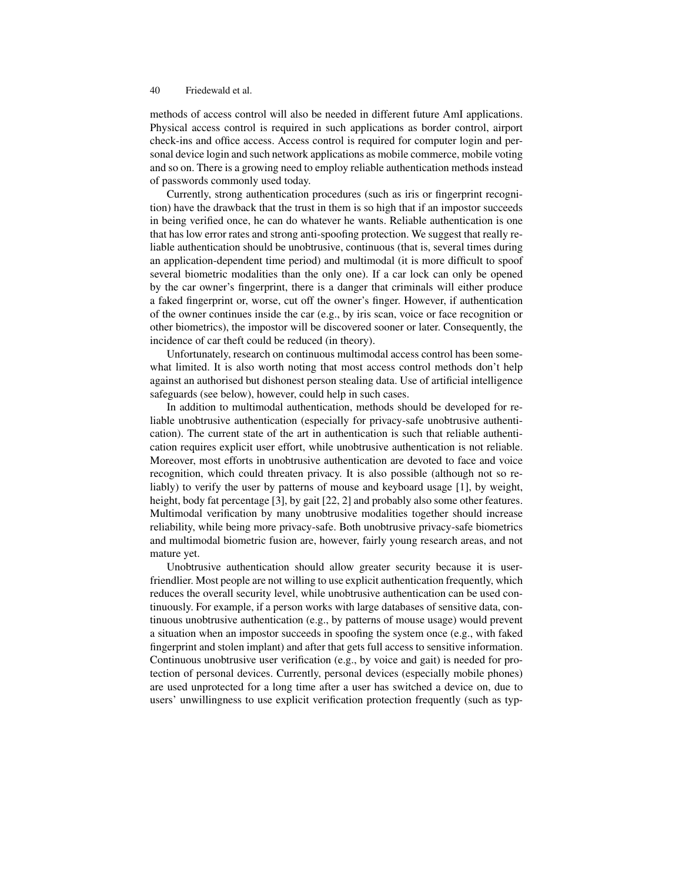methods of access control will also be needed in different future AmI applications. Physical access control is required in such applications as border control, airport check-ins and office access. Access control is required for computer login and personal device login and such network applications as mobile commerce, mobile voting and so on. There is a growing need to employ reliable authentication methods instead of passwords commonly used today.

Currently, strong authentication procedures (such as iris or fingerprint recognition) have the drawback that the trust in them is so high that if an impostor succeeds in being verified once, he can do whatever he wants. Reliable authentication is one that has low error rates and strong anti-spoofing protection. We suggest that really reliable authentication should be unobtrusive, continuous (that is, several times during an application-dependent time period) and multimodal (it is more difficult to spoof several biometric modalities than the only one). If a car lock can only be opened by the car owner's fingerprint, there is a danger that criminals will either produce a faked fingerprint or, worse, cut off the owner's finger. However, if authentication of the owner continues inside the car (e.g., by iris scan, voice or face recognition or other biometrics), the impostor will be discovered sooner or later. Consequently, the incidence of car theft could be reduced (in theory).

Unfortunately, research on continuous multimodal access control has been somewhat limited. It is also worth noting that most access control methods don't help against an authorised but dishonest person stealing data. Use of artificial intelligence safeguards (see below), however, could help in such cases.

In addition to multimodal authentication, methods should be developed for reliable unobtrusive authentication (especially for privacy-safe unobtrusive authentication). The current state of the art in authentication is such that reliable authentication requires explicit user effort, while unobtrusive authentication is not reliable. Moreover, most efforts in unobtrusive authentication are devoted to face and voice recognition, which could threaten privacy. It is also possible (although not so reliably) to verify the user by patterns of mouse and keyboard usage [1], by weight, height, body fat percentage [3], by gait [22, 2] and probably also some other features. Multimodal verification by many unobtrusive modalities together should increase reliability, while being more privacy-safe. Both unobtrusive privacy-safe biometrics and multimodal biometric fusion are, however, fairly young research areas, and not mature yet.

Unobtrusive authentication should allow greater security because it is user-friendlier. Most people are not willing to use explicit authentication frequently, which reduces the overall security level, while unobtrusive authentication can be used continuously. For example, if a person works with large databases of sensitive data, continuous unobtrusive authentication (e.g., by patterns of mouse usage) would prevent a situation when an impostor succeeds in spoofing the system once (e.g., with faked fingerprint and stolen implant) and after that gets full access to sensitive information. Continuous unobtrusive user verification (e.g., by voice and gait) is needed for protection of personal devices. Currently, personal devices (especially mobile phones) are used unprotected for a long time after a user has switched a device on, due to users' unwillingness to use explicit verification protection frequently (such as typ-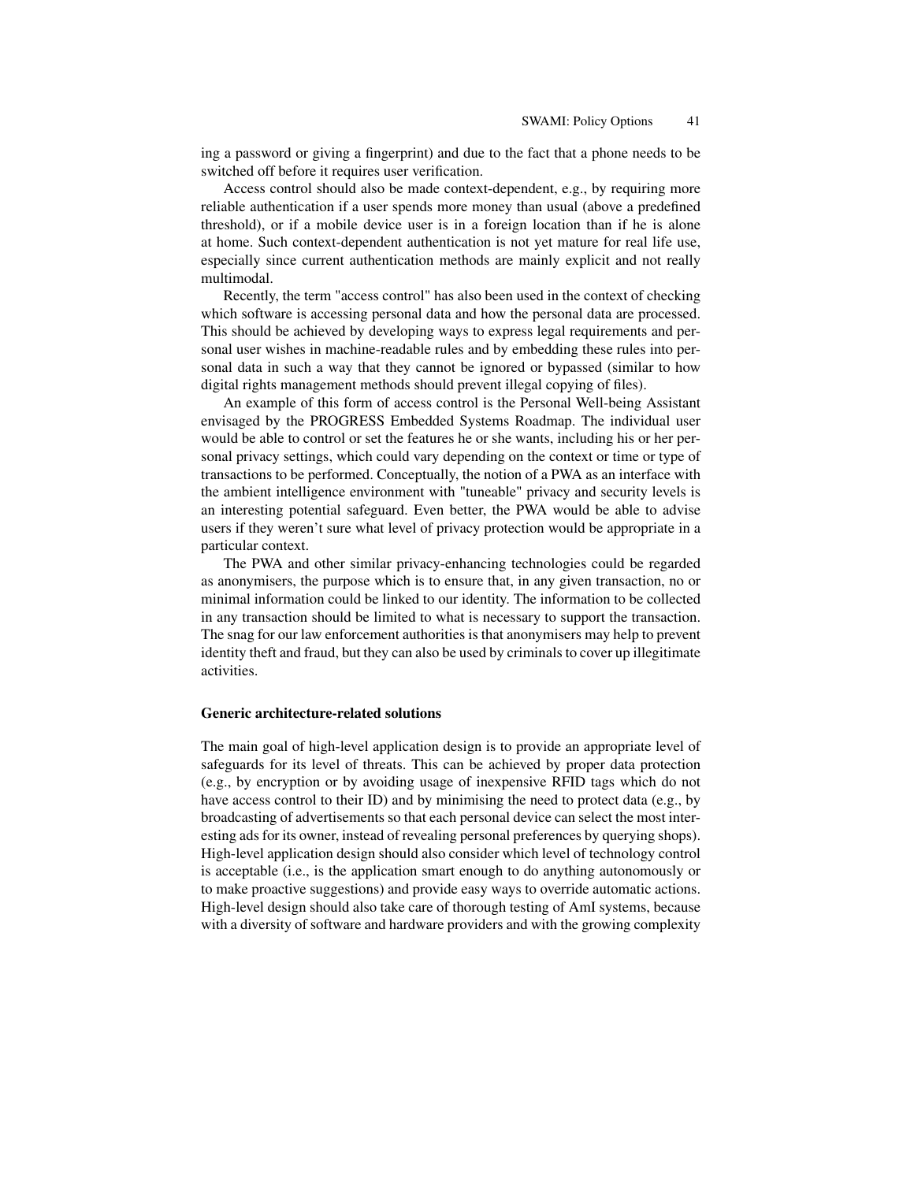ing a password or giving a fingerprint) and due to the fact that a phone needs to be switched off before it requires user verification.

Access control should also be made context-dependent, e.g., by requiring more reliable authentication if a user spends more money than usual (above a predefined threshold), or if a mobile device user is in a foreign location than if he is alone at home. Such context-dependent authentication is not yet mature for real life use, especially since current authentication methods are mainly explicit and not really multimodal.

Recently, the term "access control" has also been used in the context of checking which software is accessing personal data and how the personal data are processed. This should be achieved by developing ways to express legal requirements and personal user wishes in machine-readable rules and by embedding these rules into personal data in such a way that they cannot be ignored or bypassed (similar to how digital rights management methods should prevent illegal copying of files).

An example of this form of access control is the Personal Well-being Assistant envisaged by the PROGRESS Embedded Systems Roadmap. The individual user would be able to control or set the features he or she wants, including his or her personal privacy settings, which could vary depending on the context or time or type of transactions to be performed. Conceptually, the notion of a PWA as an interface with the ambient intelligence environment with "tuneable" privacy and security levels is an interesting potential safeguard. Even better, the PWA would be able to advise users if they weren't sure what level of privacy protection would be appropriate in a particular context.

The PWA and other similar privacy-enhancing technologies could be regarded as anonymisers, the purpose which is to ensure that, in any given transaction, no or minimal information could be linked to our identity. The information to be collected in any transaction should be limited to what is necessary to support the transaction. The snag for our law enforcement authorities is that anonymisers may help to prevent identity theft and fraud, but they can also be used by criminals to cover up illegitimate activities.

**Generic architecture-related solutions**

The main goal of high-level application design is to provide an appropriate level of safeguards for its level of threats. This can be achieved by proper data protection (e.g., by encryption or by avoiding usage of inexpensive RFID tags which do not have access control to their ID) and by minimising the need to protect data (e.g., by broadcasting of advertisements so that each personal device can select the most interesting ads for its owner, instead of revealing personal preferences by querying shops). High-level application design should also consider which level of technology control is acceptable (i.e., is the application smart enough to do anything autonomously or to make proactive suggestions) and provide easy ways to override automatic actions. High-level design should also take care of thorough testing of AmI systems, because with a diversity of software and hardware providers and with the growing complexity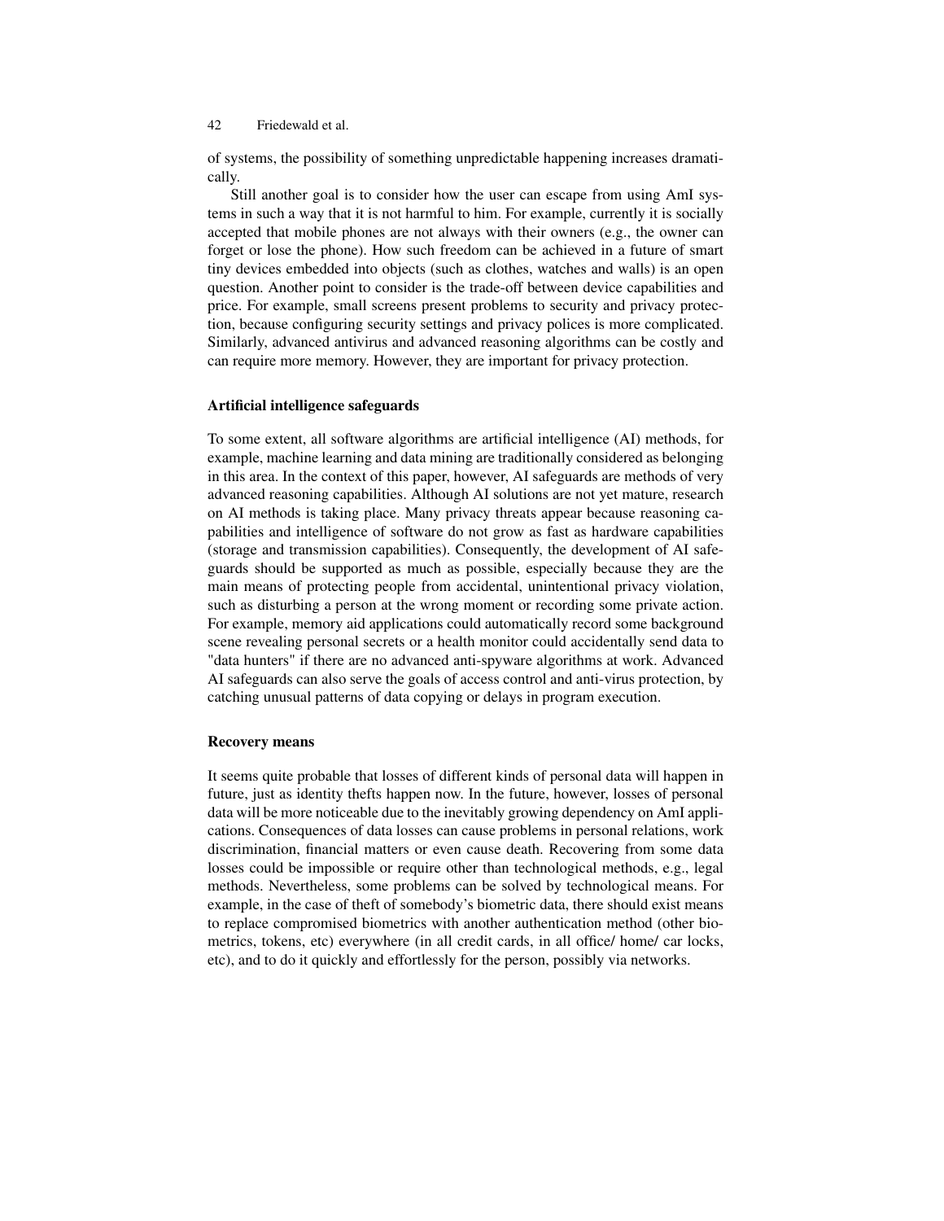of systems, the possibility of something unpredictable happening increases dramatically.

Still another goal is to consider how the user can escape from using AmI systems in such a way that it is not harmful to him. For example, currently it is socially accepted that mobile phones are not always with their owners (e.g., the owner can forget or lose the phone). How such freedom can be achieved in a future of smart tiny devices embedded into objects (such as clothes, watches and walls) is an open question. Another point to consider is the trade-off between device capabilities and price. For example, small screens present problems to security and privacy protection, because configuring security settings and privacy polices is more complicated. Similarly, advanced antivirus and advanced reasoning algorithms can be costly and can require more memory. However, they are important for privacy protection.

#### Artificial intelligence safeguards

To some extent, all software algorithms are artificial intelligence (AI) methods, for example, machine learning and data mining are traditionally considered as belonging in this area. In the context of this paper, however, AI safeguards are methods of very advanced reasoning capabilities. Although AI solutions are not yet mature, research on AI methods is taking place. Many privacy threats appear because reasoning capabilities and intelligence of software do not grow as fast as hardware capabilities (storage and transmission capabilities). Consequently, the development of AI safeguards should be supported as much as possible, especially because they are the main means of protecting people from accidental, unintentional privacy violation, such as disturbing a person at the wrong moment or recording some private action. For example, memory aid applications could automatically record some background scene revealing personal secrets or a health monitor could accidentally send data to "data hunters" if there are no advanced anti-spyware algorithms at work. Advanced AI safeguards can also serve the goals of access control and anti-virus protection, by catching unusual patterns of data copying or delays in program execution.

#### Recovery means

It seems quite probable that losses of different kinds of personal data will happen in future, just as identity thefts happen now. In the future, however, losses of personal data will be more noticeable due to the inevitably growing dependency on AmI applications. Consequences of data losses can cause problems in personal relations, work discrimination, financial matters or even cause death. Recovering from some data losses could be impossible or require other than technological methods, e.g., legal methods. Nevertheless, some problems can be solved by technological means. For example, in the case of theft of somebody's biometric data, there should exist means to replace compromised biometrics with another authentication method (other biometrics, tokens, etc) everywhere (in all credit cards, in all office/ home/ car locks, etc), and to do it quickly and effortlessly for the person, possibly via networks.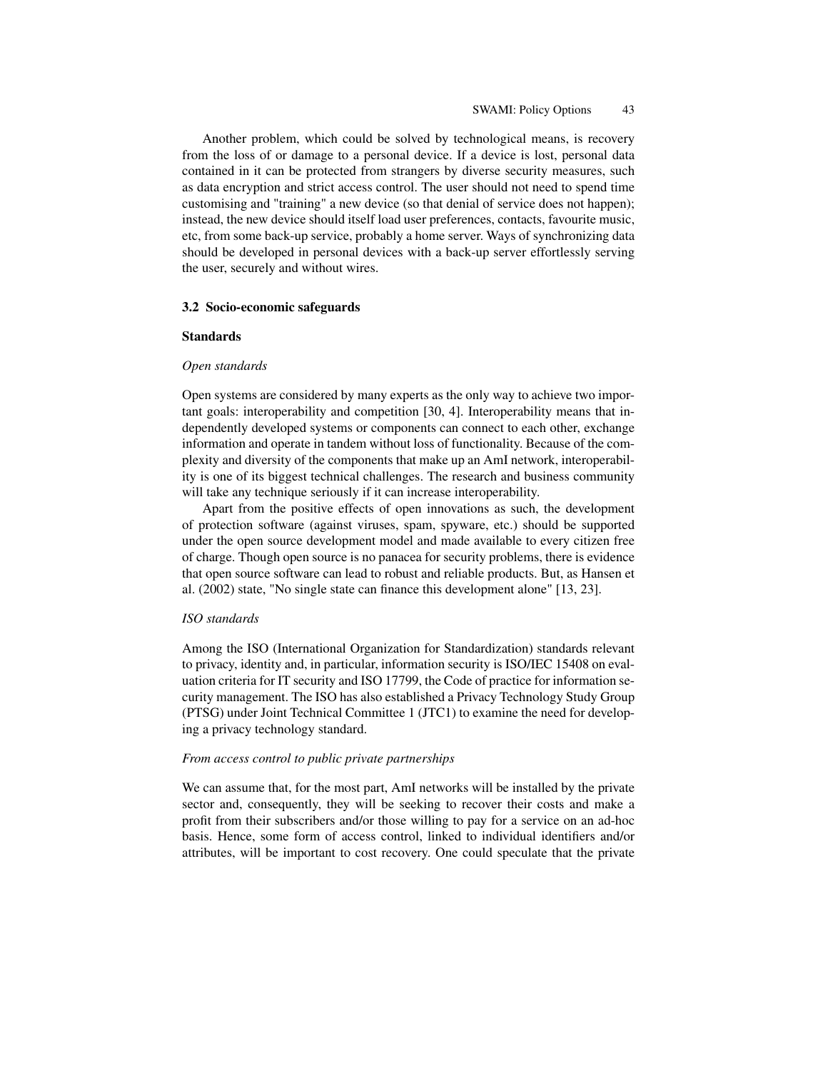Another problem, which could be solved by technological means, is recovery from the loss of or damage to a personal device. If a device is lost, personal data contained in it can be protected from strangers by diverse security measures, such as data encryption and strict access control. The user should not need to spend time customising and "training" a new device (so that denial of service does not happen); instead, the new device should itself load user preferences, contacts, favourite music, etc, from some back-up service, probably a home server. Ways of synchronizing data should be developed in personal devices with a back-up server effortlessly serving the user, securely and without wires.

### 3.2 Socio-economic safeguards

#### Standards

*Open standards*

Open systems are considered by many experts as the only way to achieve two important goals: interoperability and competition [30, 4]. Interoperability means that independently developed systems or components can connect to each other, exchange information and operate in tandem without loss of functionality. Because of the complexity and diversity of the components that make up an AmI network, interoperability is one of its biggest technical challenges. The research and business community will take any technique seriously if it can increase interoperability.

Apart from the positive effects of open innovations as such, the development of protection software (against viruses, spam, spyware, etc.) should be supported under the open source development model and made available to every citizen free of charge. Though open source is no panacea for security problems, there is evidence that open source software can lead to robust and reliable products. But, as Hansen et al. (2002) state, "No single state can finance this development alone" [13, 23].

*ISO standards*

Among the ISO (International Organization for Standardization) standards relevant to privacy, identity and, in particular, information security is ISO/IEC 15408 on evaluation criteria for IT security and ISO 17799, the Code of practice for information security management. The ISO has also established a Privacy Technology Study Group (PTSG) under Joint Technical Committee 1 (JTC1) to examine the need for developing a privacy technology standard.

*From access control to public private partnerships*

We can assume that, for the most part, AmI networks will be installed by the private sector and, consequently, they will be seeking to recover their costs and make a profit from their subscribers and/or those willing to pay for a service on an ad-hoc basis. Hence, some form of access control, linked to individual identifiers and/or attributes, will be important to cost recovery. One could speculate that the private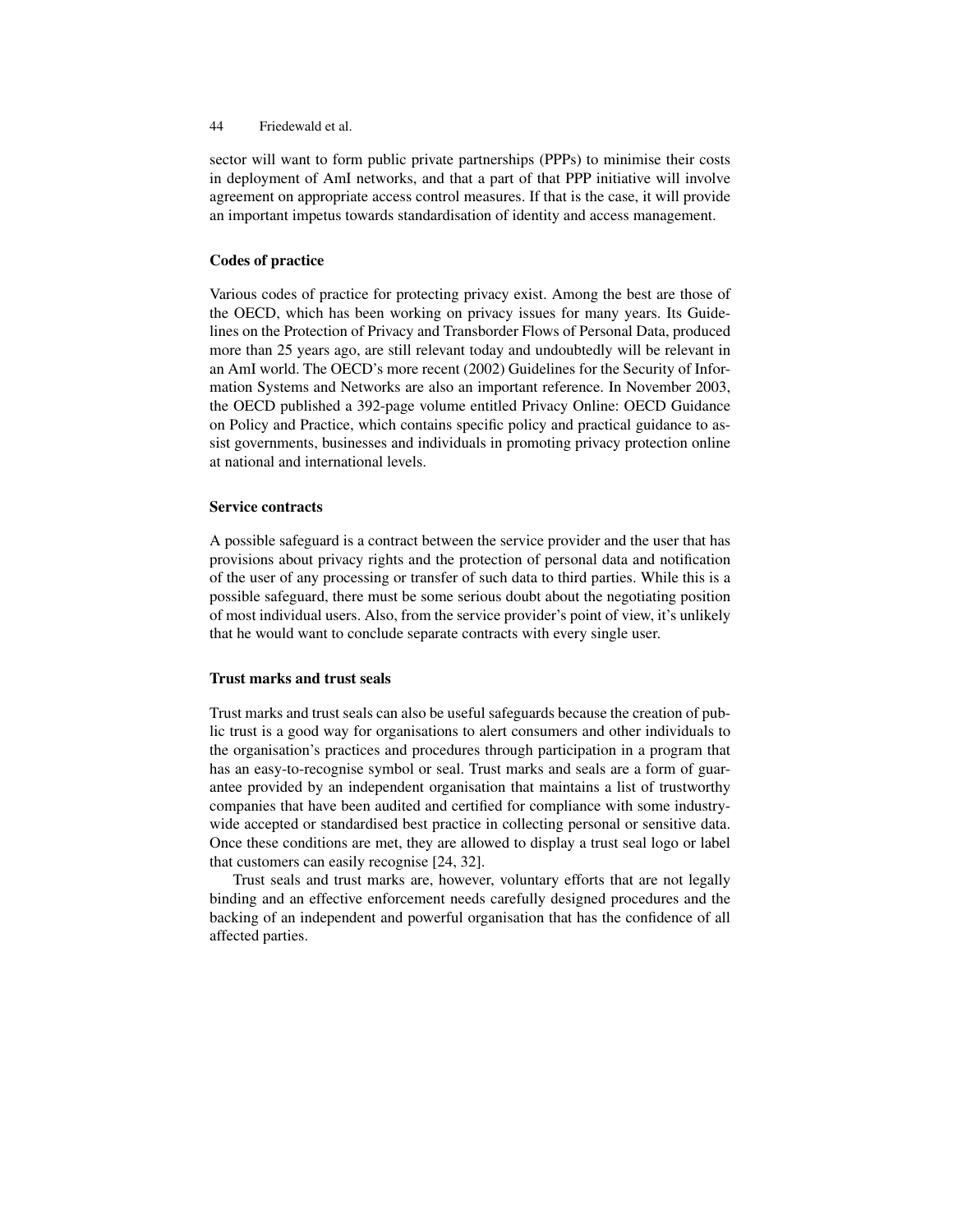sector will want to form public private partnerships (PPPs) to minimise their costs in deployment of AmI networks, and that a part of that PPP initiative will involve agreement on appropriate access control measures. If that is the case, it will provide an important impetus towards standardisation of identity and access management.

#### Codes of practice

Various codes of practice for protecting privacy exist. Among the best are those of the OECD, which has been working on privacy issues for many years. Its Guidelines on the Protection of Privacy and Transborder Flows of Personal Data, produced more than 25 years ago, are still relevant today and undoubtedly will be relevant in an AmI world. The OECD's more recent (2002) Guidelines for the Security of Information Systems and Networks are also an important reference. In November 2003, the OECD published a 392-page volume entitled Privacy Online: OECD Guidance on Policy and Practice, which contains specific policy and practical guidance to assist governments, businesses and individuals in promoting privacy protection online at national and international levels.

#### Service contracts

A possible safeguard is a contract between the service provider and the user that has provisions about privacy rights and the protection of personal data and notification of the user of any processing or transfer of such data to third parties. While this is a possible safeguard, there must be some serious doubt about the negotiating position of most individual users. Also, from the service provider's point of view, it's unlikely that he would want to conclude separate contracts with every single user.

#### Trust marks and trust seals

Trust marks and trust seals can also be useful safeguards because the creation of public trust is a good way for organisations to alert consumers and other individuals to the organisation's practices and procedures through participation in a program that has an easy-to-recognise symbol or seal. Trust marks and seals are a form of guarantee provided by an independent organisation that maintains a list of trustworthy companies that have been audited and certified for compliance with some industry-wide accepted or standardised best practice in collecting personal or sensitive data. Once these conditions are met, they are allowed to display a trust seal logo or label that customers can easily recognise [24, 32].

Trust seals and trust marks are, however, voluntary efforts that are not legally binding and an effective enforcement needs carefully designed procedures and the backing of an independent and powerful organisation that has the confidence of all affected parties.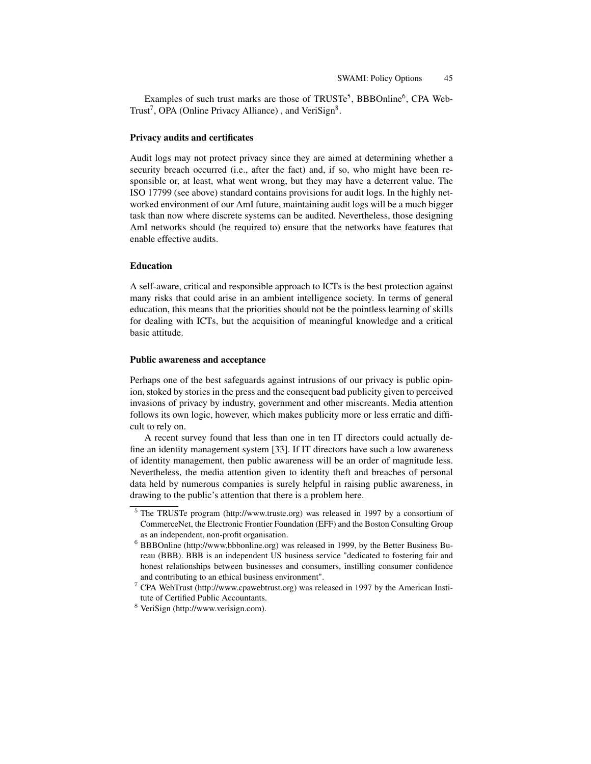Examples of such trust marks are those of TRUSTe[5], BBBOnline[6], CPA WebTrust[7], OPA (Online Privacy Alliance) , and VeriSign[8].

### Privacy audits and certificates

Audit logs may not protect privacy since they are aimed at determining whether a security breach occurred (i.e., after the fact) and, if so, who might have been responsible or, at least, what went wrong, but they may have a deterrent value. The ISO 17799 (see above) standard contains provisions for audit logs. In the highly networked environment of our AmI future, maintaining audit logs will be a much bigger task than now where discrete systems can be audited. Nevertheless, those designing AmI networks should (be required to) ensure that the networks have features that enable effective audits.

### Education

A self-aware, critical and responsible approach to ICTs is the best protection against many risks that could arise in an ambient intelligence society. In terms of general education, this means that the priorities should not be the pointless learning of skills for dealing with ICTs, but the acquisition of meaningful knowledge and a critical basic attitude.

### Public awareness and acceptance

Perhaps one of the best safeguards against intrusions of our privacy is public opinion, stoked by stories in the press and the consequent bad publicity given to perceived invasions of privacy by industry, government and other miscreants. Media attention follows its own logic, however, which makes publicity more or less erratic and difficult to rely on.

A recent survey found that less than one in ten IT directors could actually define an identity management system [33]. If IT directors have such a low awareness of identity management, then public awareness will be an order of magnitude less. Nevertheless, the media attention given to identity theft and breaches of personal data held by numerous companies is surely helpful in raising public awareness, in drawing to the public's attention that there is a problem here.

---

[5] The TRUSTe program (http://www.truste.org) was released in 1997 by a consortium of CommerceNet, the Electronic Frontier Foundation (EFF) and the Boston Consulting Group as an independent, non-profit organisation.

[6] BBBOnline (http://www.bbbonline.org) was released in 1999, by the Better Business Bureau (BBB). BBB is an independent US business service "dedicated to fostering fair and honest relationships between businesses and consumers, instilling consumer confidence and contributing to an ethical business environment".

[7] CPA WebTrust (http://www.cpawebtrust.org) was released in 1997 by the American Institute of Certified Public Accountants.

[8] VeriSign (http://www.verisign.com).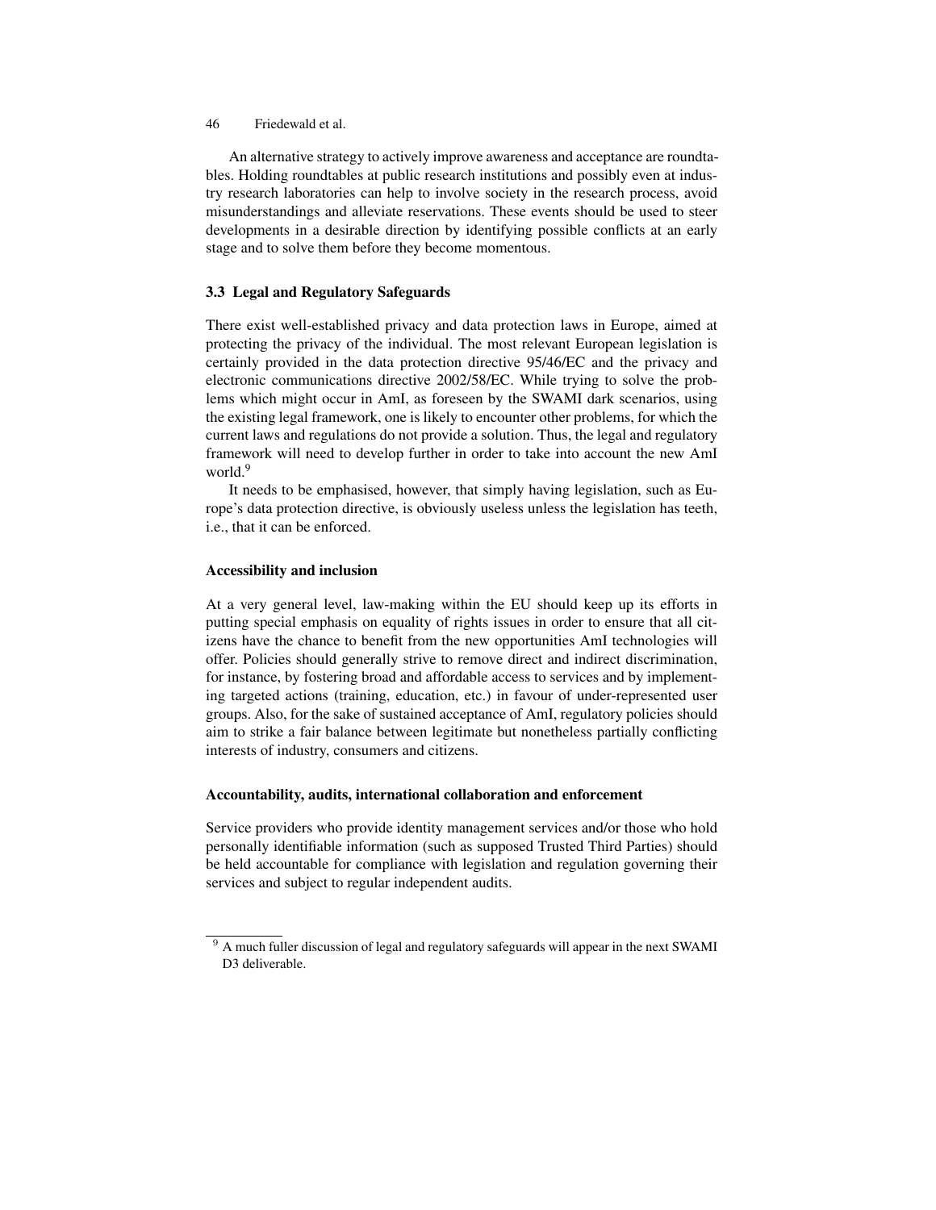An alternative strategy to actively improve awareness and acceptance are roundtables. Holding roundtables at public research institutions and possibly even at industry research laboratories can help to involve society in the research process, avoid misunderstandings and alleviate reservations. These events should be used to steer developments in a desirable direction by identifying possible conflicts at an early stage and to solve them before they become momentous.

### 3.3 Legal and Regulatory Safeguards

There exist well-established privacy and data protection laws in Europe, aimed at protecting the privacy of the individual. The most relevant European legislation is certainly provided in the data protection directive 95/46/EC and the privacy and electronic communications directive 2002/58/EC. While trying to solve the problems which might occur in AmI, as foreseen by the SWAMI dark scenarios, using the existing legal framework, one is likely to encounter other problems, for which the current laws and regulations do not provide a solution. Thus, the legal and regulatory framework will need to develop further in order to take into account the new AmI world.[9]

It needs to be emphasised, however, that simply having legislation, such as Europe's data protection directive, is obviously useless unless the legislation has teeth, i.e., that it can be enforced.

#### Accessibility and inclusion

At a very general level, law-making within the EU should keep up its efforts in putting special emphasis on equality of rights issues in order to ensure that all citizens have the chance to benefit from the new opportunities AmI technologies will offer. Policies should generally strive to remove direct and indirect discrimination, for instance, by fostering broad and affordable access to services and by implementing targeted actions (training, education, etc.) in favour of under-represented user groups. Also, for the sake of sustained acceptance of AmI, regulatory policies should aim to strike a fair balance between legitimate but nonetheless partially conflicting interests of industry, consumers and citizens.

#### Accountability, audits, international collaboration and enforcement

Service providers who provide identity management services and/or those who hold personally identifiable information (such as supposed Trusted Third Parties) should be held accountable for compliance with legislation and regulation governing their services and subject to regular independent audits.

---

[9] A much fuller discussion of legal and regulatory safeguards will appear in the next SWAMI D3 deliverable.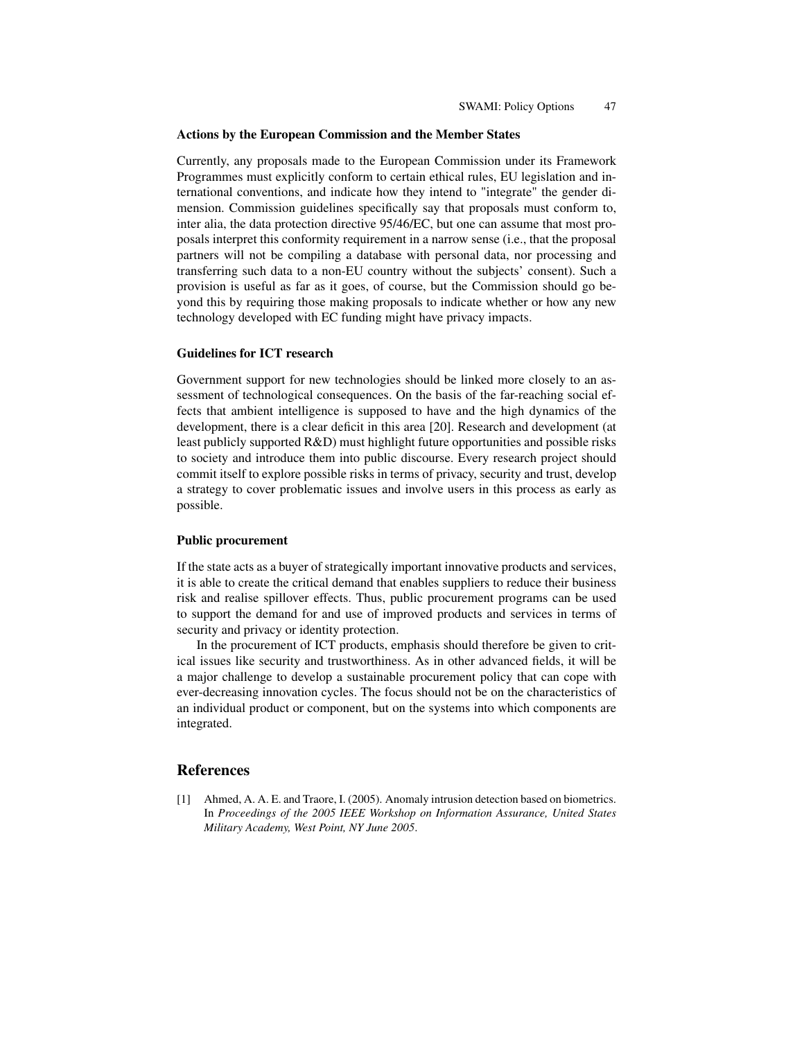### Actions by the European Commission and the Member States

Currently, any proposals made to the European Commission under its Framework Programmes must explicitly conform to certain ethical rules, EU legislation and international conventions, and indicate how they intend to "integrate" the gender dimension. Commission guidelines specifically say that proposals must conform to, inter alia, the data protection directive 95/46/EC, but one can assume that most proposals interpret this conformity requirement in a narrow sense (i.e., that the proposal partners will not be compiling a database with personal data, nor processing and transferring such data to a non-EU country without the subjects' consent). Such a provision is useful as far as it goes, of course, but the Commission should go beyond this by requiring those making proposals to indicate whether or how any new technology developed with EC funding might have privacy impacts.

### Guidelines for ICT research

Government support for new technologies should be linked more closely to an assessment of technological consequences. On the basis of the far-reaching social effects that ambient intelligence is supposed to have and the high dynamics of the development, there is a clear deficit in this area [20]. Research and development (at least publicly supported R&D) must highlight future opportunities and possible risks to society and introduce them into public discourse. Every research project should commit itself to explore possible risks in terms of privacy, security and trust, develop a strategy to cover problematic issues and involve users in this process as early as possible.

### Public procurement

If the state acts as a buyer of strategically important innovative products and services, it is able to create the critical demand that enables suppliers to reduce their business risk and realise spillover effects. Thus, public procurement programs can be used to support the demand for and use of improved products and services in terms of security and privacy or identity protection.

In the procurement of ICT products, emphasis should therefore be given to critical issues like security and trustworthiness. As in other advanced fields, it will be a major challenge to develop a sustainable procurement policy that can cope with ever-decreasing innovation cycles. The focus should not be on the characteristics of an individual product or component, but on the systems into which components are integrated.

## References

[1] Ahmed, A. A. E. and Traore, I. (2005). Anomaly intrusion detection based on biometrics. In *Proceedings of the 2005 IEEE Workshop on Information Assurance, United States Military Academy, West Point, NY June 2005*.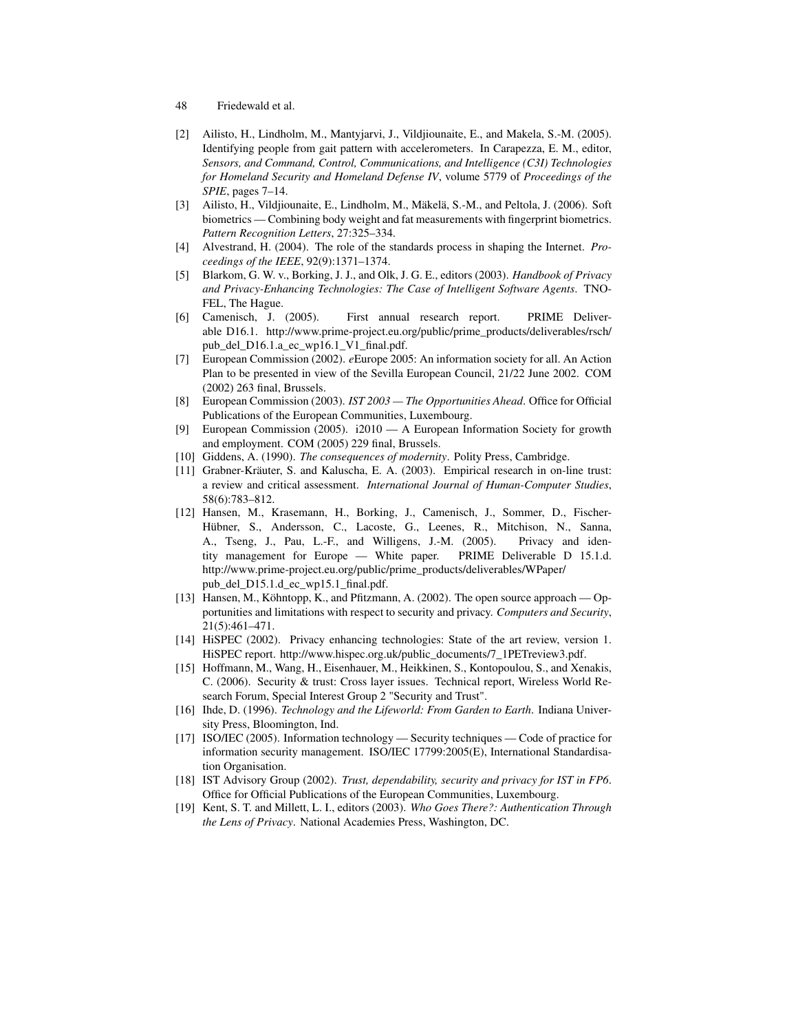[2] Ailisto, H., Lindholm, M., Mantyjarvi, J., Vildjiounaite, E., and Makela, S.-M. (2005). Identifying people from gait pattern with accelerometers. In Carapezza, E. M., editor, *Sensors, and Command, Control, Communications, and Intelligence (C3I) Technologies for Homeland Security and Homeland Defense IV*, volume 5779 of *Proceedings of the SPIE*, pages 7–14.

[3] Ailisto, H., Vildjiounaite, E., Lindholm, M., Mäkelä, S.-M., and Peltola, J. (2006). Soft biometrics — Combining body weight and fat measurements with fingerprint biometrics. *Pattern Recognition Letters*, 27:325–334.

[4] Alvestrand, H. (2004). The role of the standards process in shaping the Internet. *Proceedings of the IEEE*, 92(9):1371–1374.

[5] Blarkom, G. W. v., Borking, J. J., and Olk, J. G. E., editors (2003). *Handbook of Privacy and Privacy-Enhancing Technologies: The Case of Intelligent Software Agents*. TNO-FEL, The Hague.

[6] Camenisch, J. (2005). First annual research report. PRIME Deliverable D16.1. http://www.prime-project.eu.org/public/prime_products/deliverables/rsch/pub_del_D16.1.a_ec_wp16.1_V1_final.pdf.

[7] European Commission (2002). *e*Europe 2005: An information society for all. An Action Plan to be presented in view of the Sevilla European Council, 21/22 June 2002. COM (2002) 263 final, Brussels.

[8] European Commission (2003). *IST 2003 — The Opportunities Ahead*. Office for Official Publications of the European Communities, Luxembourg.

[9] European Commission (2005). i2010 — A European Information Society for growth and employment. COM (2005) 229 final, Brussels.

[10] Giddens, A. (1990). *The consequences of modernity*. Polity Press, Cambridge.

[11] Grabner-Kräuter, S. and Kaluscha, E. A. (2003). Empirical research in on-line trust: a review and critical assessment. *International Journal of Human-Computer Studies*, 58(6):783–812.

[12] Hansen, M., Krasemann, H., Borking, J., Camenisch, J., Sommer, D., Fischer-Hübner, S., Andersson, C., Lacoste, G., Leenes, R., Mitchison, N., Sanna, A., Tseng, J., Pau, L.-F., and Willigens, J.-M. (2005). Privacy and identity management for Europe — White paper. PRIME Deliverable D 15.1.d. http://www.prime-project.eu.org/public/prime_products/deliverables/WPaper/pub_del_D15.1.d_ec_wp15.1_final.pdf.

[13] Hansen, M., Köhntopp, K., and Pfitzmann, A. (2002). The open source approach — Opportunities and limitations with respect to security and privacy. *Computers and Security*, 21(5):461–471.

[14] HiSPEC (2002). Privacy enhancing technologies: State of the art review, version 1. HiSPEC report. http://www.hispec.org.uk/public_documents/7_1PETreview3.pdf.

[15] Hoffmann, M., Wang, H., Eisenhauer, M., Heikkinen, S., Kontopoulou, S., and Xenakis, C. (2006). Security & trust: Cross layer issues. Technical report, Wireless World Research Forum, Special Interest Group 2 "Security and Trust".

[16] Ihde, D. (1996). *Technology and the Lifeworld: From Garden to Earth*. Indiana University Press, Bloomington, Ind.

[17] ISO/IEC (2005). Information technology — Security techniques — Code of practice for information security management. ISO/IEC 17799:2005(E), International Standardisation Organisation.

[18] IST Advisory Group (2002). *Trust, dependability, security and privacy for IST in FP6*. Office for Official Publications of the European Communities, Luxembourg.

[19] Kent, S. T. and Millett, L. I., editors (2003). *Who Goes There?: Authentication Through the Lens of Privacy*. National Academies Press, Washington, DC.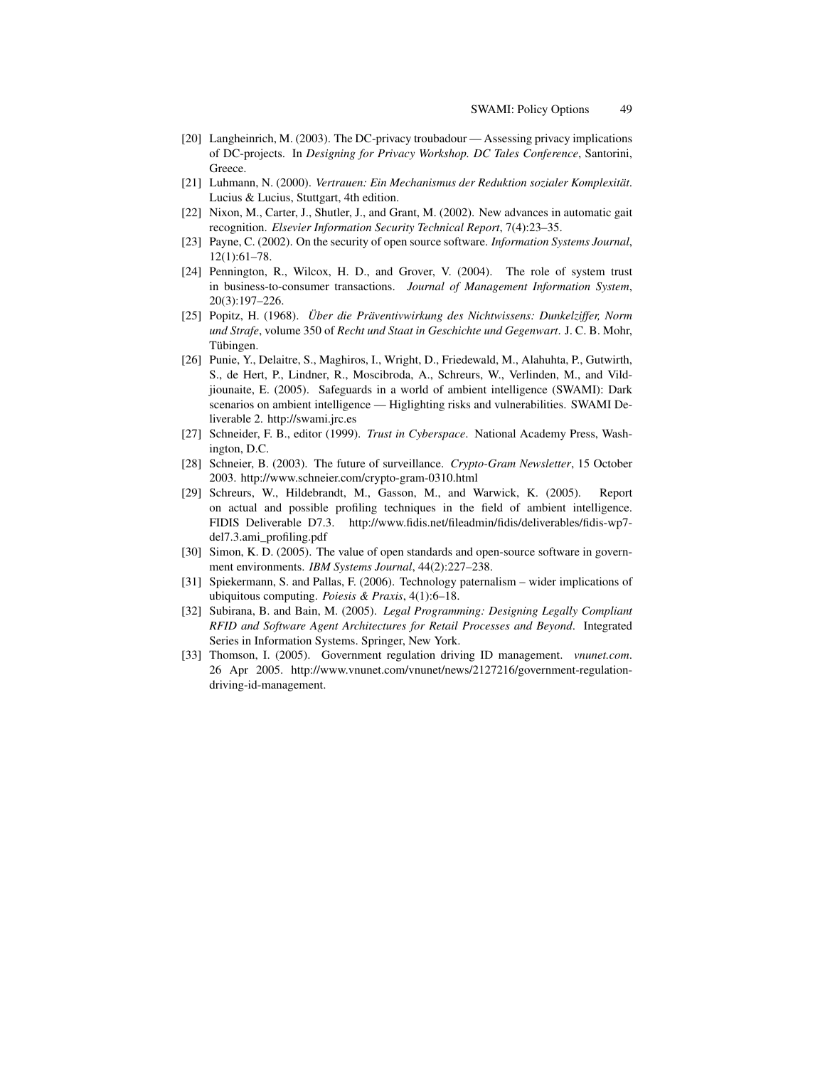[20] Langheinrich, M. (2003). The DC-privacy troubadour — Assessing privacy implications of DC-projects. In *Designing for Privacy Workshop. DC Tales Conference*, Santorini, Greece.

[21] Luhmann, N. (2000). *Vertrauen: Ein Mechanismus der Reduktion sozialer Komplexität*. Lucius & Lucius, Stuttgart, 4th edition.

[22] Nixon, M., Carter, J., Shutler, J., and Grant, M. (2002). New advances in automatic gait recognition. *Elsevier Information Security Technical Report*, 7(4):23–35.

[23] Payne, C. (2002). On the security of open source software. *Information Systems Journal*, 12(1):61–78.

[24] Pennington, R., Wilcox, H. D., and Grover, V. (2004). The role of system trust in business-to-consumer transactions. *Journal of Management Information System*, 20(3):197–226.

[25] Popitz, H. (1968). *Über die Präventivwirkung des Nichtwissens: Dunkelziffer, Norm und Strafe*, volume 350 of *Recht und Staat in Geschichte und Gegenwart*. J. C. B. Mohr, Tübingen.

[26] Punie, Y., Delaitre, S., Maghiros, I., Wright, D., Friedewald, M., Alahuhta, P., Gutwirth, S., de Hert, P., Lindner, R., Moscibroda, A., Schreurs, W., Verlinden, M., and Vildjiounaite, E. (2005). Safeguards in a world of ambient intelligence (SWAMI): Dark scenarios on ambient intelligence — Higlighting risks and vulnerabilities. SWAMI Deliverable 2. http://swami.jrc.es

[27] Schneider, F. B., editor (1999). *Trust in Cyberspace*. National Academy Press, Washington, D.C.

[28] Schneier, B. (2003). The future of surveillance. *Crypto-Gram Newsletter*, 15 October 2003. http://www.schneier.com/crypto-gram-0310.html

[29] Schreurs, W., Hildebrandt, M., Gasson, M., and Warwick, K. (2005). Report on actual and possible profiling techniques in the field of ambient intelligence. FIDIS Deliverable D7.3. http://www.fidis.net/fileadmin/fidis/deliverables/fidis-wp7-del7.3.ami_profiling.pdf

[30] Simon, K. D. (2005). The value of open standards and open-source software in government environments. *IBM Systems Journal*, 44(2):227–238.

[31] Spiekermann, S. and Pallas, F. (2006). Technology paternalism – wider implications of ubiquitous computing. *Poiesis & Praxis*, 4(1):6–18.

[32] Subirana, B. and Bain, M. (2005). *Legal Programming: Designing Legally Compliant RFID and Software Agent Architectures for Retail Processes and Beyond*. Integrated Series in Information Systems. Springer, New York.

[33] Thomson, I. (2005). Government regulation driving ID management. *vnunet.com*. 26 Apr 2005. http://www.vnunet.com/vnunet/news/2127216/government-regulation-driving-id-management.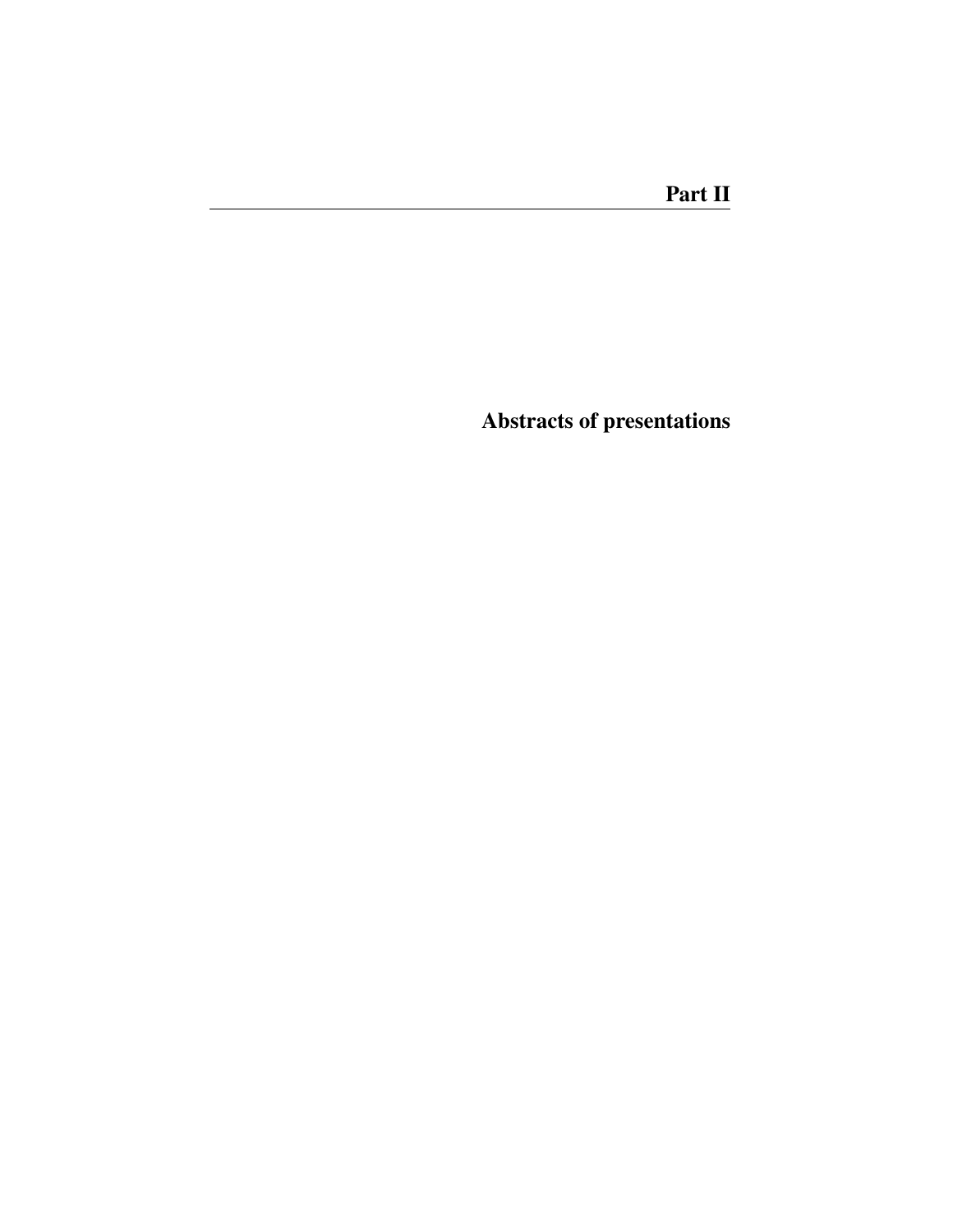# Part II

## Abstracts of presentations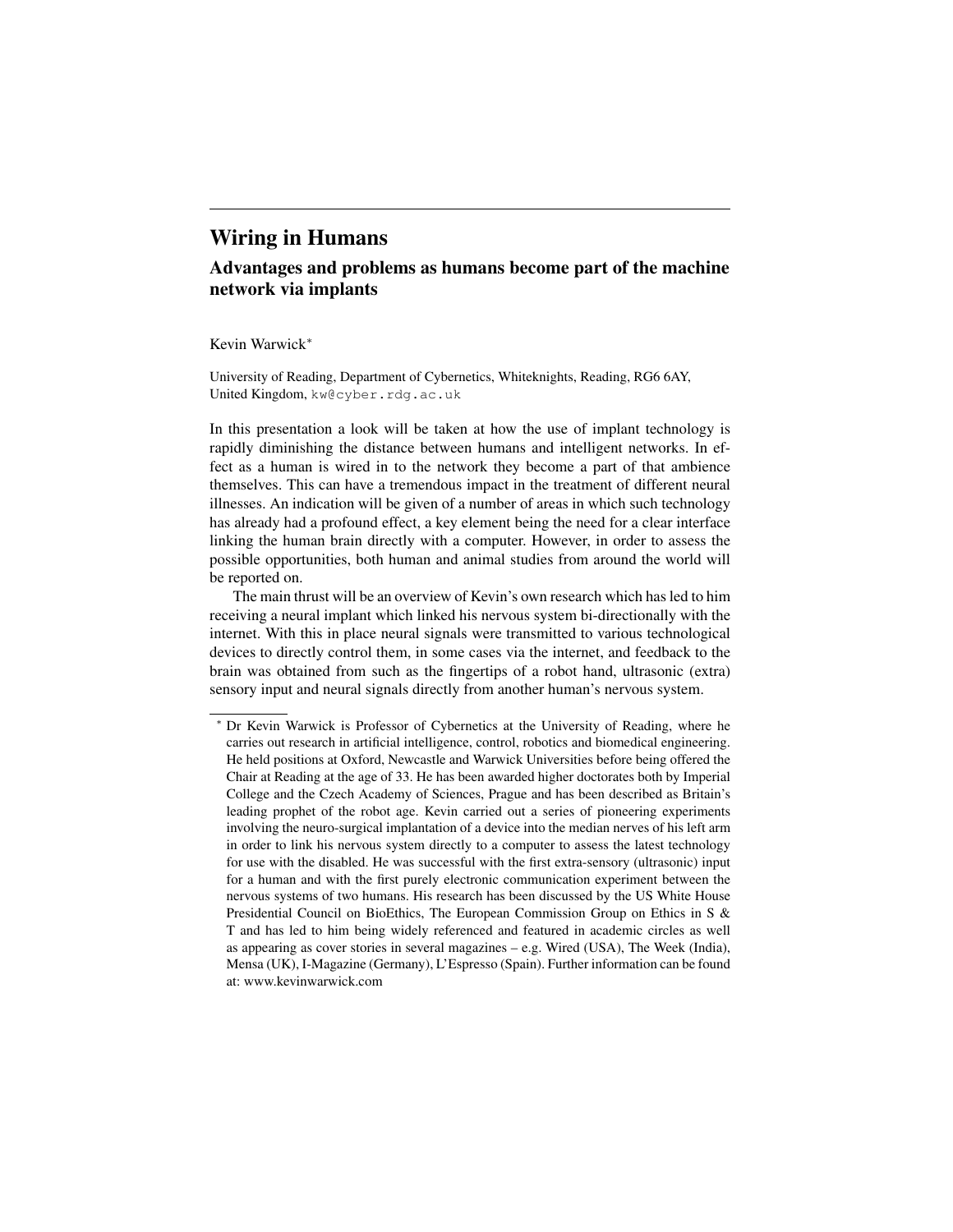# Wiring in Humans

## Advantages and problems as humans become part of the machine network via implants

Kevin Warwick*

University of Reading, Department of Cybernetics, Whiteknights, Reading, RG6 6AY, United Kingdom, kw@cyber.rdg.ac.uk

In this presentation a look will be taken at how the use of implant technology is rapidly diminishing the distance between humans and intelligent networks. In effect as a human is wired in to the network they become a part of that ambience themselves. This can have a tremendous impact in the treatment of different neural illnesses. An indication will be given of a number of areas in which such technology has already had a profound effect, a key element being the need for a clear interface linking the human brain directly with a computer. However, in order to assess the possible opportunities, both human and animal studies from around the world will be reported on.

The main thrust will be an overview of Kevin's own research which has led to him receiving a neural implant which linked his nervous system bi-directionally with the internet. With this in place neural signals were transmitted to various technological devices to directly control them, in some cases via the internet, and feedback to the brain was obtained from such as the fingertips of a robot hand, ultrasonic (extra) sensory input and neural signals directly from another human's nervous system.

---

* Dr Kevin Warwick is Professor of Cybernetics at the University of Reading, where he carries out research in artificial intelligence, control, robotics and biomedical engineering. He held positions at Oxford, Newcastle and Warwick Universities before being offered the Chair at Reading at the age of 33. He has been awarded higher doctorates both by Imperial College and the Czech Academy of Sciences, Prague and has been described as Britain's leading prophet of the robot age. Kevin carried out a series of pioneering experiments involving the neuro-surgical implantation of a device into the median nerves of his left arm in order to link his nervous system directly to a computer to assess the latest technology for use with the disabled. He was successful with the first extra-sensory (ultrasonic) input for a human and with the first purely electronic communication experiment between the nervous systems of two humans. His research has been discussed by the US White House Presidential Council on BioEthics, The European Commission Group on Ethics in S & T and has led to him being widely referenced and featured in academic circles as well as appearing as cover stories in several magazines – e.g. Wired (USA), The Week (India), Mensa (UK), I-Magazine (Germany), L'Espresso (Spain). Further information can be found at: www.kevinwarwick.com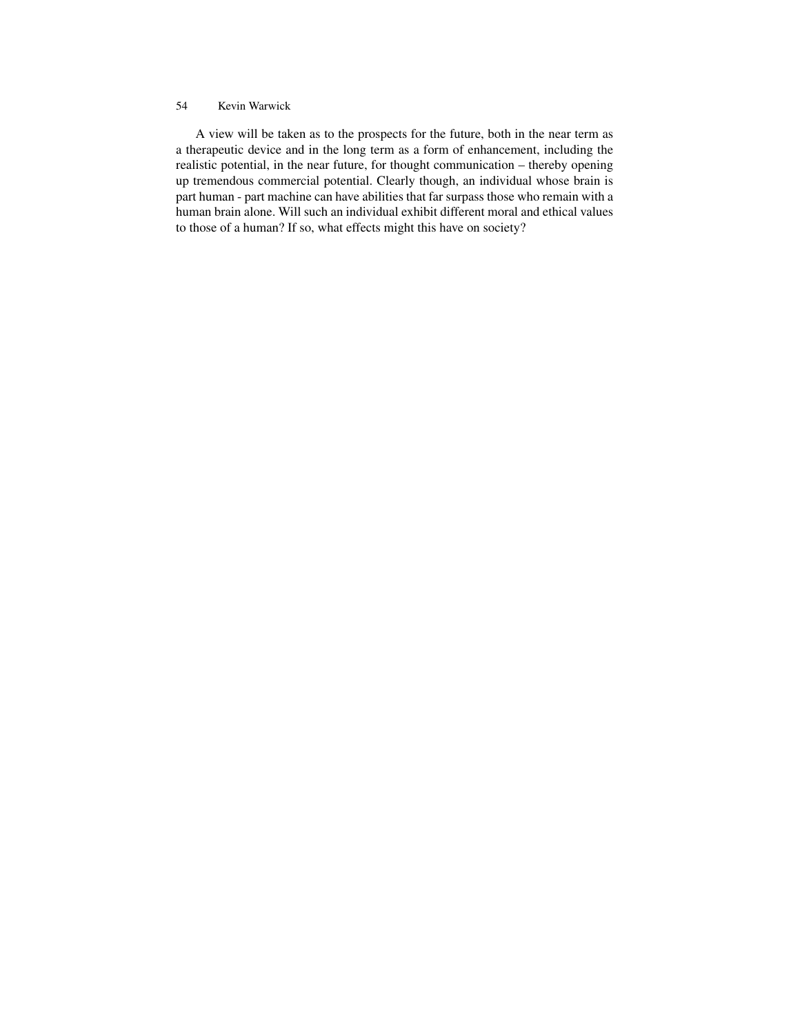A view will be taken as to the prospects for the future, both in the near term as a therapeutic device and in the long term as a form of enhancement, including the realistic potential, in the near future, for thought communication – thereby opening up tremendous commercial potential. Clearly though, an individual whose brain is part human - part machine can have abilities that far surpass those who remain with a human brain alone. Will such an individual exhibit different moral and ethical values to those of a human? If so, what effects might this have on society?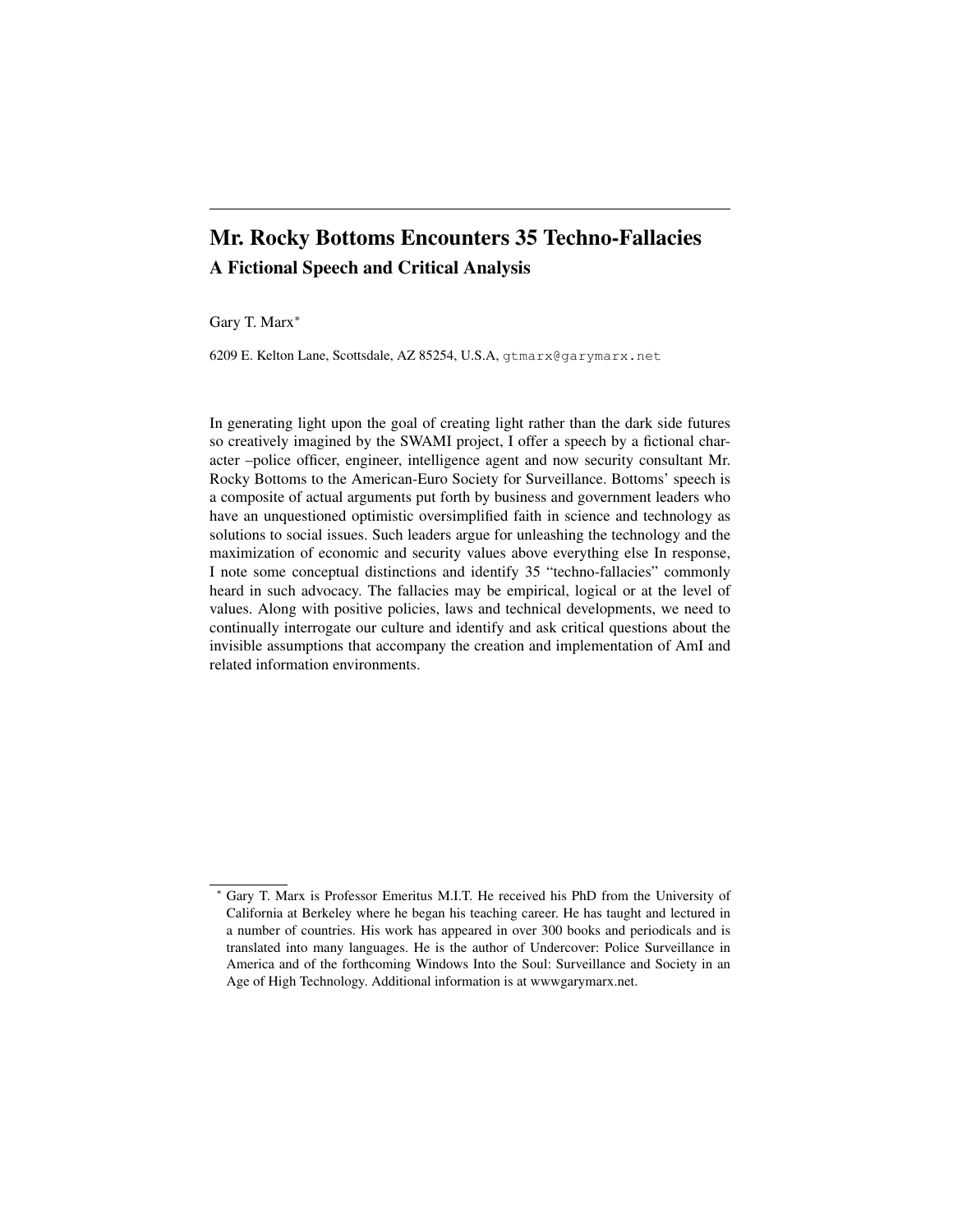# Mr. Rocky Bottoms Encounters 35 Techno-Fallacies

## A Fictional Speech and Critical Analysis

Gary T. Marx*

6209 E. Kelton Lane, Scottsdale, AZ 85254, U.S.A, gtmarx@garymarx.net

In generating light upon the goal of creating light rather than the dark side futures so creatively imagined by the SWAMI project, I offer a speech by a fictional character –police officer, engineer, intelligence agent and now security consultant Mr. Rocky Bottoms to the American-Euro Society for Surveillance. Bottoms' speech is a composite of actual arguments put forth by business and government leaders who have an unquestioned optimistic oversimplified faith in science and technology as solutions to social issues. Such leaders argue for unleashing the technology and the maximization of economic and security values above everything else In response, I note some conceptual distinctions and identify 35 "techno-fallacies" commonly heard in such advocacy. The fallacies may be empirical, logical or at the level of values. Along with positive policies, laws and technical developments, we need to continually interrogate our culture and identify and ask critical questions about the invisible assumptions that accompany the creation and implementation of AmI and related information environments.

---

* Gary T. Marx is Professor Emeritus M.I.T. He received his PhD from the University of California at Berkeley where he began his teaching career. He has taught and lectured in a number of countries. His work has appeared in over 300 books and periodicals and is translated into many languages. He is the author of Undercover: Police Surveillance in America and of the forthcoming Windows Into the Soul: Surveillance and Society in an Age of High Technology. Additional information is at wwwgarymarx.net.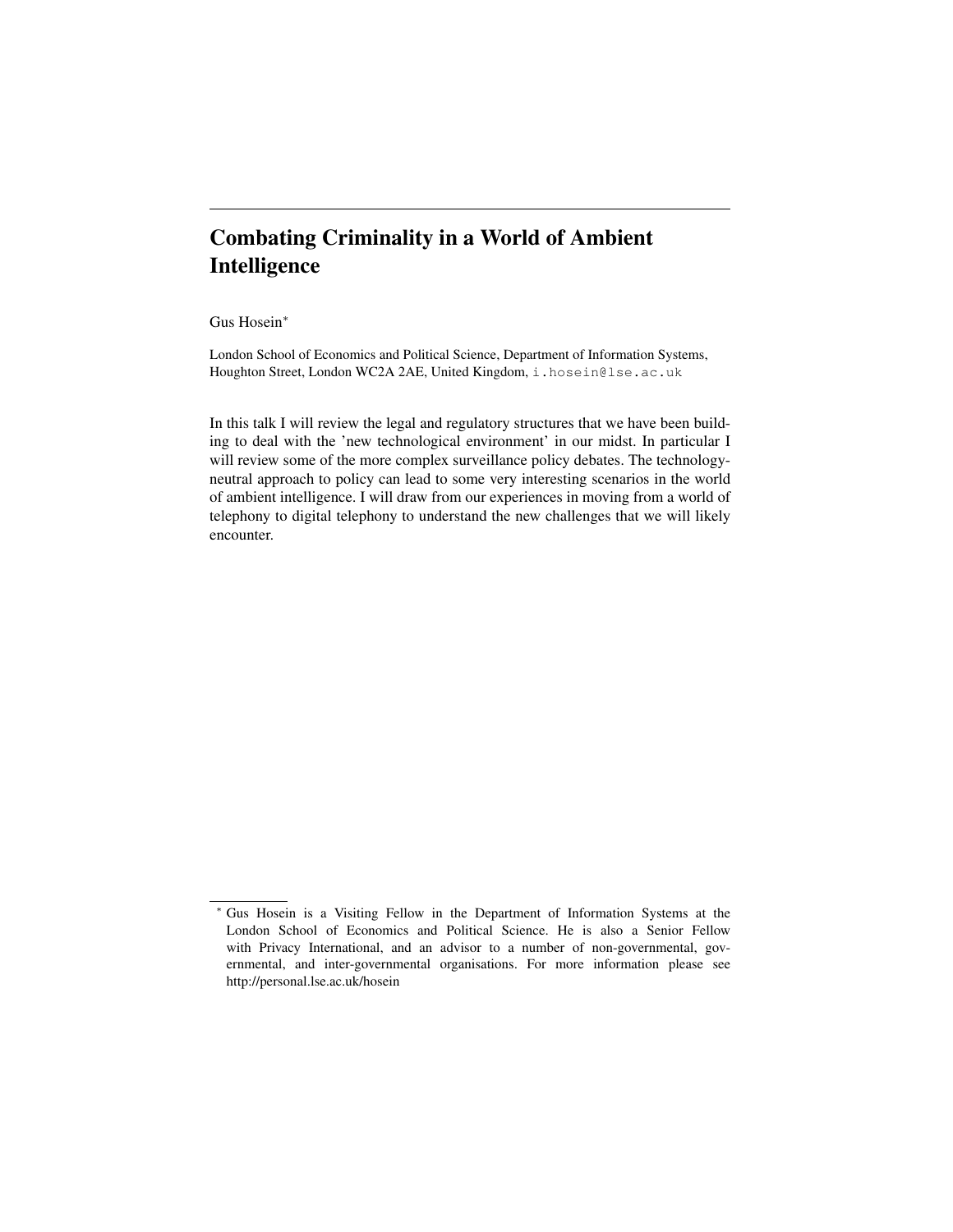# Combating Criminality in a World of Ambient Intelligence

Gus Hosein*

London School of Economics and Political Science, Department of Information Systems, Houghton Street, London WC2A 2AE, United Kingdom, `i.hosein@lse.ac.uk`

In this talk I will review the legal and regulatory structures that we have been building to deal with the 'new technological environment' in our midst. In particular I will review some of the more complex surveillance policy debates. The technology-neutral approach to policy can lead to some very interesting scenarios in the world of ambient intelligence. I will draw from our experiences in moving from a world of telephony to digital telephony to understand the new challenges that we will likely encounter.

---

* Gus Hosein is a Visiting Fellow in the Department of Information Systems at the London School of Economics and Political Science. He is also a Senior Fellow with Privacy International, and an advisor to a number of non-governmental, governmental, and inter-governmental organisations. For more information please see http://personal.lse.ac.uk/hosein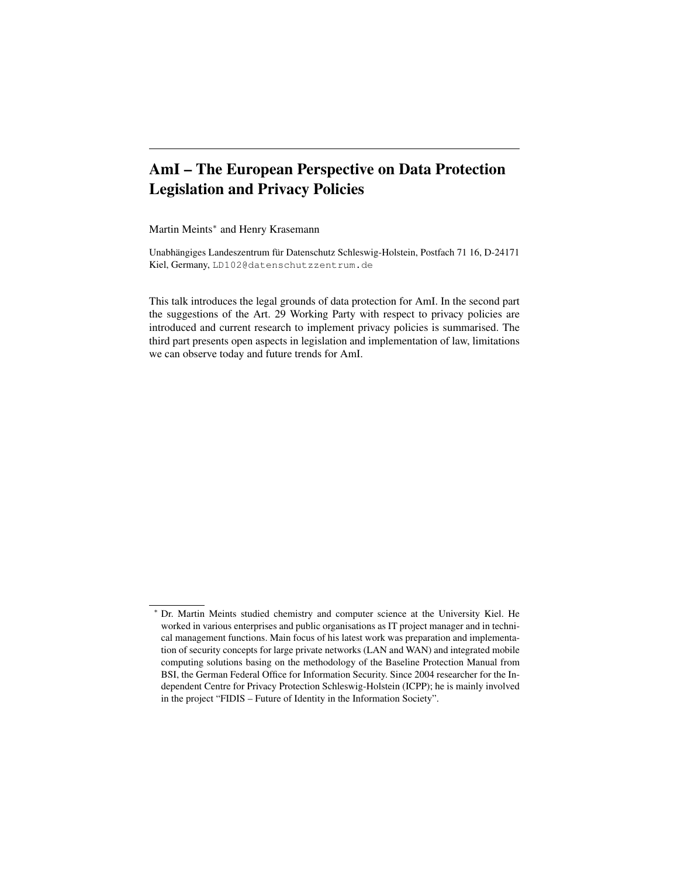# AmI – The European Perspective on Data Protection Legislation and Privacy Policies

Martin Meints* and Henry Krasemann

Unabhängiges Landeszentrum für Datenschutz Schleswig-Holstein, Postfach 71 16, D-24171 Kiel, Germany, LD102@datenschutzzentrum.de

This talk introduces the legal grounds of data protection for AmI. In the second part the suggestions of the Art. 29 Working Party with respect to privacy policies are introduced and current research to implement privacy policies is summarised. The third part presents open aspects in legislation and implementation of law, limitations we can observe today and future trends for AmI.

---

* Dr. Martin Meints studied chemistry and computer science at the University Kiel. He worked in various enterprises and public organisations as IT project manager and in technical management functions. Main focus of his latest work was preparation and implementation of security concepts for large private networks (LAN and WAN) and integrated mobile computing solutions basing on the methodology of the Baseline Protection Manual from BSI, the German Federal Office for Information Security. Since 2004 researcher for the Independent Centre for Privacy Protection Schleswig-Holstein (ICPP); he is mainly involved in the project "FIDIS – Future of Identity in the Information Society".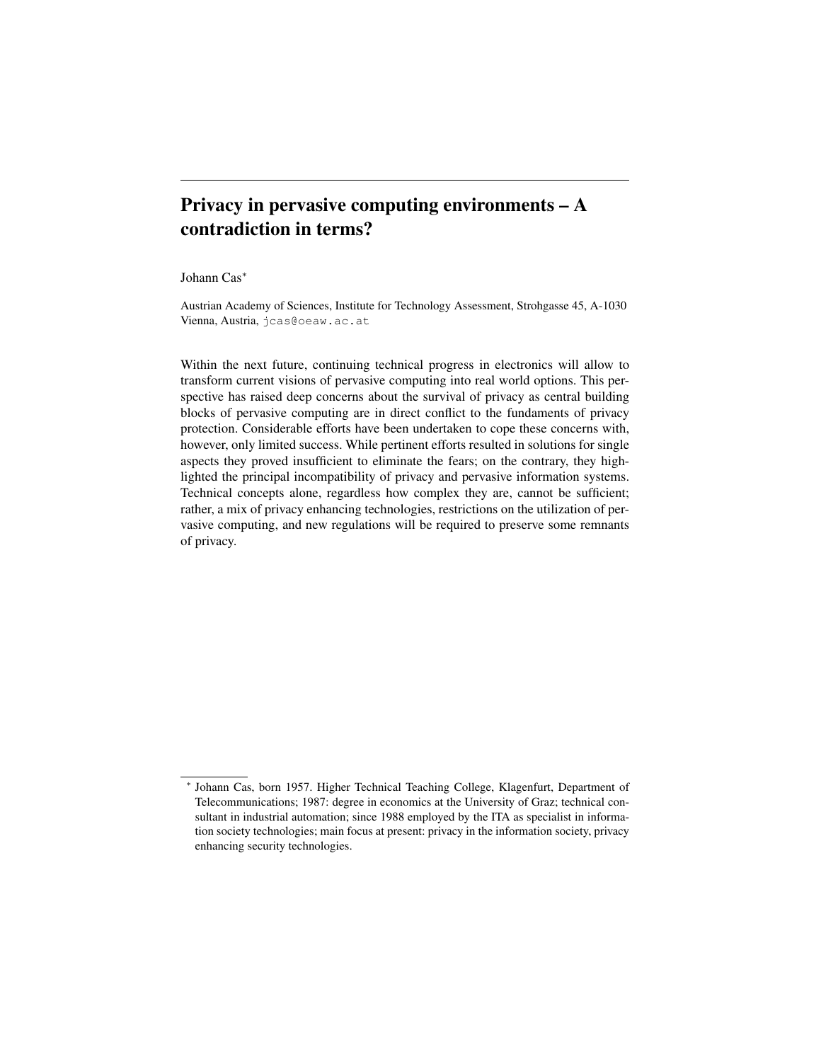# Privacy in pervasive computing environments – A contradiction in terms?

Johann Cas*

Austrian Academy of Sciences, Institute for Technology Assessment, Strohgasse 45, A-1030 Vienna, Austria, jcas@oeaw.ac.at

Within the next future, continuing technical progress in electronics will allow to transform current visions of pervasive computing into real world options. This perspective has raised deep concerns about the survival of privacy as central building blocks of pervasive computing are in direct conflict to the fundaments of privacy protection. Considerable efforts have been undertaken to cope these concerns with, however, only limited success. While pertinent efforts resulted in solutions for single aspects they proved insufficient to eliminate the fears; on the contrary, they highlighted the principal incompatibility of privacy and pervasive information systems. Technical concepts alone, regardless how complex they are, cannot be sufficient; rather, a mix of privacy enhancing technologies, restrictions on the utilization of pervasive computing, and new regulations will be required to preserve some remnants of privacy.

---

* Johann Cas, born 1957. Higher Technical Teaching College, Klagenfurt, Department of Telecommunications; 1987: degree in economics at the University of Graz; technical consultant in industrial automation; since 1988 employed by the ITA as specialist in information society technologies; main focus at present: privacy in the information society, privacy enhancing security technologies.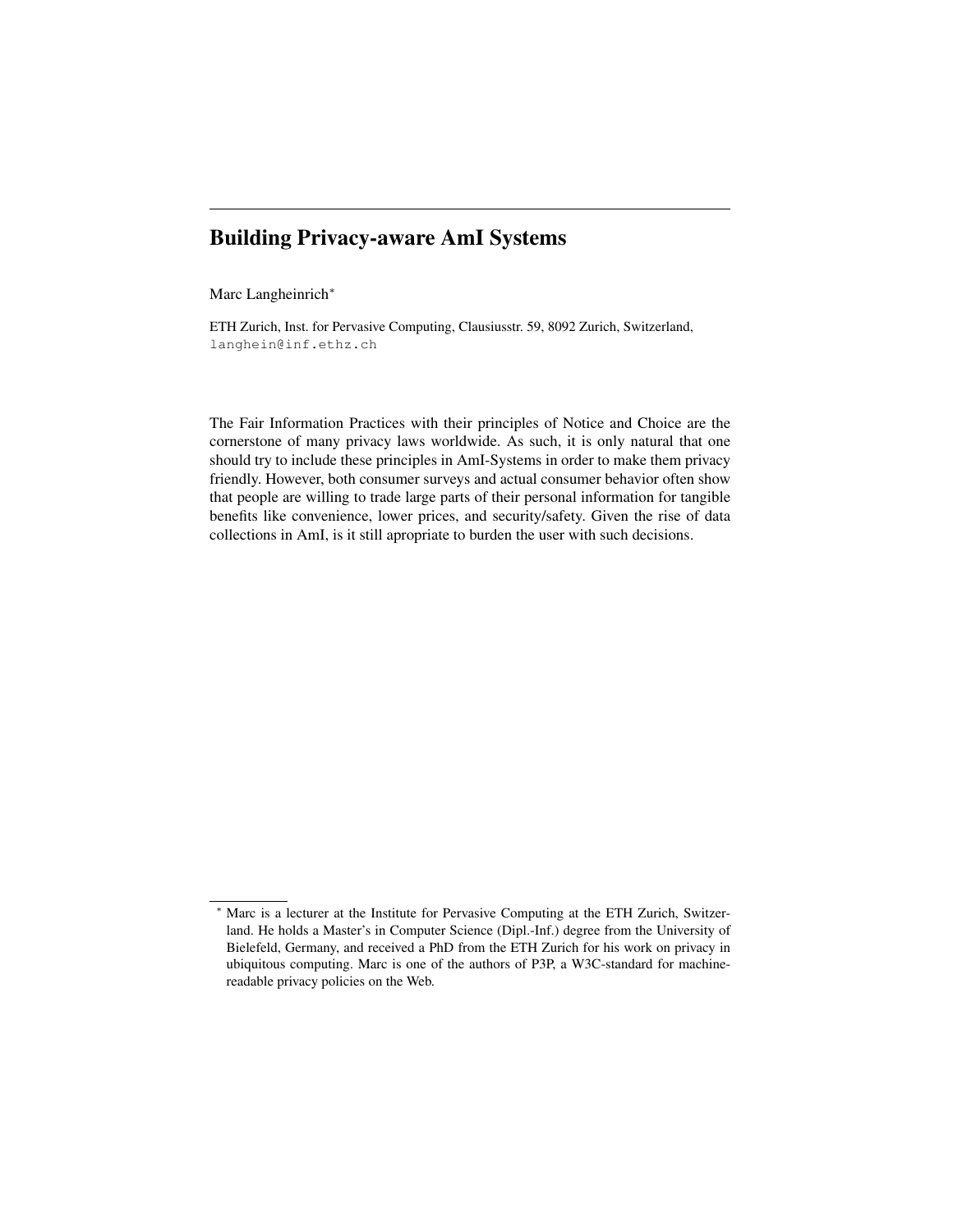# Building Privacy-aware AmI Systems

Marc Langheinrich*

ETH Zurich, Inst. for Pervasive Computing, Clausiusstr. 59, 8092 Zurich, Switzerland, langhein@inf.ethz.ch

The Fair Information Practices with their principles of Notice and Choice are the cornerstone of many privacy laws worldwide. As such, it is only natural that one should try to include these principles in AmI-Systems in order to make them privacy friendly. However, both consumer surveys and actual consumer behavior often show that people are willing to trade large parts of their personal information for tangible benefits like convenience, lower prices, and security/safety. Given the rise of data collections in AmI, is it still apropriate to burden the user with such decisions.

---

* Marc is a lecturer at the Institute for Pervasive Computing at the ETH Zurich, Switzerland. He holds a Master's in Computer Science (Dipl.-Inf.) degree from the University of Bielefeld, Germany, and received a PhD from the ETH Zurich for his work on privacy in ubiquitous computing. Marc is one of the authors of P3P, a W3C-standard for machine-readable privacy policies on the Web.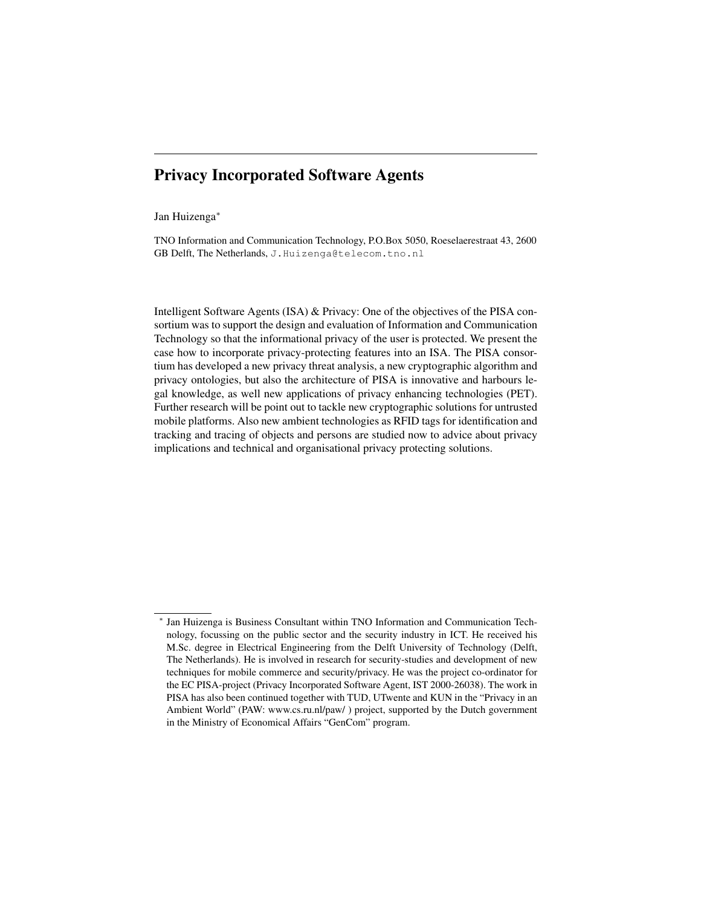# Privacy Incorporated Software Agents

Jan Huizenga*

TNO Information and Communication Technology, P.O.Box 5050, Roeselaerestraat 43, 2600 GB Delft, The Netherlands, J.Huizenga@telecom.tno.nl

Intelligent Software Agents (ISA) & Privacy: One of the objectives of the PISA consortium was to support the design and evaluation of Information and Communication Technology so that the informational privacy of the user is protected. We present the case how to incorporate privacy-protecting features into an ISA. The PISA consortium has developed a new privacy threat analysis, a new cryptographic algorithm and privacy ontologies, but also the architecture of PISA is innovative and harbours legal knowledge, as well new applications of privacy enhancing technologies (PET). Further research will be point out to tackle new cryptographic solutions for untrusted mobile platforms. Also new ambient technologies as RFID tags for identification and tracking and tracing of objects and persons are studied now to advice about privacy implications and technical and organisational privacy protecting solutions.

---

* Jan Huizenga is Business Consultant within TNO Information and Communication Technology, focussing on the public sector and the security industry in ICT. He received his M.Sc. degree in Electrical Engineering from the Delft University of Technology (Delft, The Netherlands). He is involved in research for security-studies and development of new techniques for mobile commerce and security/privacy. He was the project co-ordinator for the EC PISA-project (Privacy Incorporated Software Agent, IST 2000-26038). The work in PISA has also been continued together with TUD, UTwente and KUN in the "Privacy in an Ambient World" (PAW: www.cs.ru.nl/paw/ ) project, supported by the Dutch government in the Ministry of Economical Affairs "GenCom" program.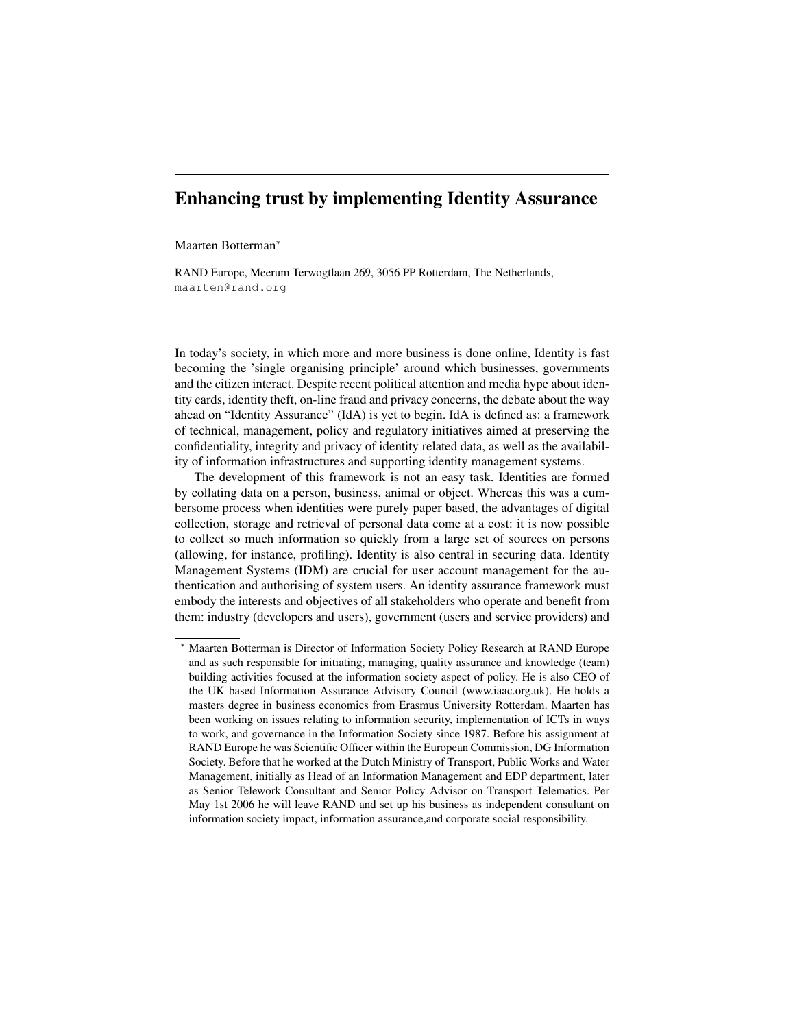# Enhancing trust by implementing Identity Assurance

Maarten Botterman*

RAND Europe, Meerum Terwogtlaan 269, 3056 PP Rotterdam, The Netherlands,
maarten@rand.org

In today's society, in which more and more business is done online, Identity is fast becoming the 'single organising principle' around which businesses, governments and the citizen interact. Despite recent political attention and media hype about identity cards, identity theft, on-line fraud and privacy concerns, the debate about the way ahead on "Identity Assurance" (IdA) is yet to begin. IdA is defined as: a framework of technical, management, policy and regulatory initiatives aimed at preserving the confidentiality, integrity and privacy of identity related data, as well as the availability of information infrastructures and supporting identity management systems.

The development of this framework is not an easy task. Identities are formed by collating data on a person, business, animal or object. Whereas this was a cumbersome process when identities were purely paper based, the advantages of digital collection, storage and retrieval of personal data come at a cost: it is now possible to collect so much information so quickly from a large set of sources on persons (allowing, for instance, profiling). Identity is also central in securing data. Identity Management Systems (IDM) are crucial for user account management for the authentication and authorising of system users. An identity assurance framework must embody the interests and objectives of all stakeholders who operate and benefit from them: industry (developers and users), government (users and service providers) and

* Maarten Botterman is Director of Information Society Policy Research at RAND Europe and as such responsible for initiating, managing, quality assurance and knowledge (team) building activities focused at the information society aspect of policy. He is also CEO of the UK based Information Assurance Advisory Council (www.iaac.org.uk). He holds a masters degree in business economics from Erasmus University Rotterdam. Maarten has been working on issues relating to information security, implementation of ICTs in ways to work, and governance in the Information Society since 1987. Before his assignment at RAND Europe he was Scientific Officer within the European Commission, DG Information Society. Before that he worked at the Dutch Ministry of Transport, Public Works and Water Management, initially as Head of an Information Management and EDP department, later as Senior Telework Consultant and Senior Policy Advisor on Transport Telematics. Per May 1st 2006 he will leave RAND and set up his business as independent consultant on information society impact, information assurance,and corporate social responsibility.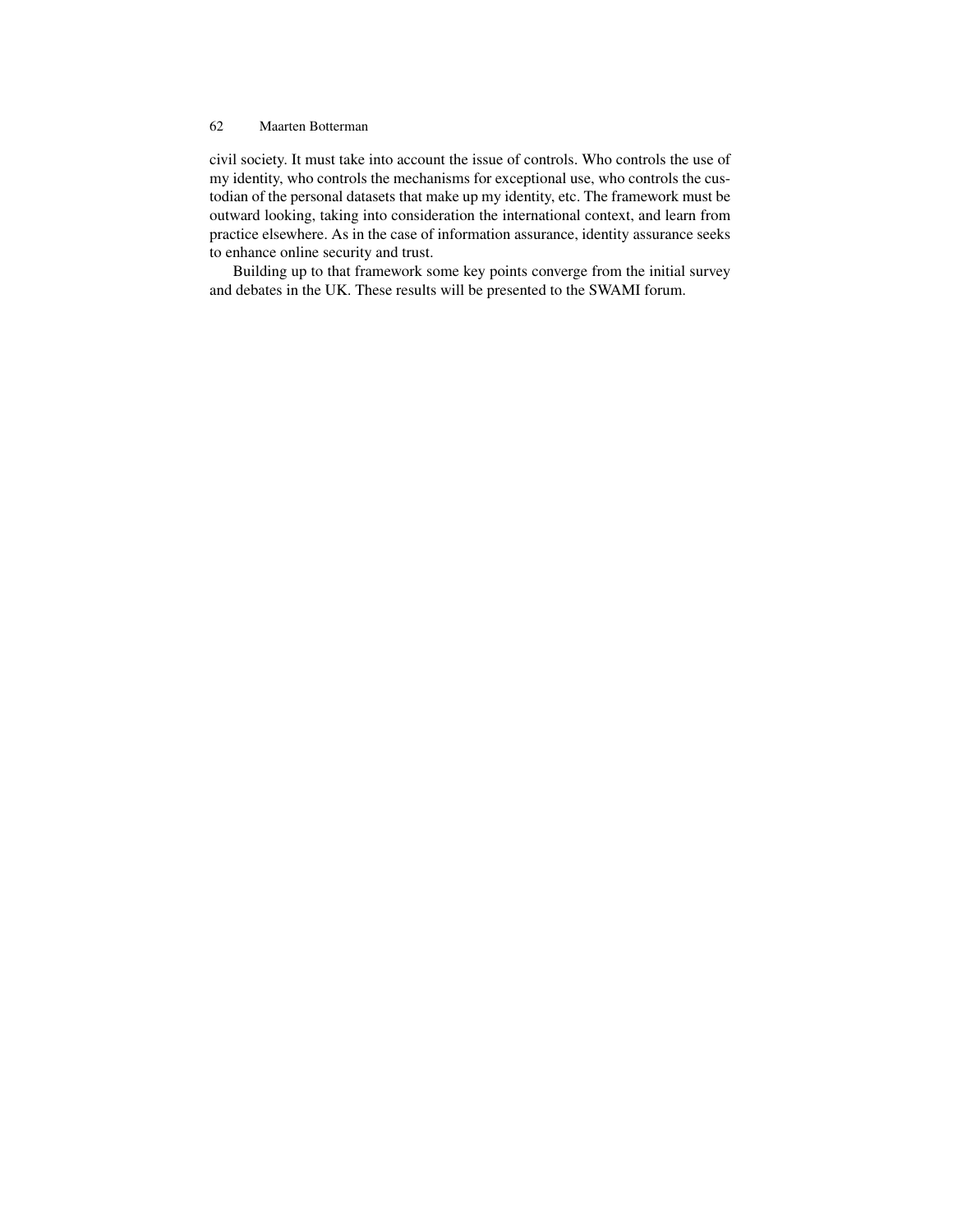civil society. It must take into account the issue of controls. Who controls the use of my identity, who controls the mechanisms for exceptional use, who controls the custodian of the personal datasets that make up my identity, etc. The framework must be outward looking, taking into consideration the international context, and learn from practice elsewhere. As in the case of information assurance, identity assurance seeks to enhance online security and trust.

Building up to that framework some key points converge from the initial survey and debates in the UK. These results will be presented to the SWAMI forum.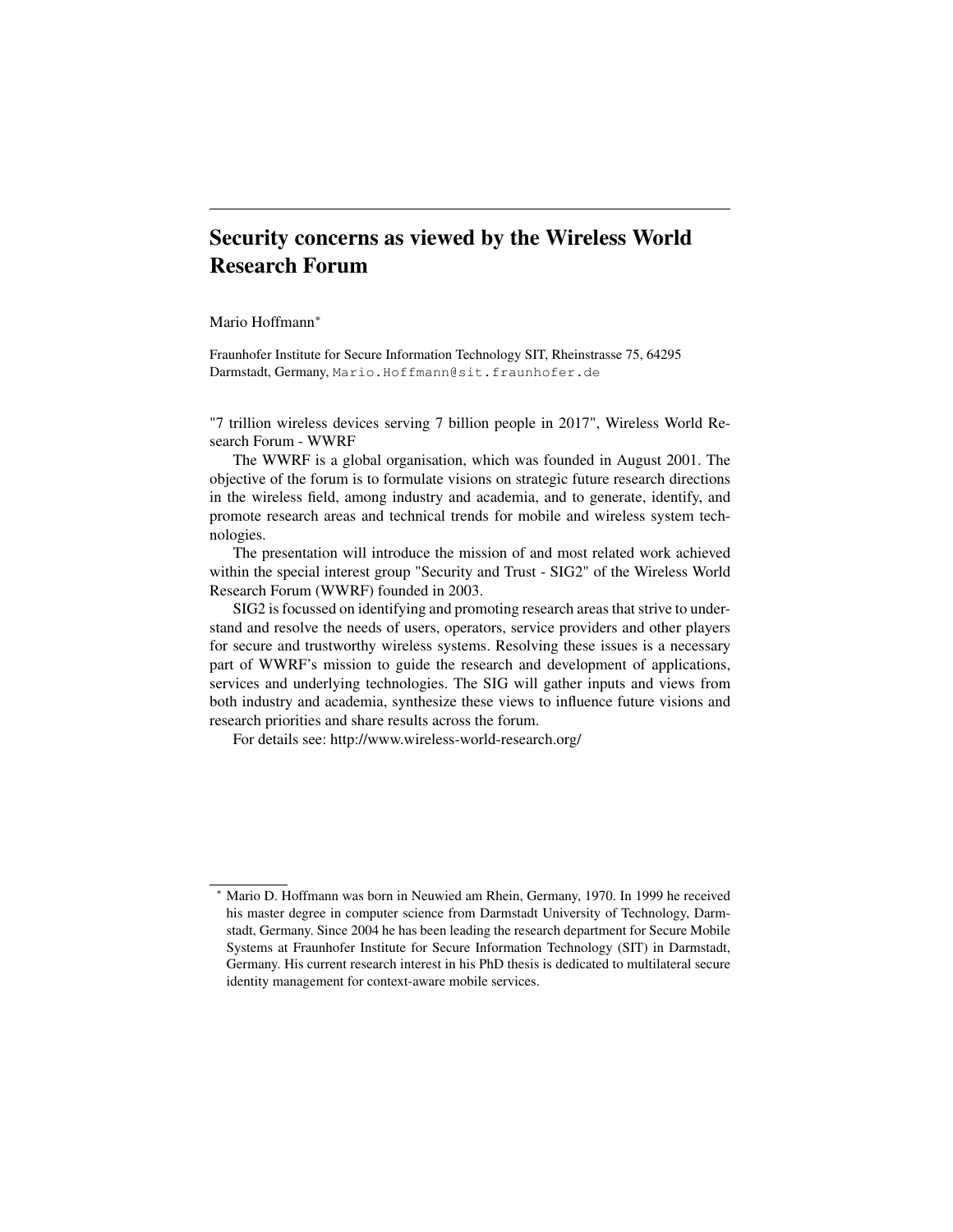# Security concerns as viewed by the Wireless World Research Forum

Mario Hoffmann*

Fraunhofer Institute for Secure Information Technology SIT, Rheinstrasse 75, 64295 Darmstadt, Germany, Mario.Hoffmann@sit.fraunhofer.de

"7 trillion wireless devices serving 7 billion people in 2017", Wireless World Research Forum - WWRF

The WWRF is a global organisation, which was founded in August 2001. The objective of the forum is to formulate visions on strategic future research directions in the wireless field, among industry and academia, and to generate, identify, and promote research areas and technical trends for mobile and wireless system technologies.

The presentation will introduce the mission of and most related work achieved within the special interest group "Security and Trust - SIG2" of the Wireless World Research Forum (WWRF) founded in 2003.

SIG2 is focussed on identifying and promoting research areas that strive to understand and resolve the needs of users, operators, service providers and other players for secure and trustworthy wireless systems. Resolving these issues is a necessary part of WWRF's mission to guide the research and development of applications, services and underlying technologies. The SIG will gather inputs and views from both industry and academia, synthesize these views to influence future visions and research priorities and share results across the forum.

For details see: http://www.wireless-world-research.org/

---

* Mario D. Hoffmann was born in Neuwied am Rhein, Germany, 1970. In 1999 he received his master degree in computer science from Darmstadt University of Technology, Darmstadt, Germany. Since 2004 he has been leading the research department for Secure Mobile Systems at Fraunhofer Institute for Secure Information Technology (SIT) in Darmstadt, Germany. His current research interest in his PhD thesis is dedicated to multilateral secure identity management for context-aware mobile services.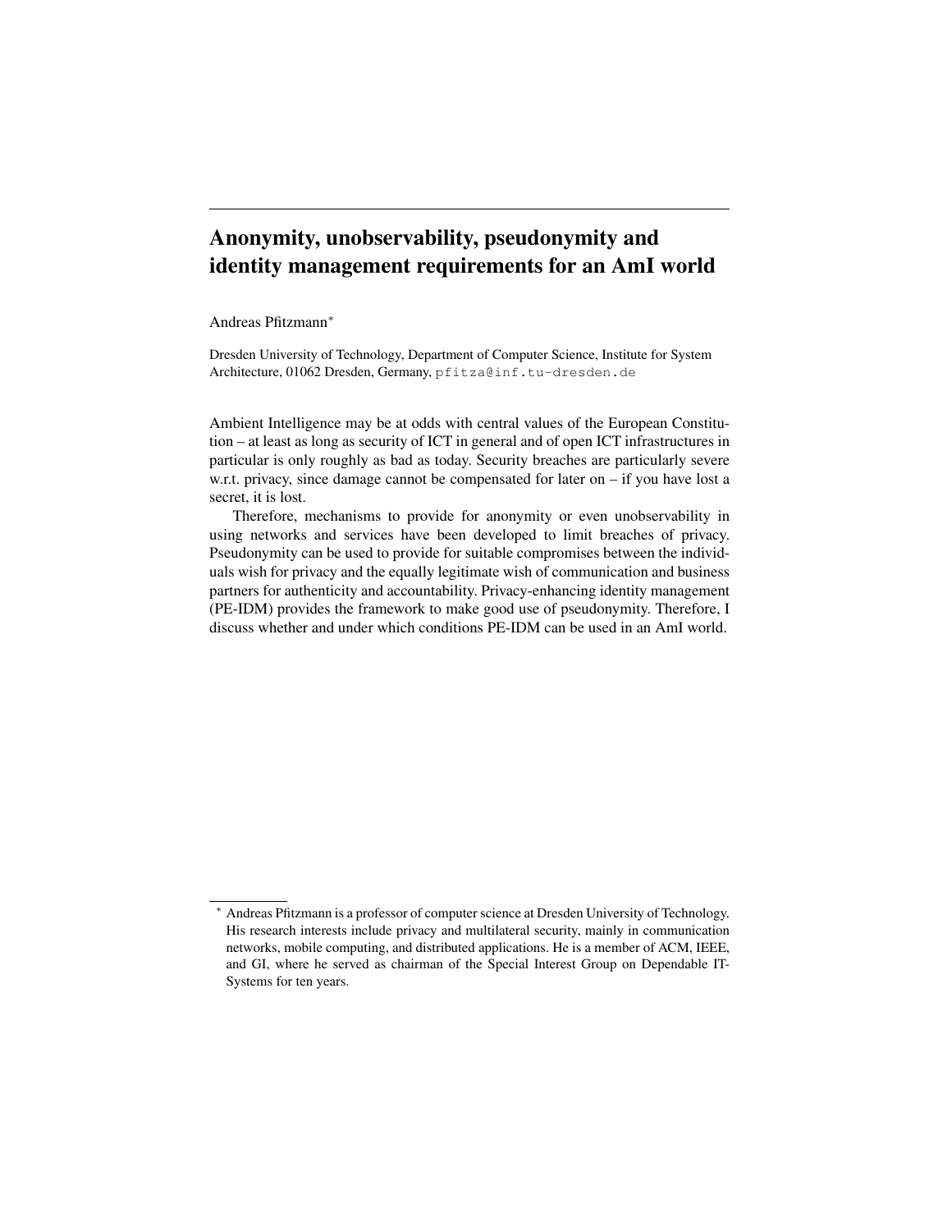# Anonymity, unobservability, pseudonymity and identity management requirements for an AmI world

Andreas Pfitzmann*

Dresden University of Technology, Department of Computer Science, Institute for System Architecture, 01062 Dresden, Germany, pfitza@inf.tu-dresden.de

Ambient Intelligence may be at odds with central values of the European Constitution – at least as long as security of ICT in general and of open ICT infrastructures in particular is only roughly as bad as today. Security breaches are particularly severe w.r.t. privacy, since damage cannot be compensated for later on – if you have lost a secret, it is lost.

Therefore, mechanisms to provide for anonymity or even unobservability in using networks and services have been developed to limit breaches of privacy. Pseudonymity can be used to provide for suitable compromises between the individuals wish for privacy and the equally legitimate wish of communication and business partners for authenticity and accountability. Privacy-enhancing identity management (PE-IDM) provides the framework to make good use of pseudonymity. Therefore, I discuss whether and under which conditions PE-IDM can be used in an AmI world.

---

* Andreas Pfitzmann is a professor of computer science at Dresden University of Technology. His research interests include privacy and multilateral security, mainly in communication networks, mobile computing, and distributed applications. He is a member of ACM, IEEE, and GI, where he served as chairman of the Special Interest Group on Dependable IT-Systems for ten years.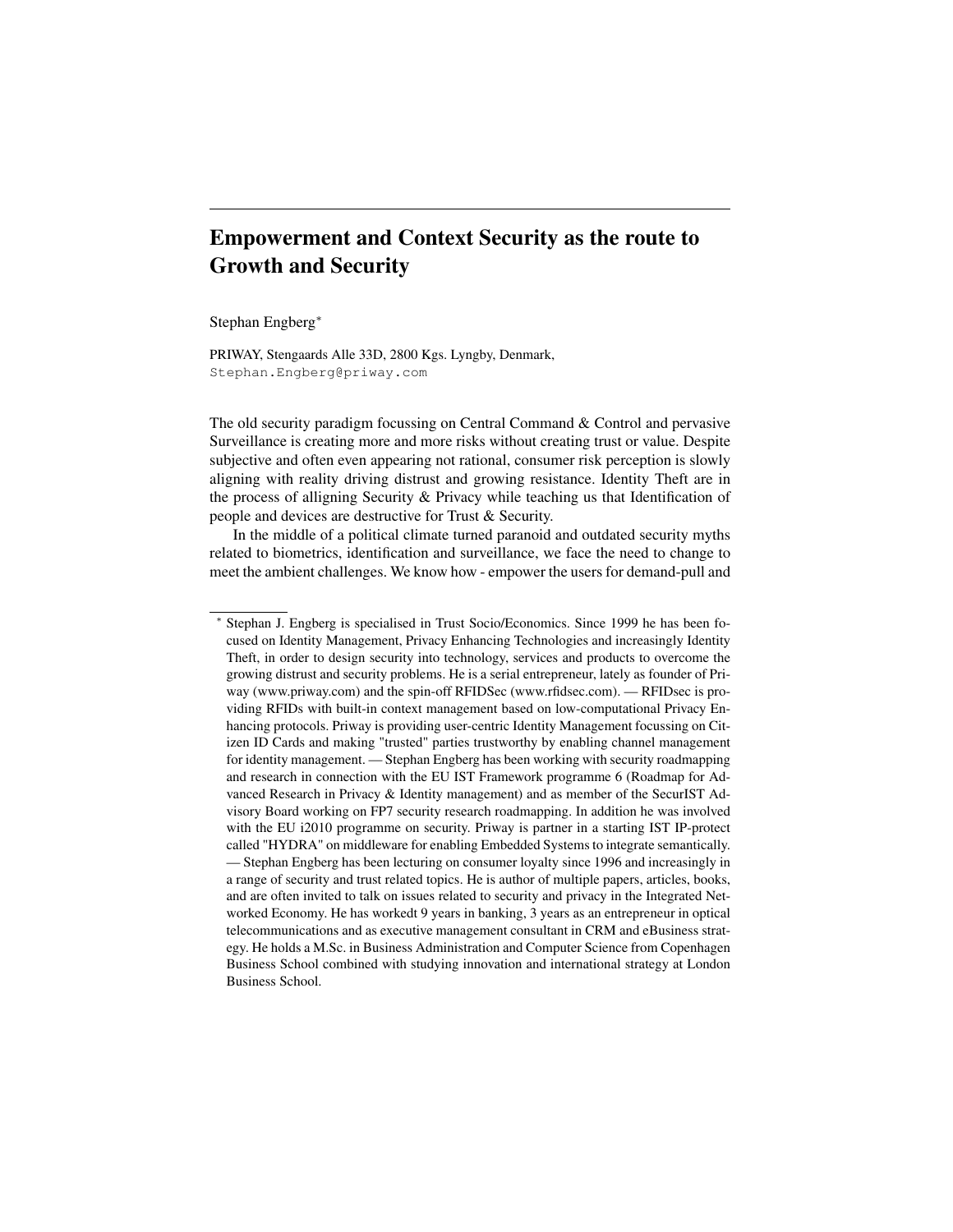# Empowerment and Context Security as the route to Growth and Security

Stephan Engberg*

PRIWAY, Stengaards Alle 33D, 2800 Kgs. Lyngby, Denmark,
Stephan.Engberg@priway.com

The old security paradigm focussing on Central Command & Control and pervasive Surveillance is creating more and more risks without creating trust or value. Despite subjective and often even appearing not rational, consumer risk perception is slowly aligning with reality driving distrust and growing resistance. Identity Theft are in the process of alligning Security & Privacy while teaching us that Identification of people and devices are destructive for Trust & Security.

In the middle of a political climate turned paranoid and outdated security myths related to biometrics, identification and surveillance, we face the need to change to meet the ambient challenges. We know how - empower the users for demand-pull and

---

* Stephan J. Engberg is specialised in Trust Socio/Economics. Since 1999 he has been focused on Identity Management, Privacy Enhancing Technologies and increasingly Identity Theft, in order to design security into technology, services and products to overcome the growing distrust and security problems. He is a serial entrepreneur, lately as founder of Priway (www.priway.com) and the spin-off RFIDSec (www.rfidsec.com). — RFIDsec is providing RFIDs with built-in context management based on low-computational Privacy Enhancing protocols. Priway is providing user-centric Identity Management focussing on Citizen ID Cards and making "trusted" parties trustworthy by enabling channel management for identity management. — Stephan Engberg has been working with security roadmapping and research in connection with the EU IST Framework programme 6 (Roadmap for Advanced Research in Privacy & Identity management) and as member of the SecurIST Advisory Board working on FP7 security research roadmapping. In addition he was involved with the EU i2010 programme on security. Priway is partner in a starting IST IP-protect called "HYDRA" on middleware for enabling Embedded Systems to integrate semantically. — Stephan Engberg has been lecturing on consumer loyalty since 1996 and increasingly in a range of security and trust related topics. He is author of multiple papers, articles, books, and are often invited to talk on issues related to security and privacy in the Integrated Networked Economy. He has workedt 9 years in banking, 3 years as an entrepreneur in optical telecommunications and as executive management consultant in CRM and eBusiness strategy. He holds a M.Sc. in Business Administration and Computer Science from Copenhagen Business School combined with studying innovation and international strategy at London Business School.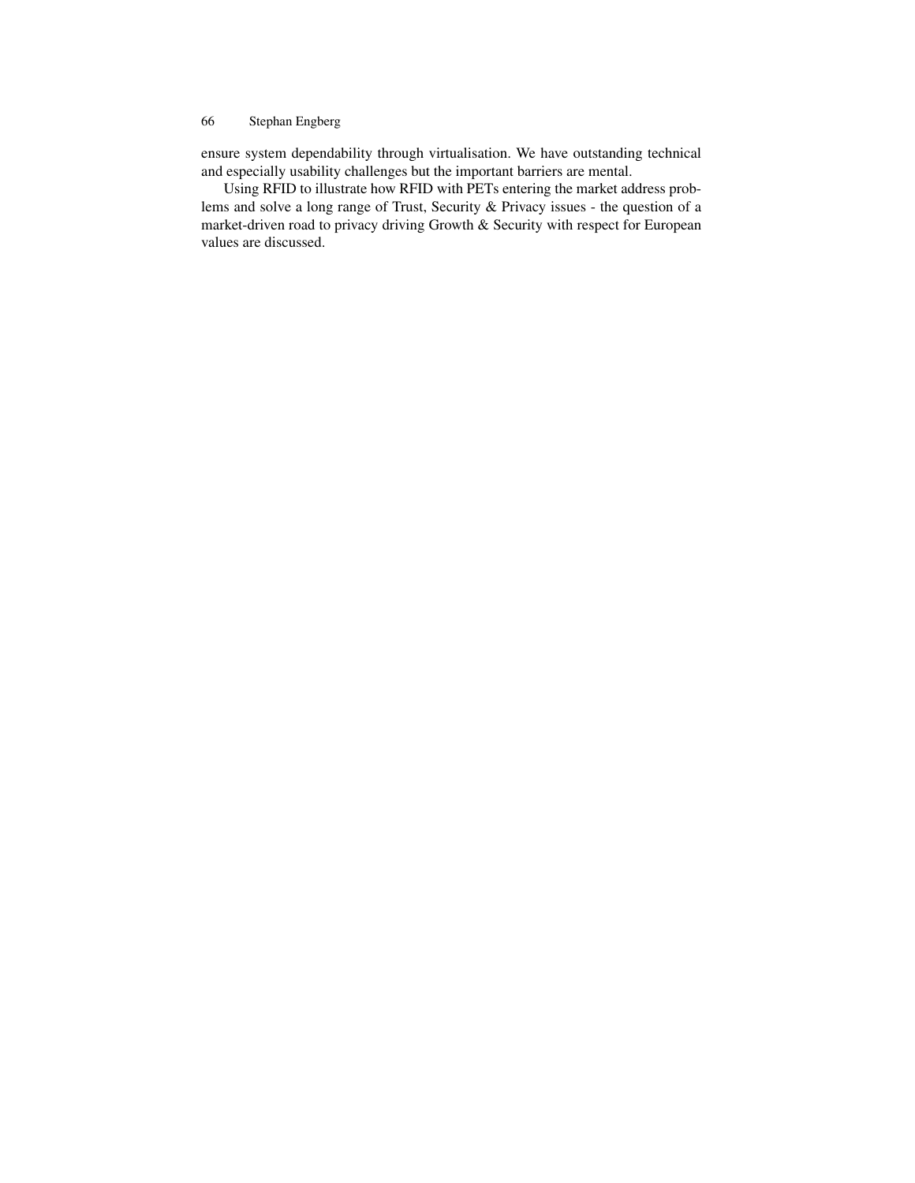ensure system dependability through virtualisation. We have outstanding technical and especially usability challenges but the important barriers are mental.

Using RFID to illustrate how RFID with PETs entering the market address problems and solve a long range of Trust, Security & Privacy issues - the question of a market-driven road to privacy driving Growth & Security with respect for European values are discussed.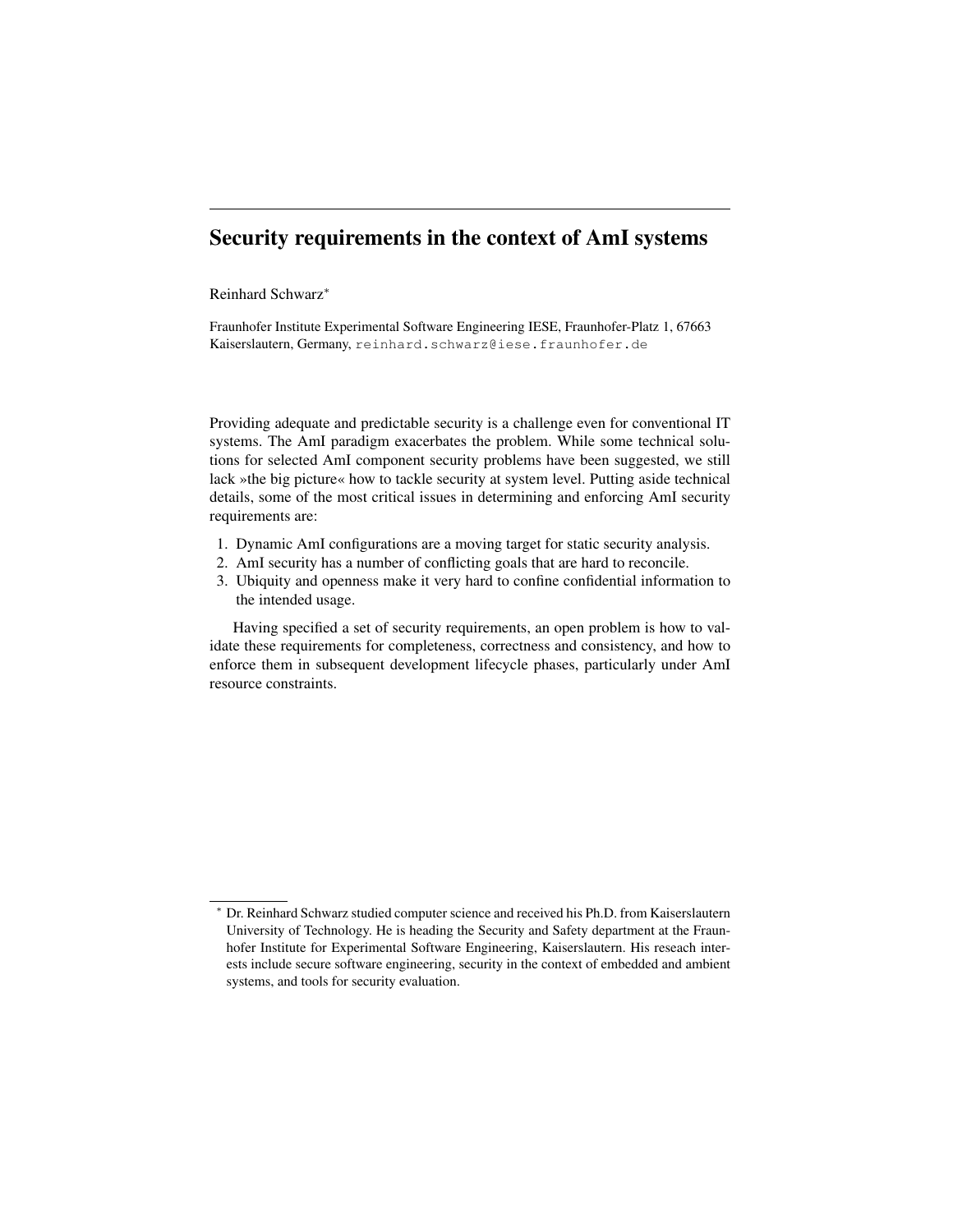# Security requirements in the context of AmI systems

Reinhard Schwarz*

Fraunhofer Institute Experimental Software Engineering IESE, Fraunhofer-Platz 1, 67663 Kaiserslautern, Germany, reinhard.schwarz@iese.fraunhofer.de

Providing adequate and predictable security is a challenge even for conventional IT systems. The AmI paradigm exacerbates the problem. While some technical solutions for selected AmI component security problems have been suggested, we still lack »the big picture« how to tackle security at system level. Putting aside technical details, some of the most critical issues in determining and enforcing AmI security requirements are:

1. Dynamic AmI configurations are a moving target for static security analysis.
2. AmI security has a number of conflicting goals that are hard to reconcile.
3. Ubiquity and openness make it very hard to confine confidential information to the intended usage.

Having specified a set of security requirements, an open problem is how to validate these requirements for completeness, correctness and consistency, and how to enforce them in subsequent development lifecycle phases, particularly under AmI resource constraints.

---

* Dr. Reinhard Schwarz studied computer science and received his Ph.D. from Kaiserslautern University of Technology. He is heading the Security and Safety department at the Fraunhofer Institute for Experimental Software Engineering, Kaiserslautern. His reseach interests include secure software engineering, security in the context of embedded and ambient systems, and tools for security evaluation.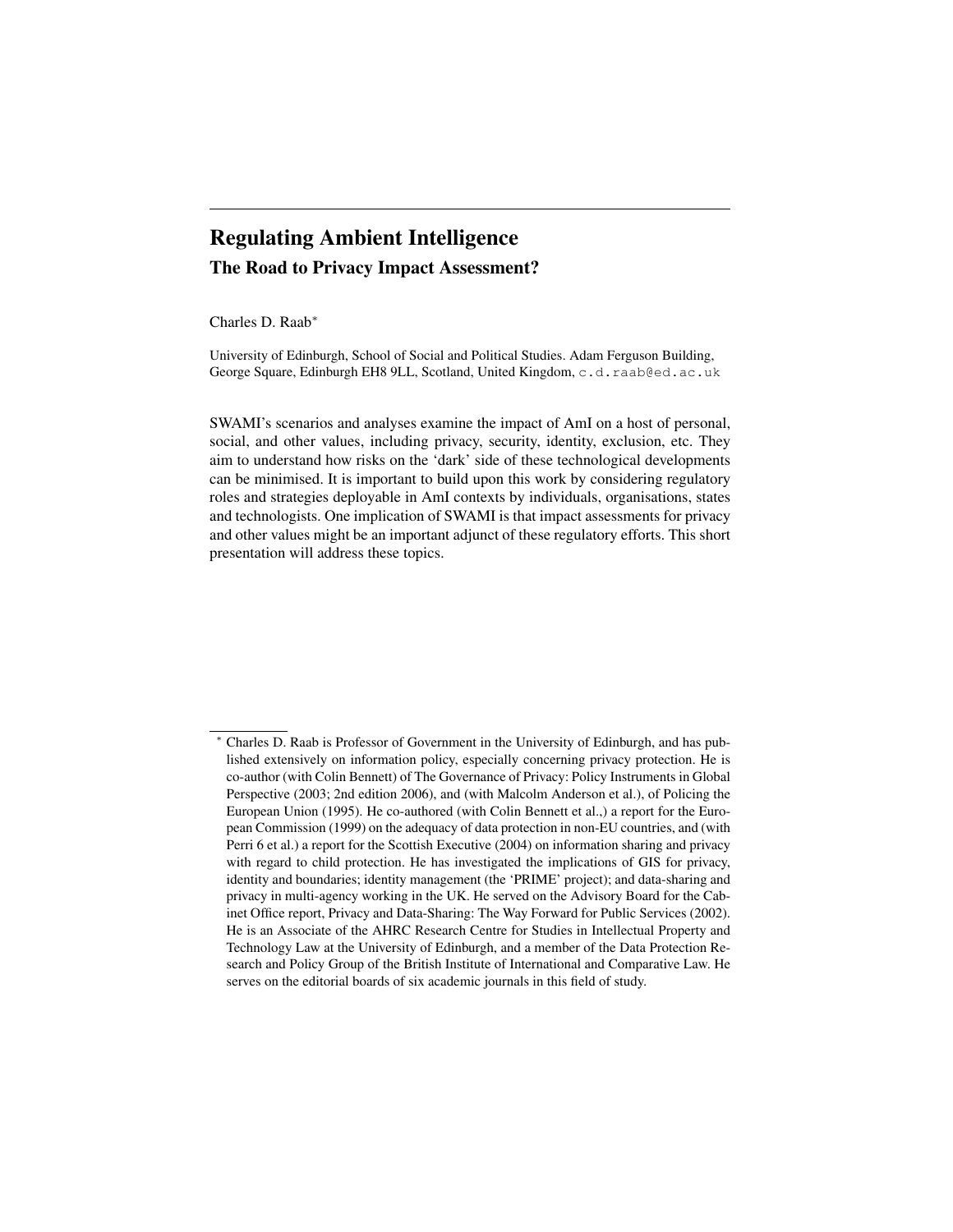# Regulating Ambient Intelligence

## The Road to Privacy Impact Assessment?

Charles D. Raab*

University of Edinburgh, School of Social and Political Studies. Adam Ferguson Building, George Square, Edinburgh EH8 9LL, Scotland, United Kingdom, c.d.raab@ed.ac.uk

SWAMI's scenarios and analyses examine the impact of AmI on a host of personal, social, and other values, including privacy, security, identity, exclusion, etc. They aim to understand how risks on the 'dark' side of these technological developments can be minimised. It is important to build upon this work by considering regulatory roles and strategies deployable in AmI contexts by individuals, organisations, states and technologists. One implication of SWAMI is that impact assessments for privacy and other values might be an important adjunct of these regulatory efforts. This short presentation will address these topics.

---

* Charles D. Raab is Professor of Government in the University of Edinburgh, and has published extensively on information policy, especially concerning privacy protection. He is co-author (with Colin Bennett) of The Governance of Privacy: Policy Instruments in Global Perspective (2003; 2nd edition 2006), and (with Malcolm Anderson et al.), of Policing the European Union (1995). He co-authored (with Colin Bennett et al.,) a report for the European Commission (1999) on the adequacy of data protection in non-EU countries, and (with Perri 6 et al.) a report for the Scottish Executive (2004) on information sharing and privacy with regard to child protection. He has investigated the implications of GIS for privacy, identity and boundaries; identity management (the 'PRIME' project); and data-sharing and privacy in multi-agency working in the UK. He served on the Advisory Board for the Cabinet Office report, Privacy and Data-Sharing: The Way Forward for Public Services (2002). He is an Associate of the AHRC Research Centre for Studies in Intellectual Property and Technology Law at the University of Edinburgh, and a member of the Data Protection Research and Policy Group of the British Institute of International and Comparative Law. He serves on the editorial boards of six academic journals in this field of study.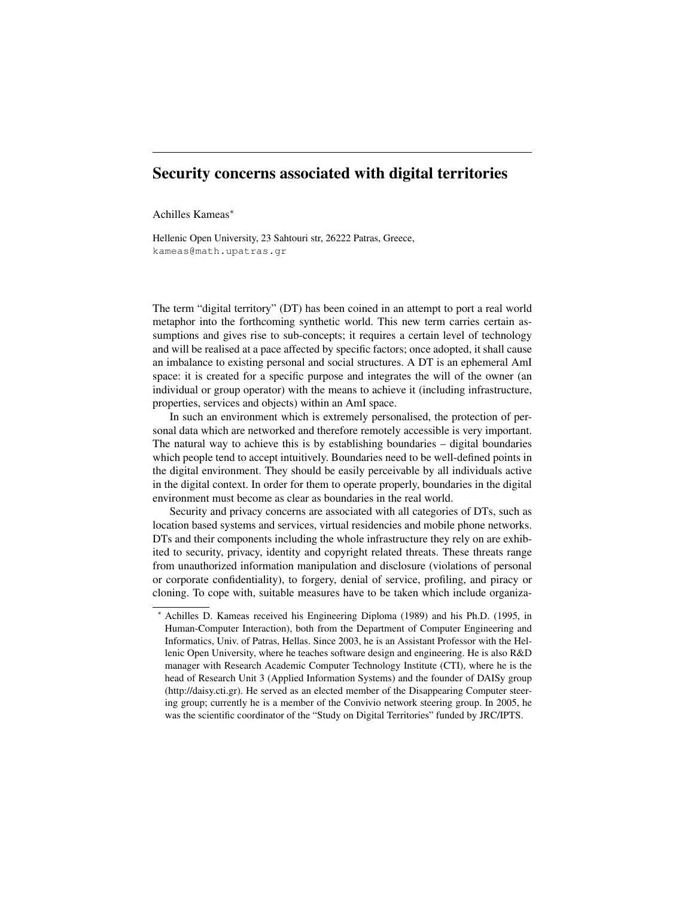# Security concerns associated with digital territories

Achilles Kameas[*]

Hellenic Open University, 23 Sahtouri str, 26222 Patras, Greece,
kameas@math.upatras.gr

The term "digital territory" (DT) has been coined in an attempt to port a real world metaphor into the forthcoming synthetic world. This new term carries certain assumptions and gives rise to sub-concepts; it requires a certain level of technology and will be realised at a pace affected by specific factors; once adopted, it shall cause an imbalance to existing personal and social structures. A DT is an ephemeral AmI space: it is created for a specific purpose and integrates the will of the owner (an individual or group operator) with the means to achieve it (including infrastructure, properties, services and objects) within an AmI space.

In such an environment which is extremely personalised, the protection of personal data which are networked and therefore remotely accessible is very important. The natural way to achieve this is by establishing boundaries – digital boundaries which people tend to accept intuitively. Boundaries need to be well-defined points in the digital environment. They should be easily perceivable by all individuals active in the digital context. In order for them to operate properly, boundaries in the digital environment must become as clear as boundaries in the real world.

Security and privacy concerns are associated with all categories of DTs, such as location based systems and services, virtual residencies and mobile phone networks. DTs and their components including the whole infrastructure they rely on are exhibited to security, privacy, identity and copyright related threats. These threats range from unauthorized information manipulation and disclosure (violations of personal or corporate confidentiality), to forgery, denial of service, profiling, and piracy or cloning. To cope with, suitable measures have to be taken which include organiza-

[*] Achilles D. Kameas received his Engineering Diploma (1989) and his Ph.D. (1995, in Human-Computer Interaction), both from the Department of Computer Engineering and Informatics, Univ. of Patras, Hellas. Since 2003, he is an Assistant Professor with the Hellenic Open University, where he teaches software design and engineering. He is also R&D manager with Research Academic Computer Technology Institute (CTI), where he is the head of Research Unit 3 (Applied Information Systems) and the founder of DAISy group (http://daisy.cti.gr). He served as an elected member of the Disappearing Computer steering group; currently he is a member of the Convivio network steering group. In 2005, he was the scientific coordinator of the "Study on Digital Territories" funded by JRC/IPTS.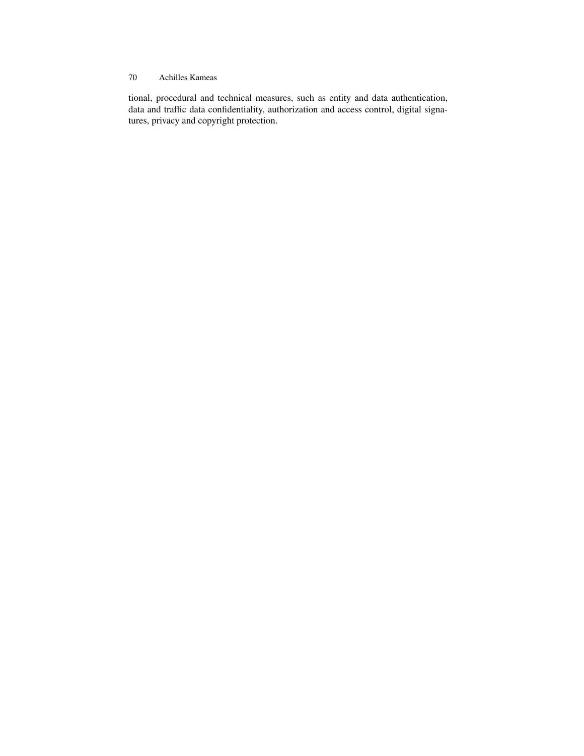tional, procedural and technical measures, such as entity and data authentication, data and traffic data confidentiality, authorization and access control, digital signatures, privacy and copyright protection.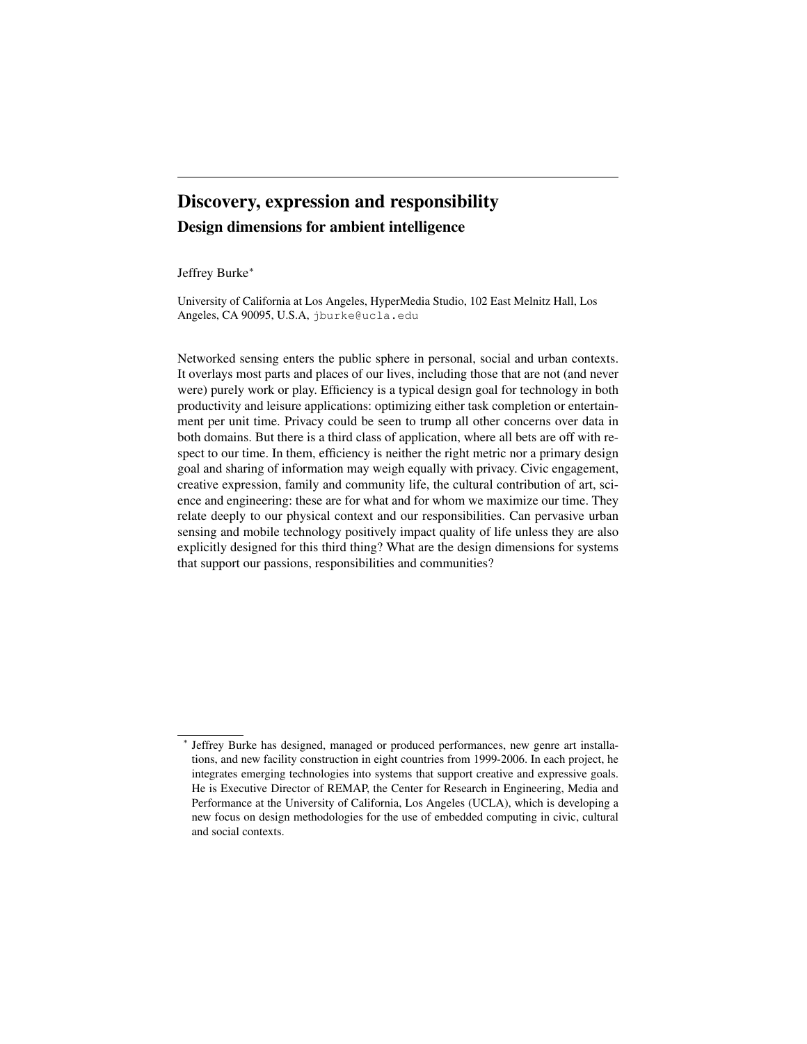# Discovery, expression and responsibility

## Design dimensions for ambient intelligence

Jeffrey Burke*

University of California at Los Angeles, HyperMedia Studio, 102 East Melnitz Hall, Los Angeles, CA 90095, U.S.A, jburke@ucla.edu

Networked sensing enters the public sphere in personal, social and urban contexts. It overlays most parts and places of our lives, including those that are not (and never were) purely work or play. Efficiency is a typical design goal for technology in both productivity and leisure applications: optimizing either task completion or entertainment per unit time. Privacy could be seen to trump all other concerns over data in both domains. But there is a third class of application, where all bets are off with respect to our time. In them, efficiency is neither the right metric nor a primary design goal and sharing of information may weigh equally with privacy. Civic engagement, creative expression, family and community life, the cultural contribution of art, science and engineering: these are for what and for whom we maximize our time. They relate deeply to our physical context and our responsibilities. Can pervasive urban sensing and mobile technology positively impact quality of life unless they are also explicitly designed for this third thing? What are the design dimensions for systems that support our passions, responsibilities and communities?

---

* Jeffrey Burke has designed, managed or produced performances, new genre art installations, and new facility construction in eight countries from 1999-2006. In each project, he integrates emerging technologies into systems that support creative and expressive goals. He is Executive Director of REMAP, the Center for Research in Engineering, Media and Performance at the University of California, Los Angeles (UCLA), which is developing a new focus on design methodologies for the use of embedded computing in civic, cultural and social contexts.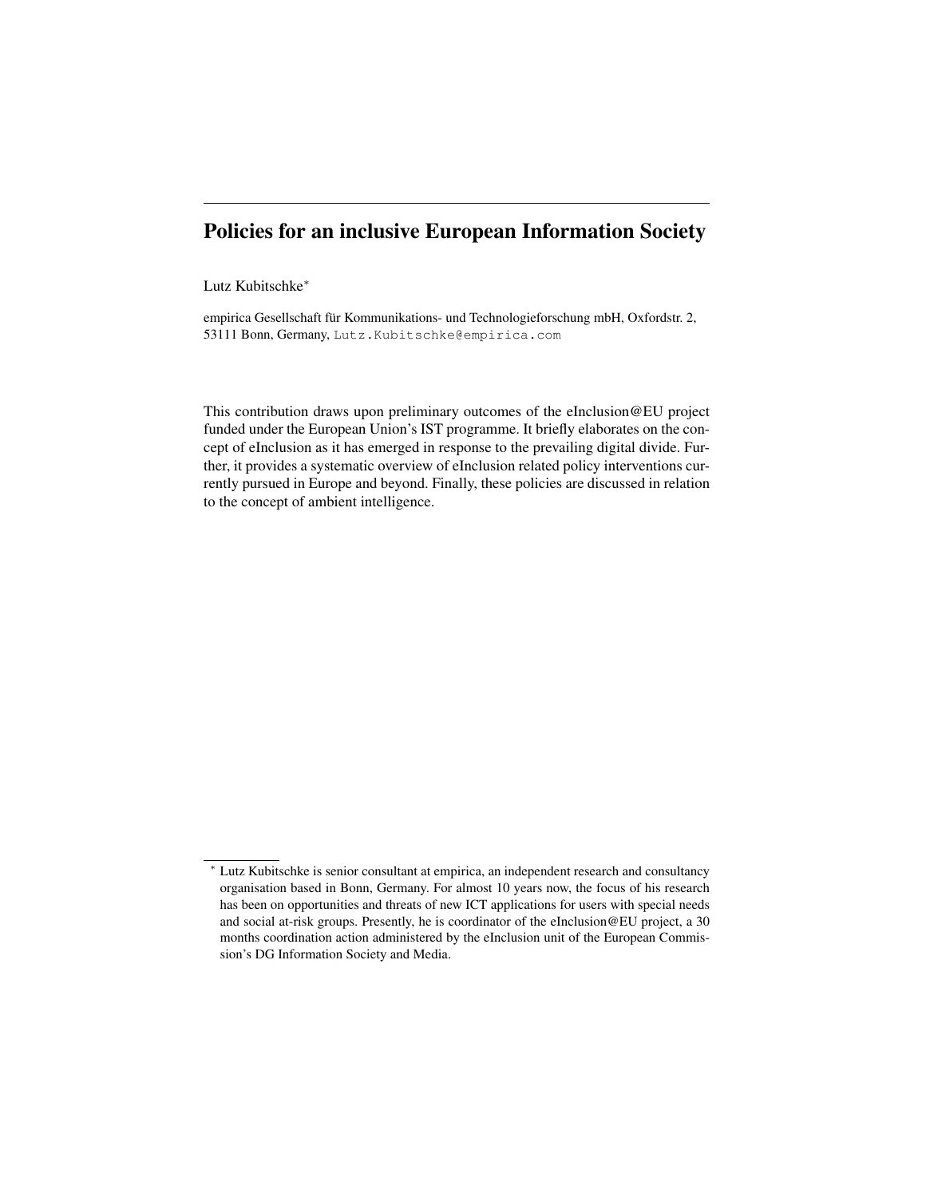# Policies for an inclusive European Information Society

Lutz Kubitschke*

empirica Gesellschaft für Kommunikations- und Technologieforschung mbH, Oxfordstr. 2, 53111 Bonn, Germany, Lutz.Kubitschke@empirica.com

This contribution draws upon preliminary outcomes of the eInclusion@EU project funded under the European Union's IST programme. It briefly elaborates on the concept of eInclusion as it has emerged in response to the prevailing digital divide. Further, it provides a systematic overview of eInclusion related policy interventions currently pursued in Europe and beyond. Finally, these policies are discussed in relation to the concept of ambient intelligence.

---

* Lutz Kubitschke is senior consultant at empirica, an independent research and consultancy organisation based in Bonn, Germany. For almost 10 years now, the focus of his research has been on opportunities and threats of new ICT applications for users with special needs and social at-risk groups. Presently, he is coordinator of the eInclusion@EU project, a 30 months coordination action administered by the eInclusion unit of the European Commission's DG Information Society and Media.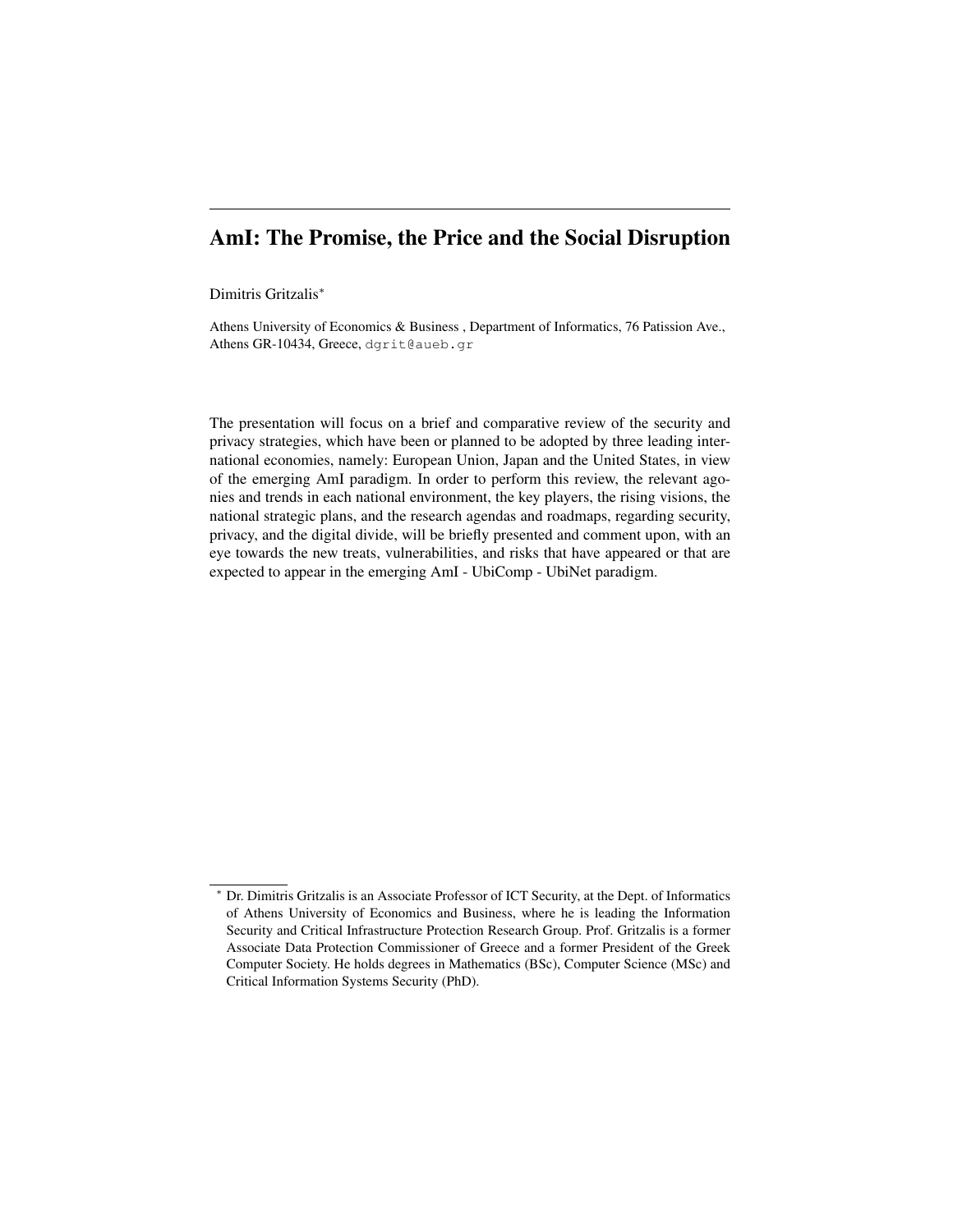# AmI: The Promise, the Price and the Social Disruption

Dimitris Gritzalis*

Athens University of Economics & Business , Department of Informatics, 76 Patission Ave., Athens GR-10434, Greece, dgrit@aueb.gr

The presentation will focus on a brief and comparative review of the security and privacy strategies, which have been or planned to be adopted by three leading international economies, namely: European Union, Japan and the United States, in view of the emerging AmI paradigm. In order to perform this review, the relevant agonies and trends in each national environment, the key players, the rising visions, the national strategic plans, and the research agendas and roadmaps, regarding security, privacy, and the digital divide, will be briefly presented and comment upon, with an eye towards the new treats, vulnerabilities, and risks that have appeared or that are expected to appear in the emerging AmI - UbiComp - UbiNet paradigm.

---

* Dr. Dimitris Gritzalis is an Associate Professor of ICT Security, at the Dept. of Informatics of Athens University of Economics and Business, where he is leading the Information Security and Critical Infrastructure Protection Research Group. Prof. Gritzalis is a former Associate Data Protection Commissioner of Greece and a former President of the Greek Computer Society. He holds degrees in Mathematics (BSc), Computer Science (MSc) and Critical Information Systems Security (PhD).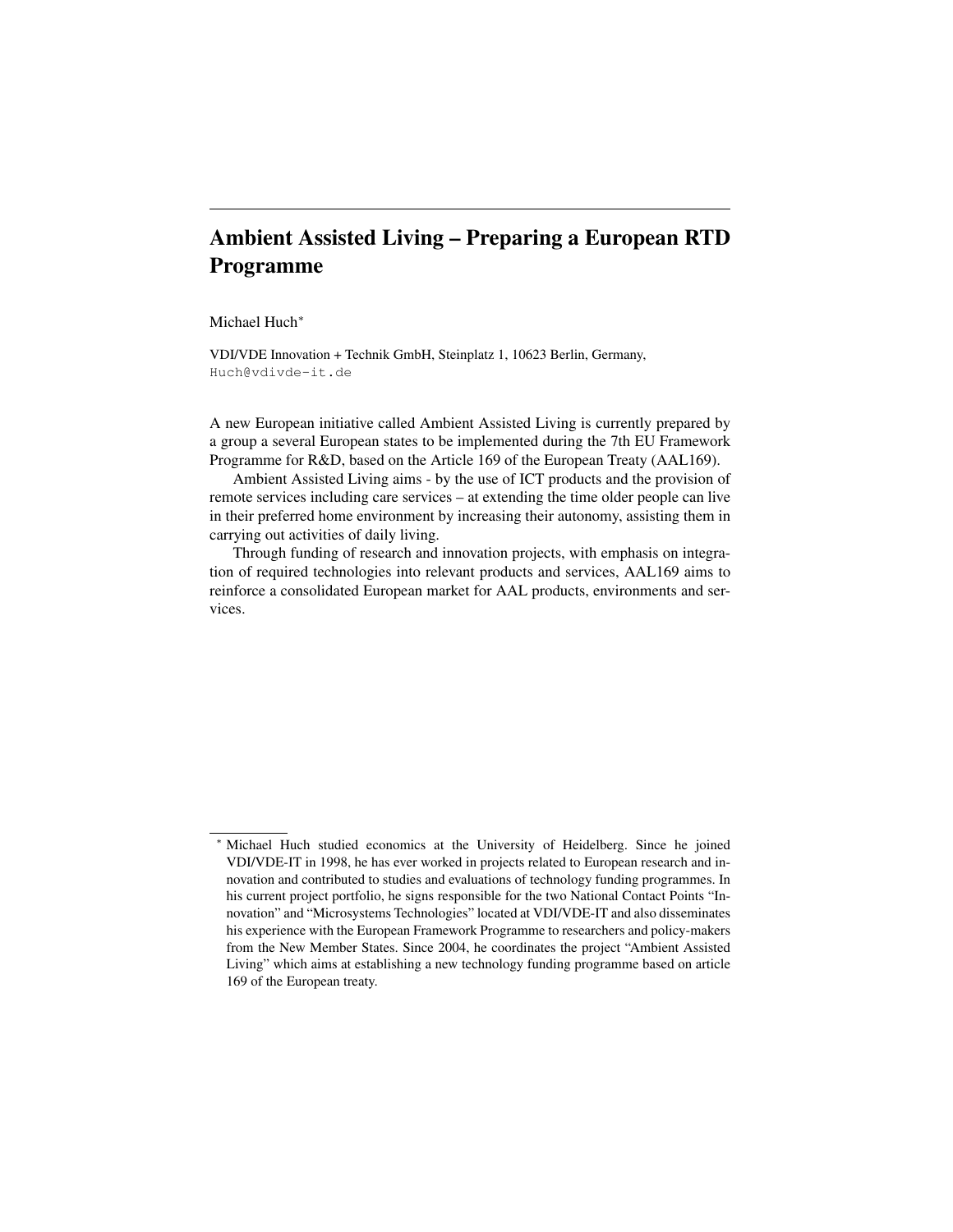# Ambient Assisted Living – Preparing a European RTD Programme

Michael Huch*

VDI/VDE Innovation + Technik GmbH, Steinplatz 1, 10623 Berlin, Germany, Huch@vdivde-it.de

A new European initiative called Ambient Assisted Living is currently prepared by a group a several European states to be implemented during the 7th EU Framework Programme for R&D, based on the Article 169 of the European Treaty (AAL169).

Ambient Assisted Living aims - by the use of ICT products and the provision of remote services including care services – at extending the time older people can live in their preferred home environment by increasing their autonomy, assisting them in carrying out activities of daily living.

Through funding of research and innovation projects, with emphasis on integration of required technologies into relevant products and services, AAL169 aims to reinforce a consolidated European market for AAL products, environments and services.

---

* Michael Huch studied economics at the University of Heidelberg. Since he joined VDI/VDE-IT in 1998, he has ever worked in projects related to European research and innovation and contributed to studies and evaluations of technology funding programmes. In his current project portfolio, he signs responsible for the two National Contact Points "Innovation" and "Microsystems Technologies" located at VDI/VDE-IT and also disseminates his experience with the European Framework Programme to researchers and policy-makers from the New Member States. Since 2004, he coordinates the project "Ambient Assisted Living" which aims at establishing a new technology funding programme based on article 169 of the European treaty.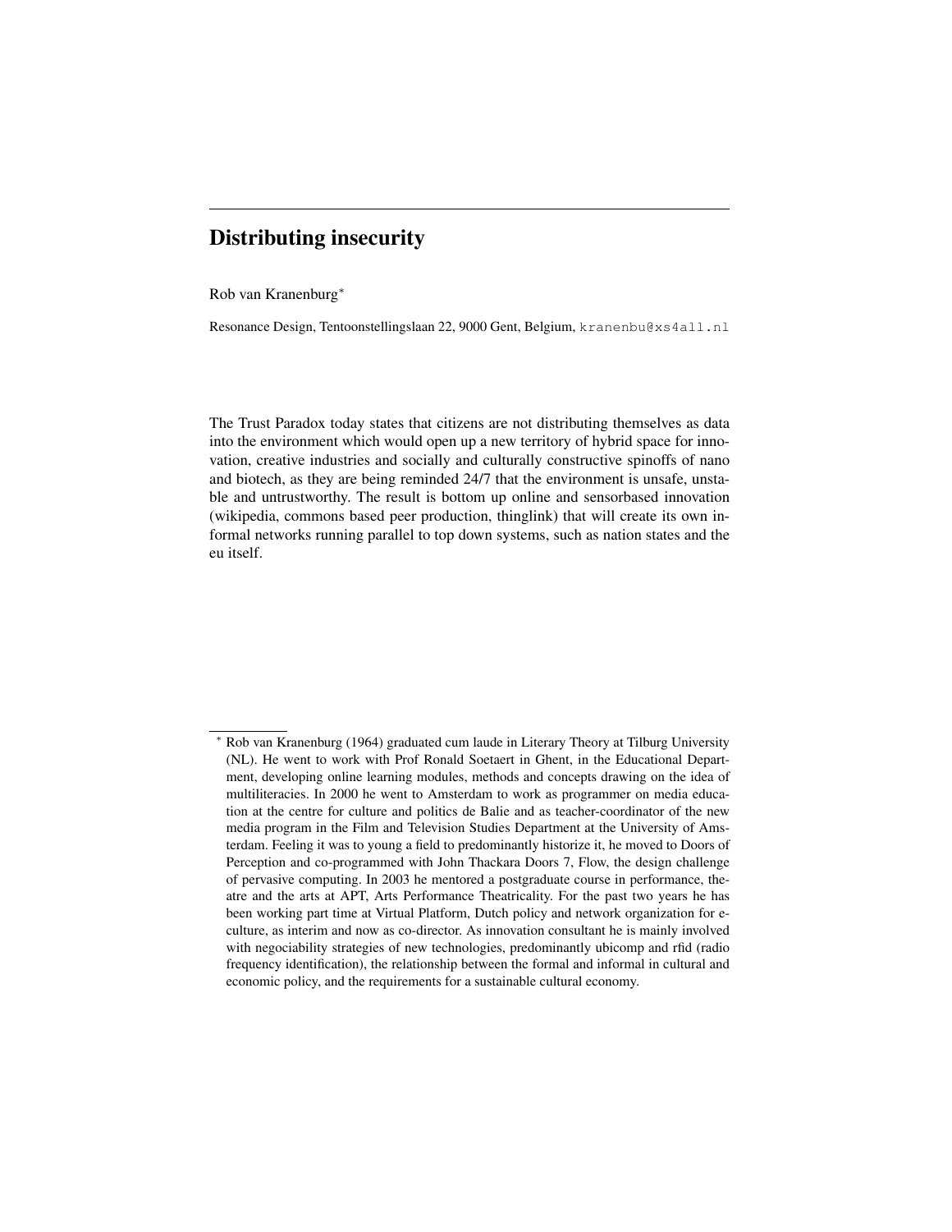## Distributing insecurity

Rob van Kranenburg[*]

Resonance Design, Tentoonstellingslaan 22, 9000 Gent, Belgium, kranenbu@xs4all.nl

The Trust Paradox today states that citizens are not distributing themselves as data into the environment which would open up a new territory of hybrid space for innovation, creative industries and socially and culturally constructive spinoffs of nano and biotech, as they are being reminded 24/7 that the environment is unsafe, unstable and untrustworthy. The result is bottom up online and sensorbased innovation (wikipedia, commons based peer production, thinglink) that will create its own informal networks running parallel to top down systems, such as nation states and the eu itself.

[*] Rob van Kranenburg (1964) graduated cum laude in Literary Theory at Tilburg University (NL). He went to work with Prof Ronald Soetaert in Ghent, in the Educational Department, developing online learning modules, methods and concepts drawing on the idea of multiliteracies. In 2000 he went to Amsterdam to work as programmer on media education at the centre for culture and politics de Balie and as teacher-coordinator of the new media program in the Film and Television Studies Department at the University of Amsterdam. Feeling it was to young a field to predominantly historize it, he moved to Doors of Perception and co-programmed with John Thackara Doors 7, Flow, the design challenge of pervasive computing. In 2003 he mentored a postgraduate course in performance, theatre and the arts at APT, Arts Performance Theatricality. For the past two years he has been working part time at Virtual Platform, Dutch policy and network organization for e-culture, as interim and now as co-director. As innovation consultant he is mainly involved with negociability strategies of new technologies, predominantly ubicomp and rfid (radio frequency identification), the relationship between the formal and informal in cultural and economic policy, and the requirements for a sustainable cultural economy.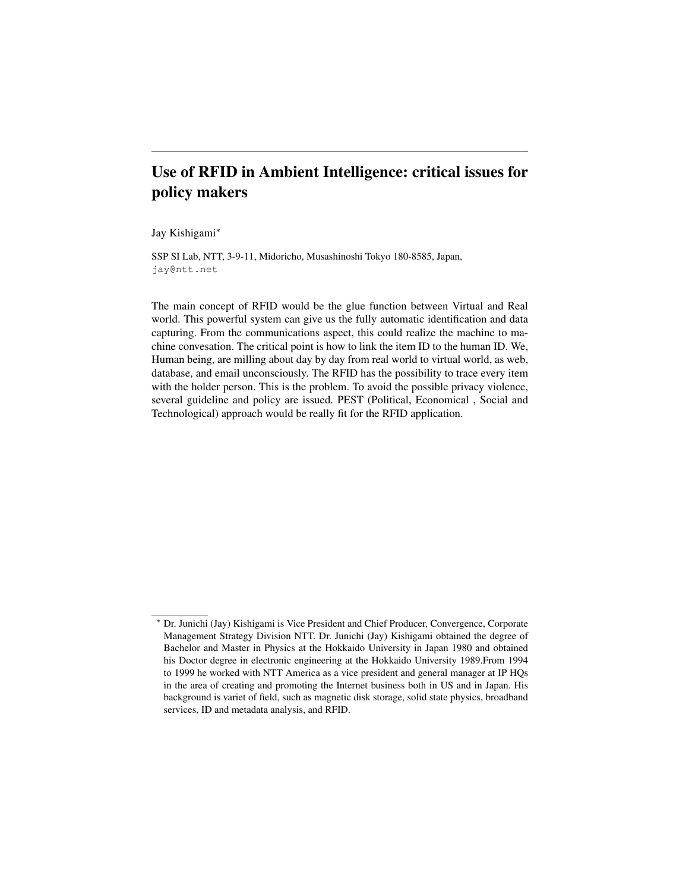# Use of RFID in Ambient Intelligence: critical issues for policy makers

Jay Kishigami*

SSP SI Lab, NTT, 3-9-11, Midoricho, Musashinoshi Tokyo 180-8585, Japan,
jay@ntt.net

The main concept of RFID would be the glue function between Virtual and Real world. This powerful system can give us the fully automatic identification and data capturing. From the communications aspect, this could realize the machine to machine convesation. The critical point is how to link the item ID to the human ID. We, Human being, are milling about day by day from real world to virtual world, as web, database, and email unconsciously. The RFID has the possibility to trace every item with the holder person. This is the problem. To avoid the possible privacy violence, several guideline and policy are issued. PEST (Political, Economical , Social and Technological) approach would be really fit for the RFID application.

---

* Dr. Junichi (Jay) Kishigami is Vice President and Chief Producer, Convergence, Corporate Management Strategy Division NTT. Dr. Junichi (Jay) Kishigami obtained the degree of Bachelor and Master in Physics at the Hokkaido University in Japan 1980 and obtained his Doctor degree in electronic engineering at the Hokkaido University 1989.From 1994 to 1999 he worked with NTT America as a vice president and general manager at IP HQs in the area of creating and promoting the Internet business both in US and in Japan. His background is variet of field, such as magnetic disk storage, solid state physics, broadband services, ID and metadata analysis, and RFID.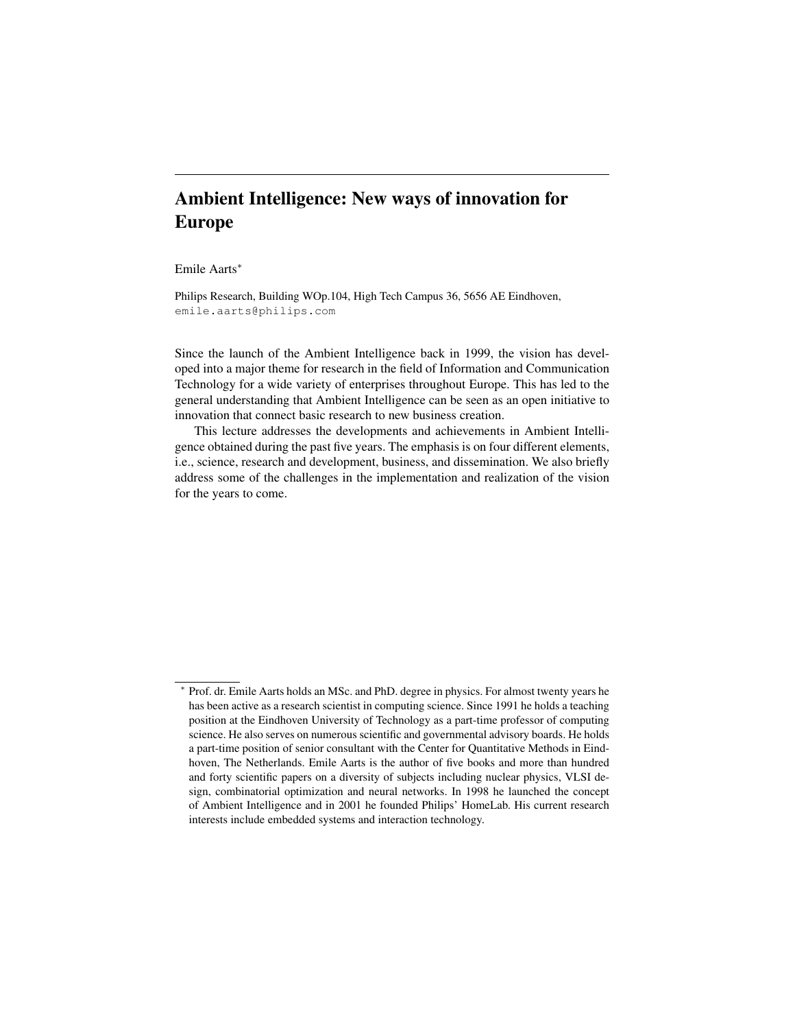# Ambient Intelligence: New ways of innovation for Europe

Emile Aarts*

Philips Research, Building WOp.104, High Tech Campus 36, 5656 AE Eindhoven, emile.aarts@philips.com

Since the launch of the Ambient Intelligence back in 1999, the vision has developed into a major theme for research in the field of Information and Communication Technology for a wide variety of enterprises throughout Europe. This has led to the general understanding that Ambient Intelligence can be seen as an open initiative to innovation that connect basic research to new business creation.

This lecture addresses the developments and achievements in Ambient Intelligence obtained during the past five years. The emphasis is on four different elements, i.e., science, research and development, business, and dissemination. We also briefly address some of the challenges in the implementation and realization of the vision for the years to come.

---

* Prof. dr. Emile Aarts holds an MSc. and PhD. degree in physics. For almost twenty years he has been active as a research scientist in computing science. Since 1991 he holds a teaching position at the Eindhoven University of Technology as a part-time professor of computing science. He also serves on numerous scientific and governmental advisory boards. He holds a part-time position of senior consultant with the Center for Quantitative Methods in Eindhoven, The Netherlands. Emile Aarts is the author of five books and more than hundred and forty scientific papers on a diversity of subjects including nuclear physics, VLSI design, combinatorial optimization and neural networks. In 1998 he launched the concept of Ambient Intelligence and in 2001 he founded Philips' HomeLab. His current research interests include embedded systems and interaction technology.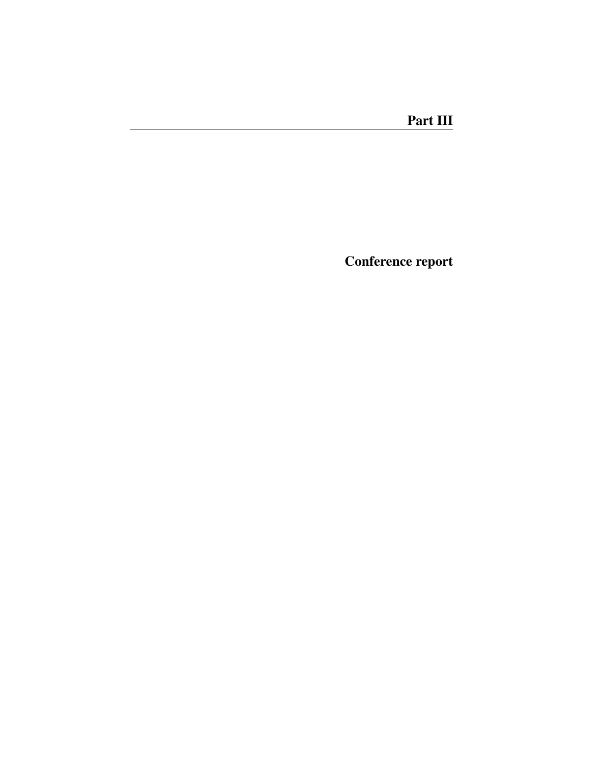# Part III

## Conference report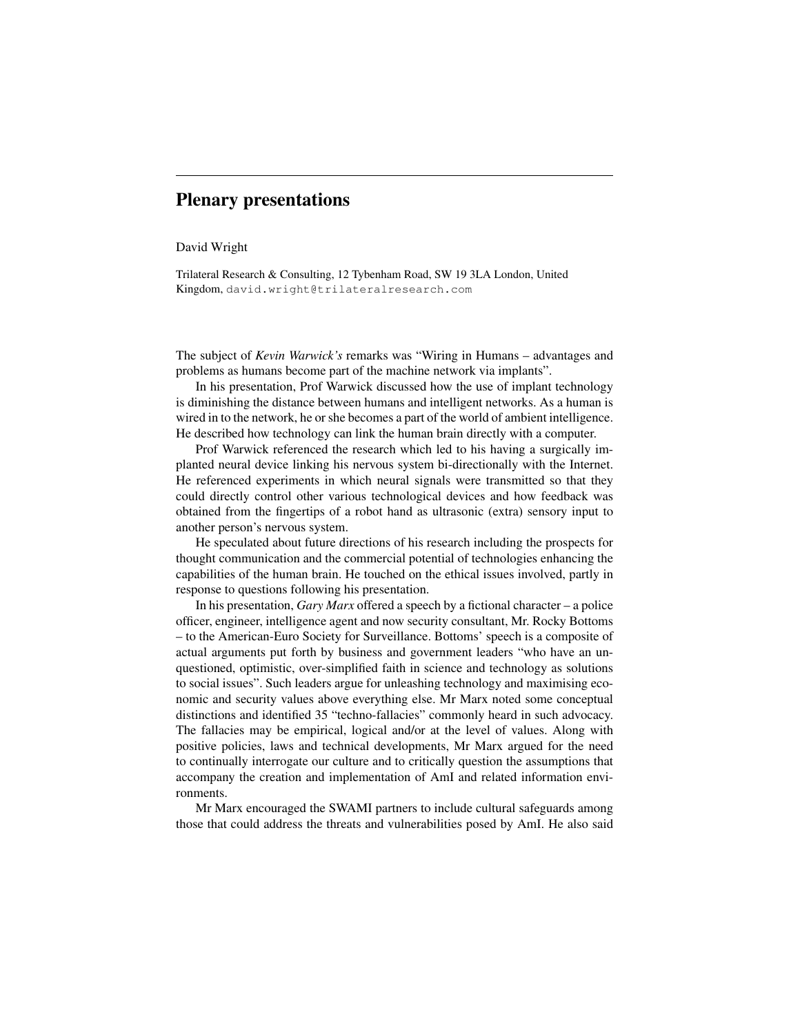# Plenary presentations

David Wright

Trilateral Research & Consulting, 12 Tybenham Road, SW 19 3LA London, United Kingdom, david.wright@trilateralresearch.com

The subject of *Kevin Warwick's* remarks was "Wiring in Humans – advantages and problems as humans become part of the machine network via implants".

In his presentation, Prof Warwick discussed how the use of implant technology is diminishing the distance between humans and intelligent networks. As a human is wired in to the network, he or she becomes a part of the world of ambient intelligence. He described how technology can link the human brain directly with a computer.

Prof Warwick referenced the research which led to his having a surgically implanted neural device linking his nervous system bi-directionally with the Internet. He referenced experiments in which neural signals were transmitted so that they could directly control other various technological devices and how feedback was obtained from the fingertips of a robot hand as ultrasonic (extra) sensory input to another person's nervous system.

He speculated about future directions of his research including the prospects for thought communication and the commercial potential of technologies enhancing the capabilities of the human brain. He touched on the ethical issues involved, partly in response to questions following his presentation.

In his presentation, *Gary Marx* offered a speech by a fictional character – a police officer, engineer, intelligence agent and now security consultant, Mr. Rocky Bottoms – to the American-Euro Society for Surveillance. Bottoms' speech is a composite of actual arguments put forth by business and government leaders "who have an unquestioned, optimistic, over-simplified faith in science and technology as solutions to social issues". Such leaders argue for unleashing technology and maximising economic and security values above everything else. Mr Marx noted some conceptual distinctions and identified 35 "techno-fallacies" commonly heard in such advocacy. The fallacies may be empirical, logical and/or at the level of values. Along with positive policies, laws and technical developments, Mr Marx argued for the need to continually interrogate our culture and to critically question the assumptions that accompany the creation and implementation of AmI and related information environments.

Mr Marx encouraged the SWAMI partners to include cultural safeguards among those that could address the threats and vulnerabilities posed by AmI. He also said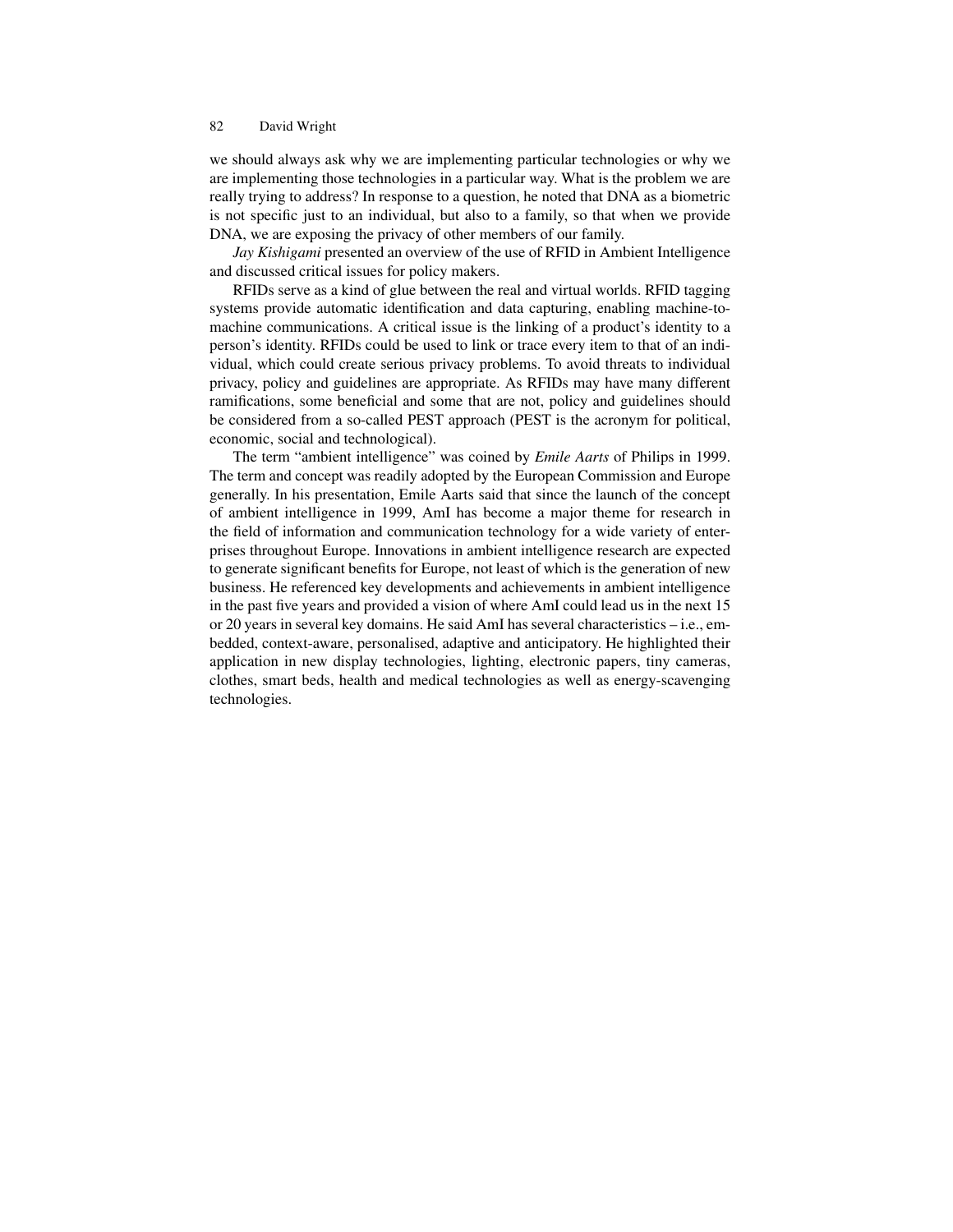we should always ask why we are implementing particular technologies or why we are implementing those technologies in a particular way. What is the problem we are really trying to address? In response to a question, he noted that DNA as a biometric is not specific just to an individual, but also to a family, so that when we provide DNA, we are exposing the privacy of other members of our family.

*Jay Kishigami* presented an overview of the use of RFID in Ambient Intelligence and discussed critical issues for policy makers.

RFIDs serve as a kind of glue between the real and virtual worlds. RFID tagging systems provide automatic identification and data capturing, enabling machine-to-machine communications. A critical issue is the linking of a product's identity to a person's identity. RFIDs could be used to link or trace every item to that of an individual, which could create serious privacy problems. To avoid threats to individual privacy, policy and guidelines are appropriate. As RFIDs may have many different ramifications, some beneficial and some that are not, policy and guidelines should be considered from a so-called PEST approach (PEST is the acronym for political, economic, social and technological).

The term "ambient intelligence" was coined by *Emile Aarts* of Philips in 1999. The term and concept was readily adopted by the European Commission and Europe generally. In his presentation, Emile Aarts said that since the launch of the concept of ambient intelligence in 1999, AmI has become a major theme for research in the field of information and communication technology for a wide variety of enterprises throughout Europe. Innovations in ambient intelligence research are expected to generate significant benefits for Europe, not least of which is the generation of new business. He referenced key developments and achievements in ambient intelligence in the past five years and provided a vision of where AmI could lead us in the next 15 or 20 years in several key domains. He said AmI has several characteristics – i.e., embedded, context-aware, personalised, adaptive and anticipatory. He highlighted their application in new display technologies, lighting, electronic papers, tiny cameras, clothes, smart beds, health and medical technologies as well as energy-scavenging technologies.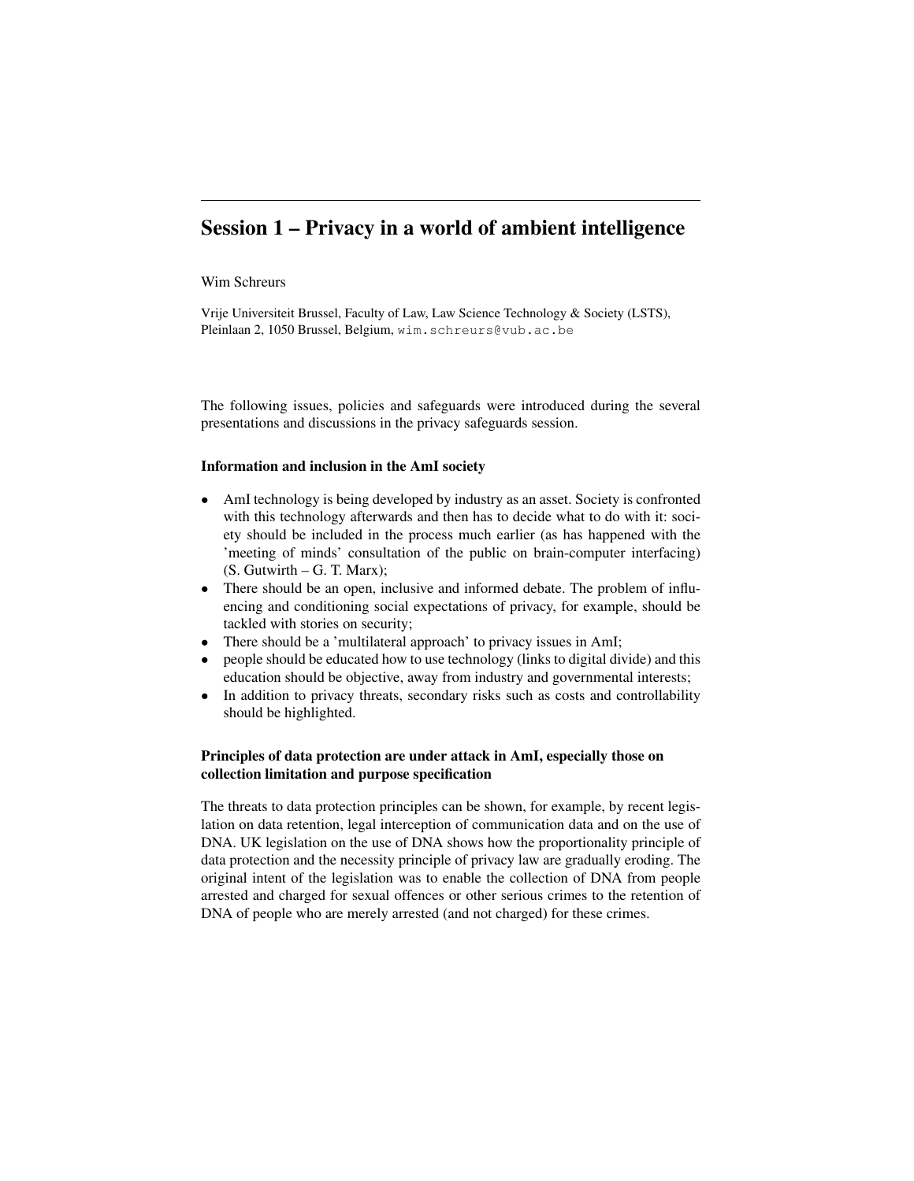# Session 1 – Privacy in a world of ambient intelligence

Wim Schreurs

Vrije Universiteit Brussel, Faculty of Law, Law Science Technology & Society (LSTS), Pleinlaan 2, 1050 Brussel, Belgium, wim.schreurs@vub.ac.be

The following issues, policies and safeguards were introduced during the several presentations and discussions in the privacy safeguards session.

### Information and inclusion in the AmI society

- AmI technology is being developed by industry as an asset. Society is confronted with this technology afterwards and then has to decide what to do with it: society should be included in the process much earlier (as has happened with the 'meeting of minds' consultation of the public on brain-computer interfacing) (S. Gutwirth – G. T. Marx);
- There should be an open, inclusive and informed debate. The problem of influencing and conditioning social expectations of privacy, for example, should be tackled with stories on security;
- There should be a 'multilateral approach' to privacy issues in AmI;
- people should be educated how to use technology (links to digital divide) and this education should be objective, away from industry and governmental interests;
- In addition to privacy threats, secondary risks such as costs and controllability should be highlighted.

### Principles of data protection are under attack in AmI, especially those on collection limitation and purpose specification

The threats to data protection principles can be shown, for example, by recent legislation on data retention, legal interception of communication data and on the use of DNA. UK legislation on the use of DNA shows how the proportionality principle of data protection and the necessity principle of privacy law are gradually eroding. The original intent of the legislation was to enable the collection of DNA from people arrested and charged for sexual offences or other serious crimes to the retention of DNA of people who are merely arrested (and not charged) for these crimes.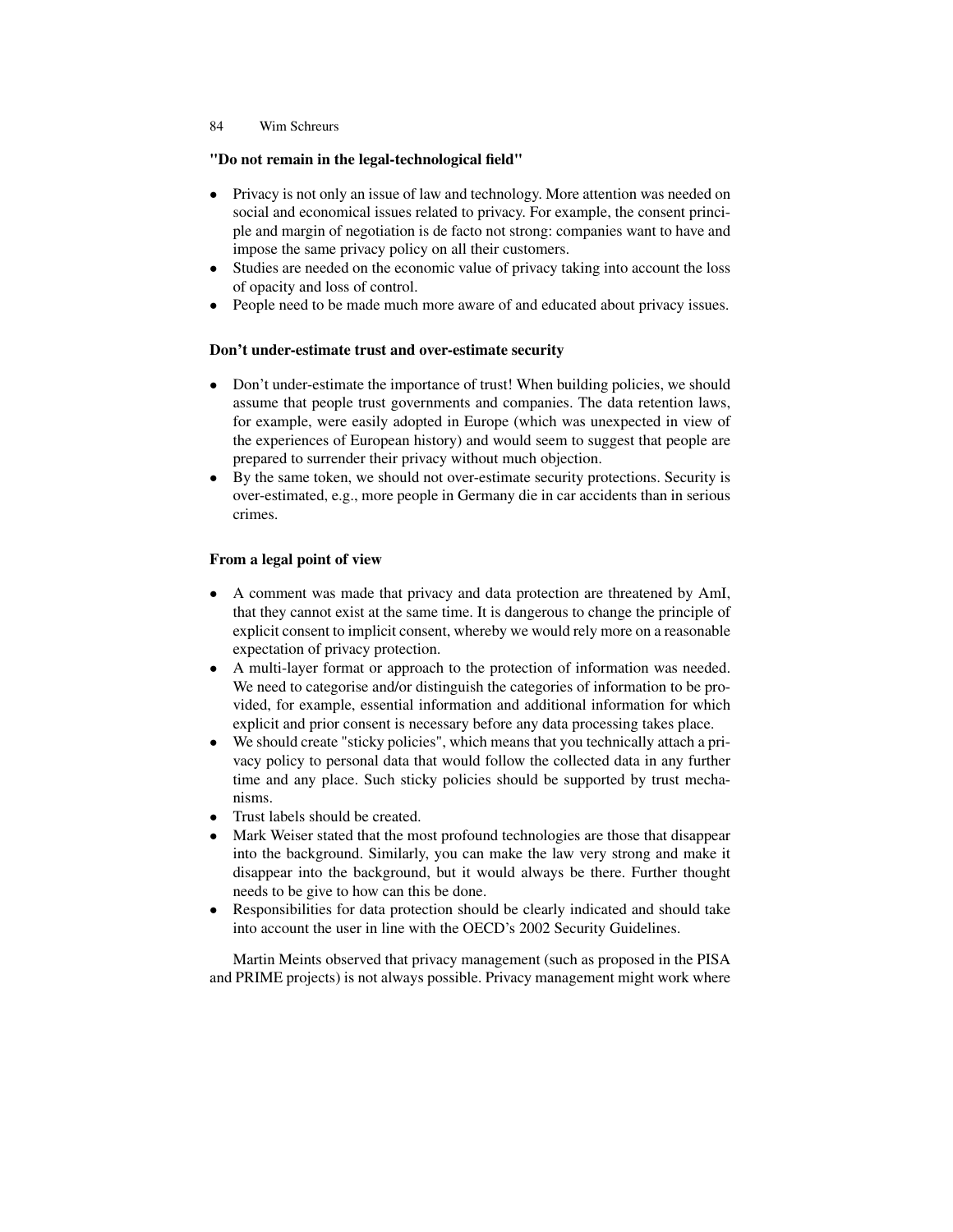**"Do not remain in the legal-technological field"**

- Privacy is not only an issue of law and technology. More attention was needed on social and economical issues related to privacy. For example, the consent principle and margin of negotiation is de facto not strong: companies want to have and impose the same privacy policy on all their customers.
- Studies are needed on the economic value of privacy taking into account the loss of opacity and loss of control.
- People need to be made much more aware of and educated about privacy issues.

**Don't under-estimate trust and over-estimate security**

- Don't under-estimate the importance of trust! When building policies, we should assume that people trust governments and companies. The data retention laws, for example, were easily adopted in Europe (which was unexpected in view of the experiences of European history) and would seem to suggest that people are prepared to surrender their privacy without much objection.
- By the same token, we should not over-estimate security protections. Security is over-estimated, e.g., more people in Germany die in car accidents than in serious crimes.

**From a legal point of view**

- A comment was made that privacy and data protection are threatened by AmI, that they cannot exist at the same time. It is dangerous to change the principle of explicit consent to implicit consent, whereby we would rely more on a reasonable expectation of privacy protection.
- A multi-layer format or approach to the protection of information was needed. We need to categorise and/or distinguish the categories of information to be provided, for example, essential information and additional information for which explicit and prior consent is necessary before any data processing takes place.
- We should create "sticky policies", which means that you technically attach a privacy policy to personal data that would follow the collected data in any further time and any place. Such sticky policies should be supported by trust mechanisms.
- Trust labels should be created.
- Mark Weiser stated that the most profound technologies are those that disappear into the background. Similarly, you can make the law very strong and make it disappear into the background, but it would always be there. Further thought needs to be give to how can this be done.
- Responsibilities for data protection should be clearly indicated and should take into account the user in line with the OECD's 2002 Security Guidelines.

Martin Meints observed that privacy management (such as proposed in the PISA and PRIME projects) is not always possible. Privacy management might work where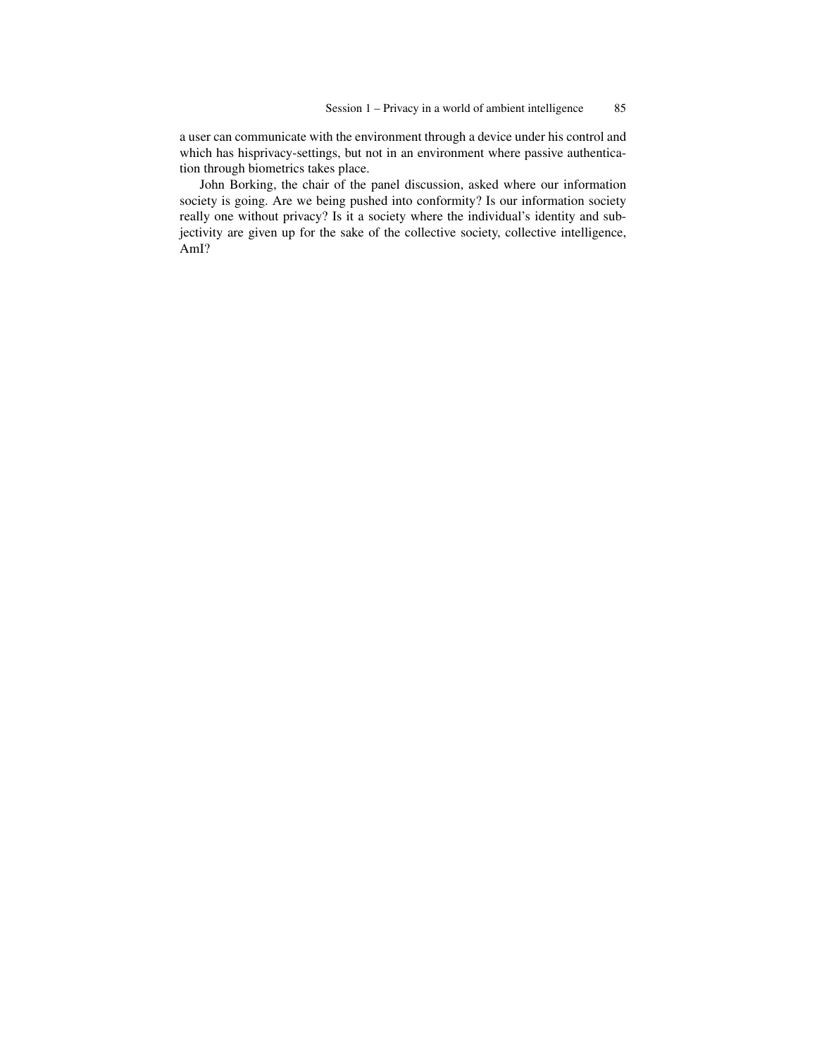a user can communicate with the environment through a device under his control and which has hisprivacy-settings, but not in an environment where passive authentication through biometrics takes place.

John Borking, the chair of the panel discussion, asked where our information society is going. Are we being pushed into conformity? Is our information society really one without privacy? Is it a society where the individual's identity and subjectivity are given up for the sake of the collective society, collective intelligence, AmI?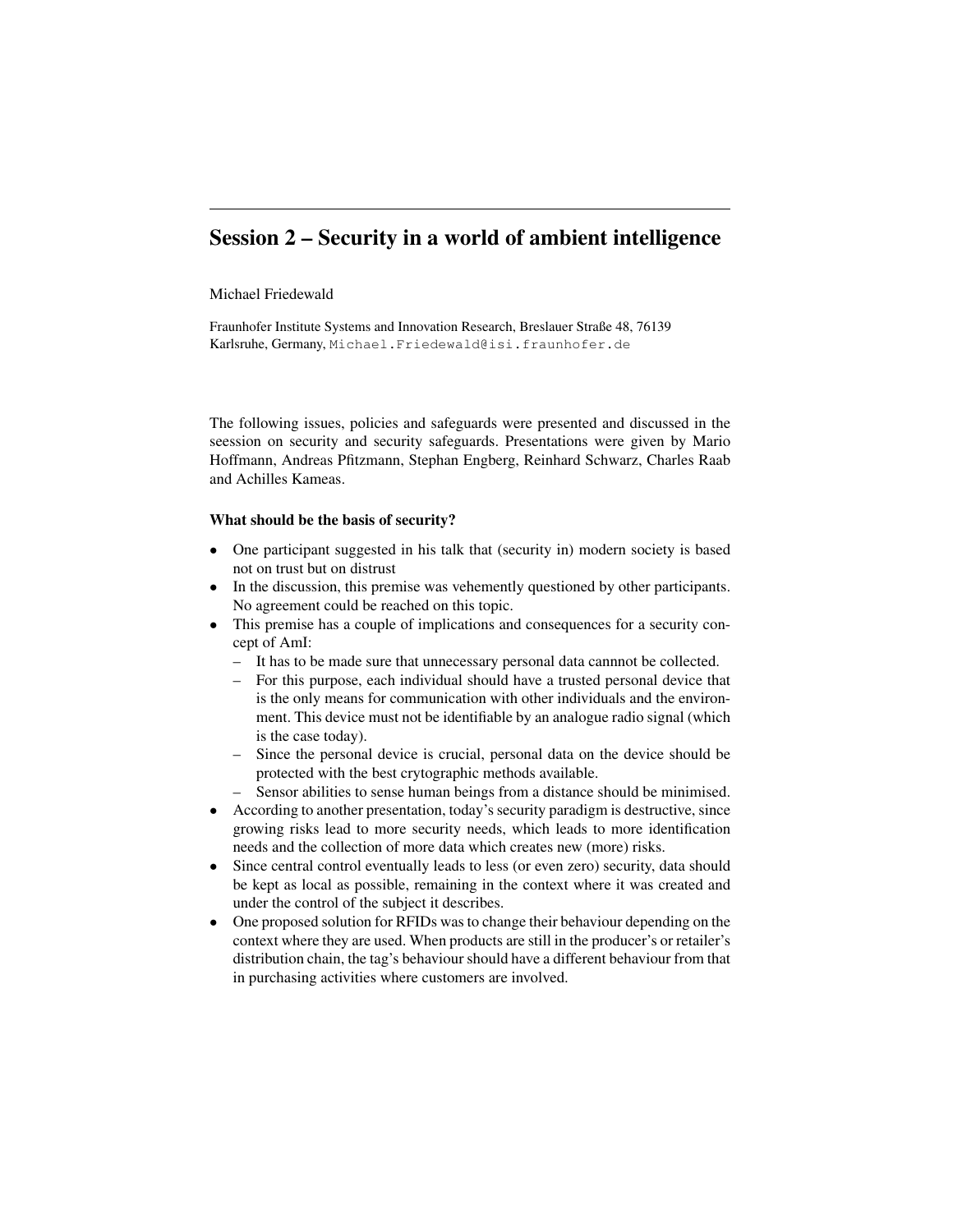# Session 2 – Security in a world of ambient intelligence

Michael Friedewald

Fraunhofer Institute Systems and Innovation Research, Breslauer Straße 48, 76139 Karlsruhe, Germany, Michael.Friedewald@isi.fraunhofer.de

The following issues, policies and safeguards were presented and discussed in the seession on security and security safeguards. Presentations were given by Mario Hoffmann, Andreas Pfitzmann, Stephan Engberg, Reinhard Schwarz, Charles Raab and Achilles Kameas.

**What should be the basis of security?**

- One participant suggested in his talk that (security in) modern society is based not on trust but on distrust
- In the discussion, this premise was vehemently questioned by other participants. No agreement could be reached on this topic.
- This premise has a couple of implications and consequences for a security concept of AmI:
  - It has to be made sure that unnecessary personal data cannnot be collected.
  - For this purpose, each individual should have a trusted personal device that is the only means for communication with other individuals and the environment. This device must not be identifiable by an analogue radio signal (which is the case today).
  - Since the personal device is crucial, personal data on the device should be protected with the best crytographic methods available.
  - Sensor abilities to sense human beings from a distance should be minimised.
- According to another presentation, today's security paradigm is destructive, since growing risks lead to more security needs, which leads to more identification needs and the collection of more data which creates new (more) risks.
- Since central control eventually leads to less (or even zero) security, data should be kept as local as possible, remaining in the context where it was created and under the control of the subject it describes.
- One proposed solution for RFIDs was to change their behaviour depending on the context where they are used. When products are still in the producer's or retailer's distribution chain, the tag's behaviour should have a different behaviour from that in purchasing activities where customers are involved.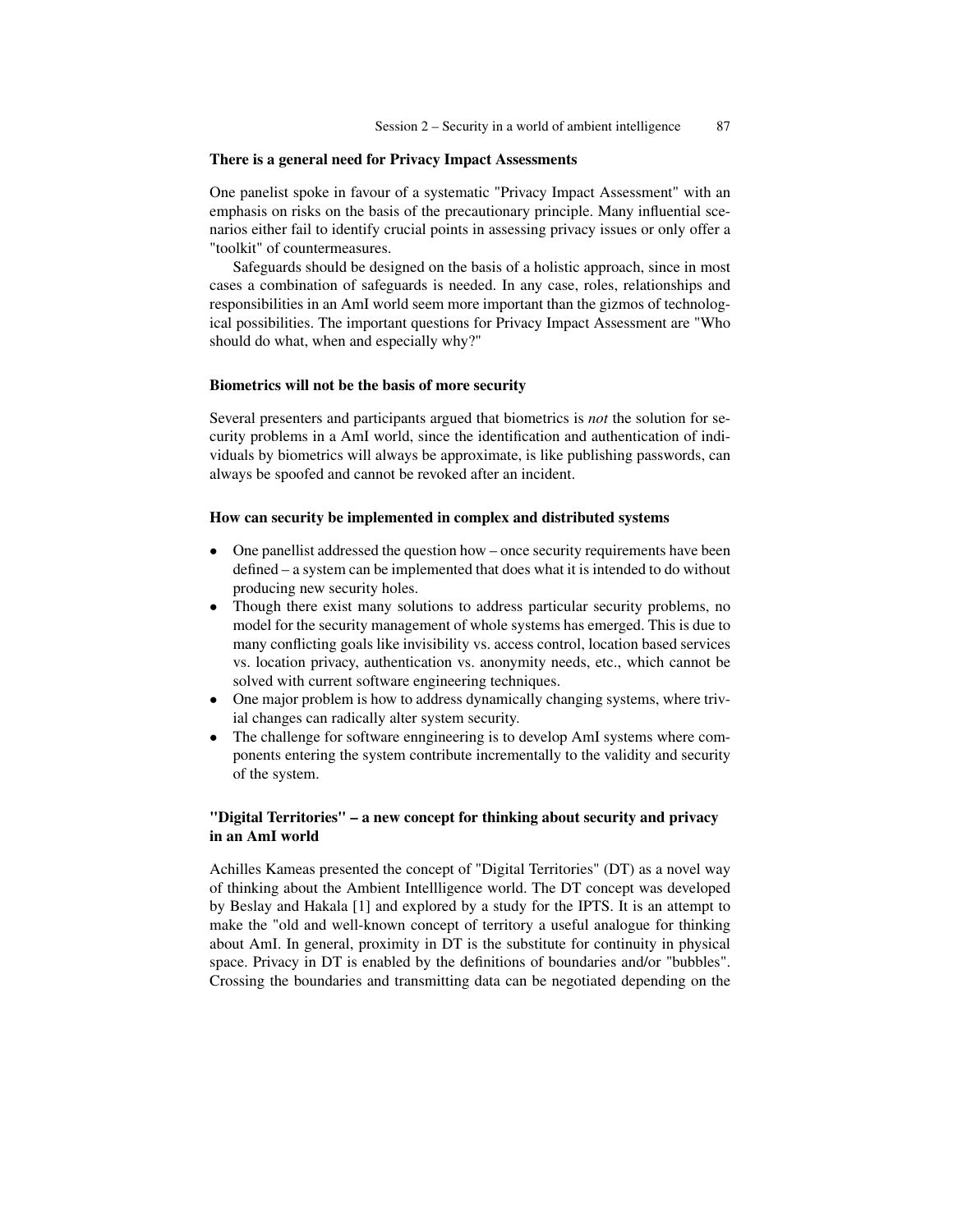### There is a general need for Privacy Impact Assessments

One panelist spoke in favour of a systematic "Privacy Impact Assessment" with an emphasis on risks on the basis of the precautionary principle. Many influential scenarios either fail to identify crucial points in assessing privacy issues or only offer a "toolkit" of countermeasures.

Safeguards should be designed on the basis of a holistic approach, since in most cases a combination of safeguards is needed. In any case, roles, relationships and responsibilities in an AmI world seem more important than the gizmos of technological possibilities. The important questions for Privacy Impact Assessment are "Who should do what, when and especially why?"

### Biometrics will not be the basis of more security

Several presenters and participants argued that biometrics is *not* the solution for security problems in a AmI world, since the identification and authentication of individuals by biometrics will always be approximate, is like publishing passwords, can always be spoofed and cannot be revoked after an incident.

### How can security be implemented in complex and distributed systems

- One panellist addressed the question how – once security requirements have been defined – a system can be implemented that does what it is intended to do without producing new security holes.
- Though there exist many solutions to address particular security problems, no model for the security management of whole systems has emerged. This is due to many conflicting goals like invisibility vs. access control, location based services vs. location privacy, authentication vs. anonymity needs, etc., which cannot be solved with current software engineering techniques.
- One major problem is how to address dynamically changing systems, where trivial changes can radically alter system security.
- The challenge for software enngineering is to develop AmI systems where components entering the system contribute incrementally to the validity and security of the system.

### "Digital Territories" – a new concept for thinking about security and privacy in an AmI world

Achilles Kameas presented the concept of "Digital Territories" (DT) as a novel way of thinking about the Ambient Intellligence world. The DT concept was developed by Beslay and Hakala [1] and explored by a study for the IPTS. It is an attempt to make the "old and well-known concept of territory a useful analogue for thinking about AmI. In general, proximity in DT is the substitute for continuity in physical space. Privacy in DT is enabled by the definitions of boundaries and/or "bubbles". Crossing the boundaries and transmitting data can be negotiated depending on the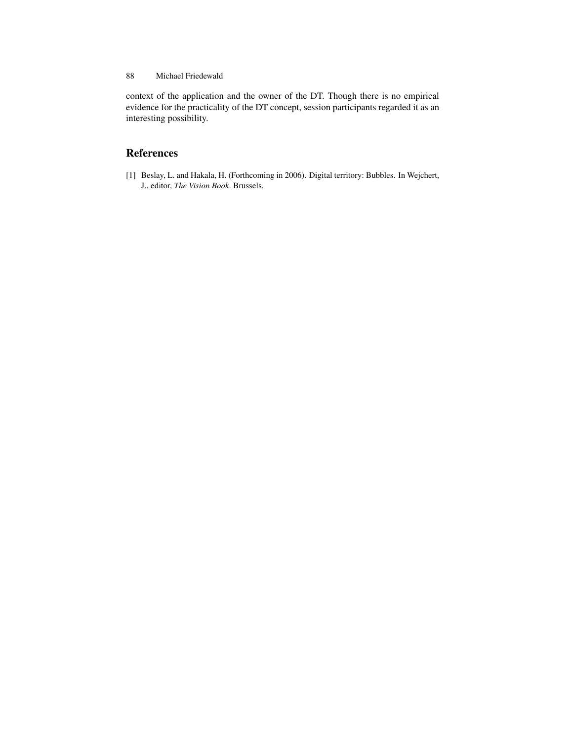context of the application and the owner of the DT. Though there is no empirical evidence for the practicality of the DT concept, session participants regarded it as an interesting possibility.

## References

[1] Beslay, L. and Hakala, H. (Forthcoming in 2006). Digital territory: Bubbles. In Wejchert, J., editor, *The Vision Book*. Brussels.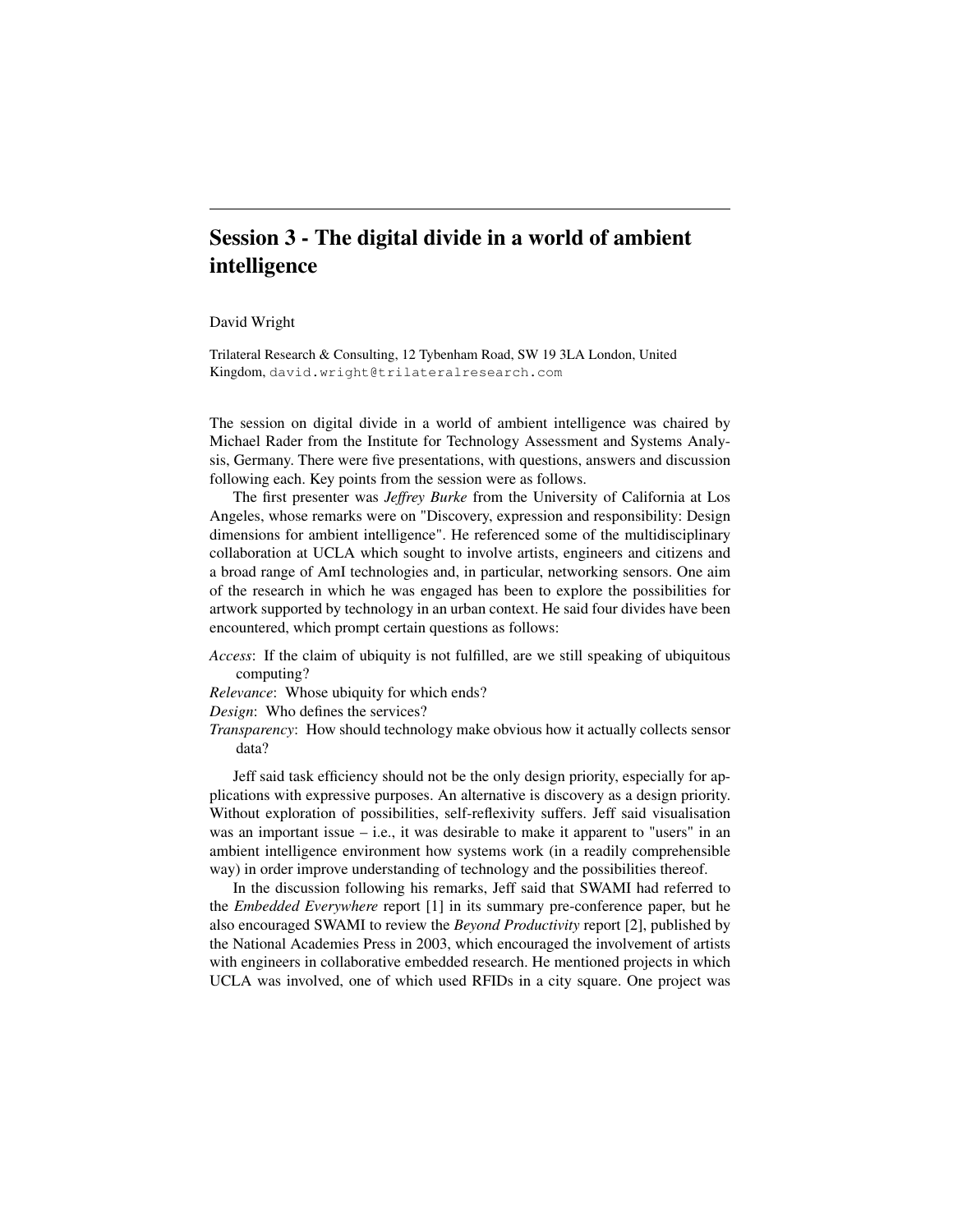# Session 3 - The digital divide in a world of ambient intelligence

David Wright

Trilateral Research & Consulting, 12 Tybenham Road, SW 19 3LA London, United Kingdom, david.wright@trilateralresearch.com

The session on digital divide in a world of ambient intelligence was chaired by Michael Rader from the Institute for Technology Assessment and Systems Analysis, Germany. There were five presentations, with questions, answers and discussion following each. Key points from the session were as follows.

The first presenter was *Jeffrey Burke* from the University of California at Los Angeles, whose remarks were on "Discovery, expression and responsibility: Design dimensions for ambient intelligence". He referenced some of the multidisciplinary collaboration at UCLA which sought to involve artists, engineers and citizens and a broad range of AmI technologies and, in particular, networking sensors. One aim of the research in which he was engaged has been to explore the possibilities for artwork supported by technology in an urban context. He said four divides have been encountered, which prompt certain questions as follows:

*Access*: If the claim of ubiquity is not fulfilled, are we still speaking of ubiquitous computing?
*Relevance*: Whose ubiquity for which ends?
*Design*: Who defines the services?
*Transparency*: How should technology make obvious how it actually collects sensor data?

Jeff said task efficiency should not be the only design priority, especially for applications with expressive purposes. An alternative is discovery as a design priority. Without exploration of possibilities, self-reflexivity suffers. Jeff said visualisation was an important issue – i.e., it was desirable to make it apparent to "users" in an ambient intelligence environment how systems work (in a readily comprehensible way) in order improve understanding of technology and the possibilities thereof.

In the discussion following his remarks, Jeff said that SWAMI had referred to the *Embedded Everywhere* report [1] in its summary pre-conference paper, but he also encouraged SWAMI to review the *Beyond Productivity* report [2], published by the National Academies Press in 2003, which encouraged the involvement of artists with engineers in collaborative embedded research. He mentioned projects in which UCLA was involved, one of which used RFIDs in a city square. One project was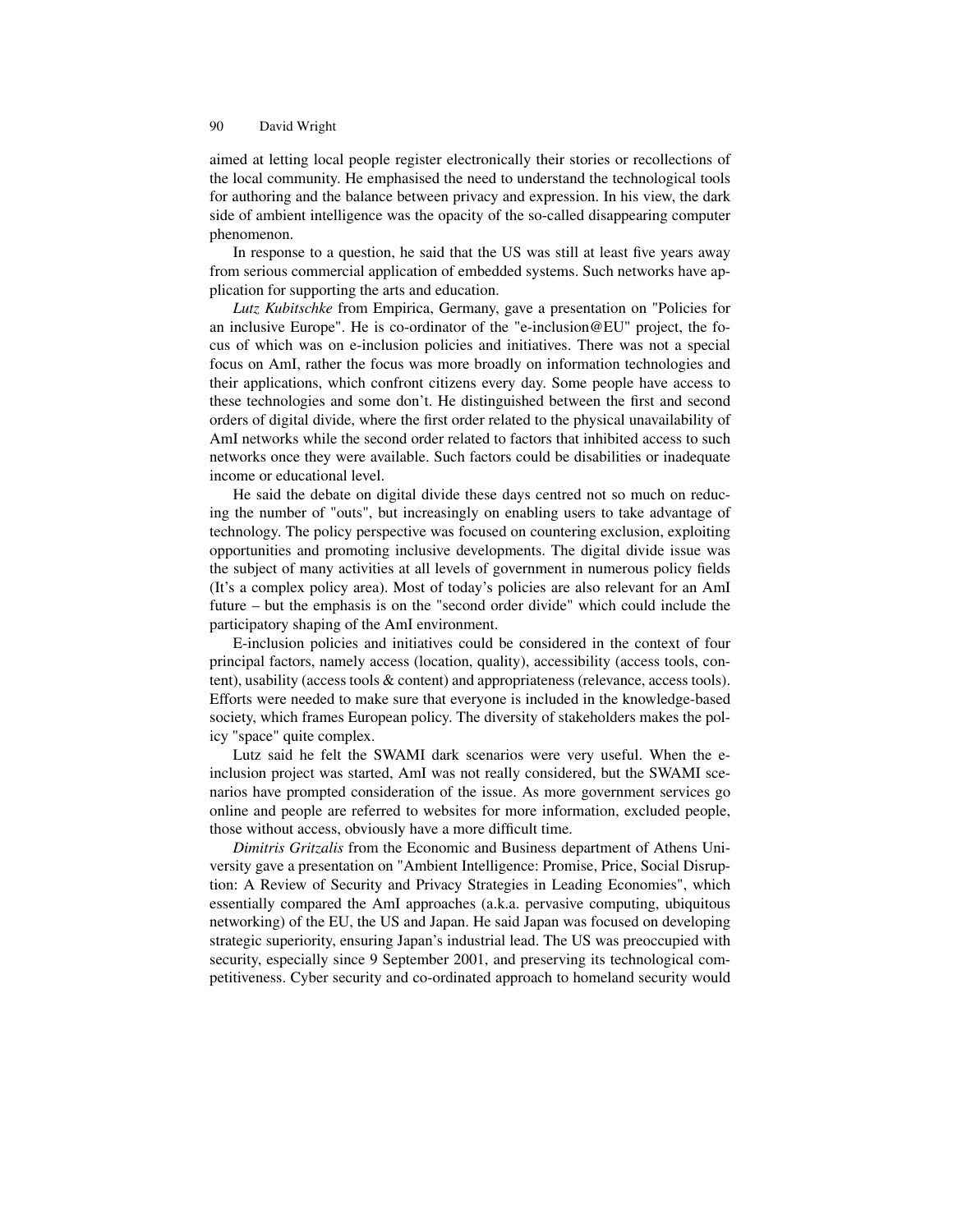aimed at letting local people register electronically their stories or recollections of the local community. He emphasised the need to understand the technological tools for authoring and the balance between privacy and expression. In his view, the dark side of ambient intelligence was the opacity of the so-called disappearing computer phenomenon.

In response to a question, he said that the US was still at least five years away from serious commercial application of embedded systems. Such networks have application for supporting the arts and education.

*Lutz Kubitschke* from Empirica, Germany, gave a presentation on "Policies for an inclusive Europe". He is co-ordinator of the "e-inclusion@EU" project, the focus of which was on e-inclusion policies and initiatives. There was not a special focus on AmI, rather the focus was more broadly on information technologies and their applications, which confront citizens every day. Some people have access to these technologies and some don't. He distinguished between the first and second orders of digital divide, where the first order related to the physical unavailability of AmI networks while the second order related to factors that inhibited access to such networks once they were available. Such factors could be disabilities or inadequate income or educational level.

He said the debate on digital divide these days centred not so much on reducing the number of "outs", but increasingly on enabling users to take advantage of technology. The policy perspective was focused on countering exclusion, exploiting opportunities and promoting inclusive developments. The digital divide issue was the subject of many activities at all levels of government in numerous policy fields (It's a complex policy area). Most of today's policies are also relevant for an AmI future – but the emphasis is on the "second order divide" which could include the participatory shaping of the AmI environment.

E-inclusion policies and initiatives could be considered in the context of four principal factors, namely access (location, quality), accessibility (access tools, content), usability (access tools & content) and appropriateness (relevance, access tools). Efforts were needed to make sure that everyone is included in the knowledge-based society, which frames European policy. The diversity of stakeholders makes the policy "space" quite complex.

Lutz said he felt the SWAMI dark scenarios were very useful. When the e-inclusion project was started, AmI was not really considered, but the SWAMI scenarios have prompted consideration of the issue. As more government services go online and people are referred to websites for more information, excluded people, those without access, obviously have a more difficult time.

*Dimitris Gritzalis* from the Economic and Business department of Athens University gave a presentation on "Ambient Intelligence: Promise, Price, Social Disruption: A Review of Security and Privacy Strategies in Leading Economies", which essentially compared the AmI approaches (a.k.a. pervasive computing, ubiquitous networking) of the EU, the US and Japan. He said Japan was focused on developing strategic superiority, ensuring Japan's industrial lead. The US was preoccupied with security, especially since 9 September 2001, and preserving its technological competitiveness. Cyber security and co-ordinated approach to homeland security would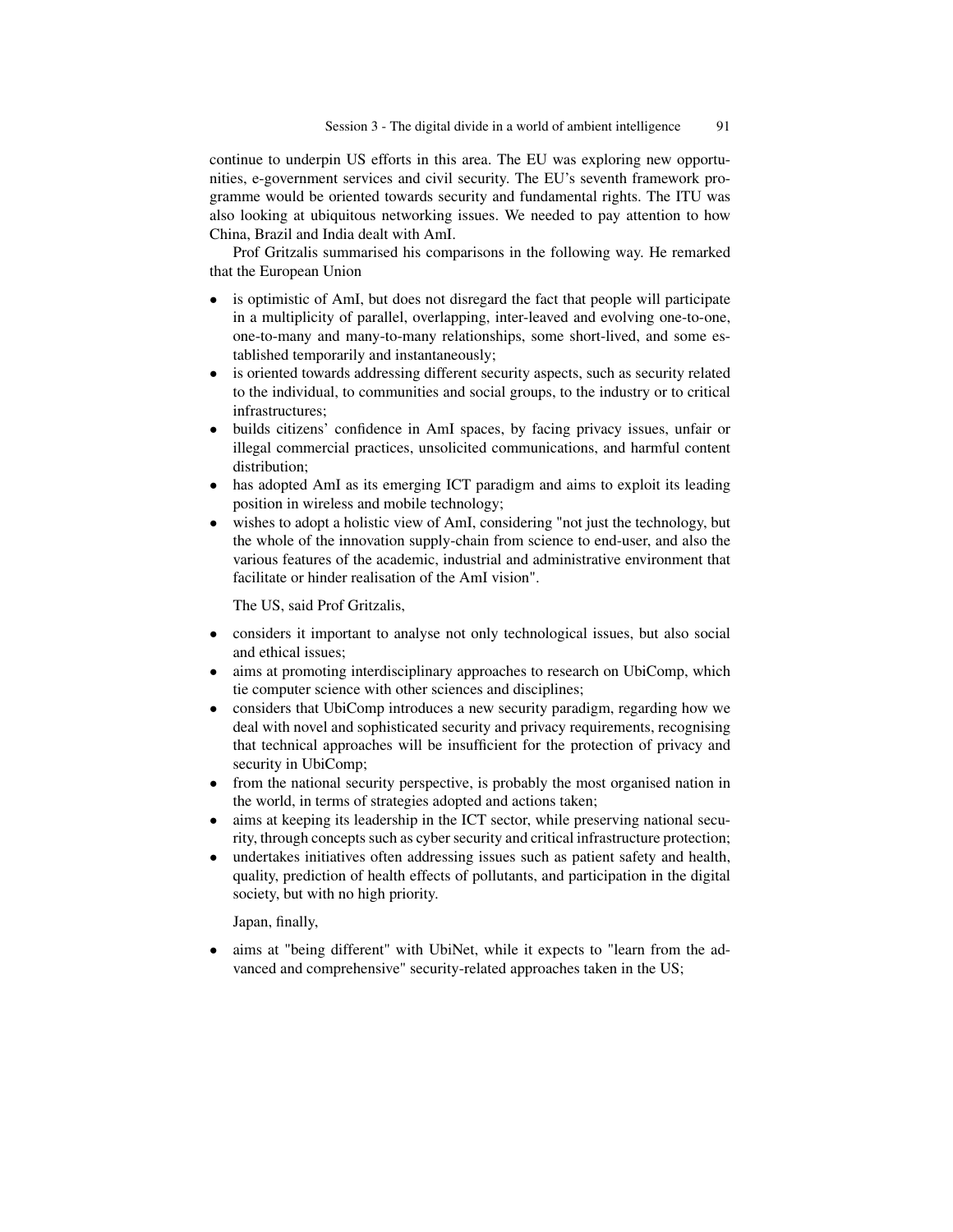continue to underpin US efforts in this area. The EU was exploring new opportunities, e-government services and civil security. The EU's seventh framework programme would be oriented towards security and fundamental rights. The ITU was also looking at ubiquitous networking issues. We needed to pay attention to how China, Brazil and India dealt with AmI.

Prof Gritzalis summarised his comparisons in the following way. He remarked that the European Union

- is optimistic of AmI, but does not disregard the fact that people will participate in a multiplicity of parallel, overlapping, inter-leaved and evolving one-to-one, one-to-many and many-to-many relationships, some short-lived, and some established temporarily and instantaneously;
- is oriented towards addressing different security aspects, such as security related to the individual, to communities and social groups, to the industry or to critical infrastructures;
- builds citizens' confidence in AmI spaces, by facing privacy issues, unfair or illegal commercial practices, unsolicited communications, and harmful content distribution;
- has adopted AmI as its emerging ICT paradigm and aims to exploit its leading position in wireless and mobile technology;
- wishes to adopt a holistic view of AmI, considering "not just the technology, but the whole of the innovation supply-chain from science to end-user, and also the various features of the academic, industrial and administrative environment that facilitate or hinder realisation of the AmI vision".

The US, said Prof Gritzalis,

- considers it important to analyse not only technological issues, but also social and ethical issues;
- aims at promoting interdisciplinary approaches to research on UbiComp, which tie computer science with other sciences and disciplines;
- considers that UbiComp introduces a new security paradigm, regarding how we deal with novel and sophisticated security and privacy requirements, recognising that technical approaches will be insufficient for the protection of privacy and security in UbiComp;
- from the national security perspective, is probably the most organised nation in the world, in terms of strategies adopted and actions taken;
- aims at keeping its leadership in the ICT sector, while preserving national security, through concepts such as cyber security and critical infrastructure protection;
- undertakes initiatives often addressing issues such as patient safety and health, quality, prediction of health effects of pollutants, and participation in the digital society, but with no high priority.

Japan, finally,

- aims at "being different" with UbiNet, while it expects to "learn from the advanced and comprehensive" security-related approaches taken in the US;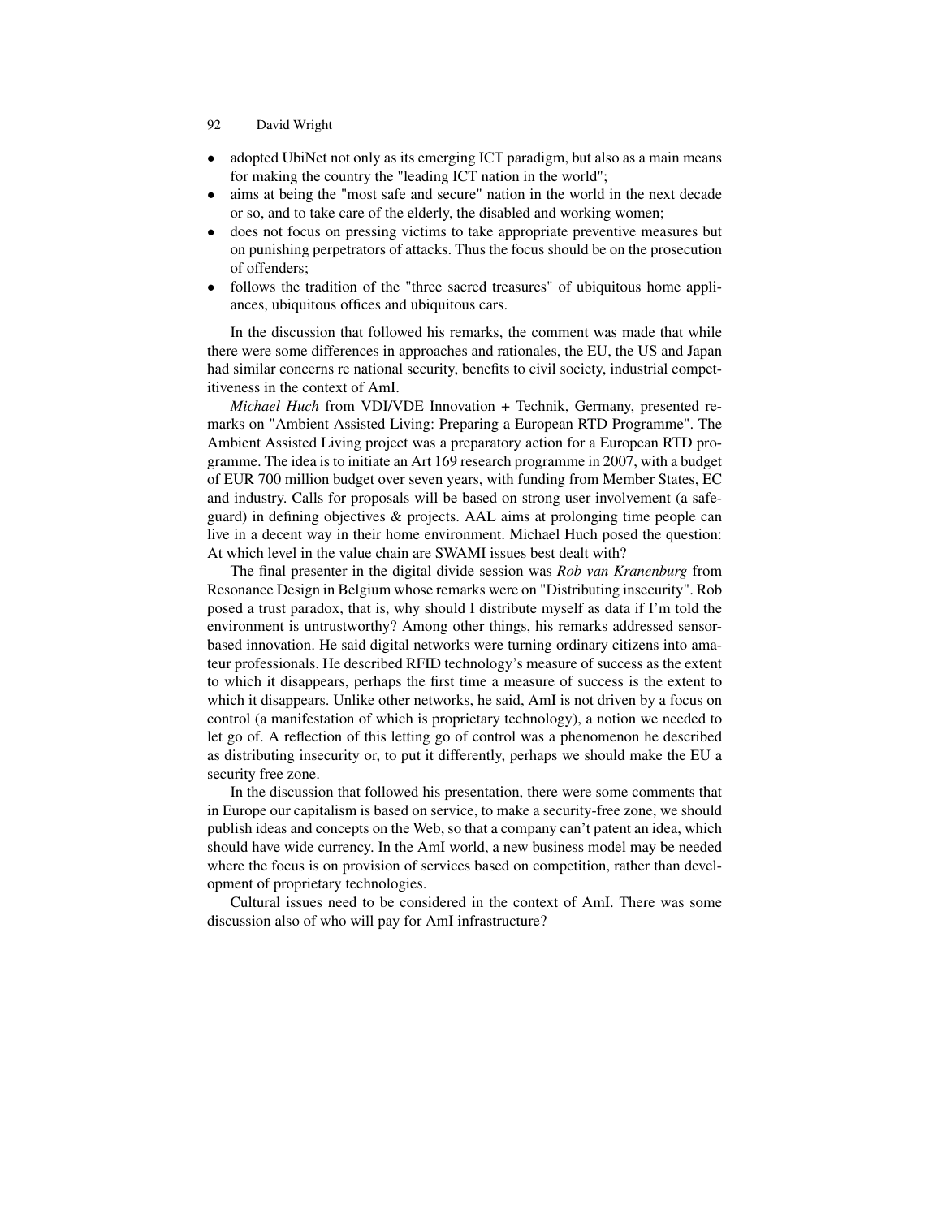- adopted UbiNet not only as its emerging ICT paradigm, but also as a main means for making the country the "leading ICT nation in the world";
- aims at being the "most safe and secure" nation in the world in the next decade or so, and to take care of the elderly, the disabled and working women;
- does not focus on pressing victims to take appropriate preventive measures but on punishing perpetrators of attacks. Thus the focus should be on the prosecution of offenders;
- follows the tradition of the "three sacred treasures" of ubiquitous home appliances, ubiquitous offices and ubiquitous cars.

In the discussion that followed his remarks, the comment was made that while there were some differences in approaches and rationales, the EU, the US and Japan had similar concerns re national security, benefits to civil society, industrial competitiveness in the context of AmI.

*Michael Huch* from VDI/VDE Innovation + Technik, Germany, presented remarks on "Ambient Assisted Living: Preparing a European RTD Programme". The Ambient Assisted Living project was a preparatory action for a European RTD programme. The idea is to initiate an Art 169 research programme in 2007, with a budget of EUR 700 million budget over seven years, with funding from Member States, EC and industry. Calls for proposals will be based on strong user involvement (a safeguard) in defining objectives & projects. AAL aims at prolonging time people can live in a decent way in their home environment. Michael Huch posed the question: At which level in the value chain are SWAMI issues best dealt with?

The final presenter in the digital divide session was *Rob van Kranenburg* from Resonance Design in Belgium whose remarks were on "Distributing insecurity". Rob posed a trust paradox, that is, why should I distribute myself as data if I'm told the environment is untrustworthy? Among other things, his remarks addressed sensor-based innovation. He said digital networks were turning ordinary citizens into amateur professionals. He described RFID technology's measure of success as the extent to which it disappears, perhaps the first time a measure of success is the extent to which it disappears. Unlike other networks, he said, AmI is not driven by a focus on control (a manifestation of which is proprietary technology), a notion we needed to let go of. A reflection of this letting go of control was a phenomenon he described as distributing insecurity or, to put it differently, perhaps we should make the EU a security free zone.

In the discussion that followed his presentation, there were some comments that in Europe our capitalism is based on service, to make a security-free zone, we should publish ideas and concepts on the Web, so that a company can't patent an idea, which should have wide currency. In the AmI world, a new business model may be needed where the focus is on provision of services based on competition, rather than development of proprietary technologies.

Cultural issues need to be considered in the context of AmI. There was some discussion also of who will pay for AmI infrastructure?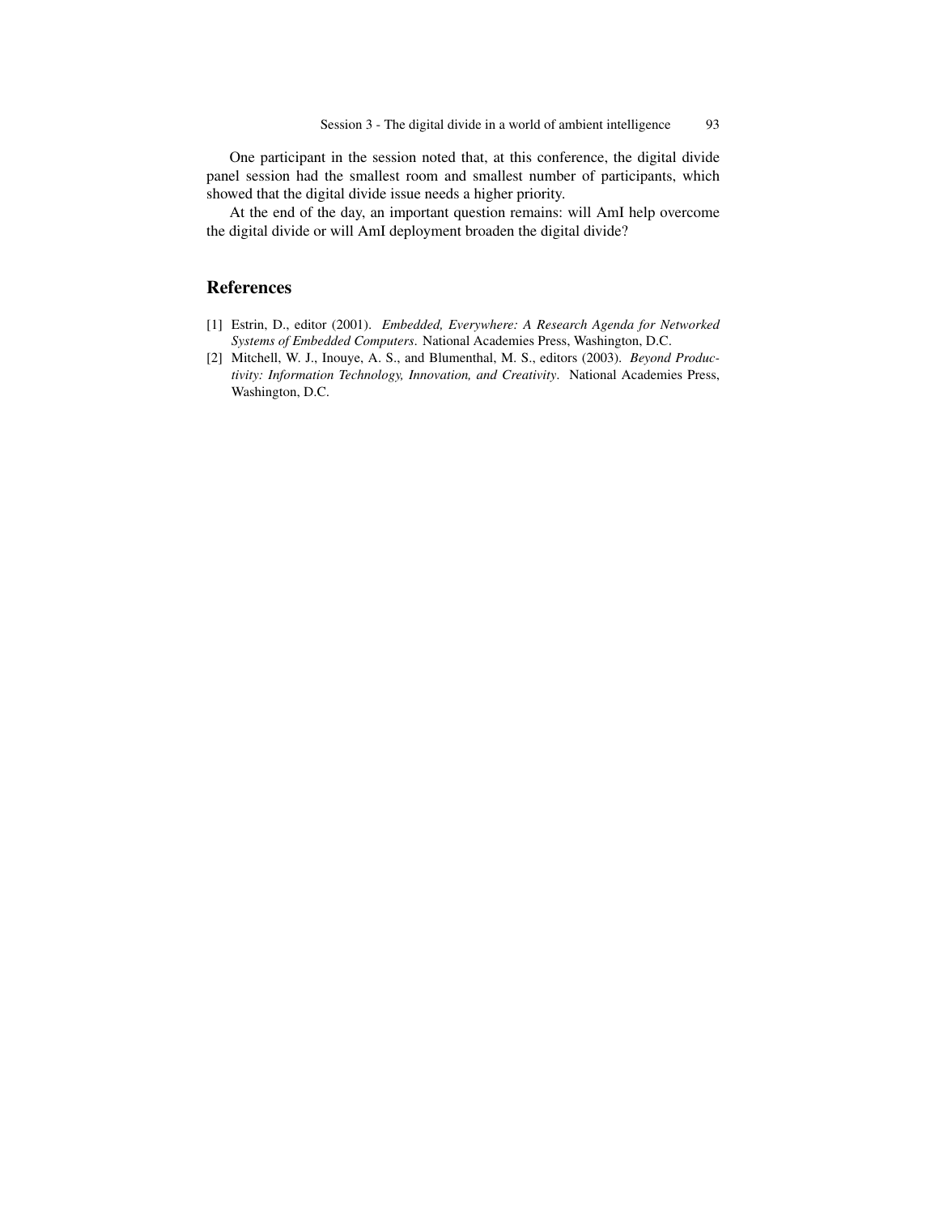One participant in the session noted that, at this conference, the digital divide panel session had the smallest room and smallest number of participants, which showed that the digital divide issue needs a higher priority.

At the end of the day, an important question remains: will AmI help overcome the digital divide or will AmI deployment broaden the digital divide?

## References

[1] Estrin, D., editor (2001). *Embedded, Everywhere: A Research Agenda for Networked Systems of Embedded Computers*. National Academies Press, Washington, D.C.

[2] Mitchell, W. J., Inouye, A. S., and Blumenthal, M. S., editors (2003). *Beyond Productivity: Information Technology, Innovation, and Creativity*. National Academies Press, Washington, D.C.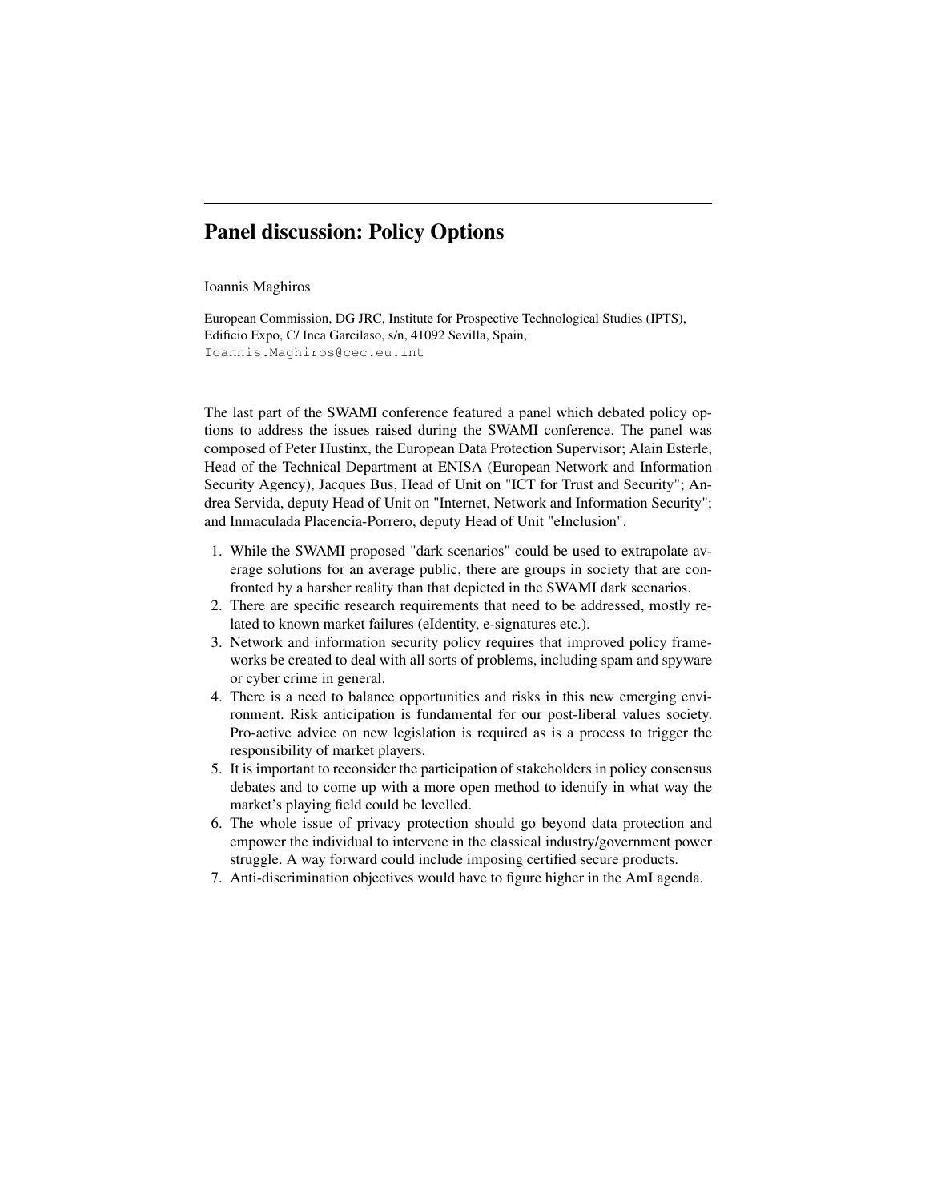# Panel discussion: Policy Options

Ioannis Maghiros

European Commission, DG JRC, Institute for Prospective Technological Studies (IPTS), Edificio Expo, C/ Inca Garcilaso, s/n, 41092 Sevilla, Spain,
Ioannis.Maghiros@cec.eu.int

The last part of the SWAMI conference featured a panel which debated policy options to address the issues raised during the SWAMI conference. The panel was composed of Peter Hustinx, the European Data Protection Supervisor; Alain Esterle, Head of the Technical Department at ENISA (European Network and Information Security Agency), Jacques Bus, Head of Unit on "ICT for Trust and Security"; Andrea Servida, deputy Head of Unit on "Internet, Network and Information Security"; and Inmaculada Placencia-Porrero, deputy Head of Unit "eInclusion".

1. While the SWAMI proposed "dark scenarios" could be used to extrapolate average solutions for an average public, there are groups in society that are confronted by a harsher reality than that depicted in the SWAMI dark scenarios.
2. There are specific research requirements that need to be addressed, mostly related to known market failures (eIdentity, e-signatures etc.).
3. Network and information security policy requires that improved policy frameworks be created to deal with all sorts of problems, including spam and spyware or cyber crime in general.
4. There is a need to balance opportunities and risks in this new emerging environment. Risk anticipation is fundamental for our post-liberal values society. Pro-active advice on new legislation is required as is a process to trigger the responsibility of market players.
5. It is important to reconsider the participation of stakeholders in policy consensus debates and to come up with a more open method to identify in what way the market's playing field could be levelled.
6. The whole issue of privacy protection should go beyond data protection and empower the individual to intervene in the classical industry/government power struggle. A way forward could include imposing certified secure products.
7. Anti-discrimination objectives would have to figure higher in the AmI agenda.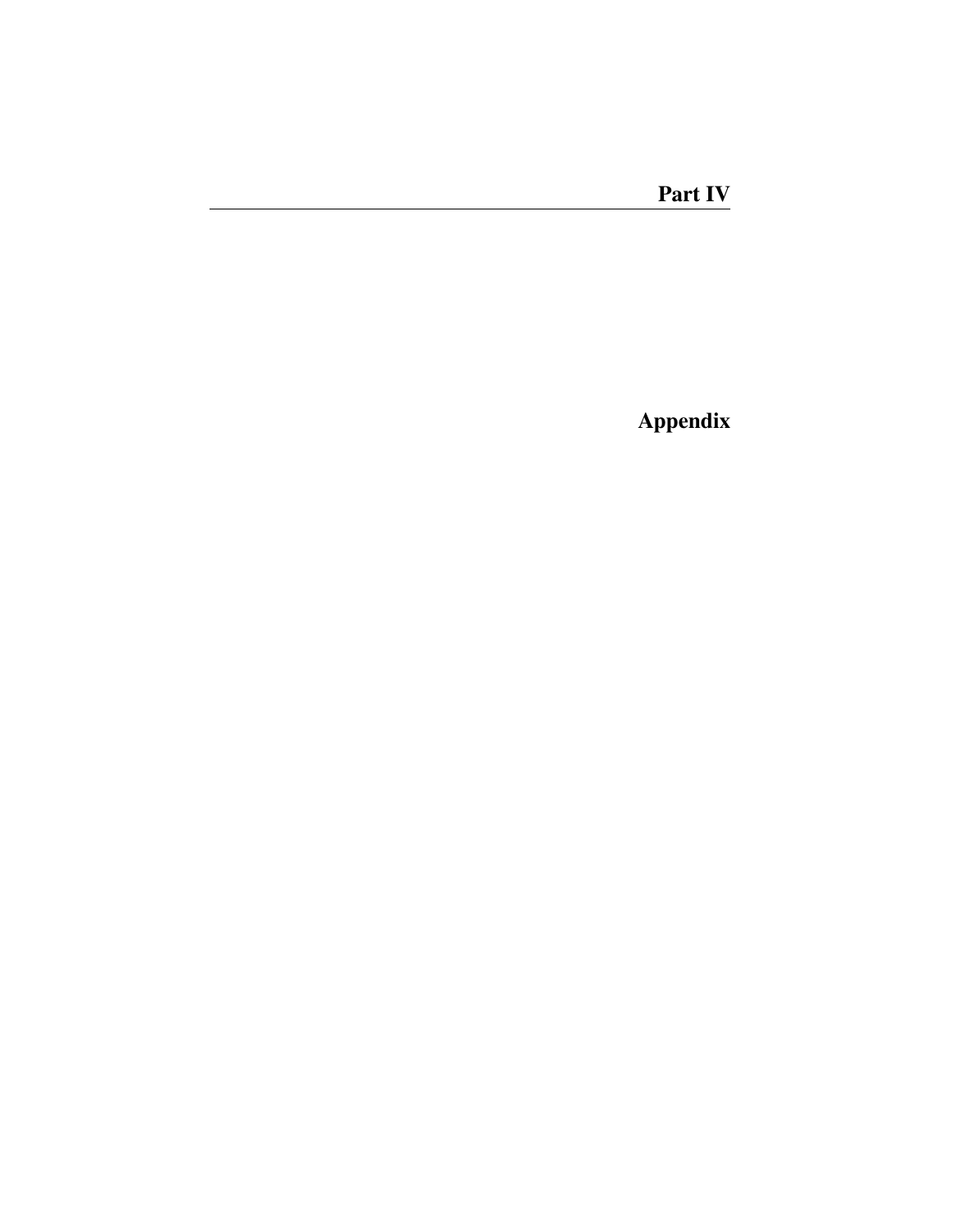# Part IV

# Appendix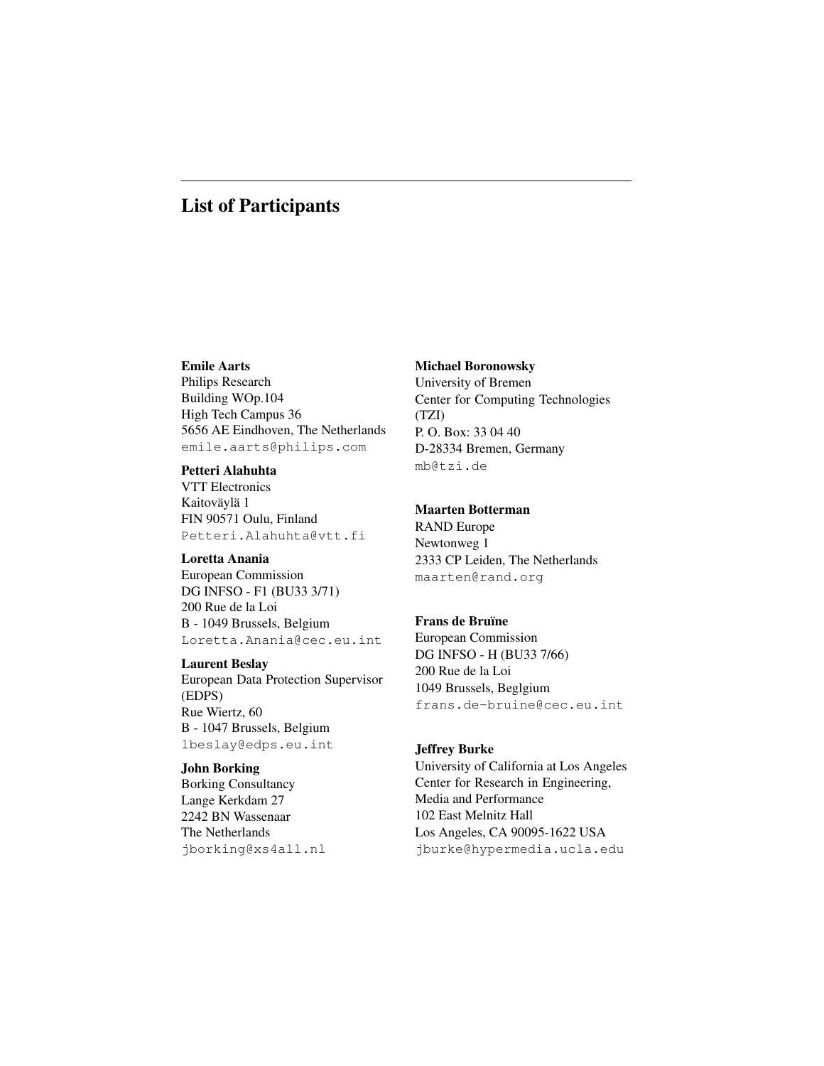# List of Participants

**Emile Aarts**
Philips Research
Building WOp.104
High Tech Campus 36
5656 AE Eindhoven, The Netherlands
emile.aarts@philips.com

**Petteri Alahuhta**
VTT Electronics
Kaitoväylä 1
FIN 90571 Oulu, Finland
Petteri.Alahuhta@vtt.fi

**Loretta Anania**
European Commission
DG INFSO - F1 (BU33 3/71)
200 Rue de la Loi
B - 1049 Brussels, Belgium
Loretta.Anania@cec.eu.int

**Laurent Beslay**
European Data Protection Supervisor
(EDPS)
Rue Wiertz, 60
B - 1047 Brussels, Belgium
lbeslay@edps.eu.int

**John Borking**
Borking Consultancy
Lange Kerkdam 27
2242 BN Wassenaar
The Netherlands
jborking@xs4all.nl

**Michael Boronowsky**
University of Bremen
Center for Computing Technologies
(TZI)
P. O. Box: 33 04 40
D-28334 Bremen, Germany
mb@tzi.de

**Maarten Botterman**
RAND Europe
Newtonweg 1
2333 CP Leiden, The Netherlands
maarten@rand.org

**Frans de Bruïne**
European Commission
DG INFSO - H (BU33 7/66)
200 Rue de la Loi
1049 Brussels, Beglgium
frans.de-bruine@cec.eu.int

**Jeffrey Burke**
University of California at Los Angeles
Center for Research in Engineering,
Media and Performance
102 East Melnitz Hall
Los Angeles, CA 90095-1622 USA
jburke@hypermedia.ucla.edu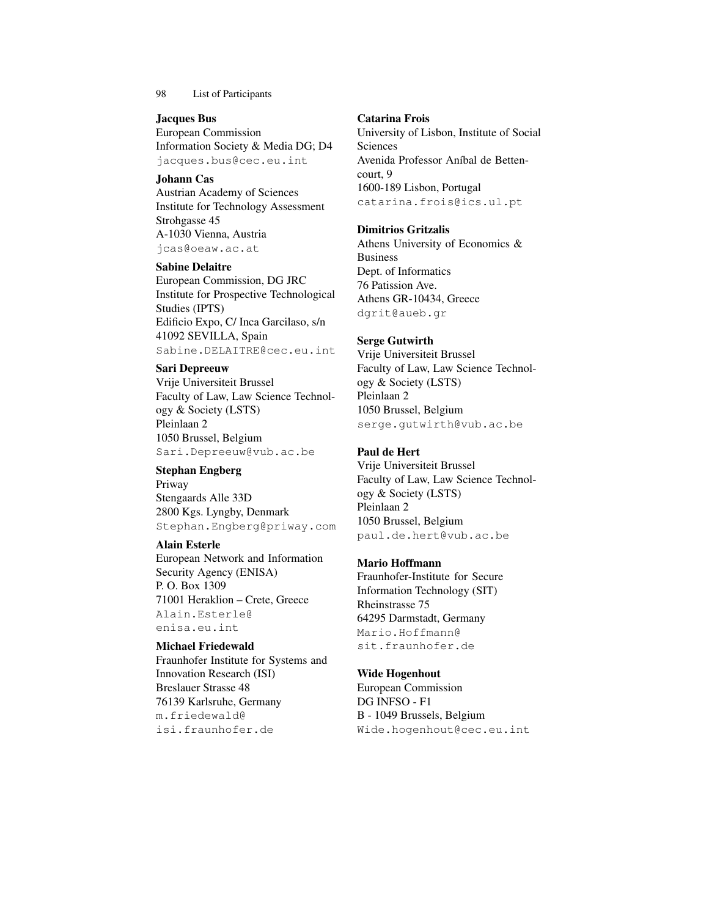**Jacques Bus**
European Commission
Information Society & Media DG; D4
jacques.bus@cec.eu.int

**Johann Cas**
Austrian Academy of Sciences
Institute for Technology Assessment
Strohgasse 45
A-1030 Vienna, Austria
jcas@oeaw.ac.at

**Sabine Delaitre**
European Commission, DG JRC
Institute for Prospective Technological Studies (IPTS)
Edificio Expo, C/ Inca Garcilaso, s/n
41092 SEVILLA, Spain
Sabine.DELAITRE@cec.eu.int

**Sari Depreeuw**
Vrije Universiteit Brussel
Faculty of Law, Law Science Technology & Society (LSTS)
Pleinlaan 2
1050 Brussel, Belgium
Sari.Depreeuw@vub.ac.be

**Stephan Engberg**
Priway
Stengaards Alle 33D
2800 Kgs. Lyngby, Denmark
Stephan.Engberg@priway.com

**Alain Esterle**
European Network and Information Security Agency (ENISA)
P. O. Box 1309
71001 Heraklion – Crete, Greece
Alain.Esterle@enisa.eu.int

**Michael Friedewald**
Fraunhofer Institute for Systems and Innovation Research (ISI)
Breslauer Strasse 48
76139 Karlsruhe, Germany
m.friedewald@isi.fraunhofer.de

**Catarina Frois**
University of Lisbon, Institute of Social Sciences
Avenida Professor Aníbal de Bettencourt, 9
1600-189 Lisbon, Portugal
catarina.frois@ics.ul.pt

**Dimitrios Gritzalis**
Athens University of Economics & Business
Dept. of Informatics
76 Patission Ave.
Athens GR-10434, Greece
dgrit@aueb.gr

**Serge Gutwirth**
Vrije Universiteit Brussel
Faculty of Law, Law Science Technology & Society (LSTS)
Pleinlaan 2
1050 Brussel, Belgium
serge.gutwirth@vub.ac.be

**Paul de Hert**
Vrije Universiteit Brussel
Faculty of Law, Law Science Technology & Society (LSTS)
Pleinlaan 2
1050 Brussel, Belgium
paul.de.hert@vub.ac.be

**Mario Hoffmann**
Fraunhofer-Institute for Secure Information Technology (SIT)
Rheinstrasse 75
64295 Darmstadt, Germany
Mario.Hoffmann@sit.fraunhofer.de

**Wide Hogenhout**
European Commission
DG INFSO - F1
B - 1049 Brussels, Belgium
Wide.hogenhout@cec.eu.int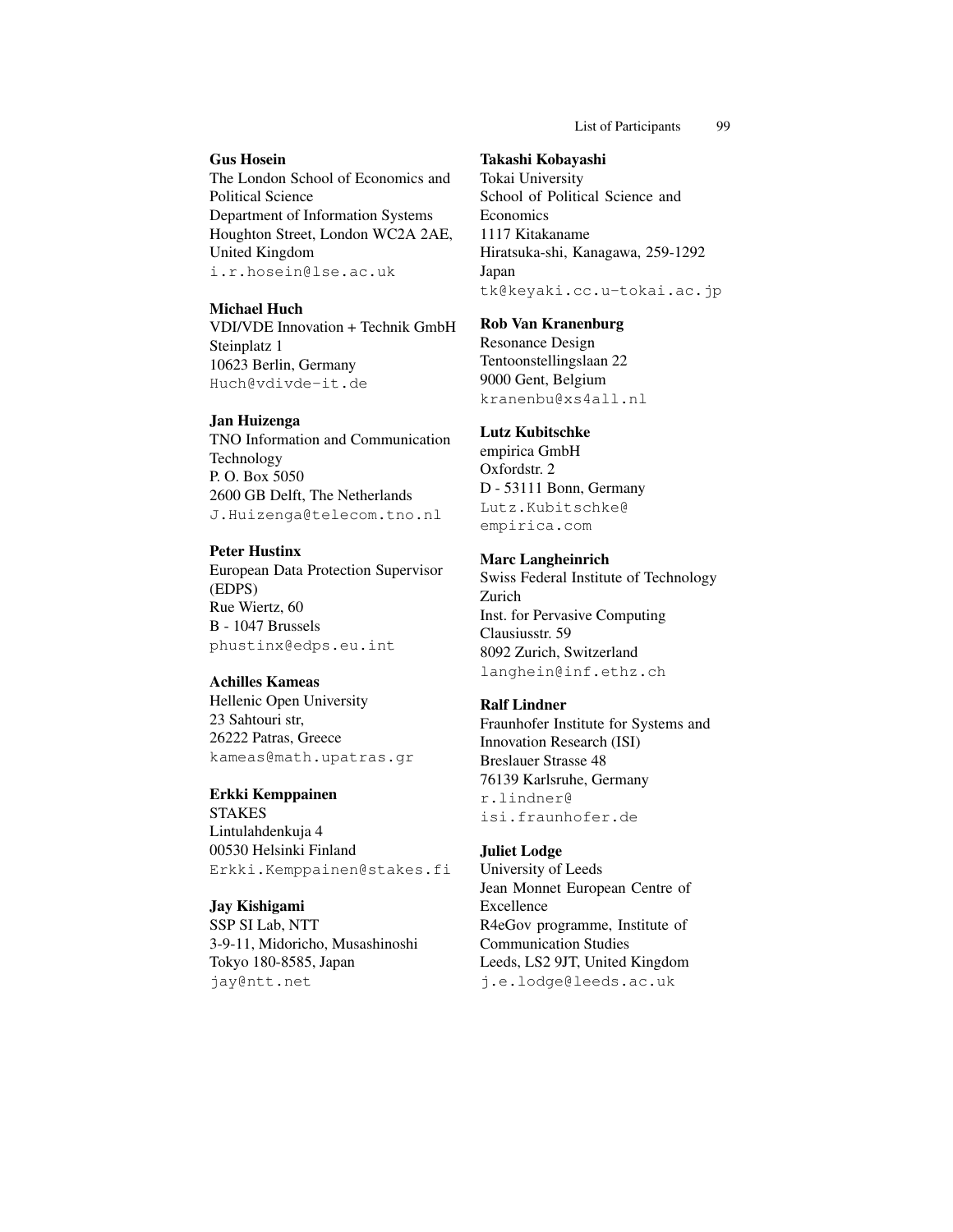**Gus Hosein**
The London School of Economics and Political Science
Department of Information Systems
Houghton Street, London WC2A 2AE, United Kingdom
i.r.hosein@lse.ac.uk

**Michael Huch**
VDI/VDE Innovation + Technik GmbH
Steinplatz 1
10623 Berlin, Germany
Huch@vdivde-it.de

**Jan Huizenga**
TNO Information and Communication Technology
P. O. Box 5050
2600 GB Delft, The Netherlands
J.Huizenga@telecom.tno.nl

**Peter Hustinx**
European Data Protection Supervisor (EDPS)
Rue Wiertz, 60
B - 1047 Brussels
phustinx@edps.eu.int

**Achilles Kameas**
Hellenic Open University
23 Sahtouri str,
26222 Patras, Greece
kameas@math.upatras.gr

**Erkki Kemppainen**
STAKES
Lintulahdenkuja 4
00530 Helsinki Finland
Erkki.Kemppainen@stakes.fi

**Jay Kishigami**
SSP SI Lab, NTT
3-9-11, Midoricho, Musashinoshi
Tokyo 180-8585, Japan
jay@ntt.net

**Takashi Kobayashi**
Tokai University
School of Political Science and Economics
1117 Kitakaname
Hiratsuka-shi, Kanagawa, 259-1292
Japan
tk@keyaki.cc.u-tokai.ac.jp

**Rob Van Kranenburg**
Resonance Design
Tentoonstellingslaan 22
9000 Gent, Belgium
kranenbu@xs4all.nl

**Lutz Kubitschke**
empirica GmbH
Oxfordstr. 2
D - 53111 Bonn, Germany
Lutz.Kubitschke@empirica.com

**Marc Langheinrich**
Swiss Federal Institute of Technology Zurich
Inst. for Pervasive Computing
Clausiusstr. 59
8092 Zurich, Switzerland
langhein@inf.ethz.ch

**Ralf Lindner**
Fraunhofer Institute for Systems and Innovation Research (ISI)
Breslauer Strasse 48
76139 Karlsruhe, Germany
r.lindner@isi.fraunhofer.de

**Juliet Lodge**
University of Leeds
Jean Monnet European Centre of Excellence
R4eGov programme, Institute of Communication Studies
Leeds, LS2 9JT, United Kingdom
j.e.lodge@leeds.ac.uk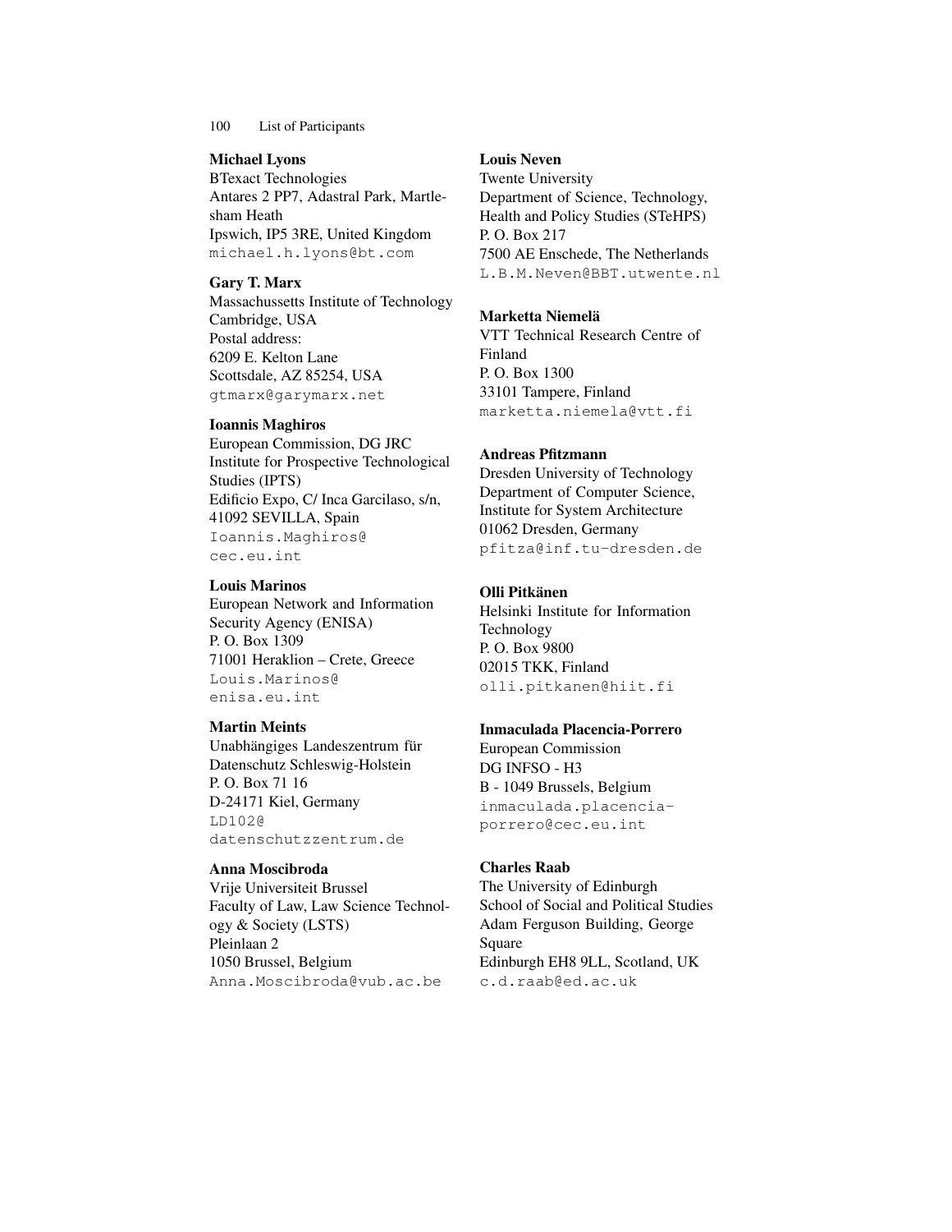**Michael Lyons**
BTexact Technologies
Antares 2 PP7, Adastral Park, Martlesham Heath
Ipswich, IP5 3RE, United Kingdom
michael.h.lyons@bt.com

**Gary T. Marx**
Massachussetts Institute of Technology
Cambridge, USA
Postal address:
6209 E. Kelton Lane
Scottsdale, AZ 85254, USA
gtmarx@garymarx.net

**Ioannis Maghiros**
European Commission, DG JRC
Institute for Prospective Technological Studies (IPTS)
Edificio Expo, C/ Inca Garcilaso, s/n,
41092 SEVILLA, Spain
Ioannis.Maghiros@cec.eu.int

**Louis Marinos**
European Network and Information Security Agency (ENISA)
P. O. Box 1309
71001 Heraklion – Crete, Greece
Louis.Marinos@enisa.eu.int

**Martin Meints**
Unabhängiges Landeszentrum für Datenschutz Schleswig-Holstein
P. O. Box 71 16
D-24171 Kiel, Germany
LD102@datenschutzzentrum.de

**Anna Moscibroda**
Vrije Universiteit Brussel
Faculty of Law, Law Science Technology & Society (LSTS)
Pleinlaan 2
1050 Brussel, Belgium
Anna.Moscibroda@vub.ac.be

**Louis Neven**
Twente University
Department of Science, Technology, Health and Policy Studies (STeHPS)
P. O. Box 217
7500 AE Enschede, The Netherlands
L.B.M.Neven@BBT.utwente.nl

**Marketta Niemelä**
VTT Technical Research Centre of Finland
P. O. Box 1300
33101 Tampere, Finland
marketta.niemela@vtt.fi

**Andreas Pfitzmann**
Dresden University of Technology
Department of Computer Science, Institute for System Architecture
01062 Dresden, Germany
pfitza@inf.tu-dresden.de

**Olli Pitkänen**
Helsinki Institute for Information Technology
P. O. Box 9800
02015 TKK, Finland
olli.pitkanen@hiit.fi

**Inmaculada Placencia-Porrero**
European Commission
DG INFSO - H3
B - 1049 Brussels, Belgium
inmaculada.placencia-porrero@cec.eu.int

**Charles Raab**
The University of Edinburgh
School of Social and Political Studies
Adam Ferguson Building, George Square
Edinburgh EH8 9LL, Scotland, UK
c.d.raab@ed.ac.uk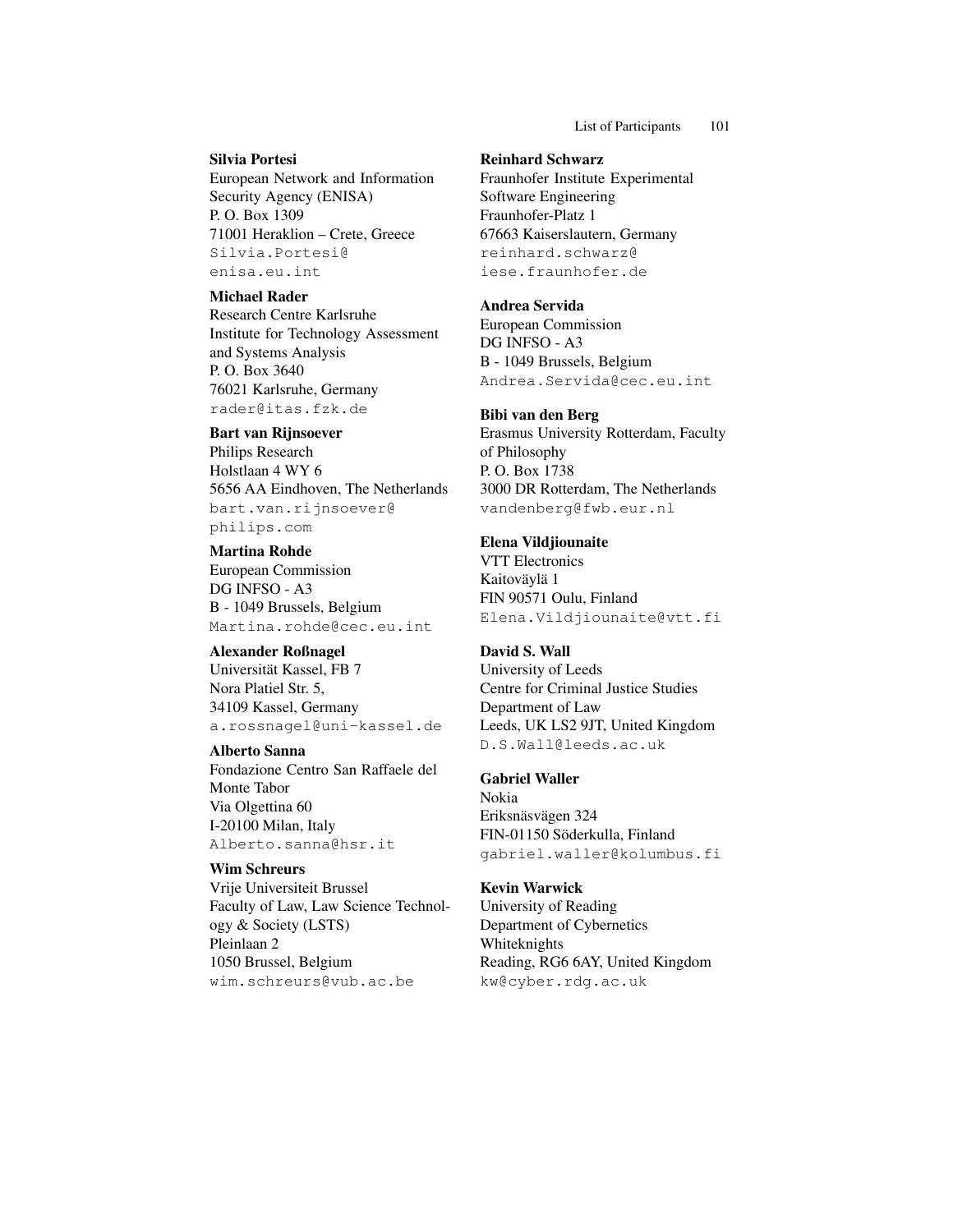**Silvia Portesi**
European Network and Information Security Agency (ENISA)
P. O. Box 1309
71001 Heraklion – Crete, Greece
Silvia.Portesi@enisa.eu.int

**Michael Rader**
Research Centre Karlsruhe
Institute for Technology Assessment and Systems Analysis
P. O. Box 3640
76021 Karlsruhe, Germany
rader@itas.fzk.de

**Bart van Rijnsoever**
Philips Research
Holstlaan 4 WY 6
5656 AA Eindhoven, The Netherlands
bart.van.rijnsoever@philips.com

**Martina Rohde**
European Commission
DG INFSO - A3
B - 1049 Brussels, Belgium
Martina.rohde@cec.eu.int

**Alexander Roßnagel**
Universität Kassel, FB 7
Nora Platiel Str. 5,
34109 Kassel, Germany
a.rossnagel@uni-kassel.de

**Alberto Sanna**
Fondazione Centro San Raffaele del Monte Tabor
Via Olgettina 60
I-20100 Milan, Italy
Alberto.sanna@hsr.it

**Wim Schreurs**
Vrije Universiteit Brussel
Faculty of Law, Law Science Technology & Society (LSTS)
Pleinlaan 2
1050 Brussel, Belgium
wim.schreurs@vub.ac.be

**Reinhard Schwarz**
Fraunhofer Institute Experimental Software Engineering
Fraunhofer-Platz 1
67663 Kaiserslautern, Germany
reinhard.schwarz@iese.fraunhofer.de

**Andrea Servida**
European Commission
DG INFSO - A3
B - 1049 Brussels, Belgium
Andrea.Servida@cec.eu.int

**Bibi van den Berg**
Erasmus University Rotterdam, Faculty of Philosophy
P. O. Box 1738
3000 DR Rotterdam, The Netherlands
vandenberg@fwb.eur.nl

**Elena Vildjiounaite**
VTT Electronics
Kaitoväylä 1
FIN 90571 Oulu, Finland
Elena.Vildjiounaite@vtt.fi

**David S. Wall**
University of Leeds
Centre for Criminal Justice Studies
Department of Law
Leeds, UK LS2 9JT, United Kingdom
D.S.Wall@leeds.ac.uk

**Gabriel Waller**
Nokia
Eriksnäsvägen 324
FIN-01150 Söderkulla, Finland
gabriel.waller@kolumbus.fi

**Kevin Warwick**
University of Reading
Department of Cybernetics
Whiteknights
Reading, RG6 6AY, United Kingdom
kw@cyber.rdg.ac.uk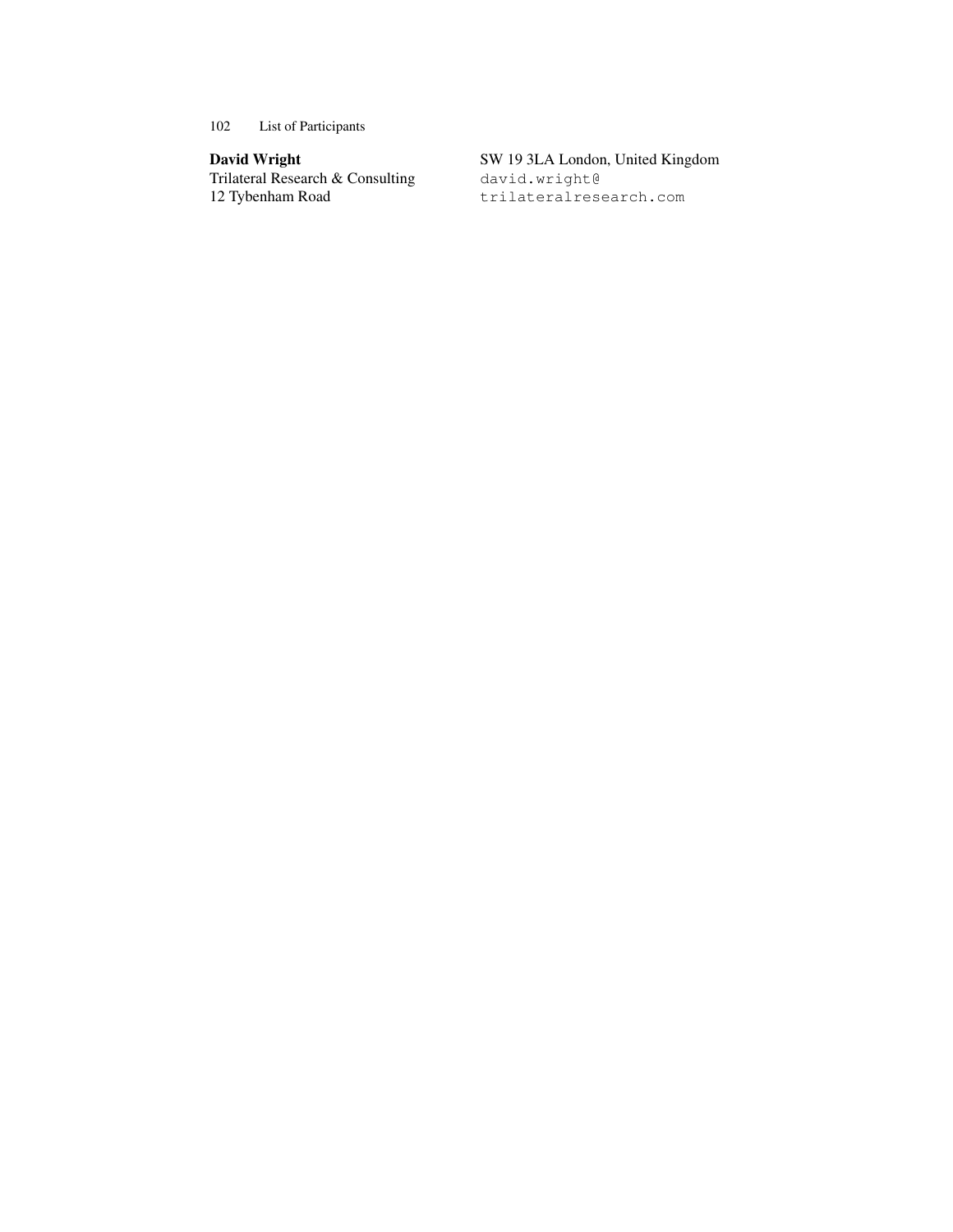**David Wright**
Trilateral Research & Consulting
12 Tybenham Road
SW 19 3LA London, United Kingdom
david.wright@trilateralresearch.com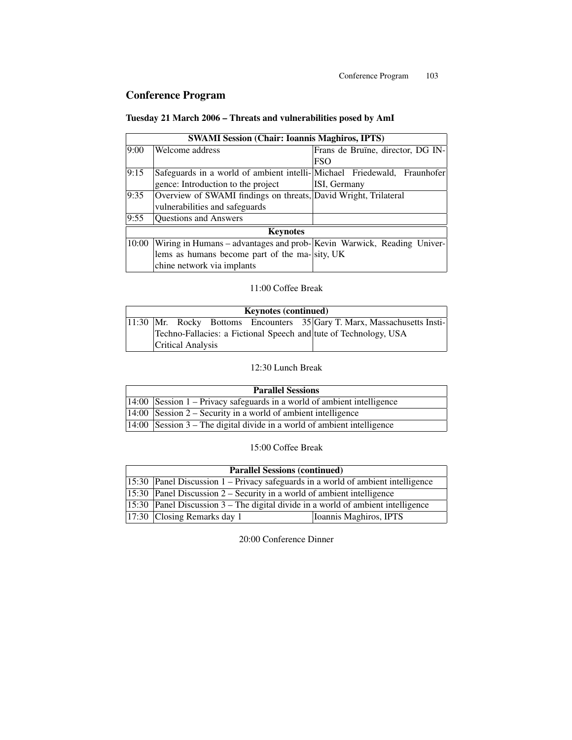# Conference Program

## Tuesday 21 March 2006 – Threats and vulnerabilities posed by AmI

| SWAMI Session (Chair: Ioannis Maghiros, IPTS) | | |
|---|---|---|
| 9:00 | Welcome address | Frans de Bruïne, director, DG INFSO |
| 9:15 | Safeguards in a world of ambient intelligence: Introduction to the project | Michael Friedewald, Fraunhofer ISI, Germany |
| 9:35 | Overview of SWAMI findings on threats, vulnerabilities and safeguards | David Wright, Trilateral |
| 9:55 | Questions and Answers | |
| **Keynotes** | | |
| 10:00 | Wiring in Humans – advantages and problems as humans become part of the machine network via implants | Kevin Warwick, Reading University, UK |

11:00 Coffee Break

| Keynotes (continued) | | |
|---|---|---|
| 11:30 | Mr. Rocky Bottoms Encounters 35 Techno-Fallacies: a Fictional Speech and Critical Analysis | Gary T. Marx, Massachusetts Institute of Technology, USA |

12:30 Lunch Break

| Parallel Sessions | |
|---|---|
| 14:00 | Session 1 – Privacy safeguards in a world of ambient intelligence |
| 14:00 | Session 2 – Security in a world of ambient intelligence |
| 14:00 | Session 3 – The digital divide in a world of ambient intelligence |

15:00 Coffee Break

| Parallel Sessions (continued) | | |
|---|---|---|
| 15:30 | Panel Discussion 1 – Privacy safeguards in a world of ambient intelligence | |
| 15:30 | Panel Discussion 2 – Security in a world of ambient intelligence | |
| 15:30 | Panel Discussion 3 – The digital divide in a world of ambient intelligence | |
| 17:30 | Closing Remarks day 1 | Ioannis Maghiros, IPTS |

20:00 Conference Dinner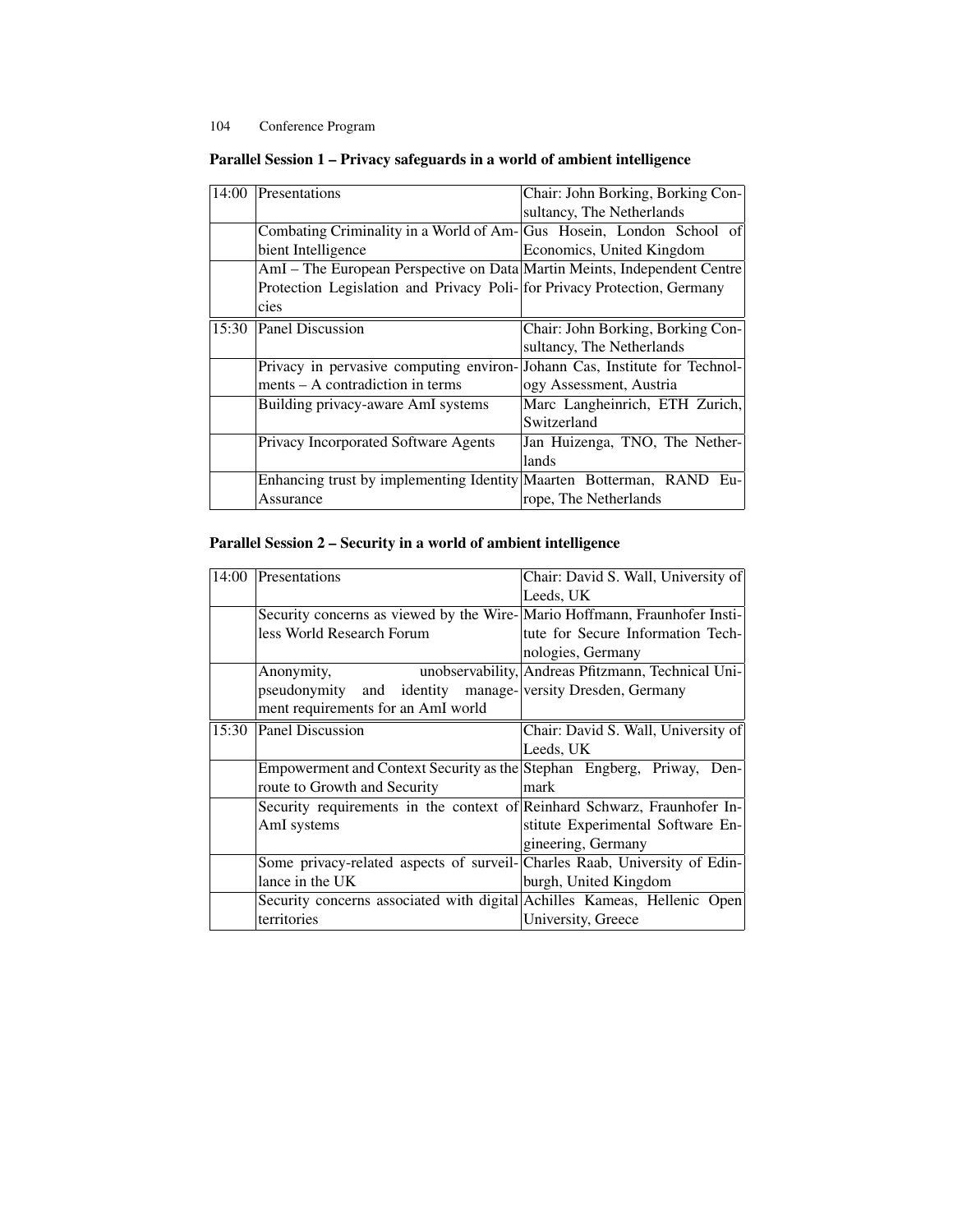### Parallel Session 1 – Privacy safeguards in a world of ambient intelligence

| | | |
|---|---|---|
| 14:00 | Presentations | Chair: John Borking, Borking Consultancy, The Netherlands |
| | Combating Criminality in a World of Ambient Intelligence | Gus Hosein, London School of Economics, United Kingdom |
| | AmI – The European Perspective on Data Protection Legislation and Privacy Policies | Martin Meints, Independent Centre for Privacy Protection, Germany |
| 15:30 | Panel Discussion | Chair: John Borking, Borking Consultancy, The Netherlands |
| | Privacy in pervasive computing environments – A contradiction in terms | Johann Cas, Institute for Technology Assessment, Austria |
| | Building privacy-aware AmI systems | Marc Langheinrich, ETH Zurich, Switzerland |
| | Privacy Incorporated Software Agents | Jan Huizenga, TNO, The Netherlands |
| | Enhancing trust by implementing Identity Assurance | Maarten Botterman, RAND Europe, The Netherlands |

### Parallel Session 2 – Security in a world of ambient intelligence

| | | |
|---|---|---|
| 14:00 | Presentations | Chair: David S. Wall, University of Leeds, UK |
| | Security concerns as viewed by the Wireless World Research Forum | Mario Hoffmann, Fraunhofer Institute for Secure Information Technologies, Germany |
| | Anonymity, unobservability, pseudonymity and identity management requirements for an AmI world | Andreas Pfitzmann, Technical University Dresden, Germany |
| 15:30 | Panel Discussion | Chair: David S. Wall, University of Leeds, UK |
| | Empowerment and Context Security as the route to Growth and Security | Stephan Engberg, Priway, Denmark |
| | Security requirements in the context of AmI systems | Reinhard Schwarz, Fraunhofer Institute Experimental Software Engineering, Germany |
| | Some privacy-related aspects of surveillance in the UK | Charles Raab, University of Edinburgh, United Kingdom |
| | Security concerns associated with digital territories | Achilles Kameas, Hellenic Open University, Greece |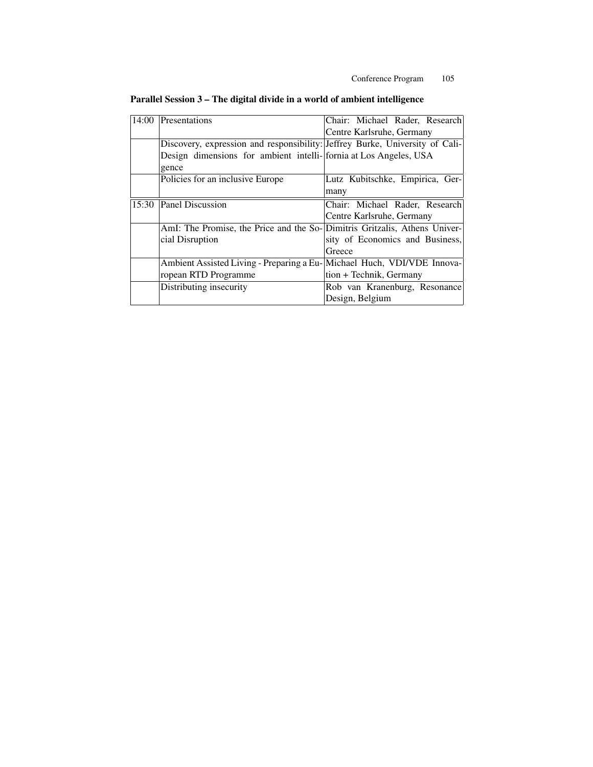**Parallel Session 3 – The digital divide in a world of ambient intelligence**

| | | |
|---|---|---|
| 14:00 | Presentations | Chair: Michael Rader, Research Centre Karlsruhe, Germany |
| | Discovery, expression and responsibility: Design dimensions for ambient intelligence | Jeffrey Burke, University of California at Los Angeles, USA |
| | Policies for an inclusive Europe | Lutz Kubitschke, Empirica, Germany |
| 15:30 | Panel Discussion | Chair: Michael Rader, Research Centre Karlsruhe, Germany |
| | AmI: The Promise, the Price and the Social Disruption | Dimitris Gritzalis, Athens University of Economics and Business, Greece |
| | Ambient Assisted Living - Preparing a European RTD Programme | Michael Huch, VDI/VDE Innovation + Technik, Germany |
| | Distributing insecurity | Rob van Kranenburg, Resonance Design, Belgium |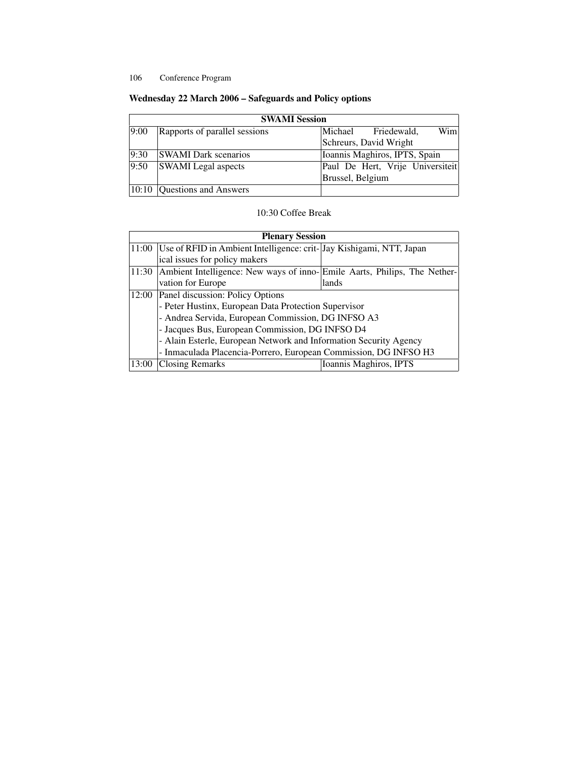### Wednesday 22 March 2006 – Safeguards and Policy options

| SWAMI Session | | |
|---|---|---|
| 9:00 | Rapports of parallel sessions | Michael Friedewald, Wim Schreurs, David Wright |
| 9:30 | SWAMI Dark scenarios | Ioannis Maghiros, IPTS, Spain |
| 9:50 | SWAMI Legal aspects | Paul De Hert, Vrije Universiteit Brussel, Belgium |
| 10:10 | Questions and Answers | |

10:30 Coffee Break

| Plenary Session | | |
|---|---|---|
| 11:00 | Use of RFID in Ambient Intelligence: critical issues for policy makers | Jay Kishigami, NTT, Japan |
| 11:30 | Ambient Intelligence: New ways of innovation for Europe | Emile Aarts, Philips, The Netherlands |
| 12:00 | Panel discussion: Policy Options<br>- Peter Hustinx, European Data Protection Supervisor<br>- Andrea Servida, European Commission, DG INFSO A3<br>- Jacques Bus, European Commission, DG INFSO D4<br>- Alain Esterle, European Network and Information Security Agency<br>- Inmaculada Placencia-Porrero, European Commission, DG INFSO H3 | |
| 13:00 | Closing Remarks | Ioannis Maghiros, IPTS |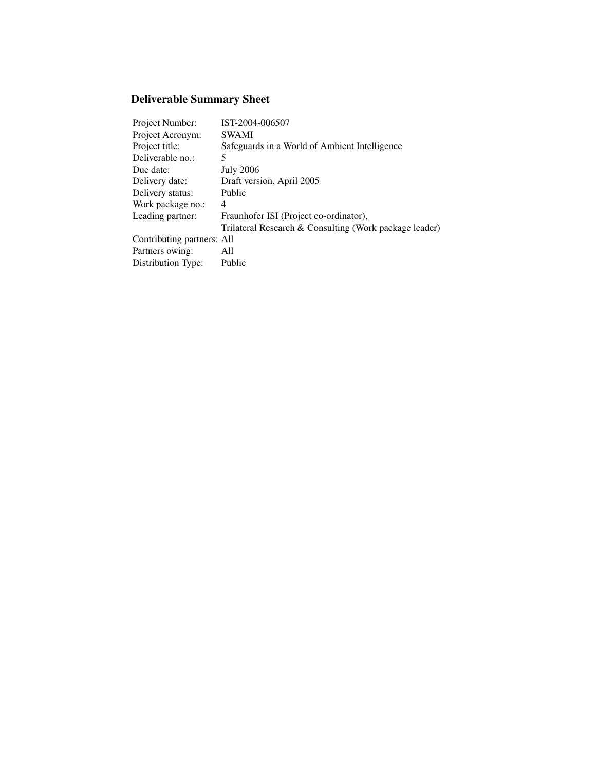## Deliverable Summary Sheet

| | |
|---|---|
| Project Number: | IST-2004-006507 |
| Project Acronym: | SWAMI |
| Project title: | Safeguards in a World of Ambient Intelligence |
| Deliverable no.: | 5 |
| Due date: | July 2006 |
| Delivery date: | Draft version, April 2005 |
| Delivery status: | Public |
| Work package no.: | 4 |
| Leading partner: | Fraunhofer ISI (Project co-ordinator), Trilateral Research & Consulting (Work package leader) |
| Contributing partners: | All |
| Partners owing: | All |
| Distribution Type: | Public |